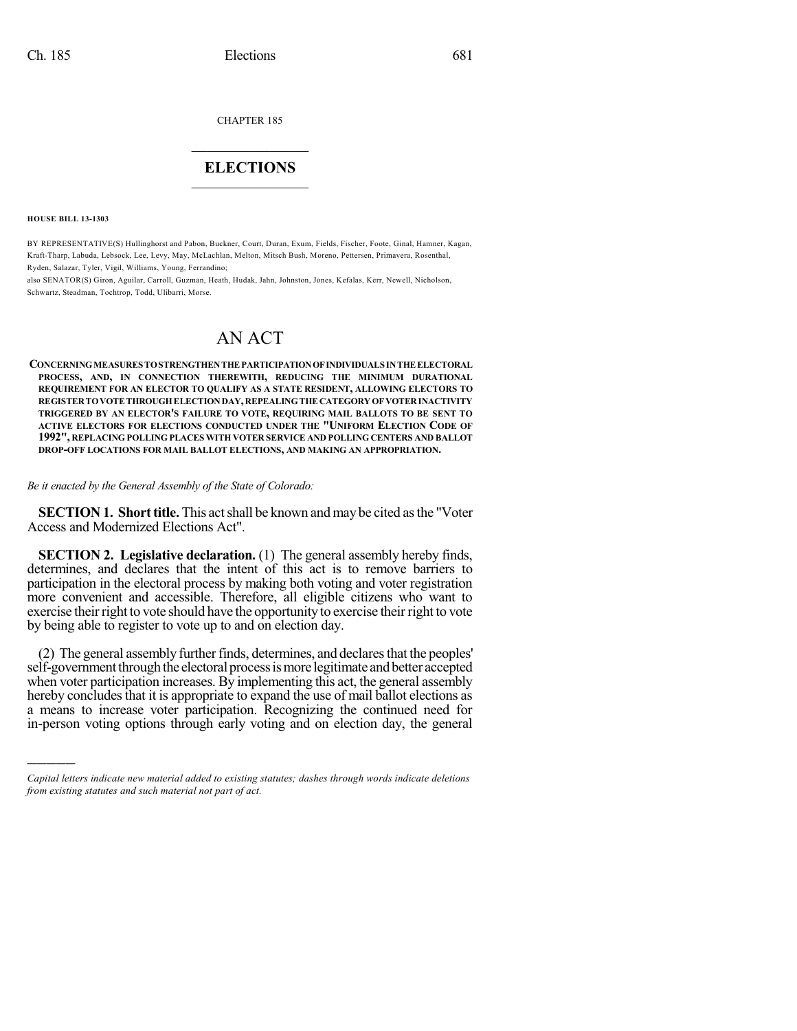CHAPTER 185

# ELECTIONS

**HOUSE BILL 13-1303**

BY REPRESENTATIVE(S) Hullinghorst and Pabon, Buckner, Court, Duran, Exum, Fields, Fischer, Foote, Ginal, Hamner, Kagan, Kraft-Tharp, Labuda, Lebsock, Lee, Levy, May, McLachlan, Melton, Mitsch Bush, Moreno, Pettersen, Primavera, Rosenthal, Ryden, Salazar, Tyler, Vigil, Williams, Young, Ferrandino;
also SENATOR(S) Giron, Aguilar, Carroll, Guzman, Heath, Hudak, Jahn, Johnston, Jones, Kefalas, Kerr, Newell, Nicholson, Schwartz, Steadman, Tochtrop, Todd, Ulibarri, Morse.

# AN ACT

**CONCERNING MEASURES TO STRENGTHEN THE PARTICIPATION OF INDIVIDUALS IN THE ELECTORAL PROCESS, AND, IN CONNECTION THEREWITH, REDUCING THE MINIMUM DURATIONAL REQUIREMENT FOR AN ELECTOR TO QUALIFY AS A STATE RESIDENT, ALLOWING ELECTORS TO REGISTER TO VOTE THROUGH ELECTION DAY, REPEALING THE CATEGORY OF VOTER INACTIVITY TRIGGERED BY AN ELECTOR'S FAILURE TO VOTE, REQUIRING MAIL BALLOTS TO BE SENT TO ACTIVE ELECTORS FOR ELECTIONS CONDUCTED UNDER THE "UNIFORM ELECTION CODE OF 1992", REPLACING POLLING PLACES WITH VOTER SERVICE AND POLLING CENTERS AND BALLOT DROP-OFF LOCATIONS FOR MAIL BALLOT ELECTIONS, AND MAKING AN APPROPRIATION.**

*Be it enacted by the General Assembly of the State of Colorado:*

**SECTION 1. Short title.** This act shall be known and may be cited as the "Voter Access and Modernized Elections Act".

**SECTION 2. Legislative declaration.** (1) The general assembly hereby finds, determines, and declares that the intent of this act is to remove barriers to participation in the electoral process by making both voting and voter registration more convenient and accessible. Therefore, all eligible citizens who want to exercise their right to vote should have the opportunity to exercise their right to vote by being able to register to vote up to and on election day.

(2) The general assembly further finds, determines, and declares that the peoples' self-government through the electoral process is more legitimate and better accepted when voter participation increases. By implementing this act, the general assembly hereby concludes that it is appropriate to expand the use of mail ballot elections as a means to increase voter participation. Recognizing the continued need for in-person voting options through early voting and on election day, the general

---

*Capital letters indicate new material added to existing statutes; dashes through words indicate deletions from existing statutes and such material not part of act.*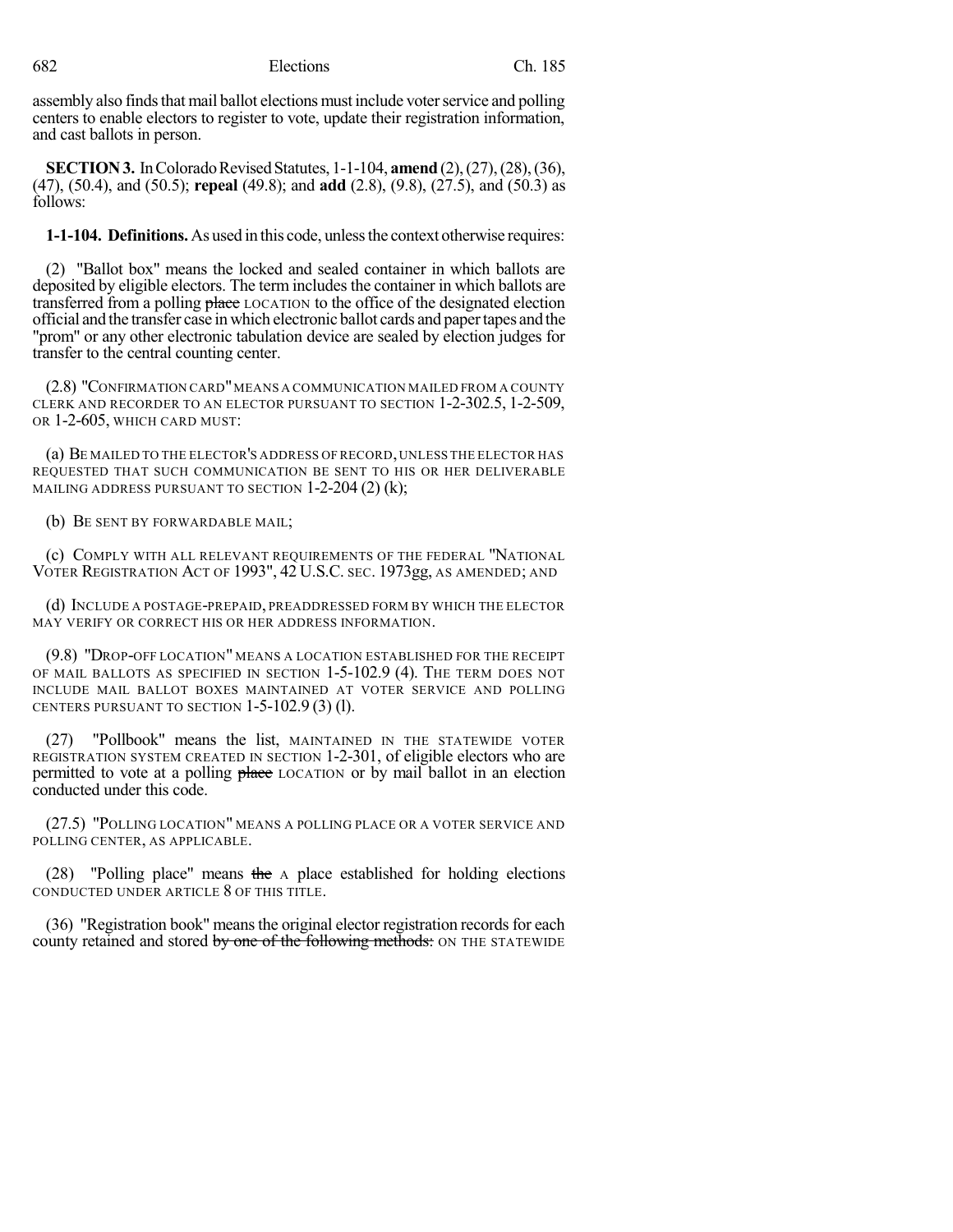assembly also finds that mail ballot elections must include voter service and polling centers to enable electors to register to vote, update their registration information, and cast ballots in person.

**SECTION 3.** In Colorado Revised Statutes, 1-1-104, **amend** (2), (27), (28), (36), (47), (50.4), and (50.5); **repeal** (49.8); and **add** (2.8), (9.8), (27.5), and (50.3) as follows:

**1-1-104. Definitions.** As used in this code, unless the context otherwise requires:

(2) "Ballot box" means the locked and sealed container in which ballots are deposited by eligible electors. The term includes the container in which ballots are transferred from a polling ~~place~~ LOCATION to the office of the designated election official and the transfer case in which electronic ballot cards and paper tapes and the "prom" or any other electronic tabulation device are sealed by election judges for transfer to the central counting center.

(2.8) "CONFIRMATION CARD" MEANS A COMMUNICATION MAILED FROM A COUNTY CLERK AND RECORDER TO AN ELECTOR PURSUANT TO SECTION 1-2-302.5, 1-2-509, OR 1-2-605, WHICH CARD MUST:

(a) BE MAILED TO THE ELECTOR'S ADDRESS OF RECORD, UNLESS THE ELECTOR HAS REQUESTED THAT SUCH COMMUNICATION BE SENT TO HIS OR HER DELIVERABLE MAILING ADDRESS PURSUANT TO SECTION 1-2-204 (2) (k);

(b) BE SENT BY FORWARDABLE MAIL;

(c) COMPLY WITH ALL RELEVANT REQUIREMENTS OF THE FEDERAL "NATIONAL VOTER REGISTRATION ACT OF 1993", 42 U.S.C. SEC. 1973gg, AS AMENDED; AND

(d) INCLUDE A POSTAGE-PREPAID, PREADDRESSED FORM BY WHICH THE ELECTOR MAY VERIFY OR CORRECT HIS OR HER ADDRESS INFORMATION.

(9.8) "DROP-OFF LOCATION" MEANS A LOCATION ESTABLISHED FOR THE RECEIPT OF MAIL BALLOTS AS SPECIFIED IN SECTION 1-5-102.9 (4). THE TERM DOES NOT INCLUDE MAIL BALLOT BOXES MAINTAINED AT VOTER SERVICE AND POLLING CENTERS PURSUANT TO SECTION 1-5-102.9 (3) (l).

(27) "Pollbook" means the list, MAINTAINED IN THE STATEWIDE VOTER REGISTRATION SYSTEM CREATED IN SECTION 1-2-301, of eligible electors who are permitted to vote at a polling ~~place~~ LOCATION or by mail ballot in an election conducted under this code.

(27.5) "POLLING LOCATION" MEANS A POLLING PLACE OR A VOTER SERVICE AND POLLING CENTER, AS APPLICABLE.

(28) "Polling place" means ~~the~~ A place established for holding elections CONDUCTED UNDER ARTICLE 8 OF THIS TITLE.

(36) "Registration book" means the original elector registration records for each county retained and stored ~~by one of the following methods:~~ ON THE STATEWIDE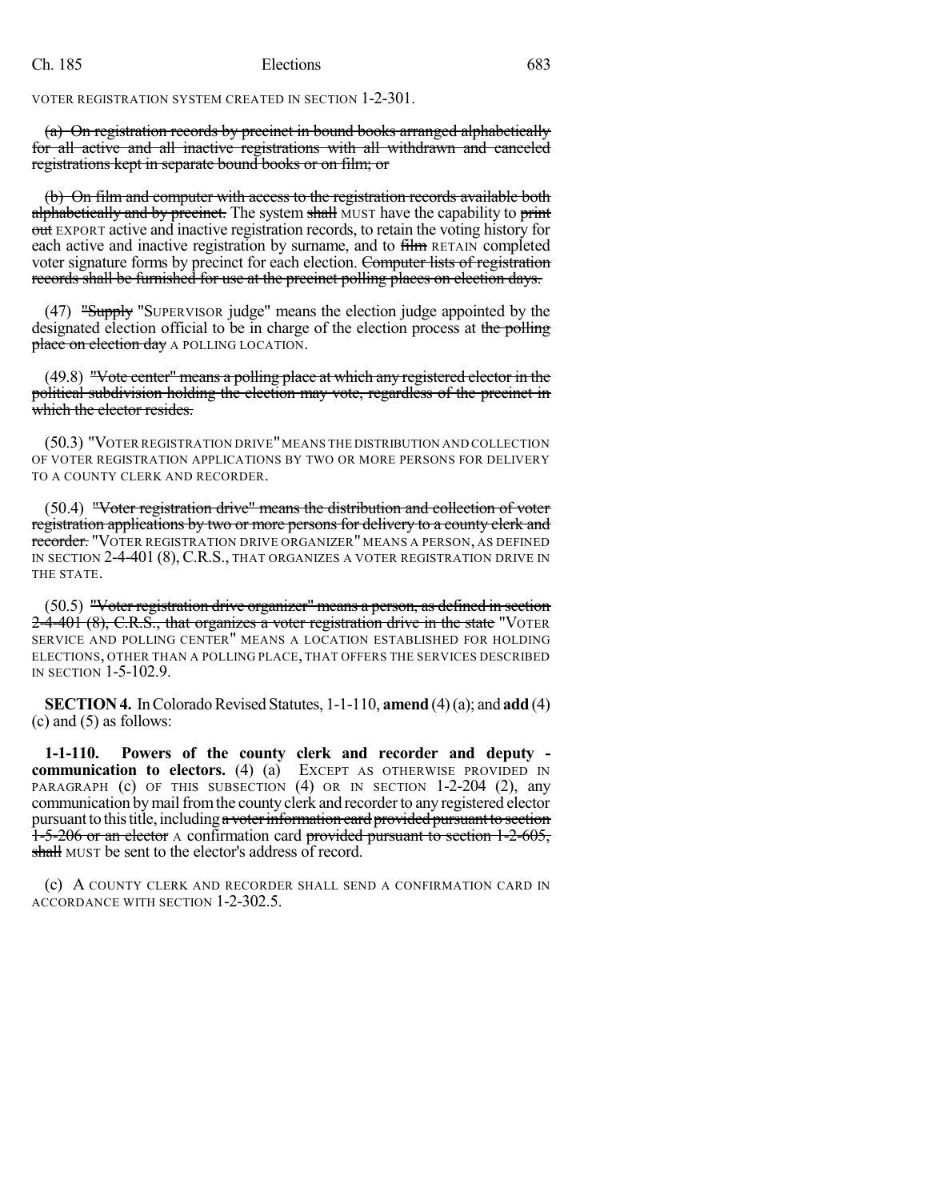VOTER REGISTRATION SYSTEM CREATED IN SECTION 1-2-301.

~~(a) On registration records by precinct in bound books arranged alphabetically for all active and all inactive registrations with all withdrawn and canceled registrations kept in separate bound books or on film; or~~

~~(b) On film and computer with access to the registration records available both alphabetically and by precinct.~~ The system ~~shall~~ MUST have the capability to ~~print out~~ EXPORT active and inactive registration records, to retain the voting history for each active and inactive registration by surname, and to ~~film~~ RETAIN completed voter signature forms by precinct for each election. ~~Computer lists of registration records shall be furnished for use at the precinct polling places on election days.~~

(47) ~~"Supply~~ "SUPERVISOR judge" means the election judge appointed by the designated election official to be in charge of the election process at ~~the polling place on election day~~ A POLLING LOCATION.

(49.8) ~~"Vote center" means a polling place at which any registered elector in the political subdivision holding the election may vote, regardless of the precinct in which the elector resides.~~

(50.3) "VOTER REGISTRATION DRIVE" MEANS THE DISTRIBUTION AND COLLECTION OF VOTER REGISTRATION APPLICATIONS BY TWO OR MORE PERSONS FOR DELIVERY TO A COUNTY CLERK AND RECORDER.

(50.4) ~~"Voter registration drive" means the distribution and collection of voter registration applications by two or more persons for delivery to a county clerk and recorder.~~ "VOTER REGISTRATION DRIVE ORGANIZER" MEANS A PERSON, AS DEFINED IN SECTION 2-4-401 (8), C.R.S., THAT ORGANIZES A VOTER REGISTRATION DRIVE IN THE STATE.

(50.5) ~~"Voter registration drive organizer" means a person, as defined in section 2-4-401 (8), C.R.S., that organizes a voter registration drive in the state~~ "VOTER SERVICE AND POLLING CENTER" MEANS A LOCATION ESTABLISHED FOR HOLDING ELECTIONS, OTHER THAN A POLLING PLACE, THAT OFFERS THE SERVICES DESCRIBED IN SECTION 1-5-102.9.

**SECTION 4.** In Colorado Revised Statutes, 1-1-110, **amend** (4) (a); and **add** (4) (c) and (5) as follows:

**1-1-110. Powers of the county clerk and recorder and deputy - communication to electors.** (4) (a) EXCEPT AS OTHERWISE PROVIDED IN PARAGRAPH (c) OF THIS SUBSECTION (4) OR IN SECTION 1-2-204 (2), any communication by mail from the county clerk and recorder to any registered elector pursuant to this title, including ~~a voter information card provided pursuant to section 1-5-206 or an elector~~ A confirmation card ~~provided pursuant to section 1-2-605,~~ ~~shall~~ MUST be sent to the elector's address of record.

(c) A COUNTY CLERK AND RECORDER SHALL SEND A CONFIRMATION CARD IN ACCORDANCE WITH SECTION 1-2-302.5.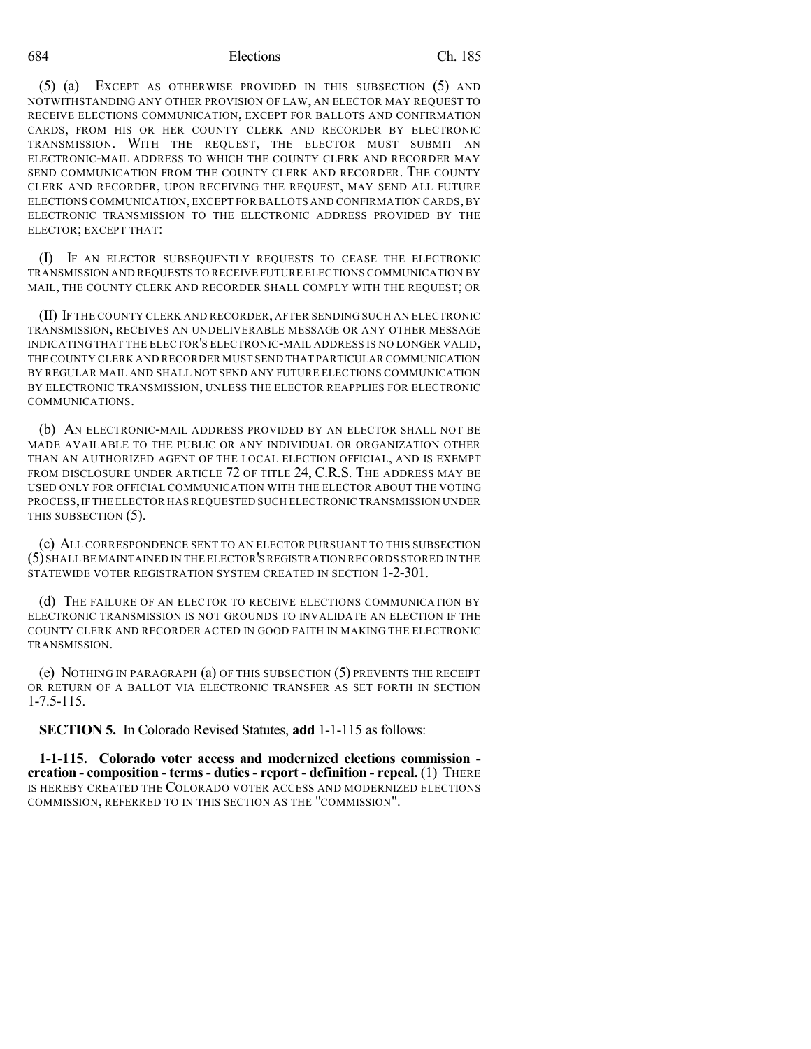(5) (a) EXCEPT AS OTHERWISE PROVIDED IN THIS SUBSECTION (5) AND NOTWITHSTANDING ANY OTHER PROVISION OF LAW, AN ELECTOR MAY REQUEST TO RECEIVE ELECTIONS COMMUNICATION, EXCEPT FOR BALLOTS AND CONFIRMATION CARDS, FROM HIS OR HER COUNTY CLERK AND RECORDER BY ELECTRONIC TRANSMISSION. WITH THE REQUEST, THE ELECTOR MUST SUBMIT AN ELECTRONIC-MAIL ADDRESS TO WHICH THE COUNTY CLERK AND RECORDER MAY SEND COMMUNICATION FROM THE COUNTY CLERK AND RECORDER. THE COUNTY CLERK AND RECORDER, UPON RECEIVING THE REQUEST, MAY SEND ALL FUTURE ELECTIONS COMMUNICATION, EXCEPT FOR BALLOTS AND CONFIRMATION CARDS, BY ELECTRONIC TRANSMISSION TO THE ELECTRONIC ADDRESS PROVIDED BY THE ELECTOR; EXCEPT THAT:

(I) IF AN ELECTOR SUBSEQUENTLY REQUESTS TO CEASE THE ELECTRONIC TRANSMISSION AND REQUESTS TO RECEIVE FUTURE ELECTIONS COMMUNICATION BY MAIL, THE COUNTY CLERK AND RECORDER SHALL COMPLY WITH THE REQUEST; OR

(II) IF THE COUNTY CLERK AND RECORDER, AFTER SENDING SUCH AN ELECTRONIC TRANSMISSION, RECEIVES AN UNDELIVERABLE MESSAGE OR ANY OTHER MESSAGE INDICATING THAT THE ELECTOR'S ELECTRONIC-MAIL ADDRESS IS NO LONGER VALID, THE COUNTY CLERK AND RECORDER MUST SEND THAT PARTICULAR COMMUNICATION BY REGULAR MAIL AND SHALL NOT SEND ANY FUTURE ELECTIONS COMMUNICATION BY ELECTRONIC TRANSMISSION, UNLESS THE ELECTOR REAPPLIES FOR ELECTRONIC COMMUNICATIONS.

(b) AN ELECTRONIC-MAIL ADDRESS PROVIDED BY AN ELECTOR SHALL NOT BE MADE AVAILABLE TO THE PUBLIC OR ANY INDIVIDUAL OR ORGANIZATION OTHER THAN AN AUTHORIZED AGENT OF THE LOCAL ELECTION OFFICIAL, AND IS EXEMPT FROM DISCLOSURE UNDER ARTICLE 72 OF TITLE 24, C.R.S. THE ADDRESS MAY BE USED ONLY FOR OFFICIAL COMMUNICATION WITH THE ELECTOR ABOUT THE VOTING PROCESS, IF THE ELECTOR HAS REQUESTED SUCH ELECTRONIC TRANSMISSION UNDER THIS SUBSECTION (5).

(c) ALL CORRESPONDENCE SENT TO AN ELECTOR PURSUANT TO THIS SUBSECTION (5) SHALL BE MAINTAINED IN THE ELECTOR'S REGISTRATION RECORDS STORED IN THE STATEWIDE VOTER REGISTRATION SYSTEM CREATED IN SECTION 1-2-301.

(d) THE FAILURE OF AN ELECTOR TO RECEIVE ELECTIONS COMMUNICATION BY ELECTRONIC TRANSMISSION IS NOT GROUNDS TO INVALIDATE AN ELECTION IF THE COUNTY CLERK AND RECORDER ACTED IN GOOD FAITH IN MAKING THE ELECTRONIC TRANSMISSION.

(e) NOTHING IN PARAGRAPH (a) OF THIS SUBSECTION (5) PREVENTS THE RECEIPT OR RETURN OF A BALLOT VIA ELECTRONIC TRANSFER AS SET FORTH IN SECTION 1-7.5-115.

**SECTION 5.** In Colorado Revised Statutes, **add** 1-1-115 as follows:

**1-1-115. Colorado voter access and modernized elections commission - creation - composition - terms - duties - report - definition - repeal.** (1) THERE IS HEREBY CREATED THE COLORADO VOTER ACCESS AND MODERNIZED ELECTIONS COMMISSION, REFERRED TO IN THIS SECTION AS THE "COMMISSION".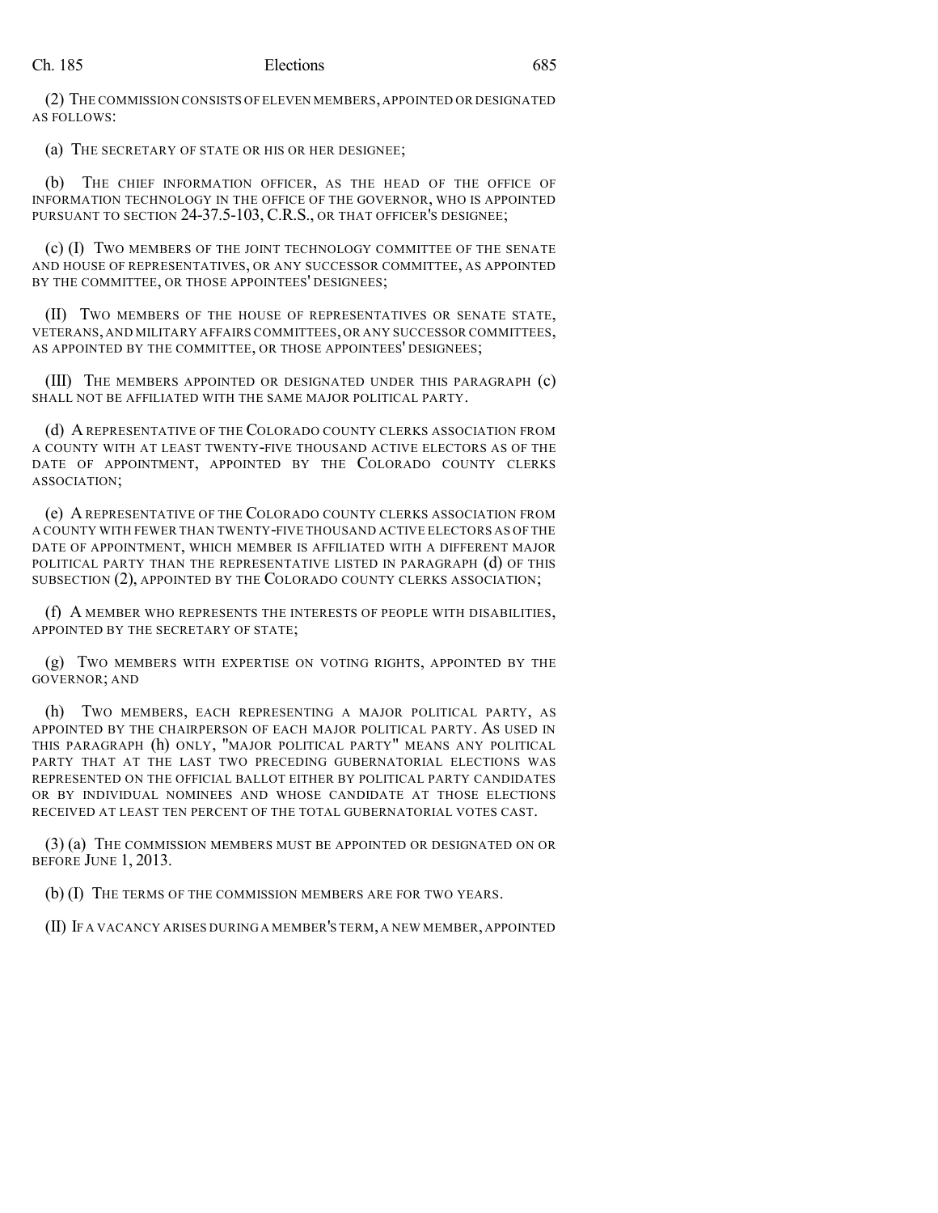(2) THE COMMISSION CONSISTS OF ELEVEN MEMBERS, APPOINTED OR DESIGNATED AS FOLLOWS:

(a) THE SECRETARY OF STATE OR HIS OR HER DESIGNEE;

(b) THE CHIEF INFORMATION OFFICER, AS THE HEAD OF THE OFFICE OF INFORMATION TECHNOLOGY IN THE OFFICE OF THE GOVERNOR, WHO IS APPOINTED PURSUANT TO SECTION 24-37.5-103, C.R.S., OR THAT OFFICER'S DESIGNEE;

(c) (I) TWO MEMBERS OF THE JOINT TECHNOLOGY COMMITTEE OF THE SENATE AND HOUSE OF REPRESENTATIVES, OR ANY SUCCESSOR COMMITTEE, AS APPOINTED BY THE COMMITTEE, OR THOSE APPOINTEES' DESIGNEES;

(II) TWO MEMBERS OF THE HOUSE OF REPRESENTATIVES OR SENATE STATE, VETERANS, AND MILITARY AFFAIRS COMMITTEES, OR ANY SUCCESSOR COMMITTEES, AS APPOINTED BY THE COMMITTEE, OR THOSE APPOINTEES' DESIGNEES;

(III) THE MEMBERS APPOINTED OR DESIGNATED UNDER THIS PARAGRAPH (c) SHALL NOT BE AFFILIATED WITH THE SAME MAJOR POLITICAL PARTY.

(d) A REPRESENTATIVE OF THE COLORADO COUNTY CLERKS ASSOCIATION FROM A COUNTY WITH AT LEAST TWENTY-FIVE THOUSAND ACTIVE ELECTORS AS OF THE DATE OF APPOINTMENT, APPOINTED BY THE COLORADO COUNTY CLERKS ASSOCIATION;

(e) A REPRESENTATIVE OF THE COLORADO COUNTY CLERKS ASSOCIATION FROM A COUNTY WITH FEWER THAN TWENTY-FIVE THOUSAND ACTIVE ELECTORS AS OF THE DATE OF APPOINTMENT, WHICH MEMBER IS AFFILIATED WITH A DIFFERENT MAJOR POLITICAL PARTY THAN THE REPRESENTATIVE LISTED IN PARAGRAPH (d) OF THIS SUBSECTION (2), APPOINTED BY THE COLORADO COUNTY CLERKS ASSOCIATION;

(f) A MEMBER WHO REPRESENTS THE INTERESTS OF PEOPLE WITH DISABILITIES, APPOINTED BY THE SECRETARY OF STATE;

(g) TWO MEMBERS WITH EXPERTISE ON VOTING RIGHTS, APPOINTED BY THE GOVERNOR; AND

(h) TWO MEMBERS, EACH REPRESENTING A MAJOR POLITICAL PARTY, AS APPOINTED BY THE CHAIRPERSON OF EACH MAJOR POLITICAL PARTY. AS USED IN THIS PARAGRAPH (h) ONLY, "MAJOR POLITICAL PARTY" MEANS ANY POLITICAL PARTY THAT AT THE LAST TWO PRECEDING GUBERNATORIAL ELECTIONS WAS REPRESENTED ON THE OFFICIAL BALLOT EITHER BY POLITICAL PARTY CANDIDATES OR BY INDIVIDUAL NOMINEES AND WHOSE CANDIDATE AT THOSE ELECTIONS RECEIVED AT LEAST TEN PERCENT OF THE TOTAL GUBERNATORIAL VOTES CAST.

(3) (a) THE COMMISSION MEMBERS MUST BE APPOINTED OR DESIGNATED ON OR BEFORE JUNE 1, 2013.

(b) (I) THE TERMS OF THE COMMISSION MEMBERS ARE FOR TWO YEARS.

(II) IF A VACANCY ARISES DURING A MEMBER'S TERM, A NEW MEMBER, APPOINTED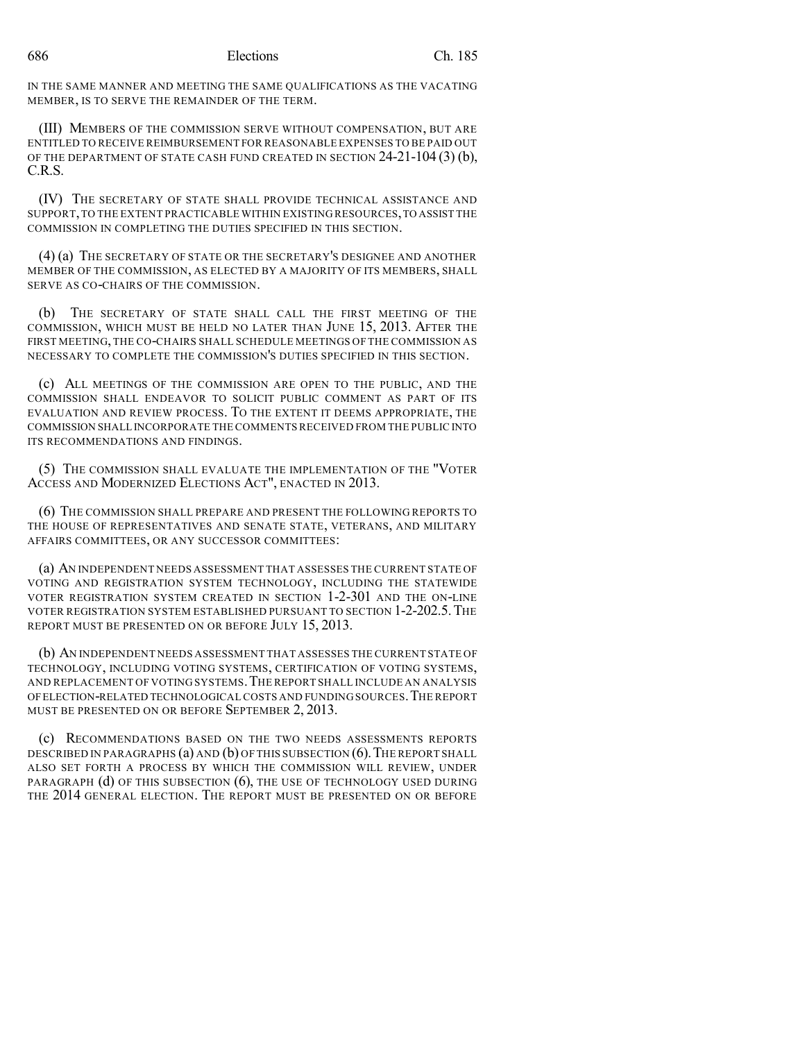IN THE SAME MANNER AND MEETING THE SAME QUALIFICATIONS AS THE VACATING MEMBER, IS TO SERVE THE REMAINDER OF THE TERM.

(III) MEMBERS OF THE COMMISSION SERVE WITHOUT COMPENSATION, BUT ARE ENTITLED TO RECEIVE REIMBURSEMENT FOR REASONABLE EXPENSES TO BE PAID OUT OF THE DEPARTMENT OF STATE CASH FUND CREATED IN SECTION 24-21-104 (3) (b), C.R.S.

(IV) THE SECRETARY OF STATE SHALL PROVIDE TECHNICAL ASSISTANCE AND SUPPORT, TO THE EXTENT PRACTICABLE WITHIN EXISTING RESOURCES, TO ASSIST THE COMMISSION IN COMPLETING THE DUTIES SPECIFIED IN THIS SECTION.

(4) (a) THE SECRETARY OF STATE OR THE SECRETARY'S DESIGNEE AND ANOTHER MEMBER OF THE COMMISSION, AS ELECTED BY A MAJORITY OF ITS MEMBERS, SHALL SERVE AS CO-CHAIRS OF THE COMMISSION.

(b) THE SECRETARY OF STATE SHALL CALL THE FIRST MEETING OF THE COMMISSION, WHICH MUST BE HELD NO LATER THAN JUNE 15, 2013. AFTER THE FIRST MEETING, THE CO-CHAIRS SHALL SCHEDULE MEETINGS OF THE COMMISSION AS NECESSARY TO COMPLETE THE COMMISSION'S DUTIES SPECIFIED IN THIS SECTION.

(c) ALL MEETINGS OF THE COMMISSION ARE OPEN TO THE PUBLIC, AND THE COMMISSION SHALL ENDEAVOR TO SOLICIT PUBLIC COMMENT AS PART OF ITS EVALUATION AND REVIEW PROCESS. TO THE EXTENT IT DEEMS APPROPRIATE, THE COMMISSION SHALL INCORPORATE THE COMMENTS RECEIVED FROM THE PUBLIC INTO ITS RECOMMENDATIONS AND FINDINGS.

(5) THE COMMISSION SHALL EVALUATE THE IMPLEMENTATION OF THE "VOTER ACCESS AND MODERNIZED ELECTIONS ACT", ENACTED IN 2013.

(6) THE COMMISSION SHALL PREPARE AND PRESENT THE FOLLOWING REPORTS TO THE HOUSE OF REPRESENTATIVES AND SENATE STATE, VETERANS, AND MILITARY AFFAIRS COMMITTEES, OR ANY SUCCESSOR COMMITTEES:

(a) AN INDEPENDENT NEEDS ASSESSMENT THAT ASSESSES THE CURRENT STATE OF VOTING AND REGISTRATION SYSTEM TECHNOLOGY, INCLUDING THE STATEWIDE VOTER REGISTRATION SYSTEM CREATED IN SECTION 1-2-301 AND THE ON-LINE VOTER REGISTRATION SYSTEM ESTABLISHED PURSUANT TO SECTION 1-2-202.5. THE REPORT MUST BE PRESENTED ON OR BEFORE JULY 15, 2013.

(b) AN INDEPENDENT NEEDS ASSESSMENT THAT ASSESSES THE CURRENT STATE OF TECHNOLOGY, INCLUDING VOTING SYSTEMS, CERTIFICATION OF VOTING SYSTEMS, AND REPLACEMENT OF VOTING SYSTEMS. THE REPORT SHALL INCLUDE AN ANALYSIS OF ELECTION-RELATED TECHNOLOGICAL COSTS AND FUNDING SOURCES. THE REPORT MUST BE PRESENTED ON OR BEFORE SEPTEMBER 2, 2013.

(c) RECOMMENDATIONS BASED ON THE TWO NEEDS ASSESSMENTS REPORTS DESCRIBED IN PARAGRAPHS (a) AND (b) OF THIS SUBSECTION (6). THE REPORT SHALL ALSO SET FORTH A PROCESS BY WHICH THE COMMISSION WILL REVIEW, UNDER PARAGRAPH (d) OF THIS SUBSECTION (6), THE USE OF TECHNOLOGY USED DURING THE 2014 GENERAL ELECTION. THE REPORT MUST BE PRESENTED ON OR BEFORE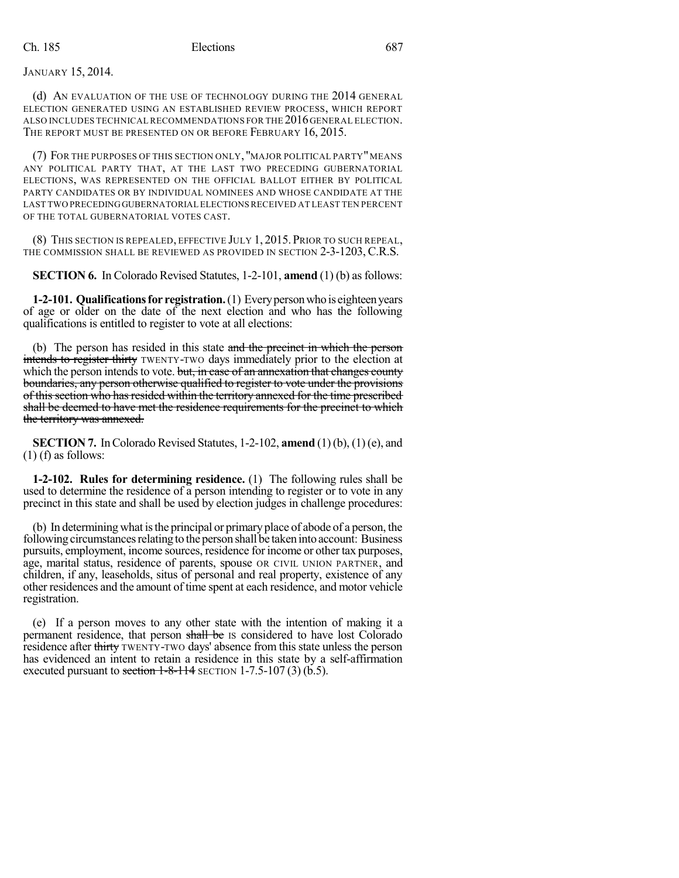JANUARY 15, 2014.

(d) AN EVALUATION OF THE USE OF TECHNOLOGY DURING THE 2014 GENERAL ELECTION GENERATED USING AN ESTABLISHED REVIEW PROCESS, WHICH REPORT ALSO INCLUDES TECHNICAL RECOMMENDATIONS FOR THE 2016 GENERAL ELECTION. THE REPORT MUST BE PRESENTED ON OR BEFORE FEBRUARY 16, 2015.

(7) FOR THE PURPOSES OF THIS SECTION ONLY, "MAJOR POLITICAL PARTY" MEANS ANY POLITICAL PARTY THAT, AT THE LAST TWO PRECEDING GUBERNATORIAL ELECTIONS, WAS REPRESENTED ON THE OFFICIAL BALLOT EITHER BY POLITICAL PARTY CANDIDATES OR BY INDIVIDUAL NOMINEES AND WHOSE CANDIDATE AT THE LAST TWO PRECEDING GUBERNATORIAL ELECTIONS RECEIVED AT LEAST TEN PERCENT OF THE TOTAL GUBERNATORIAL VOTES CAST.

(8) THIS SECTION IS REPEALED, EFFECTIVE JULY 1, 2015. PRIOR TO SUCH REPEAL, THE COMMISSION SHALL BE REVIEWED AS PROVIDED IN SECTION 2-3-1203, C.R.S.

**SECTION 6.** In Colorado Revised Statutes, 1-2-101, **amend** (1) (b) as follows:

**1-2-101. Qualifications for registration.** (1) Every person who is eighteen years of age or older on the date of the next election and who has the following qualifications is entitled to register to vote at all elections:

(b) The person has resided in this state ~~and the precinct in which the person intends to register thirty~~ TWENTY-TWO days immediately prior to the election at which the person intends to vote. ~~but, in case of an annexation that changes county boundaries, any person otherwise qualified to register to vote under the provisions of this section who has resided within the territory annexed for the time prescribed shall be deemed to have met the residence requirements for the precinct to which the territory was annexed.~~

**SECTION 7.** In Colorado Revised Statutes, 1-2-102, **amend** (1) (b), (1) (e), and (1) (f) as follows:

**1-2-102. Rules for determining residence.** (1) The following rules shall be used to determine the residence of a person intending to register or to vote in any precinct in this state and shall be used by election judges in challenge procedures:

(b) In determining what is the principal or primary place of abode of a person, the following circumstances relating to the person shall be taken into account: Business pursuits, employment, income sources, residence for income or other tax purposes, age, marital status, residence of parents, spouse OR CIVIL UNION PARTNER, and children, if any, leaseholds, situs of personal and real property, existence of any other residences and the amount of time spent at each residence, and motor vehicle registration.

(e) If a person moves to any other state with the intention of making it a permanent residence, that person ~~shall be~~ IS considered to have lost Colorado residence after ~~thirty~~ TWENTY-TWO days' absence from this state unless the person has evidenced an intent to retain a residence in this state by a self-affirmation executed pursuant to ~~section 1-8-114~~ SECTION 1-7.5-107 (3) (b.5).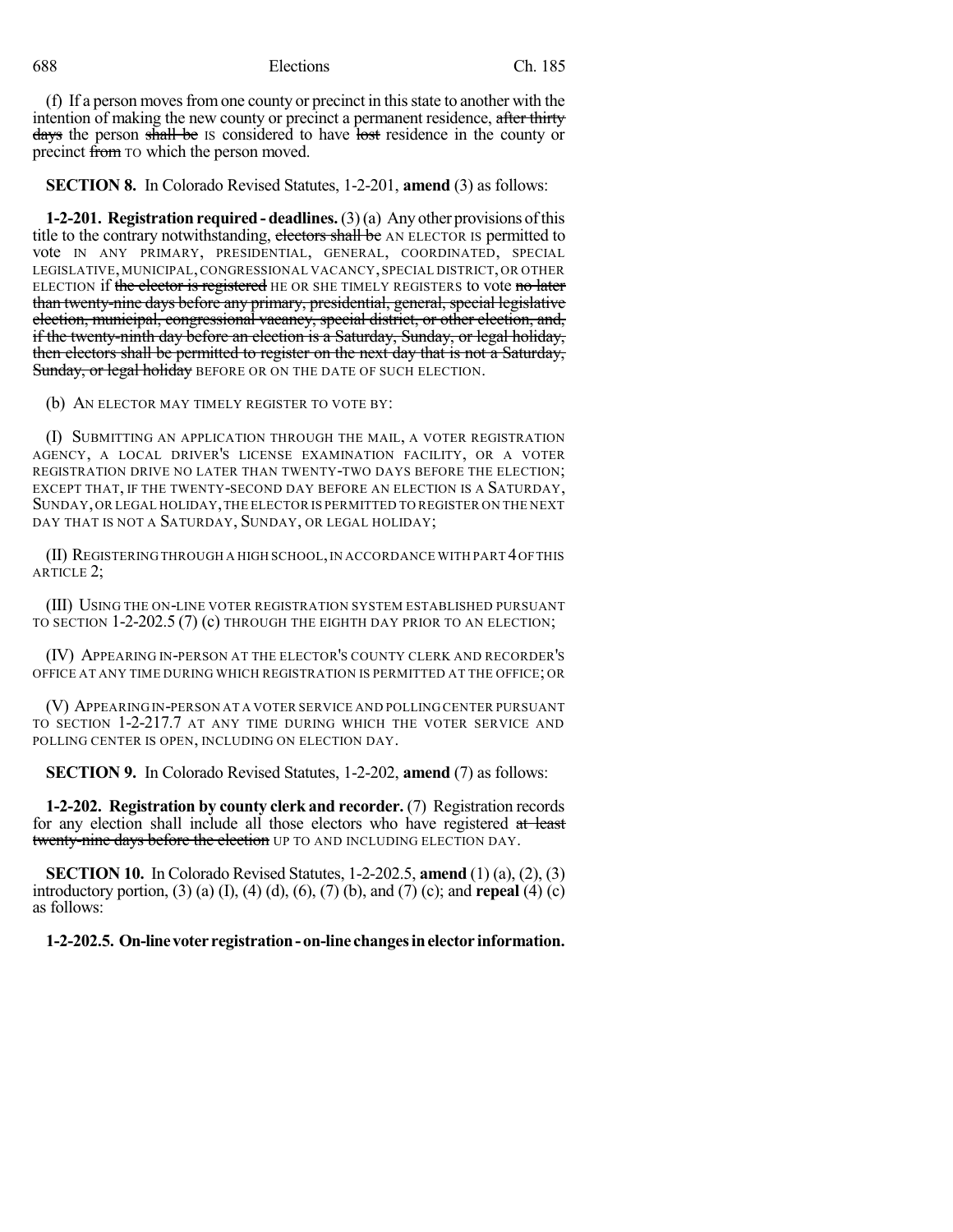(f) If a person moves from one county or precinct in this state to another with the intention of making the new county or precinct a permanent residence, ~~after thirty days~~ the person ~~shall be~~ IS considered to have ~~lost~~ residence in the county or precinct ~~from~~ TO which the person moved.

**SECTION 8.** In Colorado Revised Statutes, 1-2-201, **amend** (3) as follows:

**1-2-201. Registration required - deadlines.** (3) (a) Any other provisions of this title to the contrary notwithstanding, ~~electors shall be~~ AN ELECTOR IS permitted to vote IN ANY PRIMARY, PRESIDENTIAL, GENERAL, COORDINATED, SPECIAL LEGISLATIVE, MUNICIPAL, CONGRESSIONAL VACANCY, SPECIAL DISTRICT, OR OTHER ELECTION if ~~the elector is registered~~ HE OR SHE TIMELY REGISTERS to vote ~~no later than twenty-nine days before any primary, presidential, general, special legislative election, municipal, congressional vacancy, special district, or other election, and, if the twenty-ninth day before an election is a Saturday, Sunday, or legal holiday, then electors shall be permitted to register on the next day that is not a Saturday, Sunday, or legal holiday~~ BEFORE OR ON THE DATE OF SUCH ELECTION.

(b) AN ELECTOR MAY TIMELY REGISTER TO VOTE BY:

(I) SUBMITTING AN APPLICATION THROUGH THE MAIL, A VOTER REGISTRATION AGENCY, A LOCAL DRIVER'S LICENSE EXAMINATION FACILITY, OR A VOTER REGISTRATION DRIVE NO LATER THAN TWENTY-TWO DAYS BEFORE THE ELECTION; EXCEPT THAT, IF THE TWENTY-SECOND DAY BEFORE AN ELECTION IS A SATURDAY, SUNDAY, OR LEGAL HOLIDAY, THE ELECTOR IS PERMITTED TO REGISTER ON THE NEXT DAY THAT IS NOT A SATURDAY, SUNDAY, OR LEGAL HOLIDAY;

(II) REGISTERING THROUGH A HIGH SCHOOL, IN ACCORDANCE WITH PART 4 OF THIS ARTICLE 2;

(III) USING THE ON-LINE VOTER REGISTRATION SYSTEM ESTABLISHED PURSUANT TO SECTION 1-2-202.5 (7) (c) THROUGH THE EIGHTH DAY PRIOR TO AN ELECTION;

(IV) APPEARING IN-PERSON AT THE ELECTOR'S COUNTY CLERK AND RECORDER'S OFFICE AT ANY TIME DURING WHICH REGISTRATION IS PERMITTED AT THE OFFICE; OR

(V) APPEARING IN-PERSON AT A VOTER SERVICE AND POLLING CENTER PURSUANT TO SECTION 1-2-217.7 AT ANY TIME DURING WHICH THE VOTER SERVICE AND POLLING CENTER IS OPEN, INCLUDING ON ELECTION DAY.

**SECTION 9.** In Colorado Revised Statutes, 1-2-202, **amend** (7) as follows:

**1-2-202. Registration by county clerk and recorder.** (7) Registration records for any election shall include all those electors who have registered ~~at least twenty-nine days before the election~~ UP TO AND INCLUDING ELECTION DAY.

**SECTION 10.** In Colorado Revised Statutes, 1-2-202.5, **amend** (1) (a), (2), (3) introductory portion, (3) (a) (I), (4) (d), (6), (7) (b), and (7) (c); and **repeal** (4) (c) as follows:

**1-2-202.5. On-line voter registration - on-line changes in elector information.**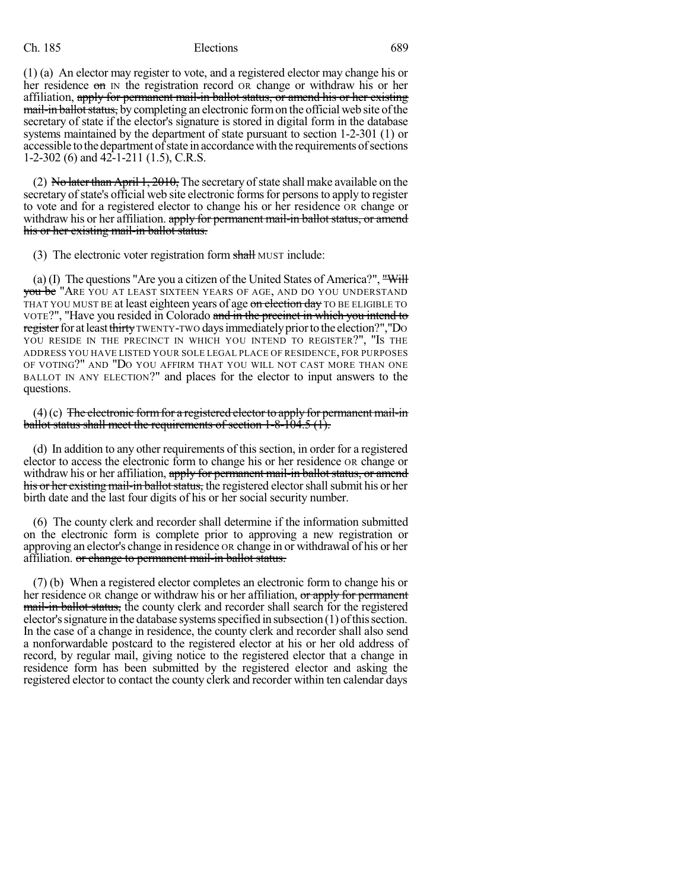(1) (a) An elector may register to vote, and a registered elector may change his or her residence ~~on~~ IN the registration record OR change or withdraw his or her affiliation, ~~apply for permanent mail-in ballot status, or amend his or her existing mail-in ballot status,~~ by completing an electronic form on the official web site of the secretary of state if the elector's signature is stored in digital form in the database systems maintained by the department of state pursuant to section 1-2-301 (1) or accessible to the department of state in accordance with the requirements of sections 1-2-302 (6) and 42-1-211 (1.5), C.R.S.

(2) ~~No later than April 1, 2010,~~ The secretary of state shall make available on the secretary of state's official web site electronic forms for persons to apply to register to vote and for a registered elector to change his or her residence OR change or withdraw his or her affiliation. ~~apply for permanent mail-in ballot status, or amend his or her existing mail-in ballot status.~~

(3) The electronic voter registration form ~~shall~~ MUST include:

(a) (I) The questions "Are you a citizen of the United States of America?", ~~"Will you be~~ "ARE YOU AT LEAST SIXTEEN YEARS OF AGE, AND DO YOU UNDERSTAND THAT YOU MUST BE at least eighteen years of age ~~on election day~~ TO BE ELIGIBLE TO VOTE?", "Have you resided in Colorado ~~and in the precinct in which you intend to register~~ for at least ~~thirty~~ TWENTY-TWO days immediately prior to the election?", "DO YOU RESIDE IN THE PRECINCT IN WHICH YOU INTEND TO REGISTER?", "IS THE ADDRESS YOU HAVE LISTED YOUR SOLE LEGAL PLACE OF RESIDENCE, FOR PURPOSES OF VOTING?" AND "DO YOU AFFIRM THAT YOU WILL NOT CAST MORE THAN ONE BALLOT IN ANY ELECTION?" and places for the elector to input answers to the questions.

(4) (c) ~~The electronic form for a registered elector to apply for permanent mail-in ballot status shall meet the requirements of section 1-8-104.5 (1).~~

(d) In addition to any other requirements of this section, in order for a registered elector to access the electronic form to change his or her residence OR change or withdraw his or her affiliation, ~~apply for permanent mail-in ballot status, or amend his or her existing mail-in ballot status,~~ the registered elector shall submit his or her birth date and the last four digits of his or her social security number.

(6) The county clerk and recorder shall determine if the information submitted on the electronic form is complete prior to approving a new registration or approving an elector's change in residence OR change in or withdrawal of his or her affiliation. ~~or change to permanent mail-in ballot status.~~

(7) (b) When a registered elector completes an electronic form to change his or her residence OR change or withdraw his or her affiliation, ~~or apply for permanent mail-in ballot status,~~ the county clerk and recorder shall search for the registered elector's signature in the database systems specified in subsection (1) of this section. In the case of a change in residence, the county clerk and recorder shall also send a nonforwardable postcard to the registered elector at his or her old address of record, by regular mail, giving notice to the registered elector that a change in residence form has been submitted by the registered elector and asking the registered elector to contact the county clerk and recorder within ten calendar days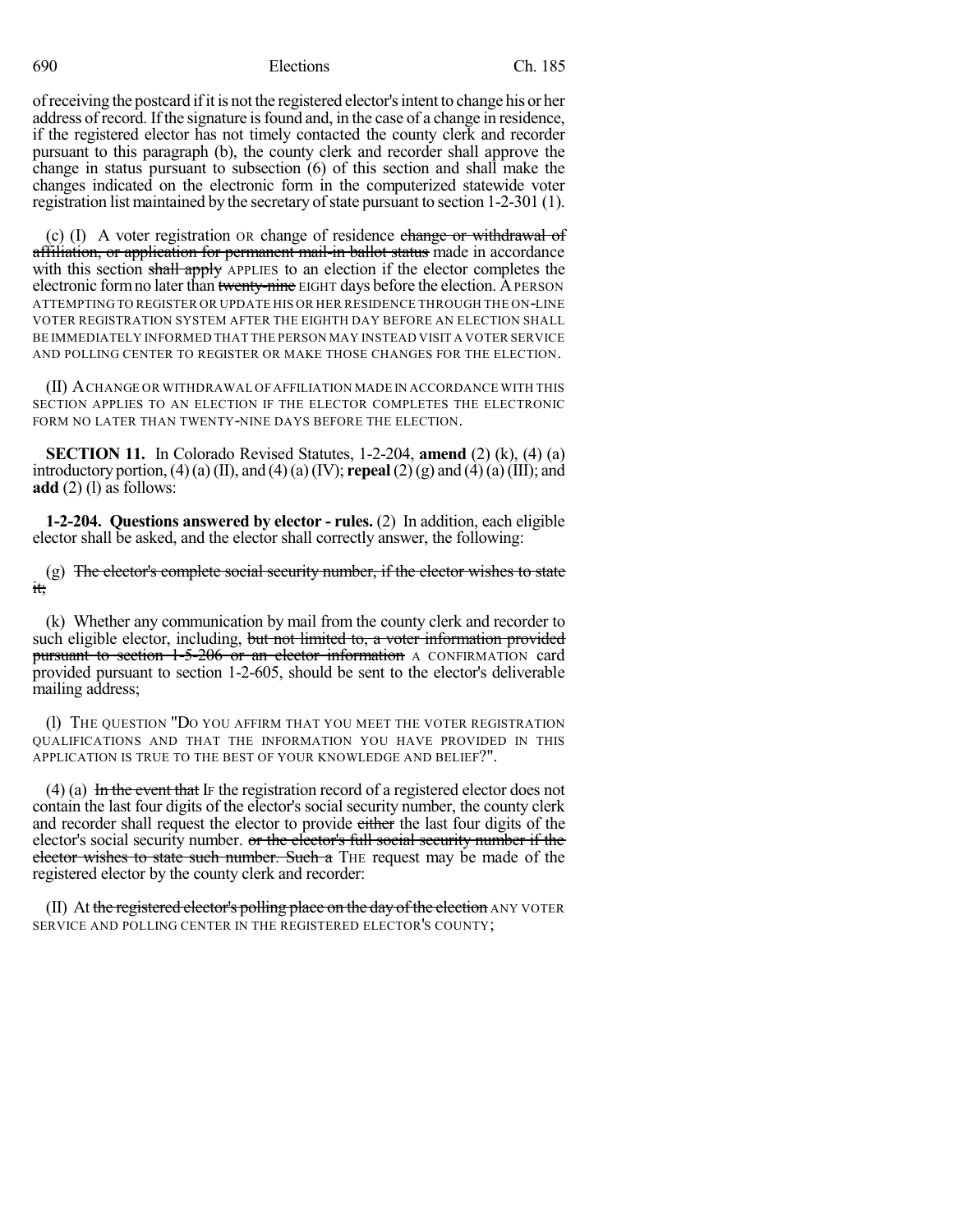of receiving the postcard if it is not the registered elector's intent to change his or her address of record. If the signature is found and, in the case of a change in residence, if the registered elector has not timely contacted the county clerk and recorder pursuant to this paragraph (b), the county clerk and recorder shall approve the change in status pursuant to subsection (6) of this section and shall make the changes indicated on the electronic form in the computerized statewide voter registration list maintained by the secretary of state pursuant to section 1-2-301 (1).

(c) (I) A voter registration OR change of residence ~~change or withdrawal of affiliation, or application for permanent mail-in ballot status~~ made in accordance with this section ~~shall apply~~ APPLIES to an election if the elector completes the electronic form no later than ~~twenty-nine~~ EIGHT days before the election. A PERSON ATTEMPTING TO REGISTER OR UPDATE HIS OR HER RESIDENCE THROUGH THE ON-LINE VOTER REGISTRATION SYSTEM AFTER THE EIGHTH DAY BEFORE AN ELECTION SHALL BE IMMEDIATELY INFORMED THAT THE PERSON MAY INSTEAD VISIT A VOTER SERVICE AND POLLING CENTER TO REGISTER OR MAKE THOSE CHANGES FOR THE ELECTION.

(II) A CHANGE OR WITHDRAWAL OF AFFILIATION MADE IN ACCORDANCE WITH THIS SECTION APPLIES TO AN ELECTION IF THE ELECTOR COMPLETES THE ELECTRONIC FORM NO LATER THAN TWENTY-NINE DAYS BEFORE THE ELECTION.

**SECTION 11.** In Colorado Revised Statutes, 1-2-204, **amend** (2) (k), (4) (a) introductory portion, (4) (a) (II), and (4) (a) (IV); **repeal** (2) (g) and (4) (a) (III); and **add** (2) (l) as follows:

**1-2-204. Questions answered by elector - rules.** (2) In addition, each eligible elector shall be asked, and the elector shall correctly answer, the following:

(g) ~~The elector's complete social security number, if the elector wishes to state it;~~

(k) Whether any communication by mail from the county clerk and recorder to such eligible elector, including, ~~but not limited to, a voter information provided pursuant to section 1-5-206 or an elector information~~ A CONFIRMATION card provided pursuant to section 1-2-605, should be sent to the elector's deliverable mailing address;

(l) THE QUESTION "DO YOU AFFIRM THAT YOU MEET THE VOTER REGISTRATION QUALIFICATIONS AND THAT THE INFORMATION YOU HAVE PROVIDED IN THIS APPLICATION IS TRUE TO THE BEST OF YOUR KNOWLEDGE AND BELIEF?".

(4) (a) ~~In the event that~~ IF the registration record of a registered elector does not contain the last four digits of the elector's social security number, the county clerk and recorder shall request the elector to provide ~~either~~ the last four digits of the elector's social security number. ~~or the elector's full social security number if the elector wishes to state such number. Such a~~ THE request may be made of the registered elector by the county clerk and recorder:

(II) At ~~the registered elector's polling place on the day of the election~~ ANY VOTER SERVICE AND POLLING CENTER IN THE REGISTERED ELECTOR'S COUNTY;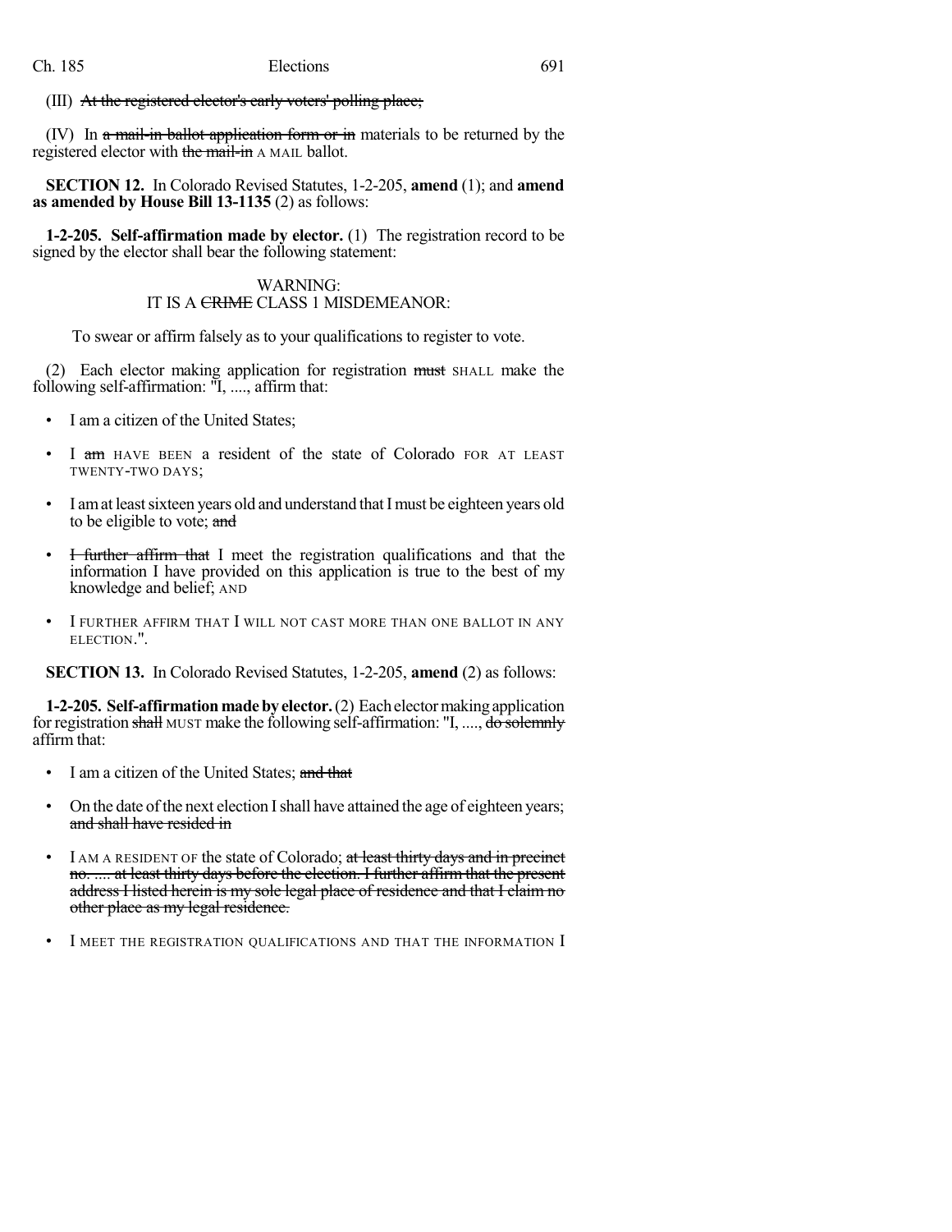(III) ~~At the registered elector's early voters' polling place;~~

(IV) In ~~a mail-in ballot application form or in~~ materials to be returned by the registered elector with ~~the mail-in~~ A MAIL ballot.

**SECTION 12.** In Colorado Revised Statutes, 1-2-205, **amend** (1); and **amend as amended by House Bill 13-1135** (2) as follows:

**1-2-205. Self-affirmation made by elector.** (1) The registration record to be signed by the elector shall bear the following statement:

WARNING:
IT IS A ~~CRIME~~ CLASS 1 MISDEMEANOR:

To swear or affirm falsely as to your qualifications to register to vote.

(2) Each elector making application for registration ~~must~~ SHALL make the following self-affirmation: "I, ...., affirm that:

- I am a citizen of the United States;
- I ~~am~~ HAVE BEEN a resident of the state of Colorado FOR AT LEAST TWENTY-TWO DAYS;
- I am at least sixteen years old and understand that I must be eighteen years old to be eligible to vote; ~~and~~
- ~~I further affirm that~~ I meet the registration qualifications and that the information I have provided on this application is true to the best of my knowledge and belief; AND
- I FURTHER AFFIRM THAT I WILL NOT CAST MORE THAN ONE BALLOT IN ANY ELECTION.".

**SECTION 13.** In Colorado Revised Statutes, 1-2-205, **amend** (2) as follows:

**1-2-205. Self-affirmation made by elector.** (2) Each elector making application for registration ~~shall~~ MUST make the following self-affirmation: "I, ...., ~~do solemnly~~ affirm that:

- I am a citizen of the United States; ~~and that~~
- On the date of the next election I shall have attained the age of eighteen years; ~~and shall have resided in~~
- I AM A RESIDENT OF the state of Colorado; ~~at least thirty days and in precinct no. .... at least thirty days before the election. I further affirm that the present address I listed herein is my sole legal place of residence and that I claim no other place as my legal residence.~~
- I MEET THE REGISTRATION QUALIFICATIONS AND THAT THE INFORMATION I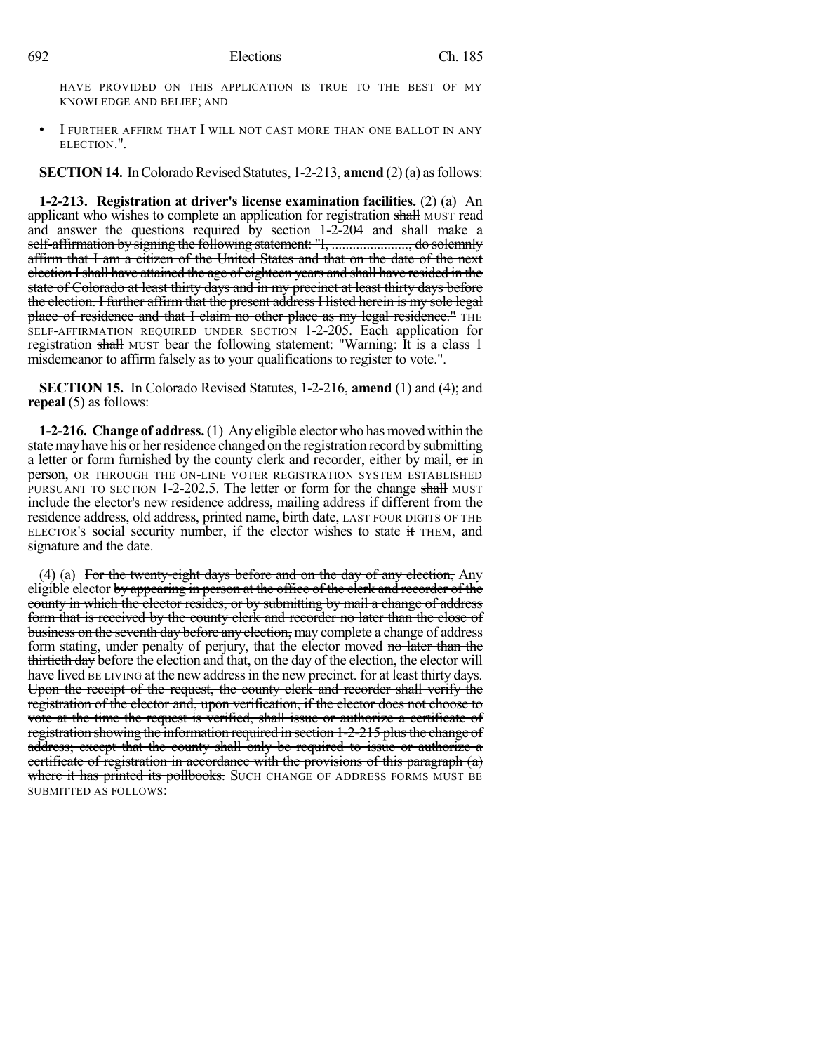HAVE PROVIDED ON THIS APPLICATION IS TRUE TO THE BEST OF MY KNOWLEDGE AND BELIEF; AND

- I FURTHER AFFIRM THAT I WILL NOT CAST MORE THAN ONE BALLOT IN ANY ELECTION.".

**SECTION 14.** In Colorado Revised Statutes, 1-2-213, **amend** (2) (a) as follows:

**1-2-213. Registration at driver's license examination facilities.** (2) (a) An applicant who wishes to complete an application for registration ~~shall~~ MUST read and answer the questions required by section 1-2-204 and shall make ~~a self-affirmation by signing the following statement: "I, ......................, do solemnly affirm that I am a citizen of the United States and that on the date of the next election I shall have attained the age of eighteen years and shall have resided in the state of Colorado at least thirty days and in my precinct at least thirty days before the election. I further affirm that the present address I listed herein is my sole legal place of residence and that I claim no other place as my legal residence."~~ THE SELF-AFFIRMATION REQUIRED UNDER SECTION 1-2-205. Each application for registration ~~shall~~ MUST bear the following statement: "Warning: It is a class 1 misdemeanor to affirm falsely as to your qualifications to register to vote.".

**SECTION 15.** In Colorado Revised Statutes, 1-2-216, **amend** (1) and (4); and **repeal** (5) as follows:

**1-2-216. Change of address.** (1) Any eligible elector who has moved within the state may have his or her residence changed on the registration record by submitting a letter or form furnished by the county clerk and recorder, either by mail, ~~or~~ in person, OR THROUGH THE ON-LINE VOTER REGISTRATION SYSTEM ESTABLISHED PURSUANT TO SECTION 1-2-202.5. The letter or form for the change ~~shall~~ MUST include the elector's new residence address, mailing address if different from the residence address, old address, printed name, birth date, LAST FOUR DIGITS OF THE ELECTOR'S social security number, if the elector wishes to state ~~it~~ THEM, and signature and the date.

(4) (a) ~~For the twenty-eight days before and on the day of any election,~~ Any eligible elector ~~by appearing in person at the office of the clerk and recorder of the county in which the elector resides, or by submitting by mail a change of address form that is received by the county clerk and recorder no later than the close of business on the seventh day before any election,~~ may complete a change of address form stating, under penalty of perjury, that the elector moved ~~no later than the thirtieth day~~ before the election and that, on the day of the election, the elector will ~~have lived~~ BE LIVING at the new address in the new precinct. ~~for at least thirty days. Upon the receipt of the request, the county clerk and recorder shall verify the registration of the elector and, upon verification, if the elector does not choose to vote at the time the request is verified, shall issue or authorize a certificate of registration showing the information required in section 1-2-215 plus the change of address; except that the county shall only be required to issue or authorize a certificate of registration in accordance with the provisions of this paragraph (a) where it has printed its pollbooks.~~ SUCH CHANGE OF ADDRESS FORMS MUST BE SUBMITTED AS FOLLOWS: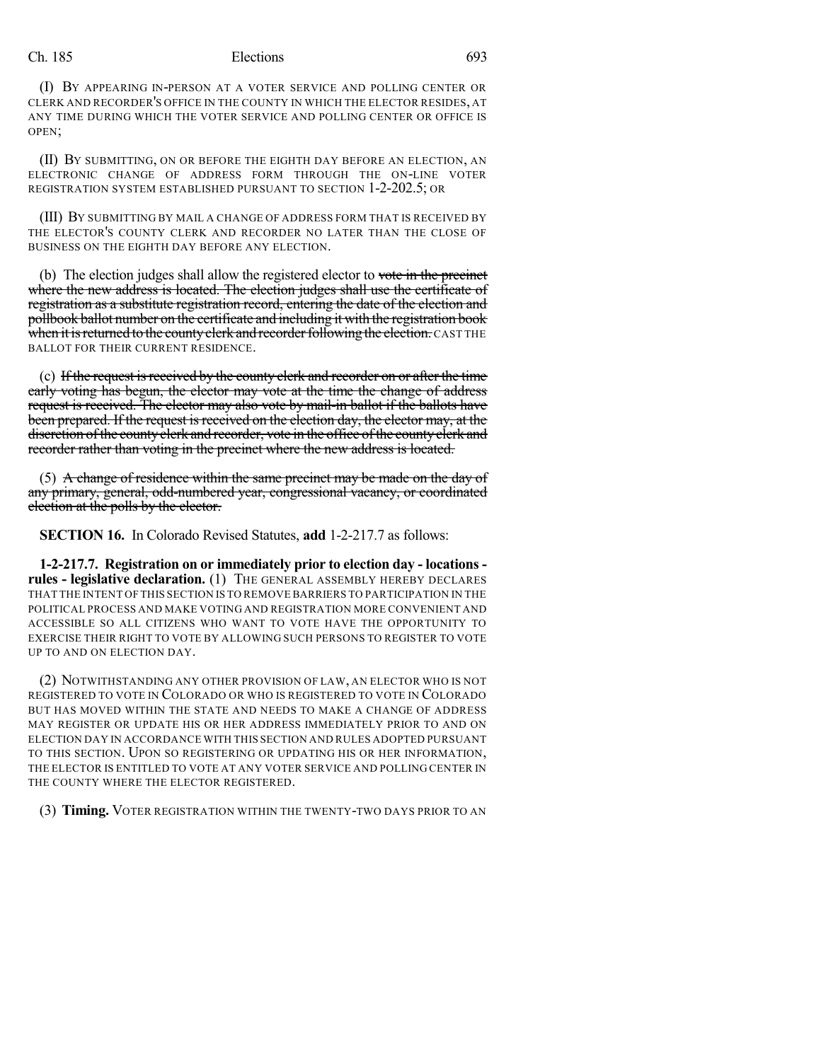(I) BY APPEARING IN-PERSON AT A VOTER SERVICE AND POLLING CENTER OR CLERK AND RECORDER'S OFFICE IN THE COUNTY IN WHICH THE ELECTOR RESIDES, AT ANY TIME DURING WHICH THE VOTER SERVICE AND POLLING CENTER OR OFFICE IS OPEN;

(II) BY SUBMITTING, ON OR BEFORE THE EIGHTH DAY BEFORE AN ELECTION, AN ELECTRONIC CHANGE OF ADDRESS FORM THROUGH THE ON-LINE VOTER REGISTRATION SYSTEM ESTABLISHED PURSUANT TO SECTION 1-2-202.5; OR

(III) BY SUBMITTING BY MAIL A CHANGE OF ADDRESS FORM THAT IS RECEIVED BY THE ELECTOR'S COUNTY CLERK AND RECORDER NO LATER THAN THE CLOSE OF BUSINESS ON THE EIGHTH DAY BEFORE ANY ELECTION.

(b) The election judges shall allow the registered elector to ~~vote in the precinct where the new address is located. The election judges shall use the certificate of registration as a substitute registration record, entering the date of the election and pollbook ballot number on the certificate and including it with the registration book when it is returned to the county clerk and recorder following the election.~~ CAST THE BALLOT FOR THEIR CURRENT RESIDENCE.

(c) ~~If the request is received by the county clerk and recorder on or after the time early voting has begun, the elector may vote at the time the change of address request is received. The elector may also vote by mail-in ballot if the ballots have been prepared. If the request is received on the election day, the elector may, at the discretion of the county clerk and recorder, vote in the office of the county clerk and recorder rather than voting in the precinct where the new address is located.~~

(5) ~~A change of residence within the same precinct may be made on the day of any primary, general, odd-numbered year, congressional vacancy, or coordinated election at the polls by the elector.~~

**SECTION 16.** In Colorado Revised Statutes, **add** 1-2-217.7 as follows:

**1-2-217.7. Registration on or immediately prior to election day - locations - rules - legislative declaration.** (1) THE GENERAL ASSEMBLY HEREBY DECLARES THAT THE INTENT OF THIS SECTION IS TO REMOVE BARRIERS TO PARTICIPATION IN THE POLITICAL PROCESS AND MAKE VOTING AND REGISTRATION MORE CONVENIENT AND ACCESSIBLE SO ALL CITIZENS WHO WANT TO VOTE HAVE THE OPPORTUNITY TO EXERCISE THEIR RIGHT TO VOTE BY ALLOWING SUCH PERSONS TO REGISTER TO VOTE UP TO AND ON ELECTION DAY.

(2) NOTWITHSTANDING ANY OTHER PROVISION OF LAW, AN ELECTOR WHO IS NOT REGISTERED TO VOTE IN COLORADO OR WHO IS REGISTERED TO VOTE IN COLORADO BUT HAS MOVED WITHIN THE STATE AND NEEDS TO MAKE A CHANGE OF ADDRESS MAY REGISTER OR UPDATE HIS OR HER ADDRESS IMMEDIATELY PRIOR TO AND ON ELECTION DAY IN ACCORDANCE WITH THIS SECTION AND RULES ADOPTED PURSUANT TO THIS SECTION. UPON SO REGISTERING OR UPDATING HIS OR HER INFORMATION, THE ELECTOR IS ENTITLED TO VOTE AT ANY VOTER SERVICE AND POLLING CENTER IN THE COUNTY WHERE THE ELECTOR REGISTERED.

(3) **Timing.** VOTER REGISTRATION WITHIN THE TWENTY-TWO DAYS PRIOR TO AN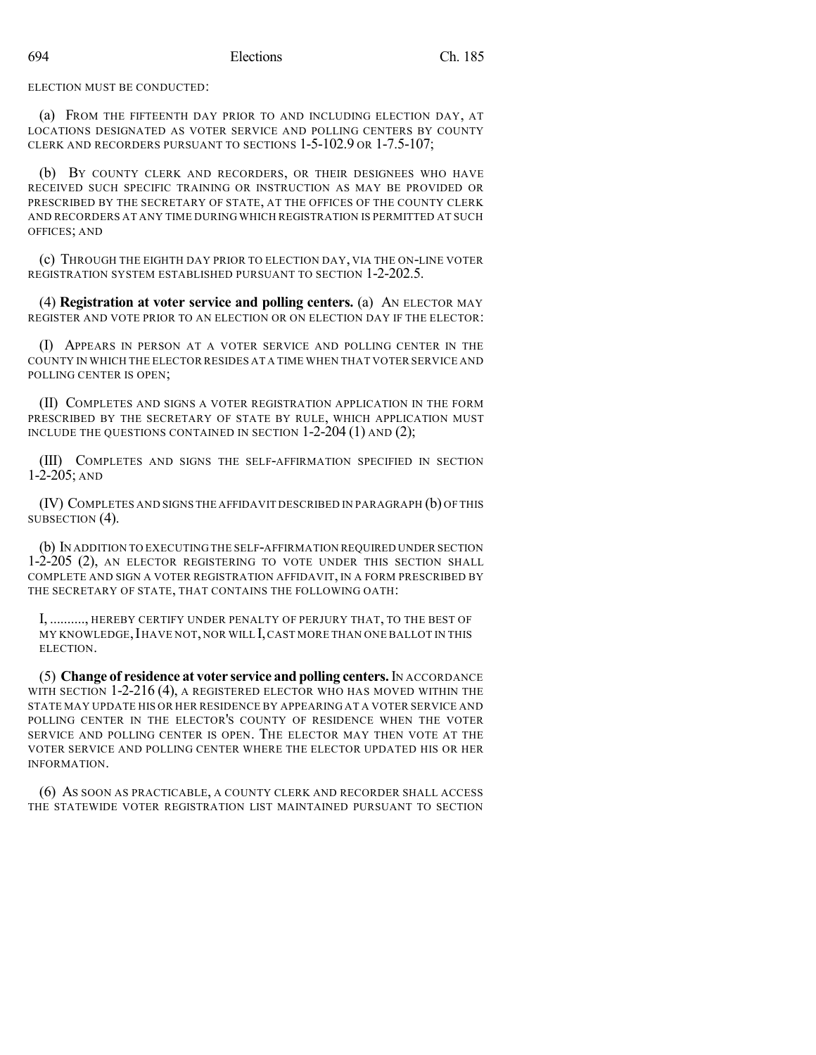ELECTION MUST BE CONDUCTED:

(a) FROM THE FIFTEENTH DAY PRIOR TO AND INCLUDING ELECTION DAY, AT LOCATIONS DESIGNATED AS VOTER SERVICE AND POLLING CENTERS BY COUNTY CLERK AND RECORDERS PURSUANT TO SECTIONS 1-5-102.9 OR 1-7.5-107;

(b) BY COUNTY CLERK AND RECORDERS, OR THEIR DESIGNEES WHO HAVE RECEIVED SUCH SPECIFIC TRAINING OR INSTRUCTION AS MAY BE PROVIDED OR PRESCRIBED BY THE SECRETARY OF STATE, AT THE OFFICES OF THE COUNTY CLERK AND RECORDERS AT ANY TIME DURING WHICH REGISTRATION IS PERMITTED AT SUCH OFFICES; AND

(c) THROUGH THE EIGHTH DAY PRIOR TO ELECTION DAY, VIA THE ON-LINE VOTER REGISTRATION SYSTEM ESTABLISHED PURSUANT TO SECTION 1-2-202.5.

(4) **Registration at voter service and polling centers.** (a) AN ELECTOR MAY REGISTER AND VOTE PRIOR TO AN ELECTION OR ON ELECTION DAY IF THE ELECTOR:

(I) APPEARS IN PERSON AT A VOTER SERVICE AND POLLING CENTER IN THE COUNTY IN WHICH THE ELECTOR RESIDES AT A TIME WHEN THAT VOTER SERVICE AND POLLING CENTER IS OPEN;

(II) COMPLETES AND SIGNS A VOTER REGISTRATION APPLICATION IN THE FORM PRESCRIBED BY THE SECRETARY OF STATE BY RULE, WHICH APPLICATION MUST INCLUDE THE QUESTIONS CONTAINED IN SECTION 1-2-204 (1) AND (2);

(III) COMPLETES AND SIGNS THE SELF-AFFIRMATION SPECIFIED IN SECTION 1-2-205; AND

(IV) COMPLETES AND SIGNS THE AFFIDAVIT DESCRIBED IN PARAGRAPH (b) OF THIS SUBSECTION (4).

(b) IN ADDITION TO EXECUTING THE SELF-AFFIRMATION REQUIRED UNDER SECTION 1-2-205 (2), AN ELECTOR REGISTERING TO VOTE UNDER THIS SECTION SHALL COMPLETE AND SIGN A VOTER REGISTRATION AFFIDAVIT, IN A FORM PRESCRIBED BY THE SECRETARY OF STATE, THAT CONTAINS THE FOLLOWING OATH:

I, .........., HEREBY CERTIFY UNDER PENALTY OF PERJURY THAT, TO THE BEST OF MY KNOWLEDGE, I HAVE NOT, NOR WILL I, CAST MORE THAN ONE BALLOT IN THIS ELECTION.

(5) **Change of residence at voter service and polling centers.** IN ACCORDANCE WITH SECTION 1-2-216 (4), A REGISTERED ELECTOR WHO HAS MOVED WITHIN THE STATE MAY UPDATE HIS OR HER RESIDENCE BY APPEARING AT A VOTER SERVICE AND POLLING CENTER IN THE ELECTOR'S COUNTY OF RESIDENCE WHEN THE VOTER SERVICE AND POLLING CENTER IS OPEN. THE ELECTOR MAY THEN VOTE AT THE VOTER SERVICE AND POLLING CENTER WHERE THE ELECTOR UPDATED HIS OR HER INFORMATION.

(6) AS SOON AS PRACTICABLE, A COUNTY CLERK AND RECORDER SHALL ACCESS THE STATEWIDE VOTER REGISTRATION LIST MAINTAINED PURSUANT TO SECTION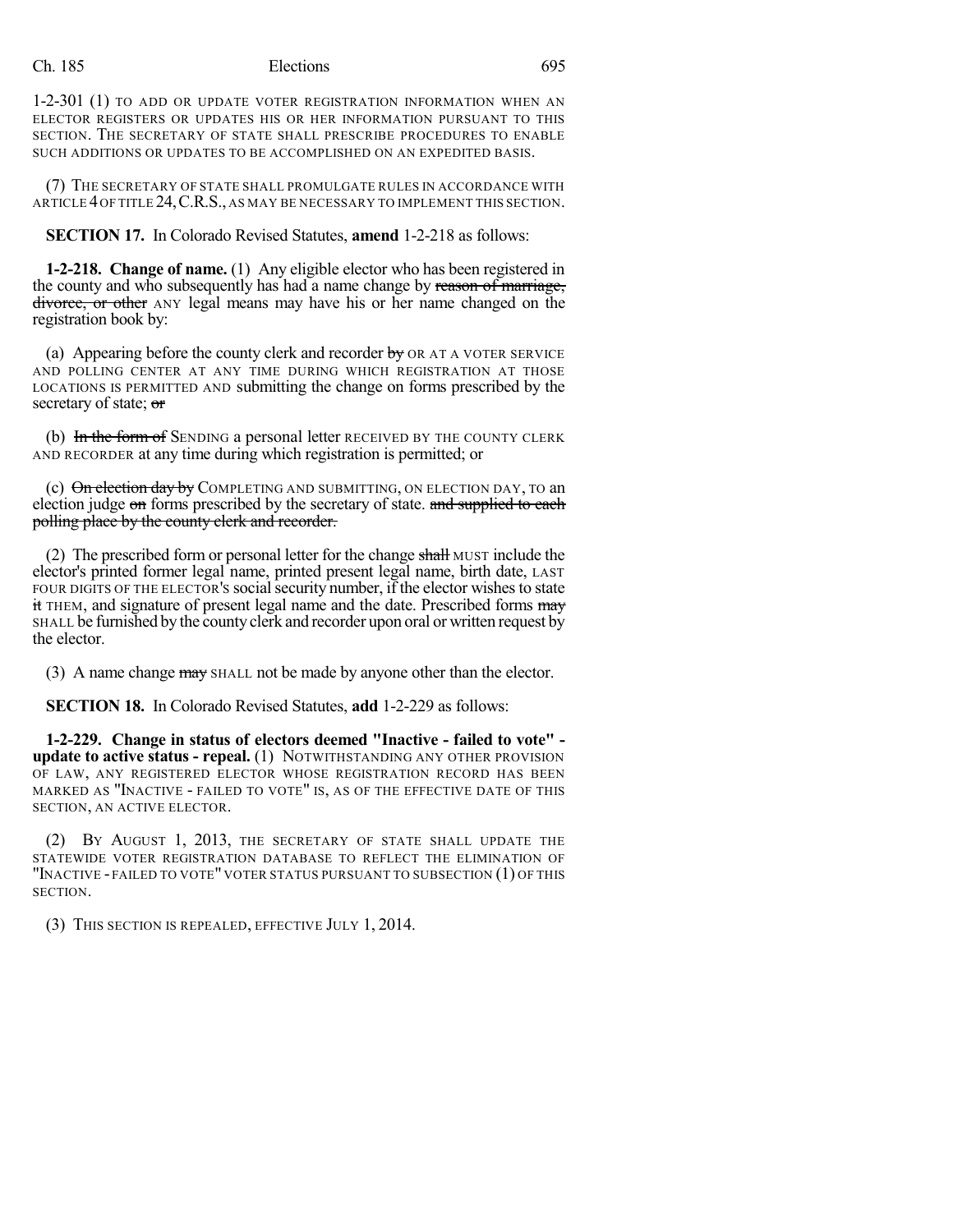1-2-301 (1) TO ADD OR UPDATE VOTER REGISTRATION INFORMATION WHEN AN ELECTOR REGISTERS OR UPDATES HIS OR HER INFORMATION PURSUANT TO THIS SECTION. THE SECRETARY OF STATE SHALL PRESCRIBE PROCEDURES TO ENABLE SUCH ADDITIONS OR UPDATES TO BE ACCOMPLISHED ON AN EXPEDITED BASIS.

(7) THE SECRETARY OF STATE SHALL PROMULGATE RULES IN ACCORDANCE WITH ARTICLE 4 OF TITLE 24, C.R.S., AS MAY BE NECESSARY TO IMPLEMENT THIS SECTION.

**SECTION 17.** In Colorado Revised Statutes, **amend** 1-2-218 as follows:

**1-2-218. Change of name.** (1) Any eligible elector who has been registered in the county and who subsequently has had a name change by ~~reason of marriage, divorce, or other~~ ANY legal means may have his or her name changed on the registration book by:

(a) Appearing before the county clerk and recorder ~~by~~ OR AT A VOTER SERVICE AND POLLING CENTER AT ANY TIME DURING WHICH REGISTRATION AT THOSE LOCATIONS IS PERMITTED AND submitting the change on forms prescribed by the secretary of state; ~~or~~

(b) ~~In the form of~~ SENDING a personal letter RECEIVED BY THE COUNTY CLERK AND RECORDER at any time during which registration is permitted; or

(c) ~~On election day by~~ COMPLETING AND SUBMITTING, ON ELECTION DAY, TO an election judge ~~on~~ forms prescribed by the secretary of state. ~~and supplied to each polling place by the county clerk and recorder.~~

(2) The prescribed form or personal letter for the change ~~shall~~ MUST include the elector's printed former legal name, printed present legal name, birth date, LAST FOUR DIGITS OF THE ELECTOR'S social security number, if the elector wishes to state ~~it~~ THEM, and signature of present legal name and the date. Prescribed forms ~~may~~ SHALL be furnished by the county clerk and recorder upon oral or written request by the elector.

(3) A name change ~~may~~ SHALL not be made by anyone other than the elector.

**SECTION 18.** In Colorado Revised Statutes, **add** 1-2-229 as follows:

**1-2-229. Change in status of electors deemed "Inactive - failed to vote" - update to active status - repeal.** (1) NOTWITHSTANDING ANY OTHER PROVISION OF LAW, ANY REGISTERED ELECTOR WHOSE REGISTRATION RECORD HAS BEEN MARKED AS "INACTIVE - FAILED TO VOTE" IS, AS OF THE EFFECTIVE DATE OF THIS SECTION, AN ACTIVE ELECTOR.

(2) BY AUGUST 1, 2013, THE SECRETARY OF STATE SHALL UPDATE THE STATEWIDE VOTER REGISTRATION DATABASE TO REFLECT THE ELIMINATION OF "INACTIVE - FAILED TO VOTE" VOTER STATUS PURSUANT TO SUBSECTION (1) OF THIS SECTION.

(3) THIS SECTION IS REPEALED, EFFECTIVE JULY 1, 2014.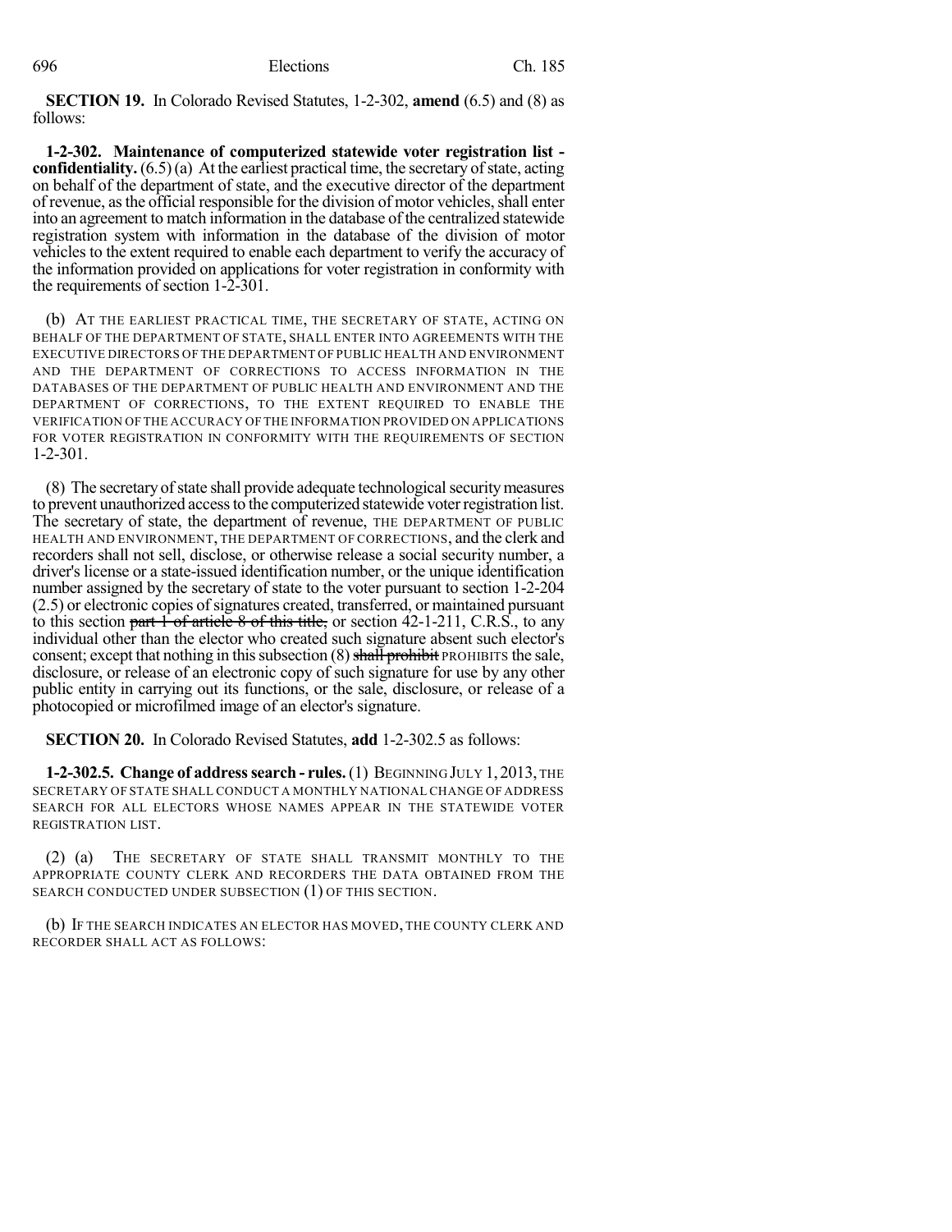**SECTION 19.** In Colorado Revised Statutes, 1-2-302, **amend** (6.5) and (8) as follows:

**1-2-302. Maintenance of computerized statewide voter registration list - confidentiality.** (6.5) (a) At the earliest practical time, the secretary of state, acting on behalf of the department of state, and the executive director of the department of revenue, as the official responsible for the division of motor vehicles, shall enter into an agreement to match information in the database of the centralized statewide registration system with information in the database of the division of motor vehicles to the extent required to enable each department to verify the accuracy of the information provided on applications for voter registration in conformity with the requirements of section 1-2-301.

(b) AT THE EARLIEST PRACTICAL TIME, THE SECRETARY OF STATE, ACTING ON BEHALF OF THE DEPARTMENT OF STATE, SHALL ENTER INTO AGREEMENTS WITH THE EXECUTIVE DIRECTORS OF THE DEPARTMENT OF PUBLIC HEALTH AND ENVIRONMENT AND THE DEPARTMENT OF CORRECTIONS TO ACCESS INFORMATION IN THE DATABASES OF THE DEPARTMENT OF PUBLIC HEALTH AND ENVIRONMENT AND THE DEPARTMENT OF CORRECTIONS, TO THE EXTENT REQUIRED TO ENABLE THE VERIFICATION OF THE ACCURACY OF THE INFORMATION PROVIDED ON APPLICATIONS FOR VOTER REGISTRATION IN CONFORMITY WITH THE REQUIREMENTS OF SECTION 1-2-301.

(8) The secretary of state shall provide adequate technological security measures to prevent unauthorized access to the computerized statewide voter registration list. The secretary of state, the department of revenue, THE DEPARTMENT OF PUBLIC HEALTH AND ENVIRONMENT, THE DEPARTMENT OF CORRECTIONS, and the clerk and recorders shall not sell, disclose, or otherwise release a social security number, a driver's license or a state-issued identification number, or the unique identification number assigned by the secretary of state to the voter pursuant to section 1-2-204 (2.5) or electronic copies of signatures created, transferred, or maintained pursuant to this section ~~part 1 of article 8 of this title,~~ or section 42-1-211, C.R.S., to any individual other than the elector who created such signature absent such elector's consent; except that nothing in this subsection (8) ~~shall prohibit~~ PROHIBITS the sale, disclosure, or release of an electronic copy of such signature for use by any other public entity in carrying out its functions, or the sale, disclosure, or release of a photocopied or microfilmed image of an elector's signature.

**SECTION 20.** In Colorado Revised Statutes, **add** 1-2-302.5 as follows:

**1-2-302.5. Change of address search - rules.** (1) BEGINNING JULY 1, 2013, THE SECRETARY OF STATE SHALL CONDUCT A MONTHLY NATIONAL CHANGE OF ADDRESS SEARCH FOR ALL ELECTORS WHOSE NAMES APPEAR IN THE STATEWIDE VOTER REGISTRATION LIST.

(2) (a) THE SECRETARY OF STATE SHALL TRANSMIT MONTHLY TO THE APPROPRIATE COUNTY CLERK AND RECORDERS THE DATA OBTAINED FROM THE SEARCH CONDUCTED UNDER SUBSECTION (1) OF THIS SECTION.

(b) IF THE SEARCH INDICATES AN ELECTOR HAS MOVED, THE COUNTY CLERK AND RECORDER SHALL ACT AS FOLLOWS: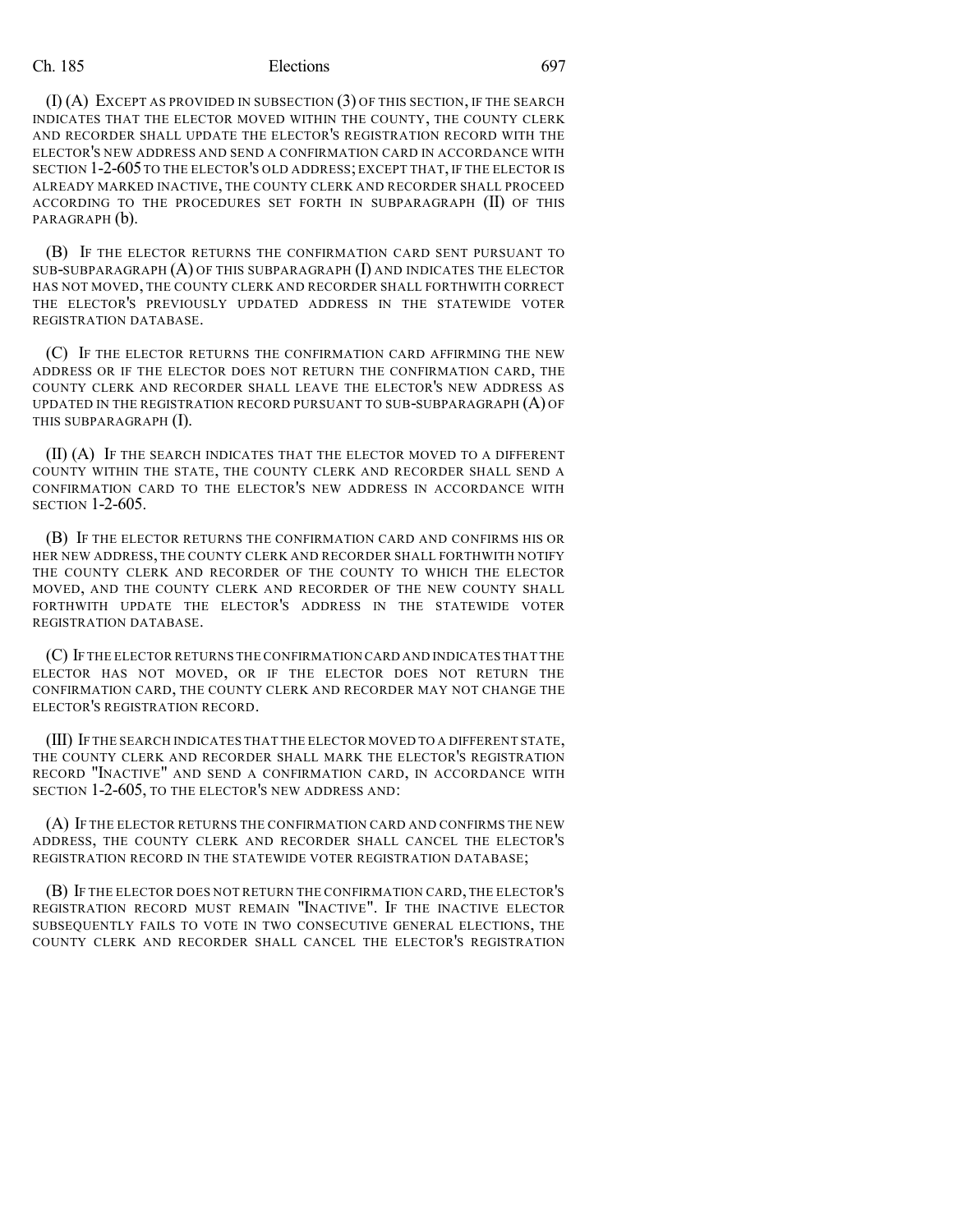(I) (A) EXCEPT AS PROVIDED IN SUBSECTION (3) OF THIS SECTION, IF THE SEARCH INDICATES THAT THE ELECTOR MOVED WITHIN THE COUNTY, THE COUNTY CLERK AND RECORDER SHALL UPDATE THE ELECTOR'S REGISTRATION RECORD WITH THE ELECTOR'S NEW ADDRESS AND SEND A CONFIRMATION CARD IN ACCORDANCE WITH SECTION 1-2-605 TO THE ELECTOR'S OLD ADDRESS; EXCEPT THAT, IF THE ELECTOR IS ALREADY MARKED INACTIVE, THE COUNTY CLERK AND RECORDER SHALL PROCEED ACCORDING TO THE PROCEDURES SET FORTH IN SUBPARAGRAPH (II) OF THIS PARAGRAPH (b).

(B) IF THE ELECTOR RETURNS THE CONFIRMATION CARD SENT PURSUANT TO SUB-SUBPARAGRAPH (A) OF THIS SUBPARAGRAPH (I) AND INDICATES THE ELECTOR HAS NOT MOVED, THE COUNTY CLERK AND RECORDER SHALL FORTHWITH CORRECT THE ELECTOR'S PREVIOUSLY UPDATED ADDRESS IN THE STATEWIDE VOTER REGISTRATION DATABASE.

(C) IF THE ELECTOR RETURNS THE CONFIRMATION CARD AFFIRMING THE NEW ADDRESS OR IF THE ELECTOR DOES NOT RETURN THE CONFIRMATION CARD, THE COUNTY CLERK AND RECORDER SHALL LEAVE THE ELECTOR'S NEW ADDRESS AS UPDATED IN THE REGISTRATION RECORD PURSUANT TO SUB-SUBPARAGRAPH (A) OF THIS SUBPARAGRAPH (I).

(II) (A) IF THE SEARCH INDICATES THAT THE ELECTOR MOVED TO A DIFFERENT COUNTY WITHIN THE STATE, THE COUNTY CLERK AND RECORDER SHALL SEND A CONFIRMATION CARD TO THE ELECTOR'S NEW ADDRESS IN ACCORDANCE WITH SECTION 1-2-605.

(B) IF THE ELECTOR RETURNS THE CONFIRMATION CARD AND CONFIRMS HIS OR HER NEW ADDRESS, THE COUNTY CLERK AND RECORDER SHALL FORTHWITH NOTIFY THE COUNTY CLERK AND RECORDER OF THE COUNTY TO WHICH THE ELECTOR MOVED, AND THE COUNTY CLERK AND RECORDER OF THE NEW COUNTY SHALL FORTHWITH UPDATE THE ELECTOR'S ADDRESS IN THE STATEWIDE VOTER REGISTRATION DATABASE.

(C) IF THE ELECTOR RETURNS THE CONFIRMATION CARD AND INDICATES THAT THE ELECTOR HAS NOT MOVED, OR IF THE ELECTOR DOES NOT RETURN THE CONFIRMATION CARD, THE COUNTY CLERK AND RECORDER MAY NOT CHANGE THE ELECTOR'S REGISTRATION RECORD.

(III) IF THE SEARCH INDICATES THAT THE ELECTOR MOVED TO A DIFFERENT STATE, THE COUNTY CLERK AND RECORDER SHALL MARK THE ELECTOR'S REGISTRATION RECORD "INACTIVE" AND SEND A CONFIRMATION CARD, IN ACCORDANCE WITH SECTION 1-2-605, TO THE ELECTOR'S NEW ADDRESS AND:

(A) IF THE ELECTOR RETURNS THE CONFIRMATION CARD AND CONFIRMS THE NEW ADDRESS, THE COUNTY CLERK AND RECORDER SHALL CANCEL THE ELECTOR'S REGISTRATION RECORD IN THE STATEWIDE VOTER REGISTRATION DATABASE;

(B) IF THE ELECTOR DOES NOT RETURN THE CONFIRMATION CARD, THE ELECTOR'S REGISTRATION RECORD MUST REMAIN "INACTIVE". IF THE INACTIVE ELECTOR SUBSEQUENTLY FAILS TO VOTE IN TWO CONSECUTIVE GENERAL ELECTIONS, THE COUNTY CLERK AND RECORDER SHALL CANCEL THE ELECTOR'S REGISTRATION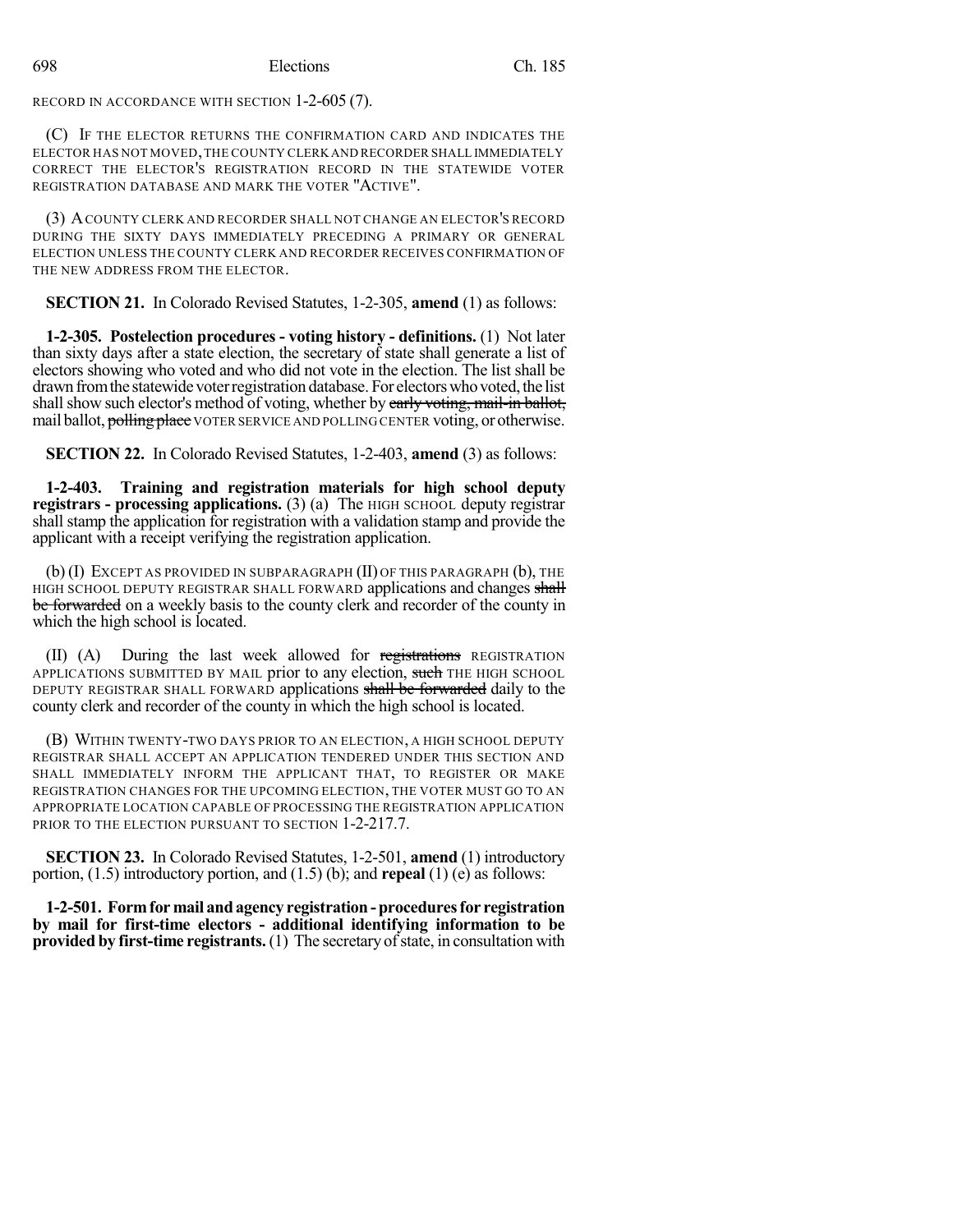RECORD IN ACCORDANCE WITH SECTION 1-2-605 (7).

(C) IF THE ELECTOR RETURNS THE CONFIRMATION CARD AND INDICATES THE ELECTOR HAS NOT MOVED, THE COUNTY CLERK AND RECORDER SHALL IMMEDIATELY CORRECT THE ELECTOR'S REGISTRATION RECORD IN THE STATEWIDE VOTER REGISTRATION DATABASE AND MARK THE VOTER "ACTIVE".

(3) A COUNTY CLERK AND RECORDER SHALL NOT CHANGE AN ELECTOR'S RECORD DURING THE SIXTY DAYS IMMEDIATELY PRECEDING A PRIMARY OR GENERAL ELECTION UNLESS THE COUNTY CLERK AND RECORDER RECEIVES CONFIRMATION OF THE NEW ADDRESS FROM THE ELECTOR.

**SECTION 21.** In Colorado Revised Statutes, 1-2-305, **amend** (1) as follows:

**1-2-305. Postelection procedures - voting history - definitions.** (1) Not later than sixty days after a state election, the secretary of state shall generate a list of electors showing who voted and who did not vote in the election. The list shall be drawn from the statewide voter registration database. For electors who voted, the list shall show such elector's method of voting, whether by ~~early voting, mail-in ballot,~~ mail ballot, ~~polling place~~ VOTER SERVICE AND POLLING CENTER voting, or otherwise.

**SECTION 22.** In Colorado Revised Statutes, 1-2-403, **amend** (3) as follows:

**1-2-403. Training and registration materials for high school deputy registrars - processing applications.** (3) (a) The HIGH SCHOOL deputy registrar shall stamp the application for registration with a validation stamp and provide the applicant with a receipt verifying the registration application.

(b) (I) EXCEPT AS PROVIDED IN SUBPARAGRAPH (II) OF THIS PARAGRAPH (b), THE HIGH SCHOOL DEPUTY REGISTRAR SHALL FORWARD applications and changes ~~shall be forwarded~~ on a weekly basis to the county clerk and recorder of the county in which the high school is located.

(II) (A) During the last week allowed for ~~registrations~~ REGISTRATION APPLICATIONS SUBMITTED BY MAIL prior to any election, ~~such~~ THE HIGH SCHOOL DEPUTY REGISTRAR SHALL FORWARD applications ~~shall be forwarded~~ daily to the county clerk and recorder of the county in which the high school is located.

(B) WITHIN TWENTY-TWO DAYS PRIOR TO AN ELECTION, A HIGH SCHOOL DEPUTY REGISTRAR SHALL ACCEPT AN APPLICATION TENDERED UNDER THIS SECTION AND SHALL IMMEDIATELY INFORM THE APPLICANT THAT, TO REGISTER OR MAKE REGISTRATION CHANGES FOR THE UPCOMING ELECTION, THE VOTER MUST GO TO AN APPROPRIATE LOCATION CAPABLE OF PROCESSING THE REGISTRATION APPLICATION PRIOR TO THE ELECTION PURSUANT TO SECTION 1-2-217.7.

**SECTION 23.** In Colorado Revised Statutes, 1-2-501, **amend** (1) introductory portion, (1.5) introductory portion, and (1.5) (b); and **repeal** (1) (e) as follows:

**1-2-501. Form for mail and agency registration - procedures for registration by mail for first-time electors - additional identifying information to be provided by first-time registrants.** (1) The secretary of state, in consultation with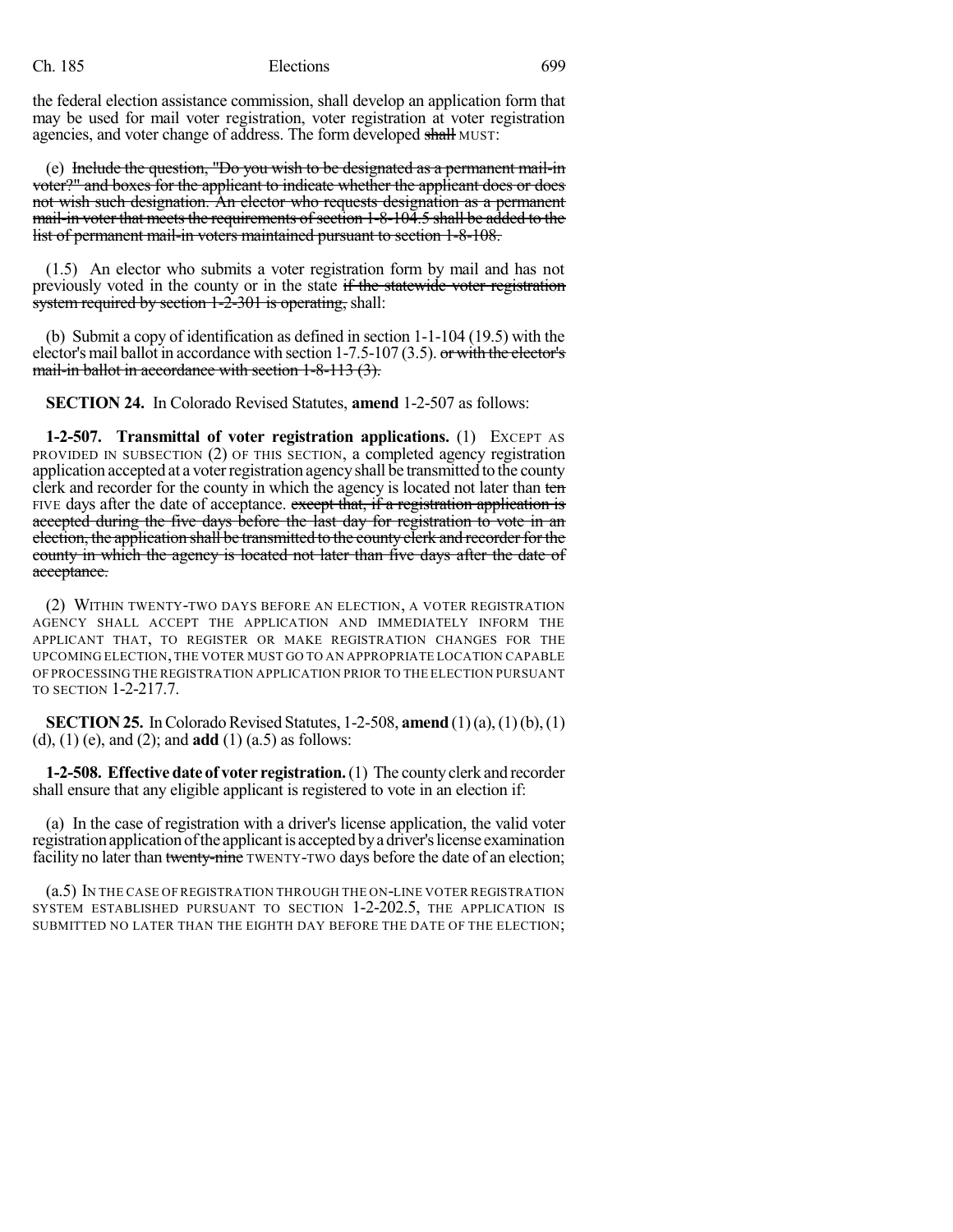the federal election assistance commission, shall develop an application form that may be used for mail voter registration, voter registration at voter registration agencies, and voter change of address. The form developed ~~shall~~ MUST:

(e) ~~Include the question, "Do you wish to be designated as a permanent mail-in voter?" and boxes for the applicant to indicate whether the applicant does or does not wish such designation. An elector who requests designation as a permanent mail-in voter that meets the requirements of section 1-8-104.5 shall be added to the list of permanent mail-in voters maintained pursuant to section 1-8-108.~~

(1.5) An elector who submits a voter registration form by mail and has not previously voted in the county or in the state ~~if the statewide voter registration system required by section 1-2-301 is operating,~~ shall:

(b) Submit a copy of identification as defined in section 1-1-104 (19.5) with the elector's mail ballot in accordance with section 1-7.5-107 (3.5). ~~or with the elector's mail-in ballot in accordance with section 1-8-113 (3).~~

**SECTION 24.** In Colorado Revised Statutes, **amend** 1-2-507 as follows:

**1-2-507. Transmittal of voter registration applications.** (1) EXCEPT AS PROVIDED IN SUBSECTION (2) OF THIS SECTION, a completed agency registration application accepted at a voter registration agency shall be transmitted to the county clerk and recorder for the county in which the agency is located not later than ~~ten~~ FIVE days after the date of acceptance. ~~except that, if a registration application is accepted during the five days before the last day for registration to vote in an election, the application shall be transmitted to the county clerk and recorder for the county in which the agency is located not later than five days after the date of acceptance.~~

(2) WITHIN TWENTY-TWO DAYS BEFORE AN ELECTION, A VOTER REGISTRATION AGENCY SHALL ACCEPT THE APPLICATION AND IMMEDIATELY INFORM THE APPLICANT THAT, TO REGISTER OR MAKE REGISTRATION CHANGES FOR THE UPCOMING ELECTION, THE VOTER MUST GO TO AN APPROPRIATE LOCATION CAPABLE OF PROCESSING THE REGISTRATION APPLICATION PRIOR TO THE ELECTION PURSUANT TO SECTION 1-2-217.7.

**SECTION 25.** In Colorado Revised Statutes, 1-2-508, **amend** (1) (a), (1) (b), (1) (d), (1) (e), and (2); and **add** (1) (a.5) as follows:

**1-2-508. Effective date of voter registration.** (1) The county clerk and recorder shall ensure that any eligible applicant is registered to vote in an election if:

(a) In the case of registration with a driver's license application, the valid voter registration application of the applicant is accepted by a driver's license examination facility no later than ~~twenty-nine~~ TWENTY-TWO days before the date of an election;

(a.5) IN THE CASE OF REGISTRATION THROUGH THE ON-LINE VOTER REGISTRATION SYSTEM ESTABLISHED PURSUANT TO SECTION 1-2-202.5, THE APPLICATION IS SUBMITTED NO LATER THAN THE EIGHTH DAY BEFORE THE DATE OF THE ELECTION;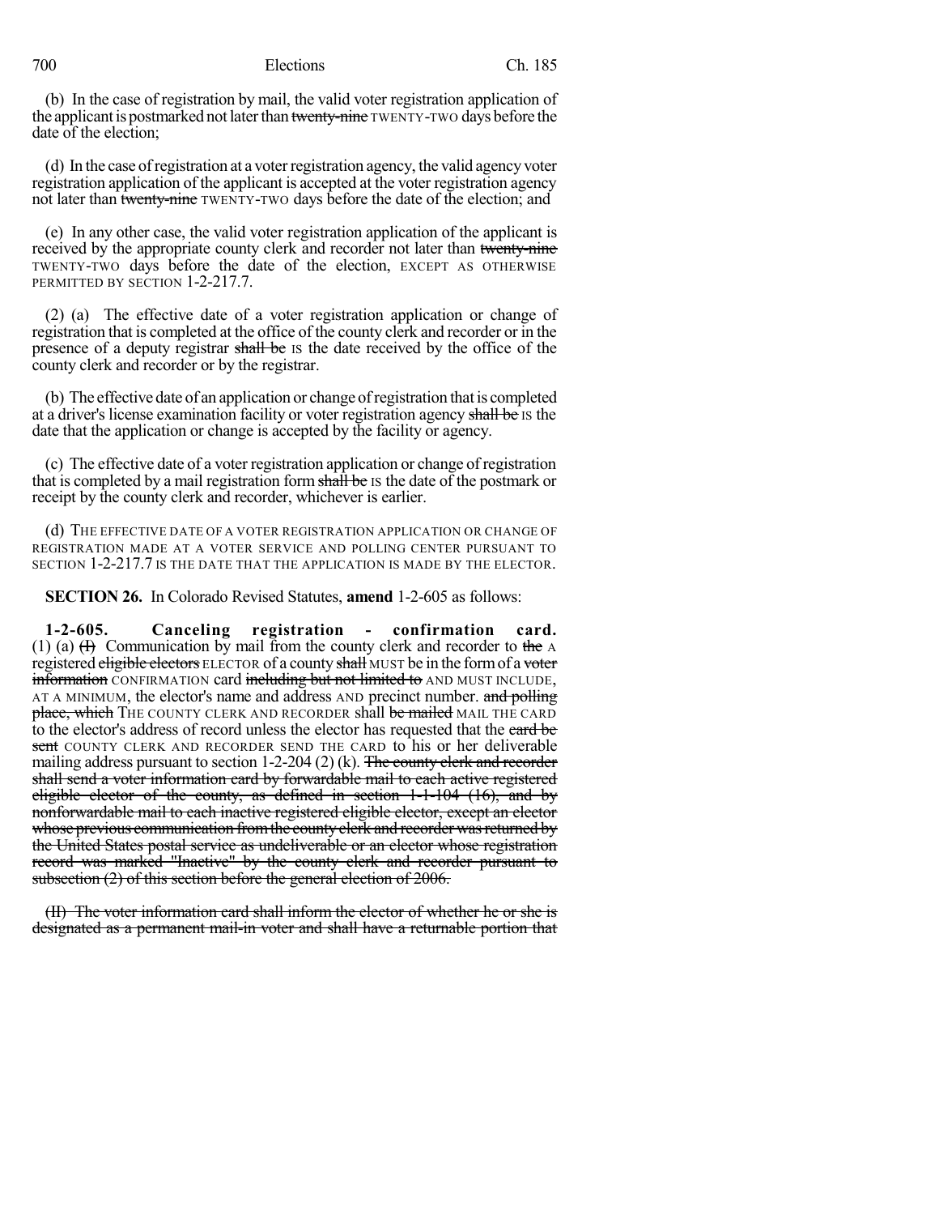(b) In the case of registration by mail, the valid voter registration application of the applicant is postmarked not later than ~~twenty-nine~~ TWENTY-TWO days before the date of the election;

(d) In the case of registration at a voter registration agency, the valid agency voter registration application of the applicant is accepted at the voter registration agency not later than ~~twenty-nine~~ TWENTY-TWO days before the date of the election; and

(e) In any other case, the valid voter registration application of the applicant is received by the appropriate county clerk and recorder not later than ~~twenty-nine~~ TWENTY-TWO days before the date of the election, EXCEPT AS OTHERWISE PERMITTED BY SECTION 1-2-217.7.

(2) (a) The effective date of a voter registration application or change of registration that is completed at the office of the county clerk and recorder or in the presence of a deputy registrar ~~shall be~~ IS the date received by the office of the county clerk and recorder or by the registrar.

(b) The effective date of an application or change of registration that is completed at a driver's license examination facility or voter registration agency ~~shall be~~ IS the date that the application or change is accepted by the facility or agency.

(c) The effective date of a voter registration application or change of registration that is completed by a mail registration form ~~shall be~~ IS the date of the postmark or receipt by the county clerk and recorder, whichever is earlier.

(d) THE EFFECTIVE DATE OF A VOTER REGISTRATION APPLICATION OR CHANGE OF REGISTRATION MADE AT A VOTER SERVICE AND POLLING CENTER PURSUANT TO SECTION 1-2-217.7 IS THE DATE THAT THE APPLICATION IS MADE BY THE ELECTOR.

**SECTION 26.** In Colorado Revised Statutes, **amend** 1-2-605 as follows:

**1-2-605. Canceling registration - confirmation card.** (1) (a) ~~(I)~~ Communication by mail from the county clerk and recorder to ~~the~~ A registered ~~eligible electors~~ ELECTOR of a county ~~shall~~ MUST be in the form of a ~~voter information~~ CONFIRMATION card ~~including but not limited to~~ AND MUST INCLUDE, AT A MINIMUM, the elector's name and address AND precinct number. ~~and polling place, which~~ THE COUNTY CLERK AND RECORDER shall ~~be mailed~~ MAIL THE CARD to the elector's address of record unless the elector has requested that the ~~card be sent~~ COUNTY CLERK AND RECORDER SEND THE CARD to his or her deliverable mailing address pursuant to section 1-2-204 (2) (k). ~~The county clerk and recorder shall send a voter information card by forwardable mail to each active registered eligible elector of the county, as defined in section 1-1-104 (16), and by nonforwardable mail to each inactive registered eligible elector, except an elector whose previous communication from the county clerk and recorder was returned by the United States postal service as undeliverable or an elector whose registration record was marked "Inactive" by the county clerk and recorder pursuant to subsection (2) of this section before the general election of 2006.~~

~~(II) The voter information card shall inform the elector of whether he or she is designated as a permanent mail-in voter and shall have a returnable portion that~~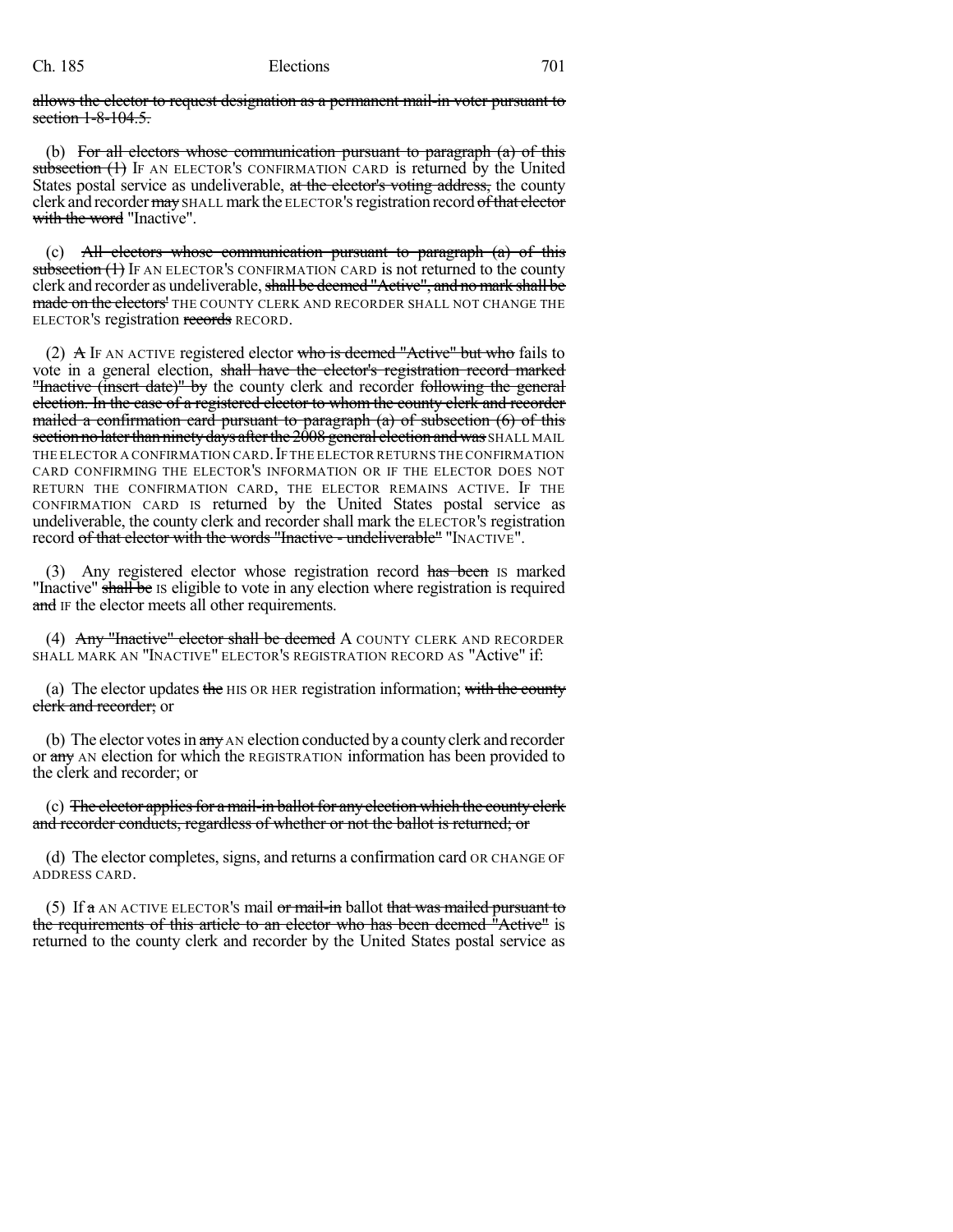~~allows the elector to request designation as a permanent mail-in voter pursuant to section 1-8-104.5.~~

(b) ~~For all electors whose communication pursuant to paragraph (a) of this subsection (1)~~ IF AN ELECTOR'S CONFIRMATION CARD is returned by the United States postal service as undeliverable, ~~at the elector's voting address,~~ the county clerk and recorder ~~may~~ SHALL mark the ELECTOR's registration record ~~of that elector with the word~~ "Inactive".

(c) ~~All electors whose communication pursuant to paragraph (a) of this subsection (1)~~ IF AN ELECTOR'S CONFIRMATION CARD is not returned to the county clerk and recorder as undeliverable, ~~shall be deemed "Active", and no mark shall be made on the electors'~~ THE COUNTY CLERK AND RECORDER SHALL NOT CHANGE THE ELECTOR'S registration ~~records~~ RECORD.

(2) ~~A~~ IF AN ACTIVE registered elector ~~who is deemed "Active" but who~~ fails to vote in a general election, ~~shall have the elector's registration record marked "Inactive (insert date)" by~~ the county clerk and recorder ~~following the general election. In the case of a registered elector to whom the county clerk and recorder mailed a confirmation card pursuant to paragraph (a) of subsection (6) of this section no later than ninety days after the 2008 general election and was~~ SHALL MAIL THE ELECTOR A CONFIRMATION CARD. IF THE ELECTOR RETURNS THE CONFIRMATION CARD CONFIRMING THE ELECTOR'S INFORMATION OR IF THE ELECTOR DOES NOT RETURN THE CONFIRMATION CARD, THE ELECTOR REMAINS ACTIVE. IF THE CONFIRMATION CARD IS returned by the United States postal service as undeliverable, the county clerk and recorder shall mark the ELECTOR's registration record ~~of that elector with the words "Inactive - undeliverable"~~ "INACTIVE".

(3) Any registered elector whose registration record ~~has been~~ IS marked "Inactive" ~~shall be~~ IS eligible to vote in any election where registration is required ~~and~~ IF the elector meets all other requirements.

(4) ~~Any "Inactive" elector shall be deemed~~ A COUNTY CLERK AND RECORDER SHALL MARK AN "INACTIVE" ELECTOR'S REGISTRATION RECORD AS "Active" if:

(a) The elector updates ~~the~~ HIS OR HER registration information; ~~with the county clerk and recorder;~~ or

(b) The elector votes in ~~any~~ AN election conducted by a county clerk and recorder or ~~any~~ AN election for which the REGISTRATION information has been provided to the clerk and recorder; or

(c) ~~The elector applies for a mail-in ballot for any election which the county clerk and recorder conducts, regardless of whether or not the ballot is returned; or~~

(d) The elector completes, signs, and returns a confirmation card OR CHANGE OF ADDRESS CARD.

(5) If ~~a~~ AN ACTIVE ELECTOR'S mail ~~or mail-in~~ ballot ~~that was mailed pursuant to the requirements of this article to an elector who has been deemed "Active"~~ is returned to the county clerk and recorder by the United States postal service as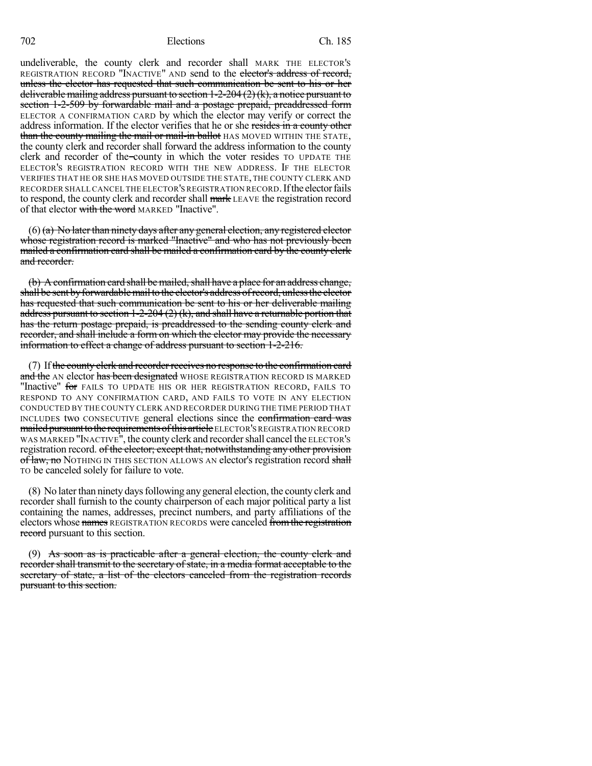undeliverable, the county clerk and recorder shall MARK THE ELECTOR'S REGISTRATION RECORD "INACTIVE" AND send to the ~~elector's address of record, unless the elector has requested that such communication be sent to his or her deliverable mailing address pursuant to section 1-2-204 (2) (k), a notice pursuant to section 1-2-509 by forwardable mail and a postage prepaid, preaddressed form~~ ELECTOR A CONFIRMATION CARD by which the elector may verify or correct the address information. If the elector verifies that he or she ~~resides in a county other than the county mailing the mail or mail-in ballot~~ HAS MOVED WITHIN THE STATE, the county clerk and recorder shall forward the address information to the county clerk and recorder of the ~~county in which the voter resides~~ TO UPDATE THE ELECTOR'S REGISTRATION RECORD WITH THE NEW ADDRESS. IF THE ELECTOR VERIFIES THAT HE OR SHE HAS MOVED OUTSIDE THE STATE, THE COUNTY CLERK AND RECORDER SHALL CANCEL THE ELECTOR'S REGISTRATION RECORD. If the elector fails to respond, the county clerk and recorder shall ~~mark~~ LEAVE the registration record of that elector ~~with the word~~ MARKED "Inactive".

(6) ~~(a) No later than ninety days after any general election, any registered elector whose registration record is marked "Inactive" and who has not previously been mailed a confirmation card shall be mailed a confirmation card by the county clerk and recorder.~~

~~(b) A confirmation card shall be mailed, shall have a place for an address change, shall be sent by forwardable mail to the elector's address of record, unless the elector has requested that such communication be sent to his or her deliverable mailing address pursuant to section 1-2-204 (2) (k), and shall have a returnable portion that has the return postage prepaid, is preaddressed to the sending county clerk and recorder, and shall include a form on which the elector may provide the necessary information to effect a change of address pursuant to section 1-2-216.~~

(7) If ~~the county clerk and recorder receives no response to the confirmation card and the~~ AN elector ~~has been designated~~ WHOSE REGISTRATION RECORD IS MARKED "Inactive" ~~for~~ FAILS TO UPDATE HIS OR HER REGISTRATION RECORD, FAILS TO RESPOND TO ANY CONFIRMATION CARD, AND FAILS TO VOTE IN ANY ELECTION CONDUCTED BY THE COUNTY CLERK AND RECORDER DURING THE TIME PERIOD THAT INCLUDES two CONSECUTIVE general elections since the ~~confirmation card was mailed pursuant to the requirements of this article~~ ELECTOR'S REGISTRATION RECORD WAS MARKED "INACTIVE", the county clerk and recorder shall cancel the ELECTOR'S registration record. ~~of the elector; except that, notwithstanding any other provision of law, no~~ NOTHING IN THIS SECTION ALLOWS AN elector's registration record ~~shall~~ TO be canceled solely for failure to vote.

(8) No later than ninety days following any general election, the county clerk and recorder shall furnish to the county chairperson of each major political party a list containing the names, addresses, precinct numbers, and party affiliations of the electors whose ~~names~~ REGISTRATION RECORDS were canceled ~~from the registration record~~ pursuant to this section.

(9) ~~As soon as is practicable after a general election, the county clerk and recorder shall transmit to the secretary of state, in a media format acceptable to the secretary of state, a list of the electors canceled from the registration records pursuant to this section.~~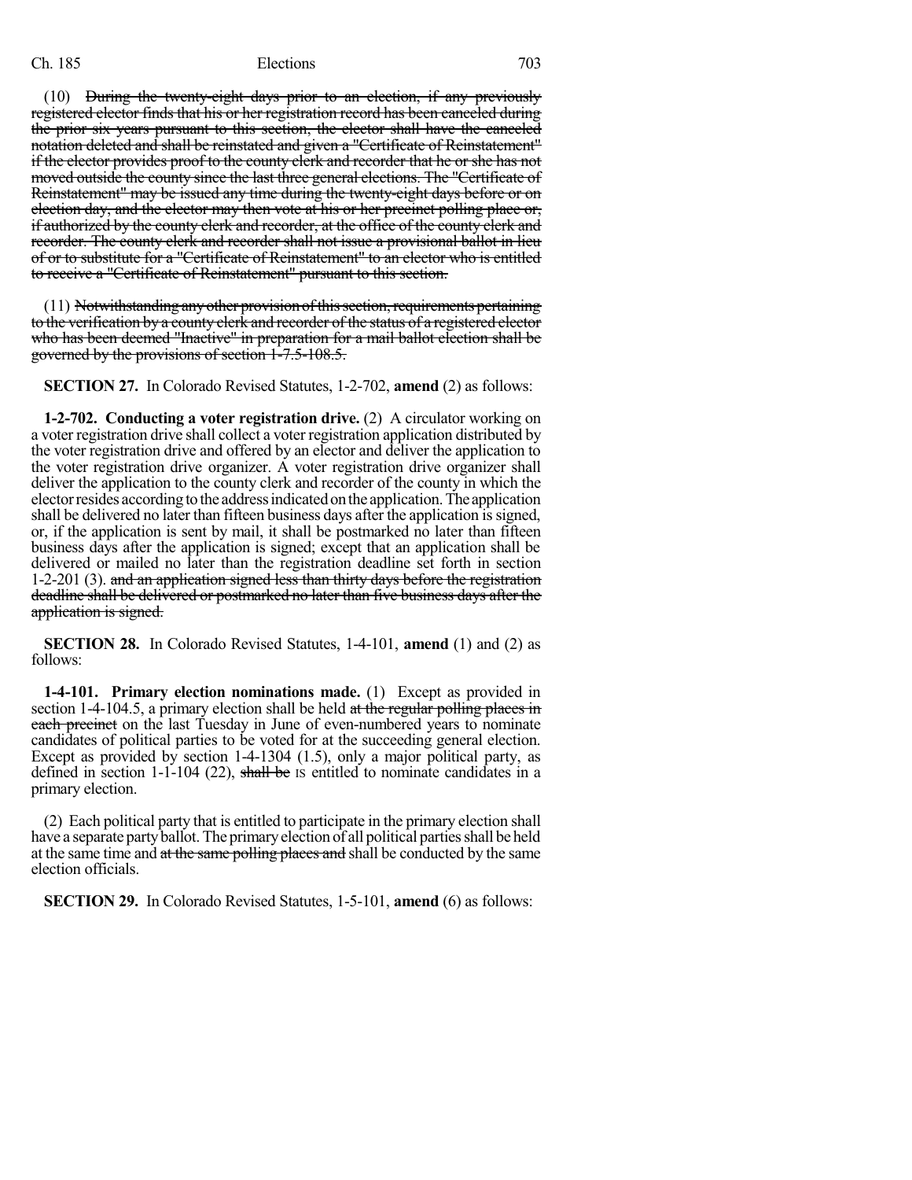(10) ~~During the twenty-eight days prior to an election, if any previously registered elector finds that his or her registration record has been canceled during the prior six years pursuant to this section, the elector shall have the canceled notation deleted and shall be reinstated and given a "Certificate of Reinstatement" if the elector provides proof to the county clerk and recorder that he or she has not moved outside the county since the last three general elections. The "Certificate of Reinstatement" may be issued any time during the twenty-eight days before or on election day, and the elector may then vote at his or her precinct polling place or, if authorized by the county clerk and recorder, at the office of the county clerk and recorder. The county clerk and recorder shall not issue a provisional ballot in lieu of or to substitute for a "Certificate of Reinstatement" to an elector who is entitled to receive a "Certificate of Reinstatement" pursuant to this section.~~

(11) ~~Notwithstanding any other provision of this section, requirements pertaining to the verification by a county clerk and recorder of the status of a registered elector who has been deemed "Inactive" in preparation for a mail ballot election shall be governed by the provisions of section 1-7.5-108.5.~~

**SECTION 27.** In Colorado Revised Statutes, 1-2-702, **amend** (2) as follows:

**1-2-702. Conducting a voter registration drive.** (2) A circulator working on a voter registration drive shall collect a voter registration application distributed by the voter registration drive and offered by an elector and deliver the application to the voter registration drive organizer. A voter registration drive organizer shall deliver the application to the county clerk and recorder of the county in which the elector resides according to the address indicated on the application. The application shall be delivered no later than fifteen business days after the application is signed, or, if the application is sent by mail, it shall be postmarked no later than fifteen business days after the application is signed; except that an application shall be delivered or mailed no later than the registration deadline set forth in section 1-2-201 (3). ~~and an application signed less than thirty days before the registration deadline shall be delivered or postmarked no later than five business days after the application is signed.~~

**SECTION 28.** In Colorado Revised Statutes, 1-4-101, **amend** (1) and (2) as follows:

**1-4-101. Primary election nominations made.** (1) Except as provided in section 1-4-104.5, a primary election shall be held ~~at the regular polling places in each precinct~~ on the last Tuesday in June of even-numbered years to nominate candidates of political parties to be voted for at the succeeding general election. Except as provided by section 1-4-1304 (1.5), only a major political party, as defined in section 1-1-104 (22), ~~shall be~~ IS entitled to nominate candidates in a primary election.

(2) Each political party that is entitled to participate in the primary election shall have a separate party ballot. The primary election of all political parties shall be held at the same time and ~~at the same polling places and~~ shall be conducted by the same election officials.

**SECTION 29.** In Colorado Revised Statutes, 1-5-101, **amend** (6) as follows: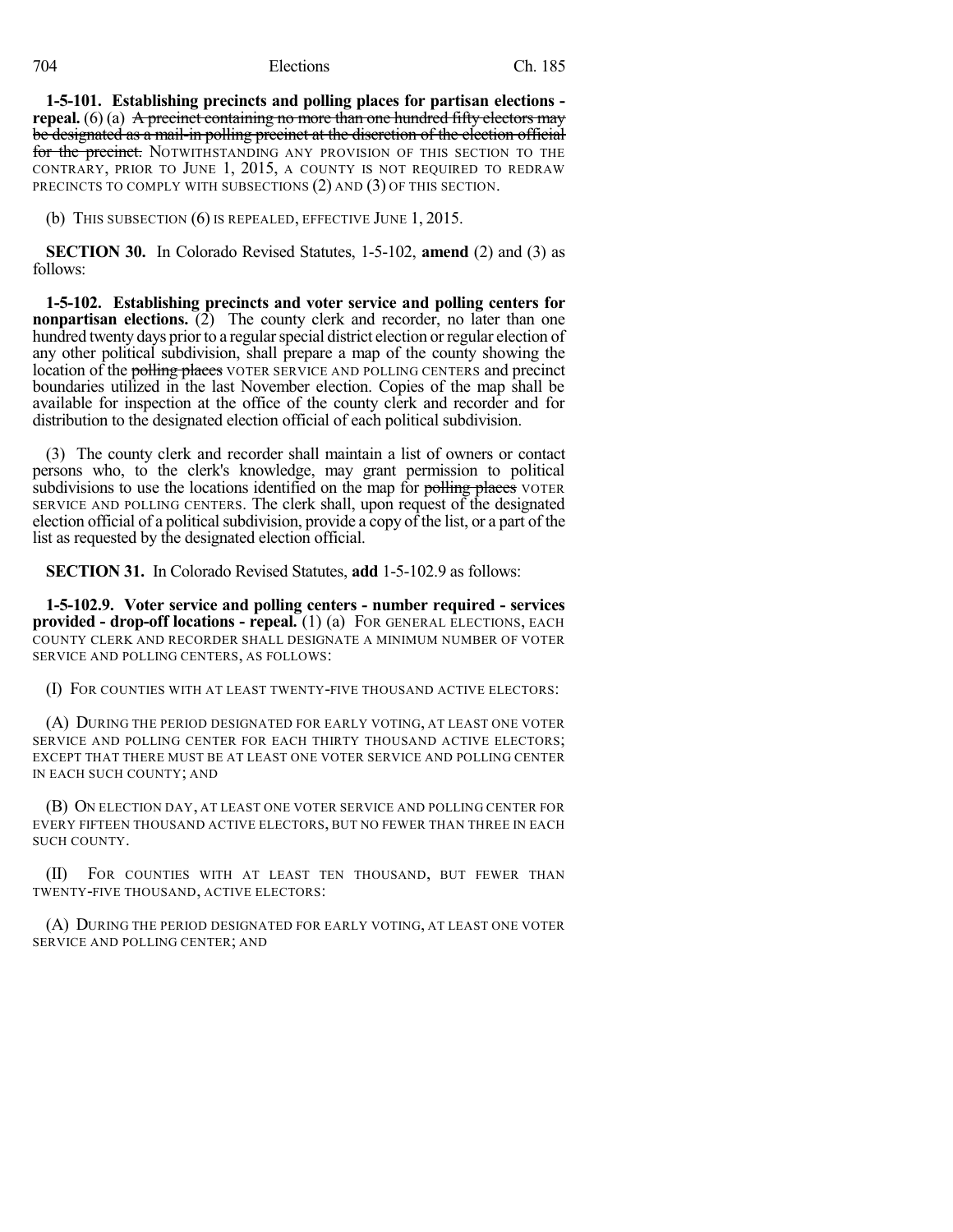**1-5-101. Establishing precincts and polling places for partisan elections - repeal.** (6) (a) ~~A precinct containing no more than one hundred fifty electors may be designated as a mail-in polling precinct at the discretion of the election official for the precinct.~~ NOTWITHSTANDING ANY PROVISION OF THIS SECTION TO THE CONTRARY, PRIOR TO JUNE 1, 2015, A COUNTY IS NOT REQUIRED TO REDRAW PRECINCTS TO COMPLY WITH SUBSECTIONS (2) AND (3) OF THIS SECTION.

(b) THIS SUBSECTION (6) IS REPEALED, EFFECTIVE JUNE 1, 2015.

**SECTION 30.** In Colorado Revised Statutes, 1-5-102, **amend** (2) and (3) as follows:

**1-5-102. Establishing precincts and voter service and polling centers for nonpartisan elections.** (2) The county clerk and recorder, no later than one hundred twenty days prior to a regular special district election or regular election of any other political subdivision, shall prepare a map of the county showing the location of the ~~polling places~~ VOTER SERVICE AND POLLING CENTERS and precinct boundaries utilized in the last November election. Copies of the map shall be available for inspection at the office of the county clerk and recorder and for distribution to the designated election official of each political subdivision.

(3) The county clerk and recorder shall maintain a list of owners or contact persons who, to the clerk's knowledge, may grant permission to political subdivisions to use the locations identified on the map for ~~polling places~~ VOTER SERVICE AND POLLING CENTERS. The clerk shall, upon request of the designated election official of a political subdivision, provide a copy of the list, or a part of the list as requested by the designated election official.

**SECTION 31.** In Colorado Revised Statutes, **add** 1-5-102.9 as follows:

**1-5-102.9. Voter service and polling centers - number required - services provided - drop-off locations - repeal.** (1) (a) FOR GENERAL ELECTIONS, EACH COUNTY CLERK AND RECORDER SHALL DESIGNATE A MINIMUM NUMBER OF VOTER SERVICE AND POLLING CENTERS, AS FOLLOWS:

(I) FOR COUNTIES WITH AT LEAST TWENTY-FIVE THOUSAND ACTIVE ELECTORS:

(A) DURING THE PERIOD DESIGNATED FOR EARLY VOTING, AT LEAST ONE VOTER SERVICE AND POLLING CENTER FOR EACH THIRTY THOUSAND ACTIVE ELECTORS; EXCEPT THAT THERE MUST BE AT LEAST ONE VOTER SERVICE AND POLLING CENTER IN EACH SUCH COUNTY; AND

(B) ON ELECTION DAY, AT LEAST ONE VOTER SERVICE AND POLLING CENTER FOR EVERY FIFTEEN THOUSAND ACTIVE ELECTORS, BUT NO FEWER THAN THREE IN EACH SUCH COUNTY.

(II) FOR COUNTIES WITH AT LEAST TEN THOUSAND, BUT FEWER THAN TWENTY-FIVE THOUSAND, ACTIVE ELECTORS:

(A) DURING THE PERIOD DESIGNATED FOR EARLY VOTING, AT LEAST ONE VOTER SERVICE AND POLLING CENTER; AND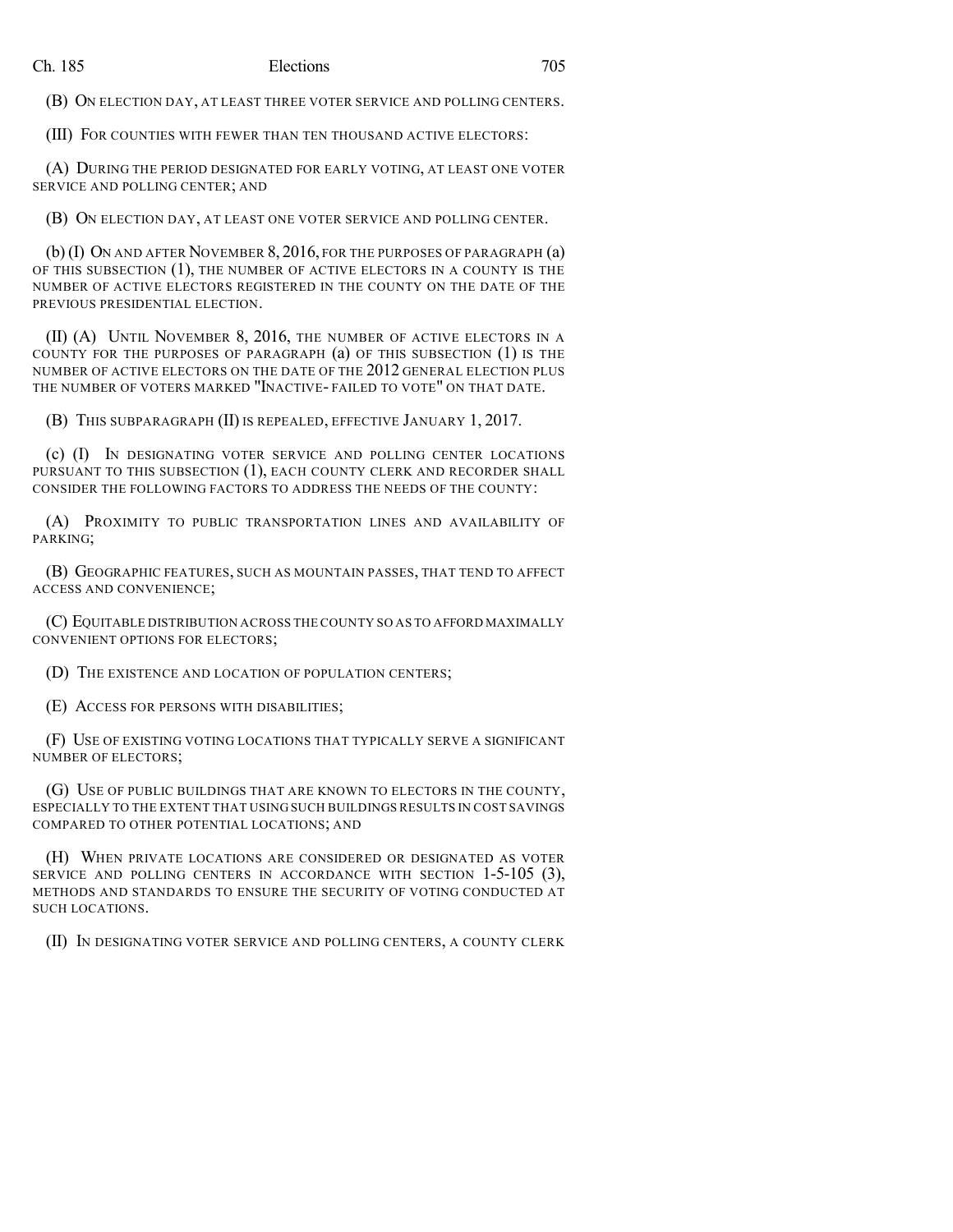(B) ON ELECTION DAY, AT LEAST THREE VOTER SERVICE AND POLLING CENTERS.

(III) FOR COUNTIES WITH FEWER THAN TEN THOUSAND ACTIVE ELECTORS:

(A) DURING THE PERIOD DESIGNATED FOR EARLY VOTING, AT LEAST ONE VOTER SERVICE AND POLLING CENTER; AND

(B) ON ELECTION DAY, AT LEAST ONE VOTER SERVICE AND POLLING CENTER.

(b) (I) ON AND AFTER NOVEMBER 8, 2016, FOR THE PURPOSES OF PARAGRAPH (a) OF THIS SUBSECTION (1), THE NUMBER OF ACTIVE ELECTORS IN A COUNTY IS THE NUMBER OF ACTIVE ELECTORS REGISTERED IN THE COUNTY ON THE DATE OF THE PREVIOUS PRESIDENTIAL ELECTION.

(II) (A) UNTIL NOVEMBER 8, 2016, THE NUMBER OF ACTIVE ELECTORS IN A COUNTY FOR THE PURPOSES OF PARAGRAPH (a) OF THIS SUBSECTION (1) IS THE NUMBER OF ACTIVE ELECTORS ON THE DATE OF THE 2012 GENERAL ELECTION PLUS THE NUMBER OF VOTERS MARKED "INACTIVE- FAILED TO VOTE" ON THAT DATE.

(B) THIS SUBPARAGRAPH (II) IS REPEALED, EFFECTIVE JANUARY 1, 2017.

(c) (I) IN DESIGNATING VOTER SERVICE AND POLLING CENTER LOCATIONS PURSUANT TO THIS SUBSECTION (1), EACH COUNTY CLERK AND RECORDER SHALL CONSIDER THE FOLLOWING FACTORS TO ADDRESS THE NEEDS OF THE COUNTY:

(A) PROXIMITY TO PUBLIC TRANSPORTATION LINES AND AVAILABILITY OF PARKING;

(B) GEOGRAPHIC FEATURES, SUCH AS MOUNTAIN PASSES, THAT TEND TO AFFECT ACCESS AND CONVENIENCE;

(C) EQUITABLE DISTRIBUTION ACROSS THE COUNTY SO AS TO AFFORD MAXIMALLY CONVENIENT OPTIONS FOR ELECTORS;

(D) THE EXISTENCE AND LOCATION OF POPULATION CENTERS;

(E) ACCESS FOR PERSONS WITH DISABILITIES;

(F) USE OF EXISTING VOTING LOCATIONS THAT TYPICALLY SERVE A SIGNIFICANT NUMBER OF ELECTORS;

(G) USE OF PUBLIC BUILDINGS THAT ARE KNOWN TO ELECTORS IN THE COUNTY, ESPECIALLY TO THE EXTENT THAT USING SUCH BUILDINGS RESULTS IN COST SAVINGS COMPARED TO OTHER POTENTIAL LOCATIONS; AND

(H) WHEN PRIVATE LOCATIONS ARE CONSIDERED OR DESIGNATED AS VOTER SERVICE AND POLLING CENTERS IN ACCORDANCE WITH SECTION 1-5-105 (3), METHODS AND STANDARDS TO ENSURE THE SECURITY OF VOTING CONDUCTED AT SUCH LOCATIONS.

(II) IN DESIGNATING VOTER SERVICE AND POLLING CENTERS, A COUNTY CLERK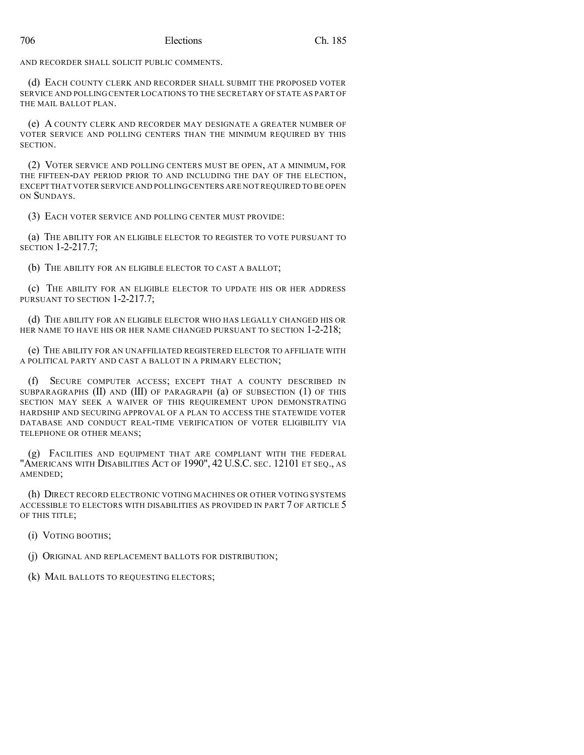AND RECORDER SHALL SOLICIT PUBLIC COMMENTS.

(d) EACH COUNTY CLERK AND RECORDER SHALL SUBMIT THE PROPOSED VOTER SERVICE AND POLLING CENTER LOCATIONS TO THE SECRETARY OF STATE AS PART OF THE MAIL BALLOT PLAN.

(e) A COUNTY CLERK AND RECORDER MAY DESIGNATE A GREATER NUMBER OF VOTER SERVICE AND POLLING CENTERS THAN THE MINIMUM REQUIRED BY THIS SECTION.

(2) VOTER SERVICE AND POLLING CENTERS MUST BE OPEN, AT A MINIMUM, FOR THE FIFTEEN-DAY PERIOD PRIOR TO AND INCLUDING THE DAY OF THE ELECTION, EXCEPT THAT VOTER SERVICE AND POLLING CENTERS ARE NOT REQUIRED TO BE OPEN ON SUNDAYS.

(3) EACH VOTER SERVICE AND POLLING CENTER MUST PROVIDE:

(a) THE ABILITY FOR AN ELIGIBLE ELECTOR TO REGISTER TO VOTE PURSUANT TO SECTION 1-2-217.7;

(b) THE ABILITY FOR AN ELIGIBLE ELECTOR TO CAST A BALLOT;

(c) THE ABILITY FOR AN ELIGIBLE ELECTOR TO UPDATE HIS OR HER ADDRESS PURSUANT TO SECTION 1-2-217.7;

(d) THE ABILITY FOR AN ELIGIBLE ELECTOR WHO HAS LEGALLY CHANGED HIS OR HER NAME TO HAVE HIS OR HER NAME CHANGED PURSUANT TO SECTION 1-2-218;

(e) THE ABILITY FOR AN UNAFFILIATED REGISTERED ELECTOR TO AFFILIATE WITH A POLITICAL PARTY AND CAST A BALLOT IN A PRIMARY ELECTION;

(f) SECURE COMPUTER ACCESS; EXCEPT THAT A COUNTY DESCRIBED IN SUBPARAGRAPHS (II) AND (III) OF PARAGRAPH (a) OF SUBSECTION (1) OF THIS SECTION MAY SEEK A WAIVER OF THIS REQUIREMENT UPON DEMONSTRATING HARDSHIP AND SECURING APPROVAL OF A PLAN TO ACCESS THE STATEWIDE VOTER DATABASE AND CONDUCT REAL-TIME VERIFICATION OF VOTER ELIGIBILITY VIA TELEPHONE OR OTHER MEANS;

(g) FACILITIES AND EQUIPMENT THAT ARE COMPLIANT WITH THE FEDERAL "AMERICANS WITH DISABILITIES ACT OF 1990", 42 U.S.C. SEC. 12101 ET SEQ., AS AMENDED;

(h) DIRECT RECORD ELECTRONIC VOTING MACHINES OR OTHER VOTING SYSTEMS ACCESSIBLE TO ELECTORS WITH DISABILITIES AS PROVIDED IN PART 7 OF ARTICLE 5 OF THIS TITLE;

(i) VOTING BOOTHS;

(j) ORIGINAL AND REPLACEMENT BALLOTS FOR DISTRIBUTION;

(k) MAIL BALLOTS TO REQUESTING ELECTORS;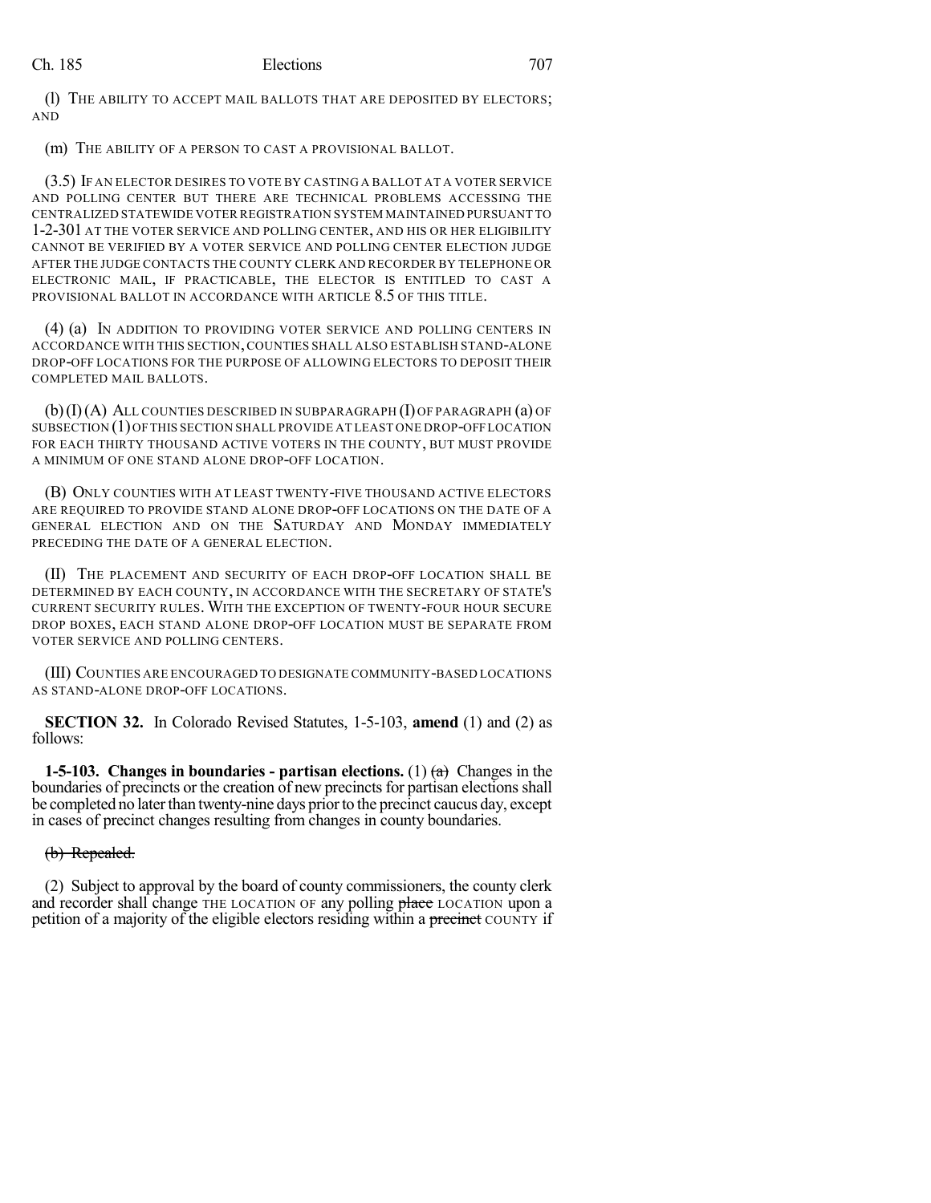(l) THE ABILITY TO ACCEPT MAIL BALLOTS THAT ARE DEPOSITED BY ELECTORS; AND

(m) THE ABILITY OF A PERSON TO CAST A PROVISIONAL BALLOT.

(3.5) IF AN ELECTOR DESIRES TO VOTE BY CASTING A BALLOT AT A VOTER SERVICE AND POLLING CENTER BUT THERE ARE TECHNICAL PROBLEMS ACCESSING THE CENTRALIZED STATEWIDE VOTER REGISTRATION SYSTEM MAINTAINED PURSUANT TO 1-2-301 AT THE VOTER SERVICE AND POLLING CENTER, AND HIS OR HER ELIGIBILITY CANNOT BE VERIFIED BY A VOTER SERVICE AND POLLING CENTER ELECTION JUDGE AFTER THE JUDGE CONTACTS THE COUNTY CLERK AND RECORDER BY TELEPHONE OR ELECTRONIC MAIL, IF PRACTICABLE, THE ELECTOR IS ENTITLED TO CAST A PROVISIONAL BALLOT IN ACCORDANCE WITH ARTICLE 8.5 OF THIS TITLE.

(4) (a) IN ADDITION TO PROVIDING VOTER SERVICE AND POLLING CENTERS IN ACCORDANCE WITH THIS SECTION, COUNTIES SHALL ALSO ESTABLISH STAND-ALONE DROP-OFF LOCATIONS FOR THE PURPOSE OF ALLOWING ELECTORS TO DEPOSIT THEIR COMPLETED MAIL BALLOTS.

(b) (I) (A) ALL COUNTIES DESCRIBED IN SUBPARAGRAPH (I) OF PARAGRAPH (a) OF SUBSECTION (1) OF THIS SECTION SHALL PROVIDE AT LEAST ONE DROP-OFF LOCATION FOR EACH THIRTY THOUSAND ACTIVE VOTERS IN THE COUNTY, BUT MUST PROVIDE A MINIMUM OF ONE STAND ALONE DROP-OFF LOCATION.

(B) ONLY COUNTIES WITH AT LEAST TWENTY-FIVE THOUSAND ACTIVE ELECTORS ARE REQUIRED TO PROVIDE STAND ALONE DROP-OFF LOCATIONS ON THE DATE OF A GENERAL ELECTION AND ON THE SATURDAY AND MONDAY IMMEDIATELY PRECEDING THE DATE OF A GENERAL ELECTION.

(II) THE PLACEMENT AND SECURITY OF EACH DROP-OFF LOCATION SHALL BE DETERMINED BY EACH COUNTY, IN ACCORDANCE WITH THE SECRETARY OF STATE'S CURRENT SECURITY RULES. WITH THE EXCEPTION OF TWENTY-FOUR HOUR SECURE DROP BOXES, EACH STAND ALONE DROP-OFF LOCATION MUST BE SEPARATE FROM VOTER SERVICE AND POLLING CENTERS.

(III) COUNTIES ARE ENCOURAGED TO DESIGNATE COMMUNITY-BASED LOCATIONS AS STAND-ALONE DROP-OFF LOCATIONS.

**SECTION 32.** In Colorado Revised Statutes, 1-5-103, **amend** (1) and (2) as follows:

**1-5-103. Changes in boundaries - partisan elections.** (1) ~~(a)~~ Changes in the boundaries of precincts or the creation of new precincts for partisan elections shall be completed no later than twenty-nine days prior to the precinct caucus day, except in cases of precinct changes resulting from changes in county boundaries.

~~(b) Repealed.~~

(2) Subject to approval by the board of county commissioners, the county clerk and recorder shall change THE LOCATION OF any polling ~~place~~ LOCATION upon a petition of a majority of the eligible electors residing within a ~~precinct~~ COUNTY if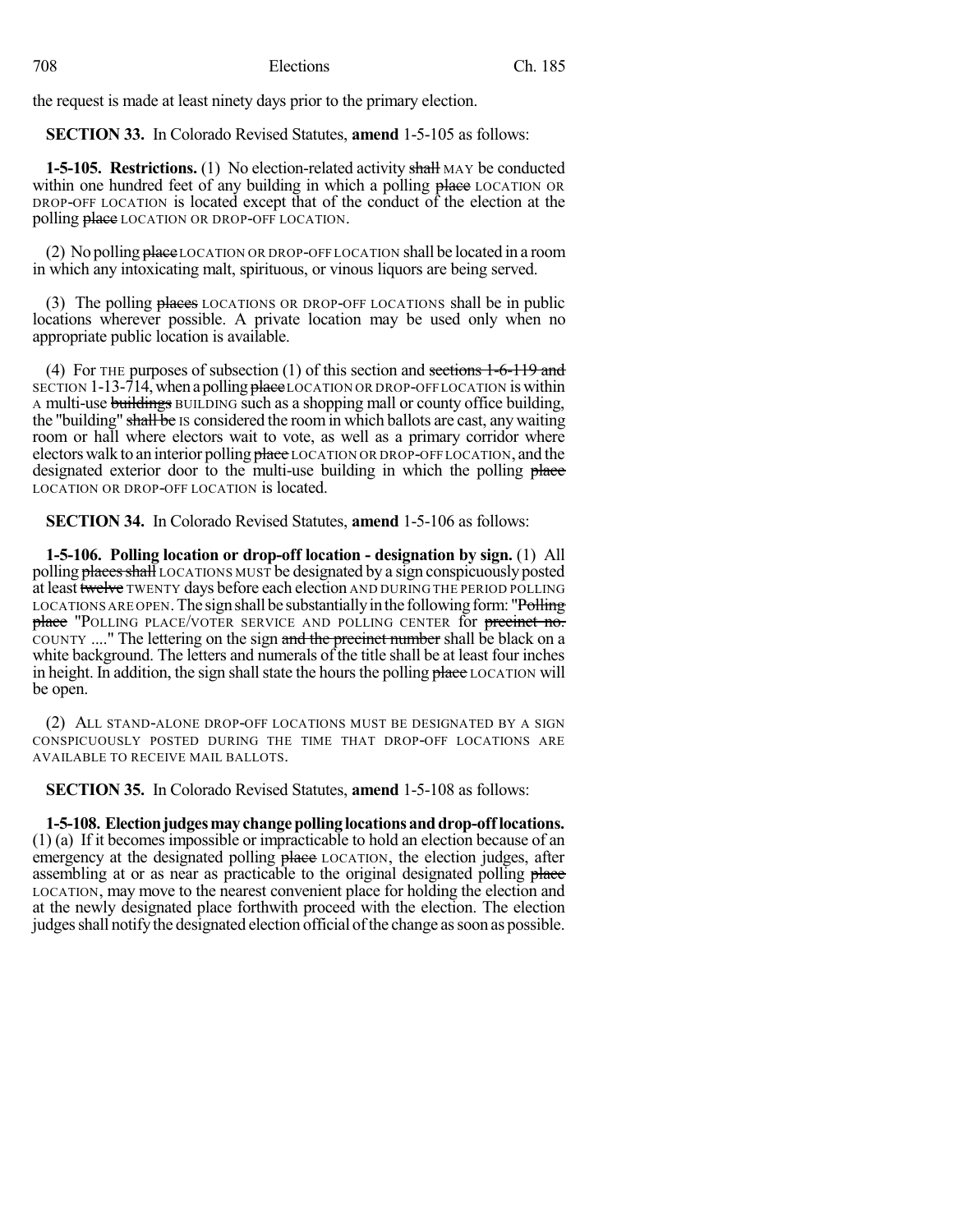the request is made at least ninety days prior to the primary election.

**SECTION 33.** In Colorado Revised Statutes, **amend** 1-5-105 as follows:

**1-5-105. Restrictions.** (1) No election-related activity ~~shall~~ MAY be conducted within one hundred feet of any building in which a polling ~~place~~ LOCATION OR DROP-OFF LOCATION is located except that of the conduct of the election at the polling ~~place~~ LOCATION OR DROP-OFF LOCATION.

(2) No polling ~~place~~ LOCATION OR DROP-OFF LOCATION shall be located in a room in which any intoxicating malt, spirituous, or vinous liquors are being served.

(3) The polling ~~places~~ LOCATIONS OR DROP-OFF LOCATIONS shall be in public locations wherever possible. A private location may be used only when no appropriate public location is available.

(4) For THE purposes of subsection (1) of this section and ~~sections 1-6-119 and~~ SECTION 1-13-714, when a polling ~~place~~ LOCATION OR DROP-OFF LOCATION is within A multi-use ~~buildings~~ BUILDING such as a shopping mall or county office building, the "building" ~~shall be~~ IS considered the room in which ballots are cast, any waiting room or hall where electors wait to vote, as well as a primary corridor where electors walk to an interior polling ~~place~~ LOCATION OR DROP-OFF LOCATION, and the designated exterior door to the multi-use building in which the polling ~~place~~ LOCATION OR DROP-OFF LOCATION is located.

**SECTION 34.** In Colorado Revised Statutes, **amend** 1-5-106 as follows:

**1-5-106. Polling location or drop-off location - designation by sign.** (1) All polling ~~places shall~~ LOCATIONS MUST be designated by a sign conspicuously posted at least ~~twelve~~ TWENTY days before each election AND DURING THE PERIOD POLLING LOCATIONS ARE OPEN. The sign shall be substantially in the following form: "~~Polling place~~ "POLLING PLACE/VOTER SERVICE AND POLLING CENTER for ~~precinct no.~~ COUNTY ...." The lettering on the sign ~~and the precinct number~~ shall be black on a white background. The letters and numerals of the title shall be at least four inches in height. In addition, the sign shall state the hours the polling ~~place~~ LOCATION will be open.

(2) ALL STAND-ALONE DROP-OFF LOCATIONS MUST BE DESIGNATED BY A SIGN CONSPICUOUSLY POSTED DURING THE TIME THAT DROP-OFF LOCATIONS ARE AVAILABLE TO RECEIVE MAIL BALLOTS.

**SECTION 35.** In Colorado Revised Statutes, **amend** 1-5-108 as follows:

**1-5-108. Election judges may change polling locations and drop-off locations.** (1) (a) If it becomes impossible or impracticable to hold an election because of an emergency at the designated polling ~~place~~ LOCATION, the election judges, after assembling at or as near as practicable to the original designated polling ~~place~~ LOCATION, may move to the nearest convenient place for holding the election and at the newly designated place forthwith proceed with the election. The election judges shall notify the designated election official of the change as soon as possible.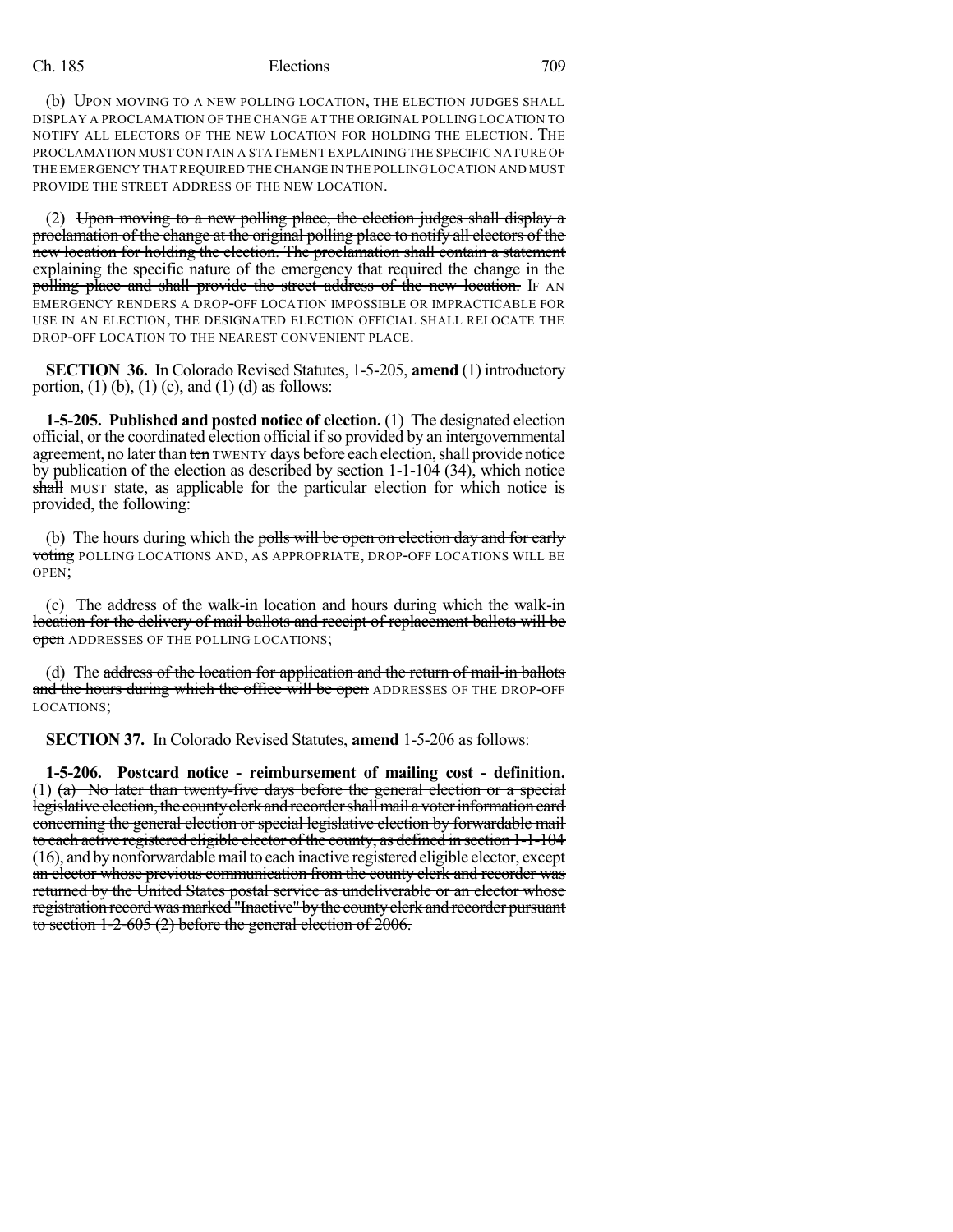(b) UPON MOVING TO A NEW POLLING LOCATION, THE ELECTION JUDGES SHALL DISPLAY A PROCLAMATION OF THE CHANGE AT THE ORIGINAL POLLING LOCATION TO NOTIFY ALL ELECTORS OF THE NEW LOCATION FOR HOLDING THE ELECTION. THE PROCLAMATION MUST CONTAIN A STATEMENT EXPLAINING THE SPECIFIC NATURE OF THE EMERGENCY THAT REQUIRED THE CHANGE IN THE POLLING LOCATION AND MUST PROVIDE THE STREET ADDRESS OF THE NEW LOCATION.

(2) ~~Upon moving to a new polling place, the election judges shall display a proclamation of the change at the original polling place to notify all electors of the new location for holding the election. The proclamation shall contain a statement explaining the specific nature of the emergency that required the change in the polling place and shall provide the street address of the new location.~~ IF AN EMERGENCY RENDERS A DROP-OFF LOCATION IMPOSSIBLE OR IMPRACTICABLE FOR USE IN AN ELECTION, THE DESIGNATED ELECTION OFFICIAL SHALL RELOCATE THE DROP-OFF LOCATION TO THE NEAREST CONVENIENT PLACE.

**SECTION 36.** In Colorado Revised Statutes, 1-5-205, **amend** (1) introductory portion, (1) (b), (1) (c), and (1) (d) as follows:

**1-5-205. Published and posted notice of election.** (1) The designated election official, or the coordinated election official if so provided by an intergovernmental agreement, no later than ~~ten~~ TWENTY days before each election, shall provide notice by publication of the election as described by section 1-1-104 (34), which notice ~~shall~~ MUST state, as applicable for the particular election for which notice is provided, the following:

(b) The hours during which the ~~polls will be open on election day and for early voting~~ POLLING LOCATIONS AND, AS APPROPRIATE, DROP-OFF LOCATIONS WILL BE OPEN;

(c) The ~~address of the walk-in location and hours during which the walk-in location for the delivery of mail ballots and receipt of replacement ballots will be open~~ ADDRESSES OF THE POLLING LOCATIONS;

(d) The ~~address of the location for application and the return of mail-in ballots and the hours during which the office will be open~~ ADDRESSES OF THE DROP-OFF LOCATIONS;

**SECTION 37.** In Colorado Revised Statutes, **amend** 1-5-206 as follows:

**1-5-206. Postcard notice - reimbursement of mailing cost - definition.** (1) ~~(a) No later than twenty-five days before the general election or a special legislative election, the county clerk and recorder shall mail a voter information card concerning the general election or special legislative election by forwardable mail to each active registered eligible elector of the county, as defined in section 1-1-104 (16), and by nonforwardable mail to each inactive registered eligible elector, except an elector whose previous communication from the county clerk and recorder was returned by the United States postal service as undeliverable or an elector whose registration record was marked "Inactive" by the county clerk and recorder pursuant to section 1-2-605 (2) before the general election of 2006.~~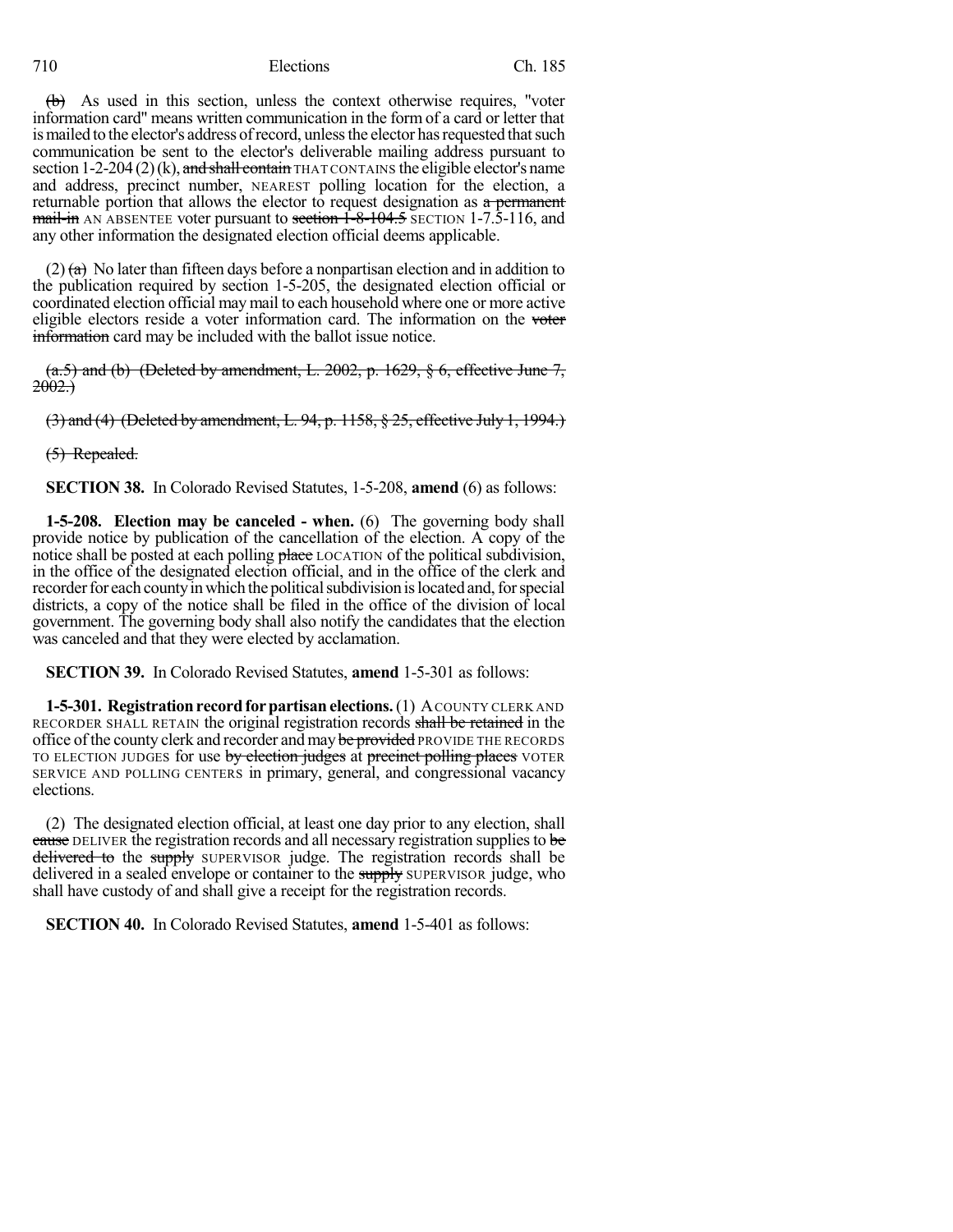~~(b)~~ As used in this section, unless the context otherwise requires, "voter information card" means written communication in the form of a card or letter that is mailed to the elector's address of record, unless the elector has requested that such communication be sent to the elector's deliverable mailing address pursuant to section 1-2-204 (2) (k), ~~and shall contain~~ THAT CONTAINS the eligible elector's name and address, precinct number, NEAREST polling location for the election, a returnable portion that allows the elector to request designation as ~~a permanent mail-in~~ AN ABSENTEE voter pursuant to ~~section 1-8-104.5~~ SECTION 1-7.5-116, and any other information the designated election official deems applicable.

(2) ~~(a)~~ No later than fifteen days before a nonpartisan election and in addition to the publication required by section 1-5-205, the designated election official or coordinated election official may mail to each household where one or more active eligible electors reside a voter information card. The information on the ~~voter information~~ card may be included with the ballot issue notice.

~~(a.5) and (b) (Deleted by amendment, L. 2002, p. 1629, § 6, effective June 7, 2002.)~~

~~(3) and (4) (Deleted by amendment, L. 94, p. 1158, § 25, effective July 1, 1994.)~~

~~(5) Repealed.~~

**SECTION 38.** In Colorado Revised Statutes, 1-5-208, **amend** (6) as follows:

**1-5-208. Election may be canceled - when.** (6) The governing body shall provide notice by publication of the cancellation of the election. A copy of the notice shall be posted at each polling ~~place~~ LOCATION of the political subdivision, in the office of the designated election official, and in the office of the clerk and recorder for each county in which the political subdivision is located and, for special districts, a copy of the notice shall be filed in the office of the division of local government. The governing body shall also notify the candidates that the election was canceled and that they were elected by acclamation.

**SECTION 39.** In Colorado Revised Statutes, **amend** 1-5-301 as follows:

**1-5-301. Registration record for partisan elections.** (1) A COUNTY CLERK AND RECORDER SHALL RETAIN the original registration records ~~shall be retained~~ in the office of the county clerk and recorder and may ~~be provided~~ PROVIDE THE RECORDS TO ELECTION JUDGES for use ~~by election judges~~ at ~~precinct polling places~~ VOTER SERVICE AND POLLING CENTERS in primary, general, and congressional vacancy elections.

(2) The designated election official, at least one day prior to any election, shall ~~cause~~ DELIVER the registration records and all necessary registration supplies to ~~be delivered to~~ the ~~supply~~ SUPERVISOR judge. The registration records shall be delivered in a sealed envelope or container to the ~~supply~~ SUPERVISOR judge, who shall have custody of and shall give a receipt for the registration records.

**SECTION 40.** In Colorado Revised Statutes, **amend** 1-5-401 as follows: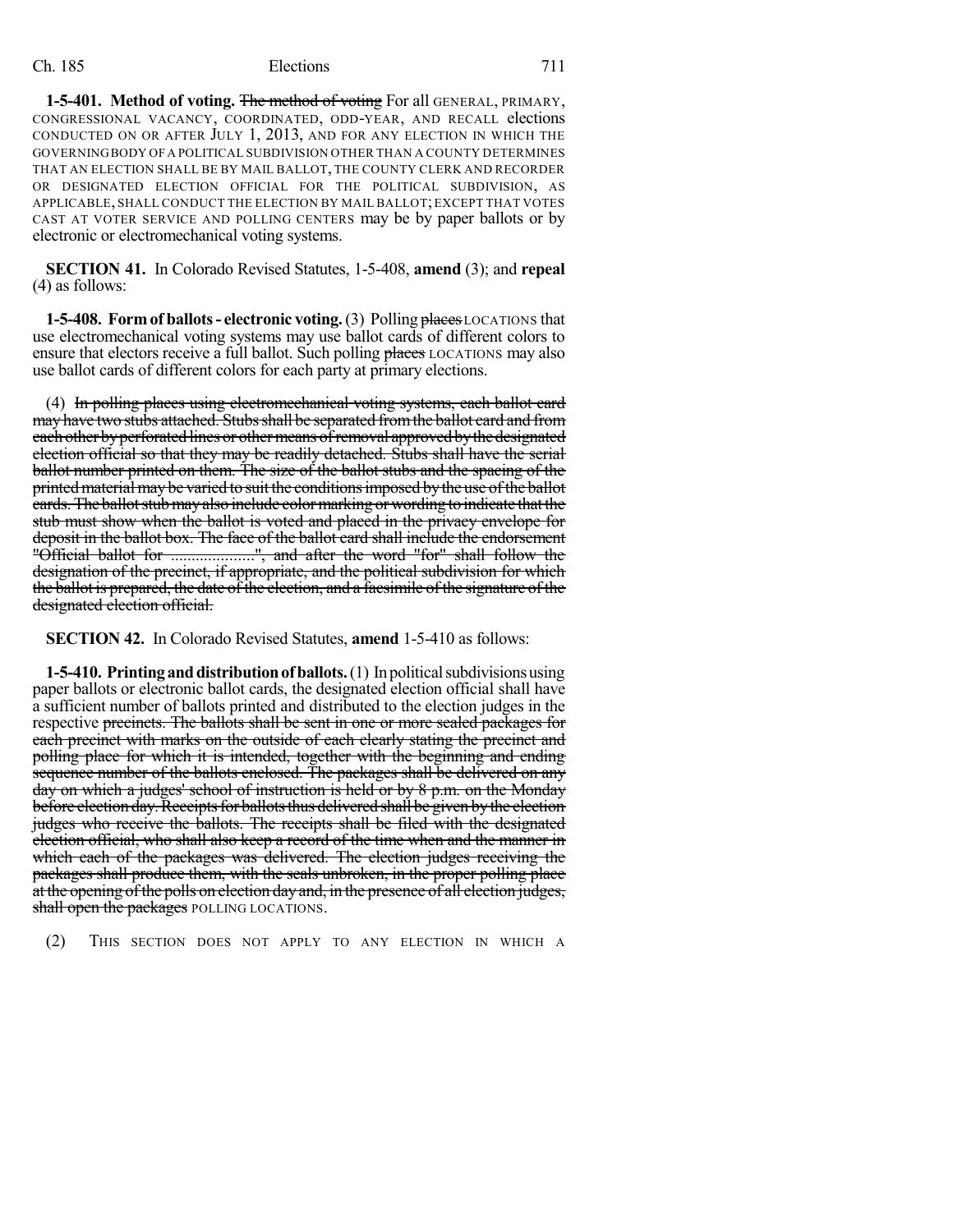**1-5-401. Method of voting.** ~~The method of voting~~ For all GENERAL, PRIMARY, CONGRESSIONAL VACANCY, COORDINATED, ODD-YEAR, AND RECALL elections CONDUCTED ON OR AFTER JULY 1, 2013, AND FOR ANY ELECTION IN WHICH THE GOVERNING BODY OF A POLITICAL SUBDIVISION OTHER THAN A COUNTY DETERMINES THAT AN ELECTION SHALL BE BY MAIL BALLOT, THE COUNTY CLERK AND RECORDER OR DESIGNATED ELECTION OFFICIAL FOR THE POLITICAL SUBDIVISION, AS APPLICABLE, SHALL CONDUCT THE ELECTION BY MAIL BALLOT; EXCEPT THAT VOTES CAST AT VOTER SERVICE AND POLLING CENTERS may be by paper ballots or by electronic or electromechanical voting systems.

**SECTION 41.** In Colorado Revised Statutes, 1-5-408, **amend** (3); and **repeal** (4) as follows:

**1-5-408. Form of ballots - electronic voting.** (3) Polling ~~places~~ LOCATIONS that use electromechanical voting systems may use ballot cards of different colors to ensure that electors receive a full ballot. Such polling ~~places~~ LOCATIONS may also use ballot cards of different colors for each party at primary elections.

(4) ~~In polling places using electromechanical voting systems, each ballot card may have two stubs attached. Stubs shall be separated from the ballot card and from each other by perforated lines or other means of removal approved by the designated election official so that they may be readily detached. Stubs shall have the serial ballot number printed on them. The size of the ballot stubs and the spacing of the printed material may be varied to suit the conditions imposed by the use of the ballot cards. The ballot stub may also include color marking or wording to indicate that the stub must show when the ballot is voted and placed in the privacy envelope for deposit in the ballot box. The face of the ballot card shall include the endorsement "Official ballot for ....................", and after the word "for" shall follow the designation of the precinct, if appropriate, and the political subdivision for which the ballot is prepared, the date of the election, and a facsimile of the signature of the designated election official.~~

**SECTION 42.** In Colorado Revised Statutes, **amend** 1-5-410 as follows:

**1-5-410. Printing and distribution of ballots.** (1) In political subdivisions using paper ballots or electronic ballot cards, the designated election official shall have a sufficient number of ballots printed and distributed to the election judges in the respective ~~precincts. The ballots shall be sent in one or more sealed packages for each precinct with marks on the outside of each clearly stating the precinct and polling place for which it is intended, together with the beginning and ending sequence number of the ballots enclosed. The packages shall be delivered on any day on which a judges' school of instruction is held or by 8 p.m. on the Monday before election day. Receipts for ballots thus delivered shall be given by the election judges who receive the ballots. The receipts shall be filed with the designated election official, who shall also keep a record of the time when and the manner in which each of the packages was delivered. The election judges receiving the packages shall produce them, with the seals unbroken, in the proper polling place at the opening of the polls on election day and, in the presence of all election judges, shall open the packages~~ POLLING LOCATIONS.

(2) THIS SECTION DOES NOT APPLY TO ANY ELECTION IN WHICH A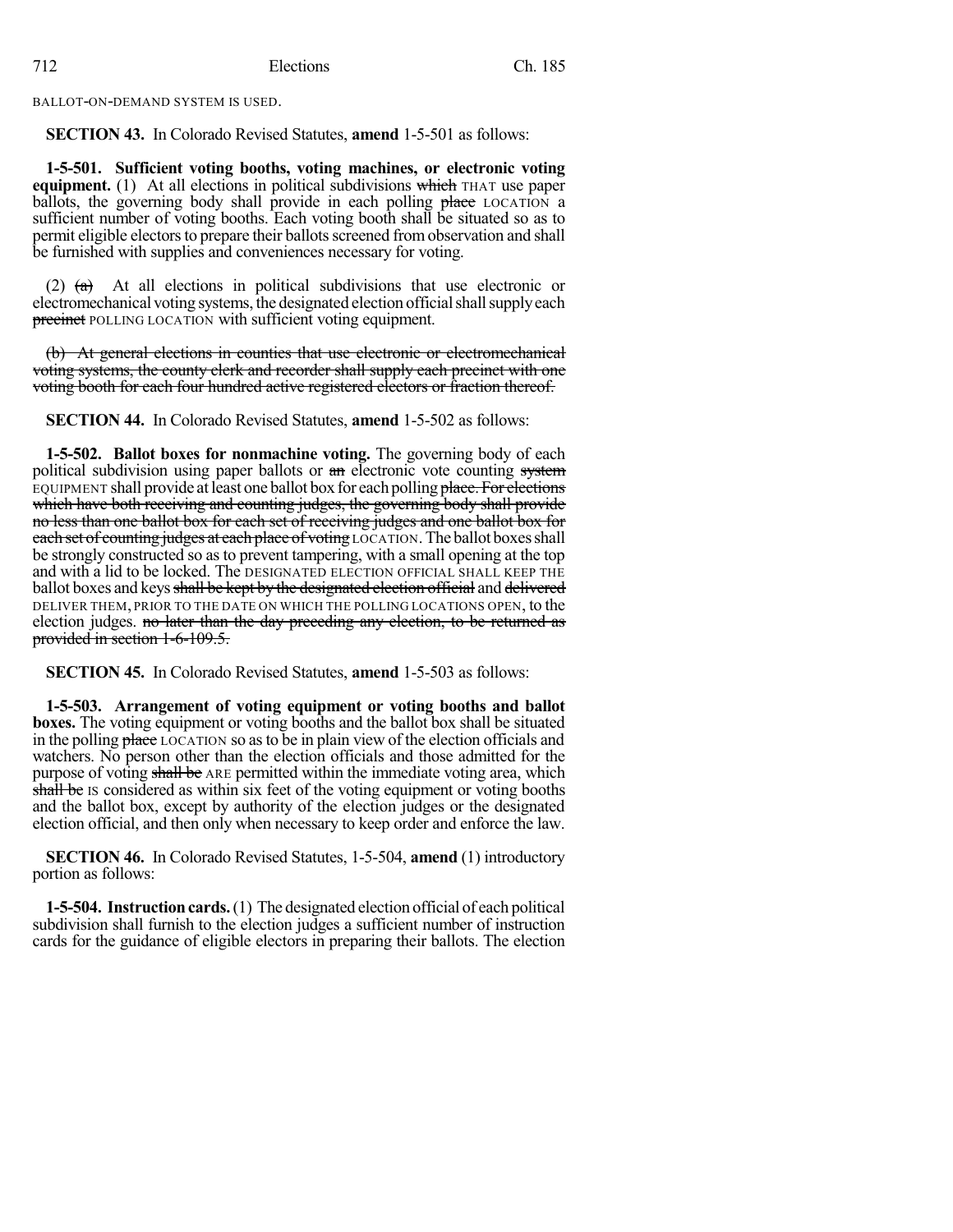BALLOT-ON-DEMAND SYSTEM IS USED.

**SECTION 43.** In Colorado Revised Statutes, **amend** 1-5-501 as follows:

**1-5-501. Sufficient voting booths, voting machines, or electronic voting equipment.** (1) At all elections in political subdivisions ~~which~~ THAT use paper ballots, the governing body shall provide in each polling ~~place~~ LOCATION a sufficient number of voting booths. Each voting booth shall be situated so as to permit eligible electors to prepare their ballots screened from observation and shall be furnished with supplies and conveniences necessary for voting.

(2) ~~(a)~~ At all elections in political subdivisions that use electronic or electromechanical voting systems, the designated election official shall supply each ~~precinct~~ POLLING LOCATION with sufficient voting equipment.

~~(b) At general elections in counties that use electronic or electromechanical voting systems, the county clerk and recorder shall supply each precinct with one voting booth for each four hundred active registered electors or fraction thereof.~~

**SECTION 44.** In Colorado Revised Statutes, **amend** 1-5-502 as follows:

**1-5-502. Ballot boxes for nonmachine voting.** The governing body of each political subdivision using paper ballots or ~~an~~ electronic vote counting ~~system~~ EQUIPMENT shall provide at least one ballot box for each polling ~~place. For elections which have both receiving and counting judges, the governing body shall provide no less than one ballot box for each set of receiving judges and one ballot box for each set of counting judges at each place of voting~~ LOCATION. The ballot boxes shall be strongly constructed so as to prevent tampering, with a small opening at the top and with a lid to be locked. The DESIGNATED ELECTION OFFICIAL SHALL KEEP THE ballot boxes and keys ~~shall be kept by the designated election official~~ and ~~delivered~~ DELIVER THEM, PRIOR TO THE DATE ON WHICH THE POLLING LOCATIONS OPEN, to the election judges. ~~no later than the day preceding any election, to be returned as provided in section 1-6-109.5.~~

**SECTION 45.** In Colorado Revised Statutes, **amend** 1-5-503 as follows:

**1-5-503. Arrangement of voting equipment or voting booths and ballot boxes.** The voting equipment or voting booths and the ballot box shall be situated in the polling ~~place~~ LOCATION so as to be in plain view of the election officials and watchers. No person other than the election officials and those admitted for the purpose of voting ~~shall be~~ ARE permitted within the immediate voting area, which ~~shall be~~ IS considered as within six feet of the voting equipment or voting booths and the ballot box, except by authority of the election judges or the designated election official, and then only when necessary to keep order and enforce the law.

**SECTION 46.** In Colorado Revised Statutes, 1-5-504, **amend** (1) introductory portion as follows:

**1-5-504. Instruction cards.** (1) The designated election official of each political subdivision shall furnish to the election judges a sufficient number of instruction cards for the guidance of eligible electors in preparing their ballots. The election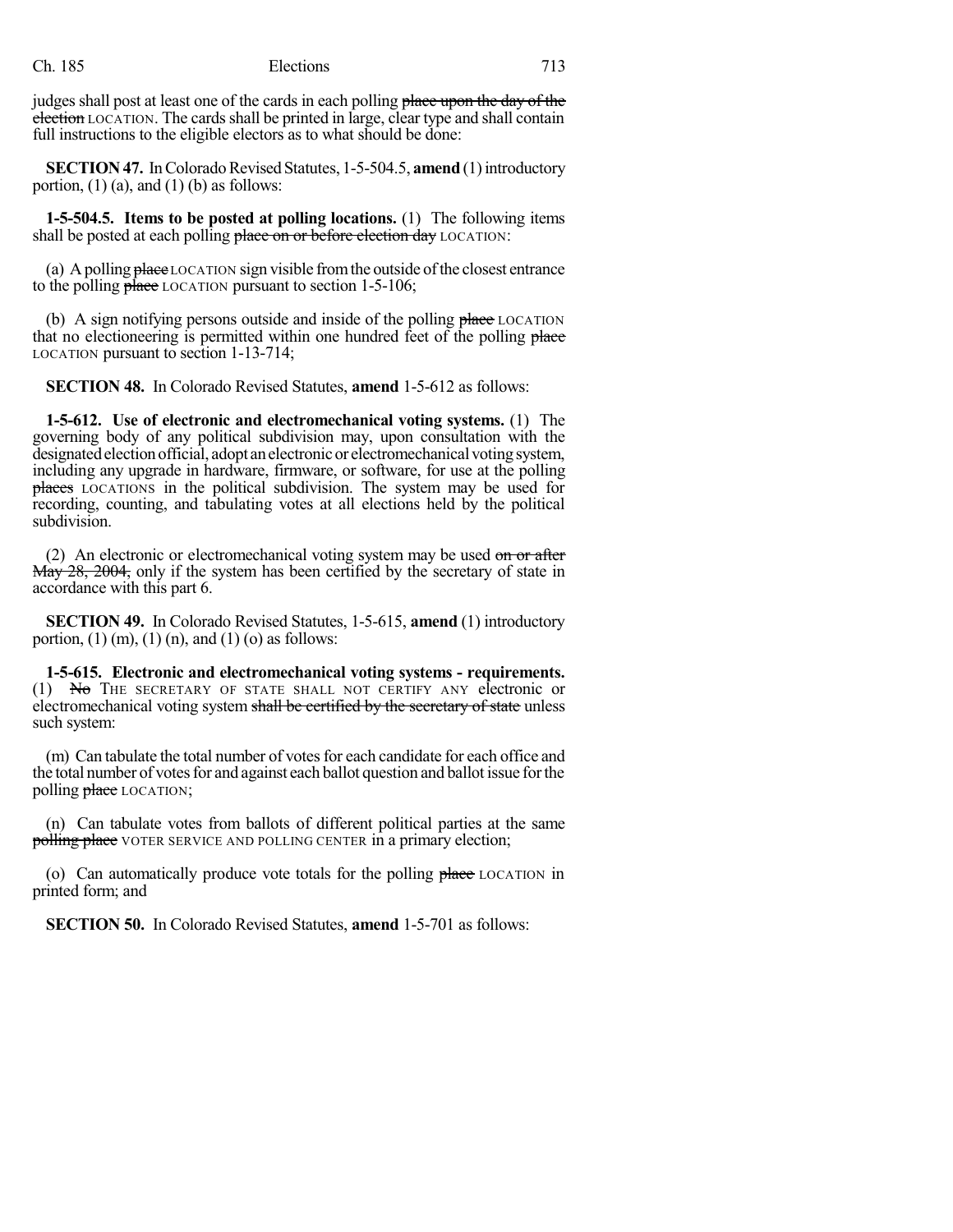judges shall post at least one of the cards in each polling ~~place upon the day of the election~~ LOCATION. The cards shall be printed in large, clear type and shall contain full instructions to the eligible electors as to what should be done:

**SECTION 47.** In Colorado Revised Statutes, 1-5-504.5, **amend** (1) introductory portion, (1) (a), and (1) (b) as follows:

**1-5-504.5. Items to be posted at polling locations.** (1) The following items shall be posted at each polling ~~place on or before election day~~ LOCATION:

(a) A polling ~~place~~ LOCATION sign visible from the outside of the closest entrance to the polling ~~place~~ LOCATION pursuant to section 1-5-106;

(b) A sign notifying persons outside and inside of the polling ~~place~~ LOCATION that no electioneering is permitted within one hundred feet of the polling ~~place~~ LOCATION pursuant to section 1-13-714;

**SECTION 48.** In Colorado Revised Statutes, **amend** 1-5-612 as follows:

**1-5-612. Use of electronic and electromechanical voting systems.** (1) The governing body of any political subdivision may, upon consultation with the designated election official, adopt an electronic or electromechanical voting system, including any upgrade in hardware, firmware, or software, for use at the polling ~~places~~ LOCATIONS in the political subdivision. The system may be used for recording, counting, and tabulating votes at all elections held by the political subdivision.

(2) An electronic or electromechanical voting system may be used ~~on or after May 28, 2004,~~ only if the system has been certified by the secretary of state in accordance with this part 6.

**SECTION 49.** In Colorado Revised Statutes, 1-5-615, **amend** (1) introductory portion, (1) (m), (1) (n), and (1) (o) as follows:

**1-5-615. Electronic and electromechanical voting systems - requirements.** (1) ~~No~~ THE SECRETARY OF STATE SHALL NOT CERTIFY ANY electronic or electromechanical voting system ~~shall be certified by the secretary of state~~ unless such system:

(m) Can tabulate the total number of votes for each candidate for each office and the total number of votes for and against each ballot question and ballot issue for the polling ~~place~~ LOCATION;

(n) Can tabulate votes from ballots of different political parties at the same ~~polling place~~ VOTER SERVICE AND POLLING CENTER in a primary election;

(o) Can automatically produce vote totals for the polling ~~place~~ LOCATION in printed form; and

**SECTION 50.** In Colorado Revised Statutes, **amend** 1-5-701 as follows: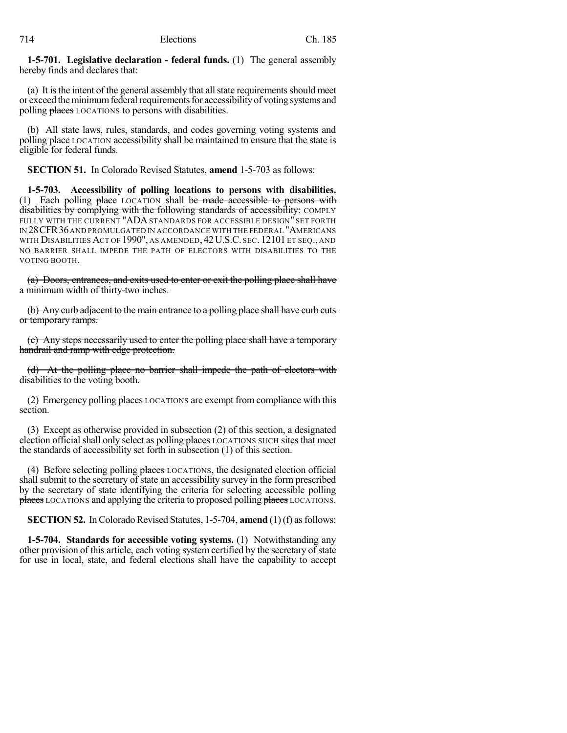**1-5-701. Legislative declaration - federal funds.** (1) The general assembly hereby finds and declares that:

(a) It is the intent of the general assembly that all state requirements should meet or exceed the minimum federal requirements for accessibility of voting systems and polling ~~places~~ LOCATIONS to persons with disabilities.

(b) All state laws, rules, standards, and codes governing voting systems and polling ~~place~~ LOCATION accessibility shall be maintained to ensure that the state is eligible for federal funds.

**SECTION 51.** In Colorado Revised Statutes, **amend** 1-5-703 as follows:

**1-5-703. Accessibility of polling locations to persons with disabilities.** (1) Each polling ~~place~~ LOCATION shall ~~be made accessible to persons with disabilities by complying with the following standards of accessibility:~~ COMPLY FULLY WITH THE CURRENT "ADA STANDARDS FOR ACCESSIBLE DESIGN" SET FORTH IN 28 CFR 36 AND PROMULGATED IN ACCORDANCE WITH THE FEDERAL "AMERICANS WITH DISABILITIES ACT OF 1990", AS AMENDED, 42 U.S.C. SEC. 12101 ET SEQ., AND NO BARRIER SHALL IMPEDE THE PATH OF ELECTORS WITH DISABILITIES TO THE VOTING BOOTH.

~~(a) Doors, entrances, and exits used to enter or exit the polling place shall have a minimum width of thirty-two inches.~~

~~(b) Any curb adjacent to the main entrance to a polling place shall have curb cuts or temporary ramps.~~

~~(c) Any steps necessarily used to enter the polling place shall have a temporary handrail and ramp with edge protection.~~

~~(d) At the polling place no barrier shall impede the path of electors with disabilities to the voting booth.~~

(2) Emergency polling ~~places~~ LOCATIONS are exempt from compliance with this section.

(3) Except as otherwise provided in subsection (2) of this section, a designated election official shall only select as polling ~~places~~ LOCATIONS SUCH sites that meet the standards of accessibility set forth in subsection (1) of this section.

(4) Before selecting polling ~~places~~ LOCATIONS, the designated election official shall submit to the secretary of state an accessibility survey in the form prescribed by the secretary of state identifying the criteria for selecting accessible polling ~~places~~ LOCATIONS and applying the criteria to proposed polling ~~places~~ LOCATIONS.

**SECTION 52.** In Colorado Revised Statutes, 1-5-704, **amend** (1) (f) as follows:

**1-5-704. Standards for accessible voting systems.** (1) Notwithstanding any other provision of this article, each voting system certified by the secretary of state for use in local, state, and federal elections shall have the capability to accept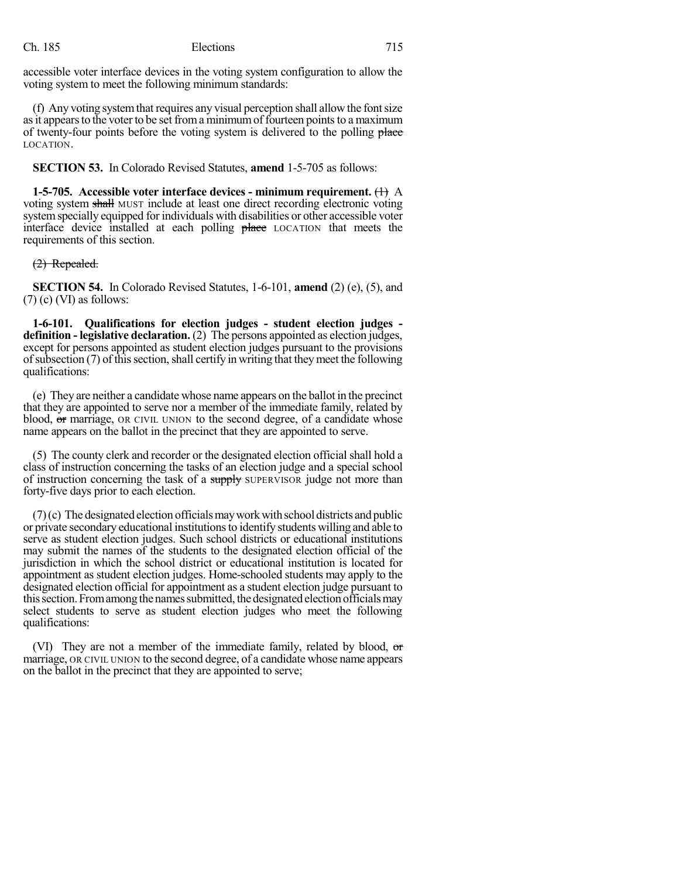accessible voter interface devices in the voting system configuration to allow the voting system to meet the following minimum standards:

(f) Any voting system that requires any visual perception shall allow the font size as it appears to the voter to be set from a minimum of fourteen points to a maximum of twenty-four points before the voting system is delivered to the polling ~~place~~ LOCATION.

**SECTION 53.** In Colorado Revised Statutes, **amend** 1-5-705 as follows:

**1-5-705. Accessible voter interface devices - minimum requirement.** ~~(1)~~ A voting system ~~shall~~ MUST include at least one direct recording electronic voting system specially equipped for individuals with disabilities or other accessible voter interface device installed at each polling ~~place~~ LOCATION that meets the requirements of this section.

~~(2) Repealed.~~

**SECTION 54.** In Colorado Revised Statutes, 1-6-101, **amend** (2) (e), (5), and (7) (c) (VI) as follows:

**1-6-101. Qualifications for election judges - student election judges - definition - legislative declaration.** (2) The persons appointed as election judges, except for persons appointed as student election judges pursuant to the provisions of subsection (7) of this section, shall certify in writing that they meet the following qualifications:

(e) They are neither a candidate whose name appears on the ballot in the precinct that they are appointed to serve nor a member of the immediate family, related by blood, ~~or~~ marriage, OR CIVIL UNION to the second degree, of a candidate whose name appears on the ballot in the precinct that they are appointed to serve.

(5) The county clerk and recorder or the designated election official shall hold a class of instruction concerning the tasks of an election judge and a special school of instruction concerning the task of a ~~supply~~ SUPERVISOR judge not more than forty-five days prior to each election.

(7) (c) The designated election officials may work with school districts and public or private secondary educational institutions to identify students willing and able to serve as student election judges. Such school districts or educational institutions may submit the names of the students to the designated election official of the jurisdiction in which the school district or educational institution is located for appointment as student election judges. Home-schooled students may apply to the designated election official for appointment as a student election judge pursuant to this section. From among the names submitted, the designated election officials may select students to serve as student election judges who meet the following qualifications:

(VI) They are not a member of the immediate family, related by blood, ~~or~~ marriage, OR CIVIL UNION to the second degree, of a candidate whose name appears on the ballot in the precinct that they are appointed to serve;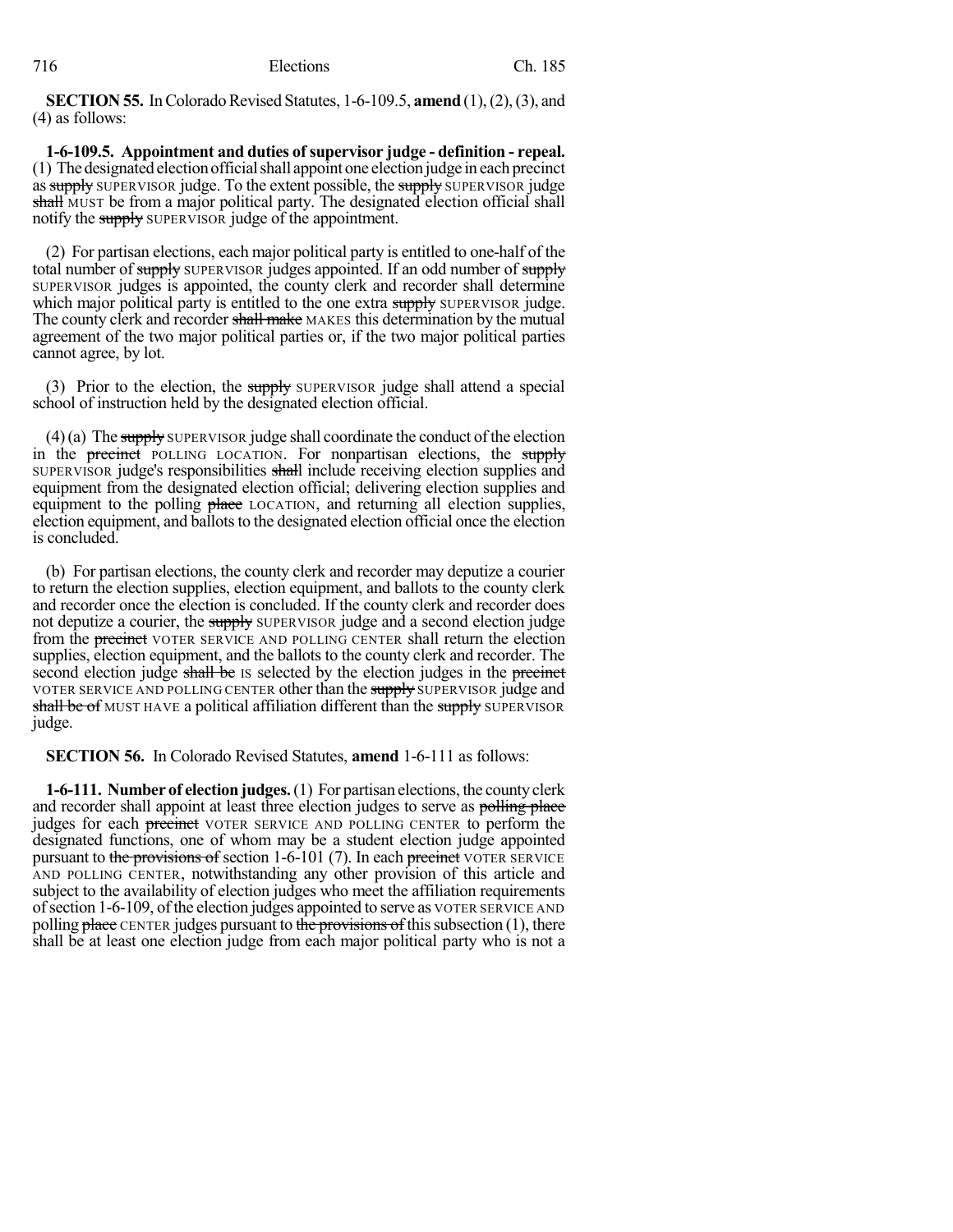**SECTION 55.** In Colorado Revised Statutes, 1-6-109.5, **amend** (1), (2), (3), and (4) as follows:

**1-6-109.5. Appointment and duties of supervisor judge - definition - repeal.** (1) The designated election official shall appoint one election judge in each precinct as ~~supply~~ SUPERVISOR judge. To the extent possible, the ~~supply~~ SUPERVISOR judge ~~shall~~ MUST be from a major political party. The designated election official shall notify the ~~supply~~ SUPERVISOR judge of the appointment.

(2) For partisan elections, each major political party is entitled to one-half of the total number of ~~supply~~ SUPERVISOR judges appointed. If an odd number of ~~supply~~ SUPERVISOR judges is appointed, the county clerk and recorder shall determine which major political party is entitled to the one extra ~~supply~~ SUPERVISOR judge. The county clerk and recorder ~~shall make~~ MAKES this determination by the mutual agreement of the two major political parties or, if the two major political parties cannot agree, by lot.

(3) Prior to the election, the ~~supply~~ SUPERVISOR judge shall attend a special school of instruction held by the designated election official.

(4) (a) The ~~supply~~ SUPERVISOR judge shall coordinate the conduct of the election in the ~~precinct~~ POLLING LOCATION. For nonpartisan elections, the ~~supply~~ SUPERVISOR judge's responsibilities ~~shall~~ include receiving election supplies and equipment from the designated election official; delivering election supplies and equipment to the polling ~~place~~ LOCATION, and returning all election supplies, election equipment, and ballots to the designated election official once the election is concluded.

(b) For partisan elections, the county clerk and recorder may deputize a courier to return the election supplies, election equipment, and ballots to the county clerk and recorder once the election is concluded. If the county clerk and recorder does not deputize a courier, the ~~supply~~ SUPERVISOR judge and a second election judge from the ~~precinct~~ VOTER SERVICE AND POLLING CENTER shall return the election supplies, election equipment, and the ballots to the county clerk and recorder. The second election judge ~~shall be~~ IS selected by the election judges in the ~~precinct~~ VOTER SERVICE AND POLLING CENTER other than the ~~supply~~ SUPERVISOR judge and ~~shall be of~~ MUST HAVE a political affiliation different than the ~~supply~~ SUPERVISOR judge.

**SECTION 56.** In Colorado Revised Statutes, **amend** 1-6-111 as follows:

**1-6-111. Number of election judges.** (1) For partisan elections, the county clerk and recorder shall appoint at least three election judges to serve as ~~polling place~~ judges for each ~~precinct~~ VOTER SERVICE AND POLLING CENTER to perform the designated functions, one of whom may be a student election judge appointed pursuant to ~~the provisions of~~ section 1-6-101 (7). In each ~~precinct~~ VOTER SERVICE AND POLLING CENTER, notwithstanding any other provision of this article and subject to the availability of election judges who meet the affiliation requirements of section 1-6-109, of the election judges appointed to serve as VOTER SERVICE AND polling ~~place~~ CENTER judges pursuant to ~~the provisions of~~ this subsection (1), there shall be at least one election judge from each major political party who is not a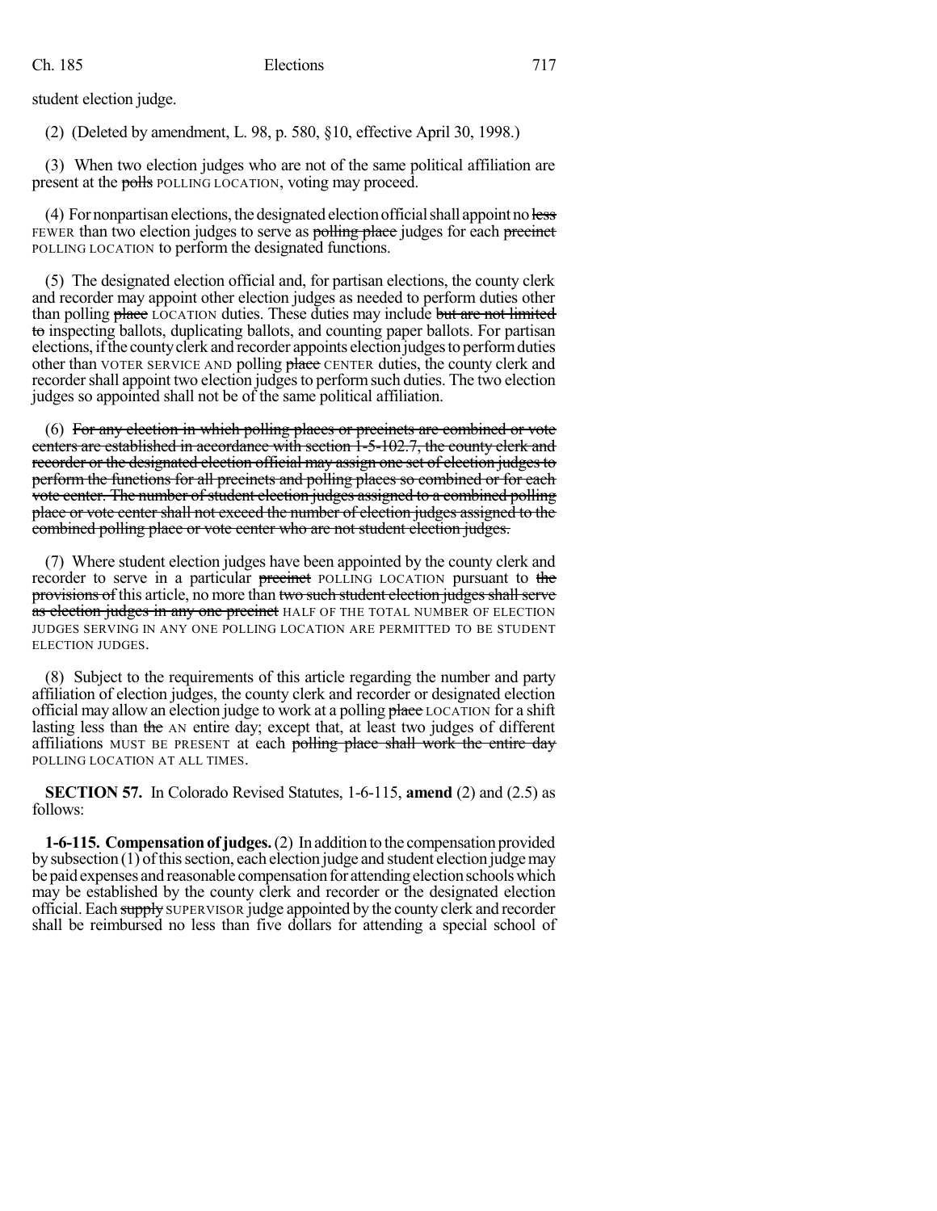student election judge.

(2) (Deleted by amendment, L. 98, p. 580, §10, effective April 30, 1998.)

(3) When two election judges who are not of the same political affiliation are present at the ~~polls~~ POLLING LOCATION, voting may proceed.

(4) For nonpartisan elections, the designated election official shall appoint no ~~less~~ FEWER than two election judges to serve as ~~polling place~~ judges for each ~~precinct~~ POLLING LOCATION to perform the designated functions.

(5) The designated election official and, for partisan elections, the county clerk and recorder may appoint other election judges as needed to perform duties other than polling ~~place~~ LOCATION duties. These duties may include ~~but are not limited to~~ inspecting ballots, duplicating ballots, and counting paper ballots. For partisan elections, if the county clerk and recorder appoints election judges to perform duties other than VOTER SERVICE AND polling ~~place~~ CENTER duties, the county clerk and recorder shall appoint two election judges to perform such duties. The two election judges so appointed shall not be of the same political affiliation.

(6) ~~For any election in which polling places or precincts are combined or vote centers are established in accordance with section 1-5-102.7, the county clerk and recorder or the designated election official may assign one set of election judges to perform the functions for all precincts and polling places so combined or for each vote center. The number of student election judges assigned to a combined polling place or vote center shall not exceed the number of election judges assigned to the combined polling place or vote center who are not student election judges.~~

(7) Where student election judges have been appointed by the county clerk and recorder to serve in a particular ~~precinct~~ POLLING LOCATION pursuant to ~~the provisions of~~ this article, no more than ~~two such student election judges shall serve as election judges in any one precinct~~ HALF OF THE TOTAL NUMBER OF ELECTION JUDGES SERVING IN ANY ONE POLLING LOCATION ARE PERMITTED TO BE STUDENT ELECTION JUDGES.

(8) Subject to the requirements of this article regarding the number and party affiliation of election judges, the county clerk and recorder or designated election official may allow an election judge to work at a polling ~~place~~ LOCATION for a shift lasting less than ~~the~~ AN entire day; except that, at least two judges of different affiliations MUST BE PRESENT at each ~~polling place shall work the entire day~~ POLLING LOCATION AT ALL TIMES.

**SECTION 57.** In Colorado Revised Statutes, 1-6-115, **amend** (2) and (2.5) as follows:

**1-6-115. Compensation of judges.** (2) In addition to the compensation provided by subsection (1) of this section, each election judge and student election judge may be paid expenses and reasonable compensation for attending election schools which may be established by the county clerk and recorder or the designated election official. Each ~~supply~~ SUPERVISOR judge appointed by the county clerk and recorder shall be reimbursed no less than five dollars for attending a special school of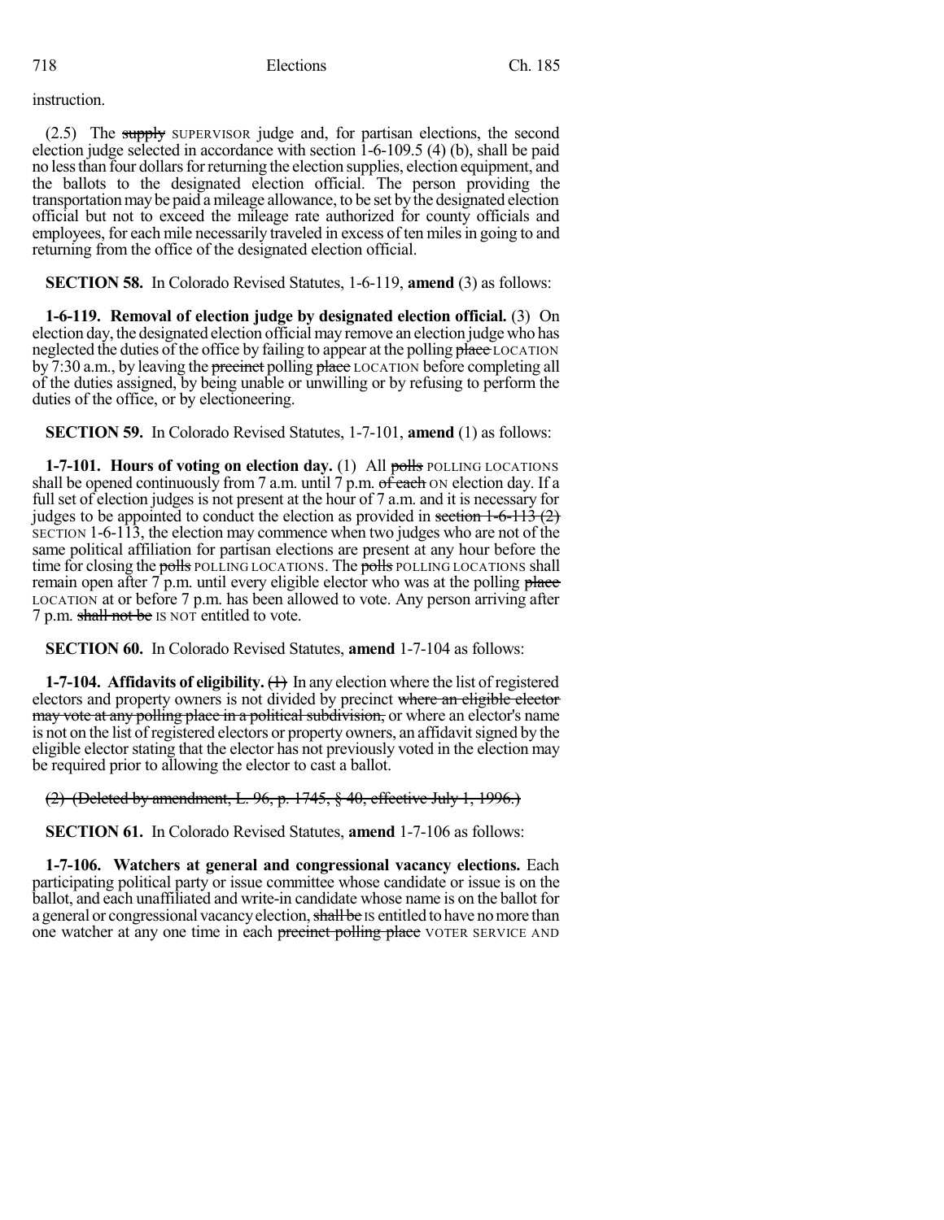instruction.

(2.5) The ~~supply~~ SUPERVISOR judge and, for partisan elections, the second election judge selected in accordance with section 1-6-109.5 (4) (b), shall be paid no less than four dollars for returning the election supplies, election equipment, and the ballots to the designated election official. The person providing the transportation may be paid a mileage allowance, to be set by the designated election official but not to exceed the mileage rate authorized for county officials and employees, for each mile necessarily traveled in excess of ten miles in going to and returning from the office of the designated election official.

**SECTION 58.** In Colorado Revised Statutes, 1-6-119, **amend** (3) as follows:

**1-6-119. Removal of election judge by designated election official.** (3) On election day, the designated election official may remove an election judge who has neglected the duties of the office by failing to appear at the polling ~~place~~ LOCATION by 7:30 a.m., by leaving the ~~precinct~~ polling ~~place~~ LOCATION before completing all of the duties assigned, by being unable or unwilling or by refusing to perform the duties of the office, or by electioneering.

**SECTION 59.** In Colorado Revised Statutes, 1-7-101, **amend** (1) as follows:

**1-7-101. Hours of voting on election day.** (1) All ~~polls~~ POLLING LOCATIONS shall be opened continuously from 7 a.m. until 7 p.m. ~~of each~~ ON election day. If a full set of election judges is not present at the hour of 7 a.m. and it is necessary for judges to be appointed to conduct the election as provided in ~~section 1-6-113 (2)~~ SECTION 1-6-113, the election may commence when two judges who are not of the same political affiliation for partisan elections are present at any hour before the time for closing the ~~polls~~ POLLING LOCATIONS. The ~~polls~~ POLLING LOCATIONS shall remain open after 7 p.m. until every eligible elector who was at the polling ~~place~~ LOCATION at or before 7 p.m. has been allowed to vote. Any person arriving after 7 p.m. ~~shall not be~~ IS NOT entitled to vote.

**SECTION 60.** In Colorado Revised Statutes, **amend** 1-7-104 as follows:

**1-7-104. Affidavits of eligibility.** ~~(1)~~ In any election where the list of registered electors and property owners is not divided by precinct ~~where an eligible elector may vote at any polling place in a political subdivision,~~ or where an elector's name is not on the list of registered electors or property owners, an affidavit signed by the eligible elector stating that the elector has not previously voted in the election may be required prior to allowing the elector to cast a ballot.

~~(2) (Deleted by amendment, L. 96, p. 1745, § 40, effective July 1, 1996.)~~

**SECTION 61.** In Colorado Revised Statutes, **amend** 1-7-106 as follows:

**1-7-106. Watchers at general and congressional vacancy elections.** Each participating political party or issue committee whose candidate or issue is on the ballot, and each unaffiliated and write-in candidate whose name is on the ballot for a general or congressional vacancy election, ~~shall be~~ IS entitled to have no more than one watcher at any one time in each ~~precinct polling place~~ VOTER SERVICE AND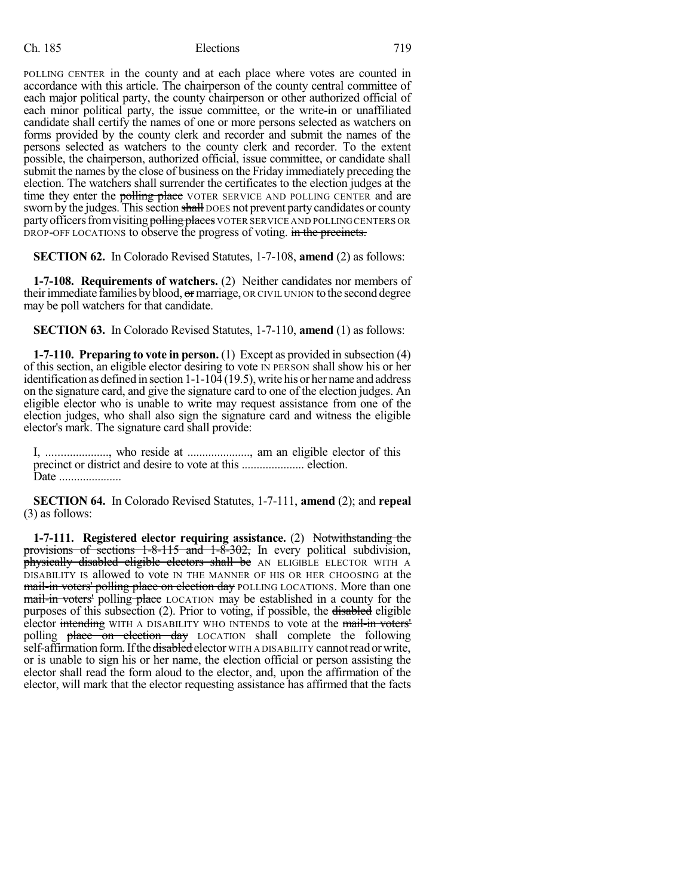POLLING CENTER in the county and at each place where votes are counted in accordance with this article. The chairperson of the county central committee of each major political party, the county chairperson or other authorized official of each minor political party, the issue committee, or the write-in or unaffiliated candidate shall certify the names of one or more persons selected as watchers on forms provided by the county clerk and recorder and submit the names of the persons selected as watchers to the county clerk and recorder. To the extent possible, the chairperson, authorized official, issue committee, or candidate shall submit the names by the close of business on the Friday immediately preceding the election. The watchers shall surrender the certificates to the election judges at the time they enter the ~~polling place~~ VOTER SERVICE AND POLLING CENTER and are sworn by the judges. This section ~~shall~~ DOES not prevent party candidates or county party officers from visiting ~~polling places~~ VOTER SERVICE AND POLLING CENTERS OR DROP-OFF LOCATIONS to observe the progress of voting. ~~in the precincts.~~

**SECTION 62.** In Colorado Revised Statutes, 1-7-108, **amend** (2) as follows:

**1-7-108. Requirements of watchers.** (2) Neither candidates nor members of their immediate families by blood, ~~or~~ marriage, OR CIVIL UNION to the second degree may be poll watchers for that candidate.

**SECTION 63.** In Colorado Revised Statutes, 1-7-110, **amend** (1) as follows:

**1-7-110. Preparing to vote in person.** (1) Except as provided in subsection (4) of this section, an eligible elector desiring to vote IN PERSON shall show his or her identification as defined in section 1-1-104 (19.5), write his or her name and address on the signature card, and give the signature card to one of the election judges. An eligible elector who is unable to write may request assistance from one of the election judges, who shall also sign the signature card and witness the eligible elector's mark. The signature card shall provide:

I, ...................., who reside at ...................., am an eligible elector of this precinct or district and desire to vote at this .................... election.
Date ....................

**SECTION 64.** In Colorado Revised Statutes, 1-7-111, **amend** (2); and **repeal** (3) as follows:

**1-7-111. Registered elector requiring assistance.** (2) ~~Notwithstanding the provisions of sections 1-8-115 and 1-8-302,~~ In every political subdivision, ~~physically disabled eligible electors shall be~~ AN ELIGIBLE ELECTOR WITH A DISABILITY IS allowed to vote IN THE MANNER OF HIS OR HER CHOOSING at the ~~mail-in voters' polling place on election day~~ POLLING LOCATIONS. More than one ~~mail-in voters'~~ polling ~~place~~ LOCATION may be established in a county for the purposes of this subsection (2). Prior to voting, if possible, the ~~disabled~~ eligible elector ~~intending~~ WITH A DISABILITY WHO INTENDS to vote at the ~~mail-in voters'~~ polling ~~place on election day~~ LOCATION shall complete the following self-affirmation form. If the ~~disabled~~ elector WITH A DISABILITY cannot read or write, or is unable to sign his or her name, the election official or person assisting the elector shall read the form aloud to the elector, and, upon the affirmation of the elector, will mark that the elector requesting assistance has affirmed that the facts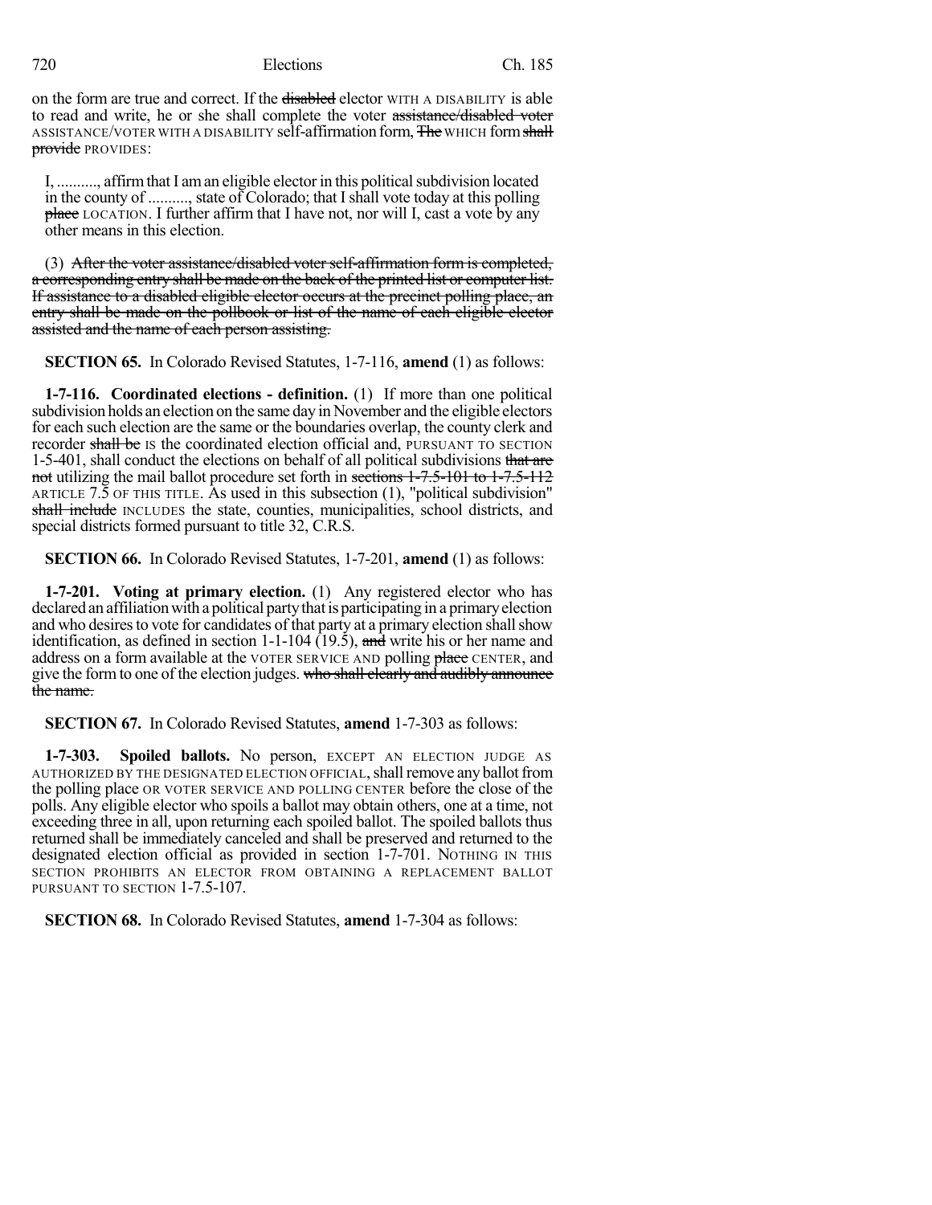on the form are true and correct. If the ~~disabled~~ elector WITH A DISABILITY is able to read and write, he or she shall complete the voter ~~assistance/disabled voter~~ ASSISTANCE/VOTER WITH A DISABILITY self-affirmation form, ~~The~~ WHICH form ~~shall provide~~ PROVIDES:

> I, .........., affirm that I am an eligible elector in this political subdivision located in the county of .........., state of Colorado; that I shall vote today at this polling ~~place~~ LOCATION. I further affirm that I have not, nor will I, cast a vote by any other means in this election.

(3) ~~After the voter assistance/disabled voter self-affirmation form is completed, a corresponding entry shall be made on the back of the printed list or computer list. If assistance to a disabled eligible elector occurs at the precinct polling place, an entry shall be made on the pollbook or list of the name of each eligible elector assisted and the name of each person assisting.~~

**SECTION 65.** In Colorado Revised Statutes, 1-7-116, **amend** (1) as follows:

**1-7-116. Coordinated elections - definition.** (1) If more than one political subdivision holds an election on the same day in November and the eligible electors for each such election are the same or the boundaries overlap, the county clerk and recorder ~~shall be~~ IS the coordinated election official and, PURSUANT TO SECTION 1-5-401, shall conduct the elections on behalf of all political subdivisions ~~that are not~~ utilizing the mail ballot procedure set forth in ~~sections 1-7.5-101 to 1-7.5-112~~ ARTICLE 7.5 OF THIS TITLE. As used in this subsection (1), "political subdivision" ~~shall include~~ INCLUDES the state, counties, municipalities, school districts, and special districts formed pursuant to title 32, C.R.S.

**SECTION 66.** In Colorado Revised Statutes, 1-7-201, **amend** (1) as follows:

**1-7-201. Voting at primary election.** (1) Any registered elector who has declared an affiliation with a political party that is participating in a primary election and who desires to vote for candidates of that party at a primary election shall show identification, as defined in section 1-1-104 (19.5), ~~and~~ write his or her name and address on a form available at the VOTER SERVICE AND polling ~~place~~ CENTER, and give the form to one of the election judges. ~~who shall clearly and audibly announce the name.~~

**SECTION 67.** In Colorado Revised Statutes, **amend** 1-7-303 as follows:

**1-7-303. Spoiled ballots.** No person, EXCEPT AN ELECTION JUDGE AS AUTHORIZED BY THE DESIGNATED ELECTION OFFICIAL, shall remove any ballot from the polling place OR VOTER SERVICE AND POLLING CENTER before the close of the polls. Any eligible elector who spoils a ballot may obtain others, one at a time, not exceeding three in all, upon returning each spoiled ballot. The spoiled ballots thus returned shall be immediately canceled and shall be preserved and returned to the designated election official as provided in section 1-7-701. NOTHING IN THIS SECTION PROHIBITS AN ELECTOR FROM OBTAINING A REPLACEMENT BALLOT PURSUANT TO SECTION 1-7.5-107.

**SECTION 68.** In Colorado Revised Statutes, **amend** 1-7-304 as follows: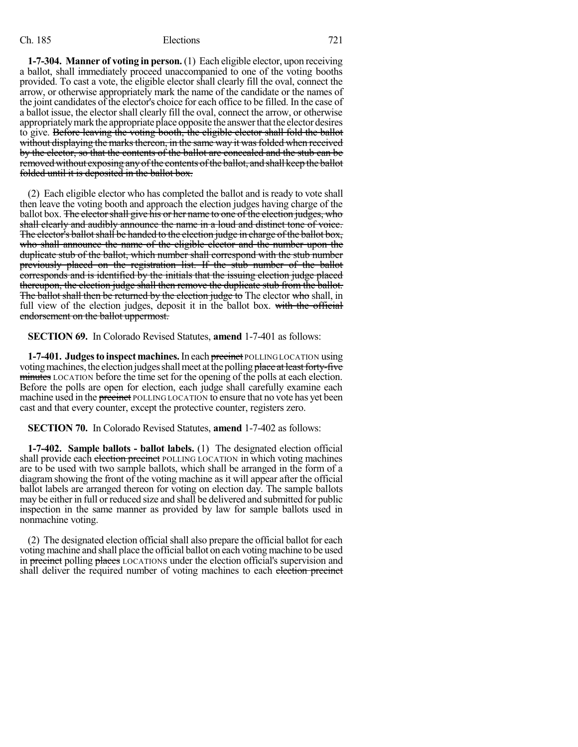**1-7-304. Manner of voting in person.** (1) Each eligible elector, upon receiving a ballot, shall immediately proceed unaccompanied to one of the voting booths provided. To cast a vote, the eligible elector shall clearly fill the oval, connect the arrow, or otherwise appropriately mark the name of the candidate or the names of the joint candidates of the elector's choice for each office to be filled. In the case of a ballot issue, the elector shall clearly fill the oval, connect the arrow, or otherwise appropriately mark the appropriate place opposite the answer that the elector desires to give. ~~Before leaving the voting booth, the eligible elector shall fold the ballot without displaying the marks thereon, in the same way it was folded when received by the elector, so that the contents of the ballot are concealed and the stub can be removed without exposing any of the contents of the ballot, and shall keep the ballot folded until it is deposited in the ballot box.~~

(2) Each eligible elector who has completed the ballot and is ready to vote shall then leave the voting booth and approach the election judges having charge of the ballot box. ~~The elector shall give his or her name to one of the election judges, who shall clearly and audibly announce the name in a loud and distinct tone of voice. The elector's ballot shall be handed to the election judge in charge of the ballot box, who shall announce the name of the eligible elector and the number upon the duplicate stub of the ballot, which number shall correspond with the stub number previously placed on the registration list. If the stub number of the ballot corresponds and is identified by the initials that the issuing election judge placed thereupon, the election judge shall then remove the duplicate stub from the ballot. The ballot shall then be returned by the election judge to~~ The elector ~~who~~ shall, in full view of the election judges, deposit it in the ballot box. ~~with the official endorsement on the ballot uppermost.~~

**SECTION 69.** In Colorado Revised Statutes, **amend** 1-7-401 as follows:

**1-7-401. Judges to inspect machines.** In each ~~precinct~~ POLLING LOCATION using voting machines, the election judges shall meet at the polling ~~place at least forty-five minutes~~ LOCATION before the time set for the opening of the polls at each election. Before the polls are open for election, each judge shall carefully examine each machine used in the ~~precinct~~ POLLING LOCATION to ensure that no vote has yet been cast and that every counter, except the protective counter, registers zero.

**SECTION 70.** In Colorado Revised Statutes, **amend** 1-7-402 as follows:

**1-7-402. Sample ballots - ballot labels.** (1) The designated election official shall provide each ~~election precinct~~ POLLING LOCATION in which voting machines are to be used with two sample ballots, which shall be arranged in the form of a diagram showing the front of the voting machine as it will appear after the official ballot labels are arranged thereon for voting on election day. The sample ballots may be either in full or reduced size and shall be delivered and submitted for public inspection in the same manner as provided by law for sample ballots used in nonmachine voting.

(2) The designated election official shall also prepare the official ballot for each voting machine and shall place the official ballot on each voting machine to be used in ~~precinct~~ polling ~~places~~ LOCATIONS under the election official's supervision and shall deliver the required number of voting machines to each ~~election precinct~~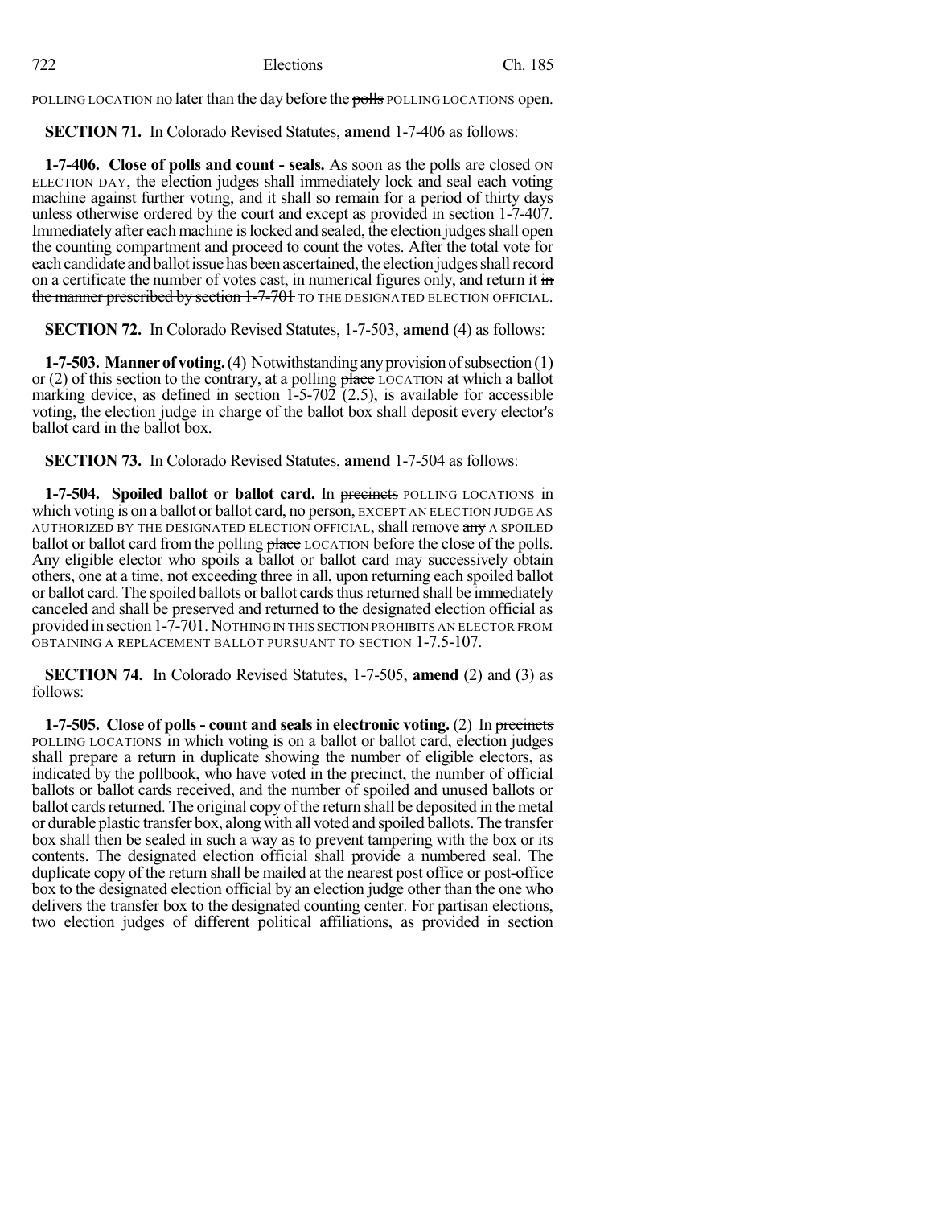POLLING LOCATION no later than the day before the ~~polls~~ POLLING LOCATIONS open.

**SECTION 71.** In Colorado Revised Statutes, **amend** 1-7-406 as follows:

**1-7-406. Close of polls and count - seals.** As soon as the polls are closed ON ELECTION DAY, the election judges shall immediately lock and seal each voting machine against further voting, and it shall so remain for a period of thirty days unless otherwise ordered by the court and except as provided in section 1-7-407. Immediately after each machine is locked and sealed, the election judges shall open the counting compartment and proceed to count the votes. After the total vote for each candidate and ballot issue has been ascertained, the election judges shall record on a certificate the number of votes cast, in numerical figures only, and return it ~~in the manner prescribed by section 1-7-701~~ TO THE DESIGNATED ELECTION OFFICIAL.

**SECTION 72.** In Colorado Revised Statutes, 1-7-503, **amend** (4) as follows:

**1-7-503. Manner of voting.** (4) Notwithstanding any provision of subsection (1) or (2) of this section to the contrary, at a polling ~~place~~ LOCATION at which a ballot marking device, as defined in section 1-5-702 (2.5), is available for accessible voting, the election judge in charge of the ballot box shall deposit every elector's ballot card in the ballot box.

**SECTION 73.** In Colorado Revised Statutes, **amend** 1-7-504 as follows:

**1-7-504. Spoiled ballot or ballot card.** In ~~precincts~~ POLLING LOCATIONS in which voting is on a ballot or ballot card, no person, EXCEPT AN ELECTION JUDGE AS AUTHORIZED BY THE DESIGNATED ELECTION OFFICIAL, shall remove ~~any~~ A SPOILED ballot or ballot card from the polling ~~place~~ LOCATION before the close of the polls. Any eligible elector who spoils a ballot or ballot card may successively obtain others, one at a time, not exceeding three in all, upon returning each spoiled ballot or ballot card. The spoiled ballots or ballot cards thus returned shall be immediately canceled and shall be preserved and returned to the designated election official as provided in section 1-7-701. NOTHING IN THIS SECTION PROHIBITS AN ELECTOR FROM OBTAINING A REPLACEMENT BALLOT PURSUANT TO SECTION 1-7.5-107.

**SECTION 74.** In Colorado Revised Statutes, 1-7-505, **amend** (2) and (3) as follows:

**1-7-505. Close of polls - count and seals in electronic voting.** (2) In ~~precincts~~ POLLING LOCATIONS in which voting is on a ballot or ballot card, election judges shall prepare a return in duplicate showing the number of eligible electors, as indicated by the pollbook, who have voted in the precinct, the number of official ballots or ballot cards received, and the number of spoiled and unused ballots or ballot cards returned. The original copy of the return shall be deposited in the metal or durable plastic transfer box, along with all voted and spoiled ballots. The transfer box shall then be sealed in such a way as to prevent tampering with the box or its contents. The designated election official shall provide a numbered seal. The duplicate copy of the return shall be mailed at the nearest post office or post-office box to the designated election official by an election judge other than the one who delivers the transfer box to the designated counting center. For partisan elections, two election judges of different political affiliations, as provided in section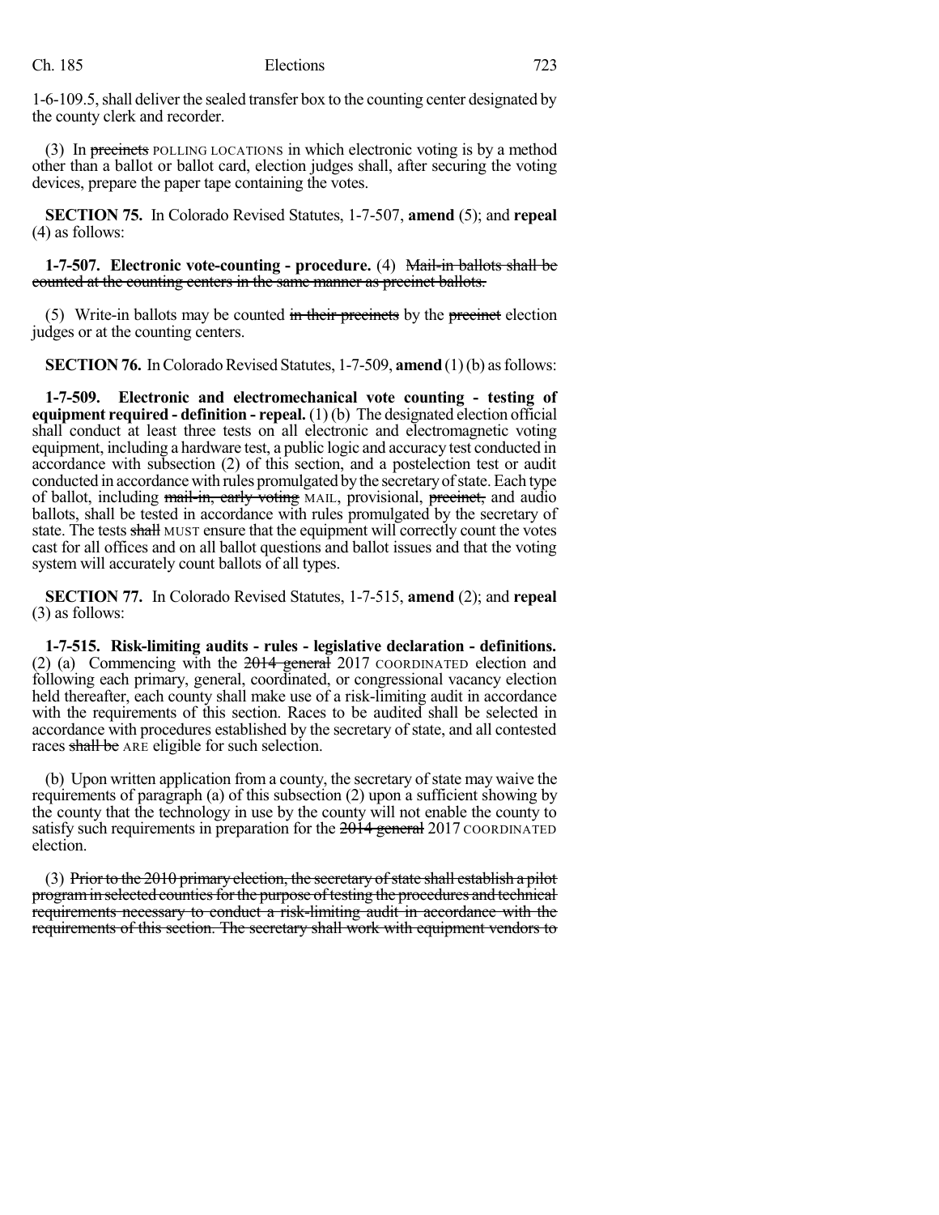1-6-109.5, shall deliver the sealed transfer box to the counting center designated by the county clerk and recorder.

(3) In ~~precincts~~ POLLING LOCATIONS in which electronic voting is by a method other than a ballot or ballot card, election judges shall, after securing the voting devices, prepare the paper tape containing the votes.

**SECTION 75.** In Colorado Revised Statutes, 1-7-507, **amend** (5); and **repeal** (4) as follows:

**1-7-507. Electronic vote-counting - procedure.** (4) ~~Mail-in ballots shall be counted at the counting centers in the same manner as precinct ballots.~~

(5) Write-in ballots may be counted ~~in their precincts~~ by the ~~precinct~~ election judges or at the counting centers.

**SECTION 76.** In Colorado Revised Statutes, 1-7-509, **amend** (1) (b) as follows:

**1-7-509. Electronic and electromechanical vote counting - testing of equipment required - definition - repeal.** (1) (b) The designated election official shall conduct at least three tests on all electronic and electromagnetic voting equipment, including a hardware test, a public logic and accuracy test conducted in accordance with subsection (2) of this section, and a postelection test or audit conducted in accordance with rules promulgated by the secretary of state. Each type of ballot, including ~~mail-in, early voting~~ MAIL, provisional, ~~precinct,~~ and audio ballots, shall be tested in accordance with rules promulgated by the secretary of state. The tests ~~shall~~ MUST ensure that the equipment will correctly count the votes cast for all offices and on all ballot questions and ballot issues and that the voting system will accurately count ballots of all types.

**SECTION 77.** In Colorado Revised Statutes, 1-7-515, **amend** (2); and **repeal** (3) as follows:

**1-7-515. Risk-limiting audits - rules - legislative declaration - definitions.** (2) (a) Commencing with the ~~2014 general~~ 2017 COORDINATED election and following each primary, general, coordinated, or congressional vacancy election held thereafter, each county shall make use of a risk-limiting audit in accordance with the requirements of this section. Races to be audited shall be selected in accordance with procedures established by the secretary of state, and all contested races ~~shall be~~ ARE eligible for such selection.

(b) Upon written application from a county, the secretary of state may waive the requirements of paragraph (a) of this subsection (2) upon a sufficient showing by the county that the technology in use by the county will not enable the county to satisfy such requirements in preparation for the ~~2014 general~~ 2017 COORDINATED election.

(3) ~~Prior to the 2010 primary election, the secretary of state shall establish a pilot program in selected counties for the purpose of testing the procedures and technical requirements necessary to conduct a risk-limiting audit in accordance with the requirements of this section. The secretary shall work with equipment vendors to~~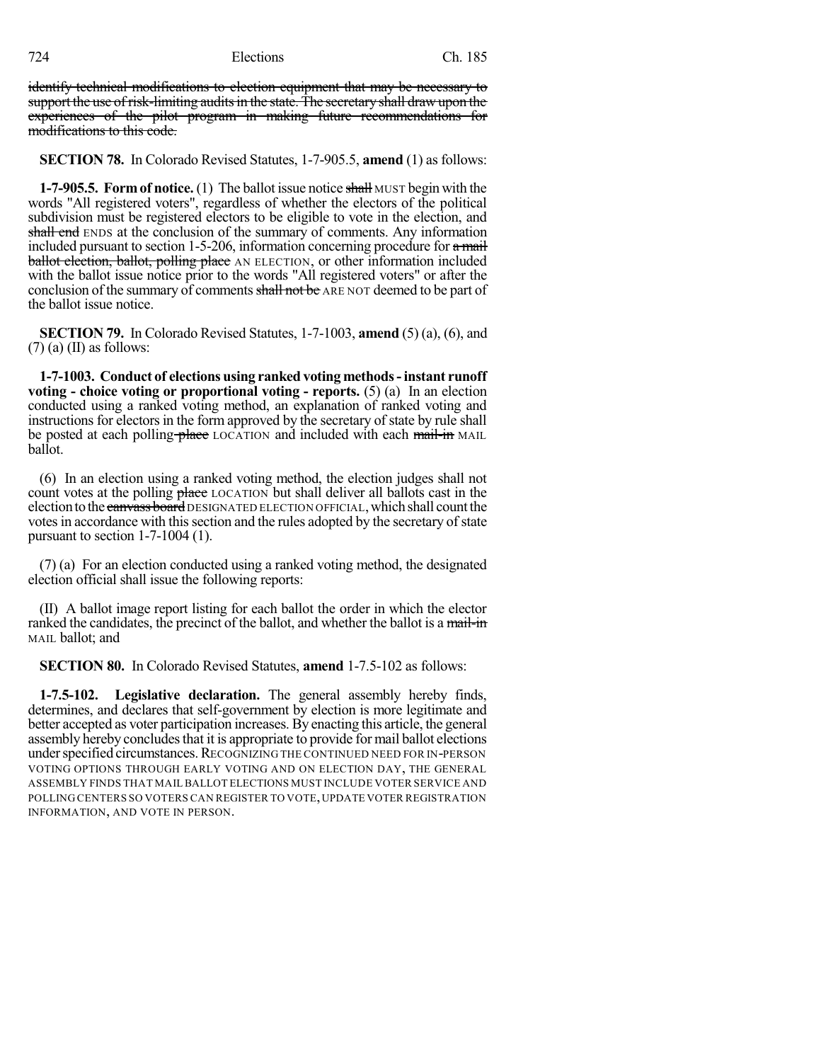~~identify technical modifications to election equipment that may be necessary to support the use of risk-limiting audits in the state. The secretary shall draw upon the experiences of the pilot program in making future recommendations for modifications to this code.~~

**SECTION 78.** In Colorado Revised Statutes, 1-7-905.5, **amend** (1) as follows:

**1-7-905.5. Form of notice.** (1) The ballot issue notice ~~shall~~ MUST begin with the words "All registered voters", regardless of whether the electors of the political subdivision must be registered electors to be eligible to vote in the election, and ~~shall end~~ ENDS at the conclusion of the summary of comments. Any information included pursuant to section 1-5-206, information concerning procedure for ~~a mail ballot election, ballot, polling place~~ AN ELECTION, or other information included with the ballot issue notice prior to the words "All registered voters" or after the conclusion of the summary of comments ~~shall not be~~ ARE NOT deemed to be part of the ballot issue notice.

**SECTION 79.** In Colorado Revised Statutes, 1-7-1003, **amend** (5) (a), (6), and (7) (a) (II) as follows:

**1-7-1003. Conduct of elections using ranked voting methods - instant runoff voting - choice voting or proportional voting - reports.** (5) (a) In an election conducted using a ranked voting method, an explanation of ranked voting and instructions for electors in the form approved by the secretary of state by rule shall be posted at each polling ~~place~~ LOCATION and included with each ~~mail-in~~ MAIL ballot.

(6) In an election using a ranked voting method, the election judges shall not count votes at the polling ~~place~~ LOCATION but shall deliver all ballots cast in the election to the ~~canvass board~~ DESIGNATED ELECTION OFFICIAL, which shall count the votes in accordance with this section and the rules adopted by the secretary of state pursuant to section 1-7-1004 (1).

(7) (a) For an election conducted using a ranked voting method, the designated election official shall issue the following reports:

(II) A ballot image report listing for each ballot the order in which the elector ranked the candidates, the precinct of the ballot, and whether the ballot is a ~~mail-in~~ MAIL ballot; and

**SECTION 80.** In Colorado Revised Statutes, **amend** 1-7.5-102 as follows:

**1-7.5-102. Legislative declaration.** The general assembly hereby finds, determines, and declares that self-government by election is more legitimate and better accepted as voter participation increases. By enacting this article, the general assembly hereby concludes that it is appropriate to provide for mail ballot elections under specified circumstances. RECOGNIZING THE CONTINUED NEED FOR IN-PERSON VOTING OPTIONS THROUGH EARLY VOTING AND ON ELECTION DAY, THE GENERAL ASSEMBLY FINDS THAT MAIL BALLOT ELECTIONS MUST INCLUDE VOTER SERVICE AND POLLING CENTERS SO VOTERS CAN REGISTER TO VOTE, UPDATE VOTER REGISTRATION INFORMATION, AND VOTE IN PERSON.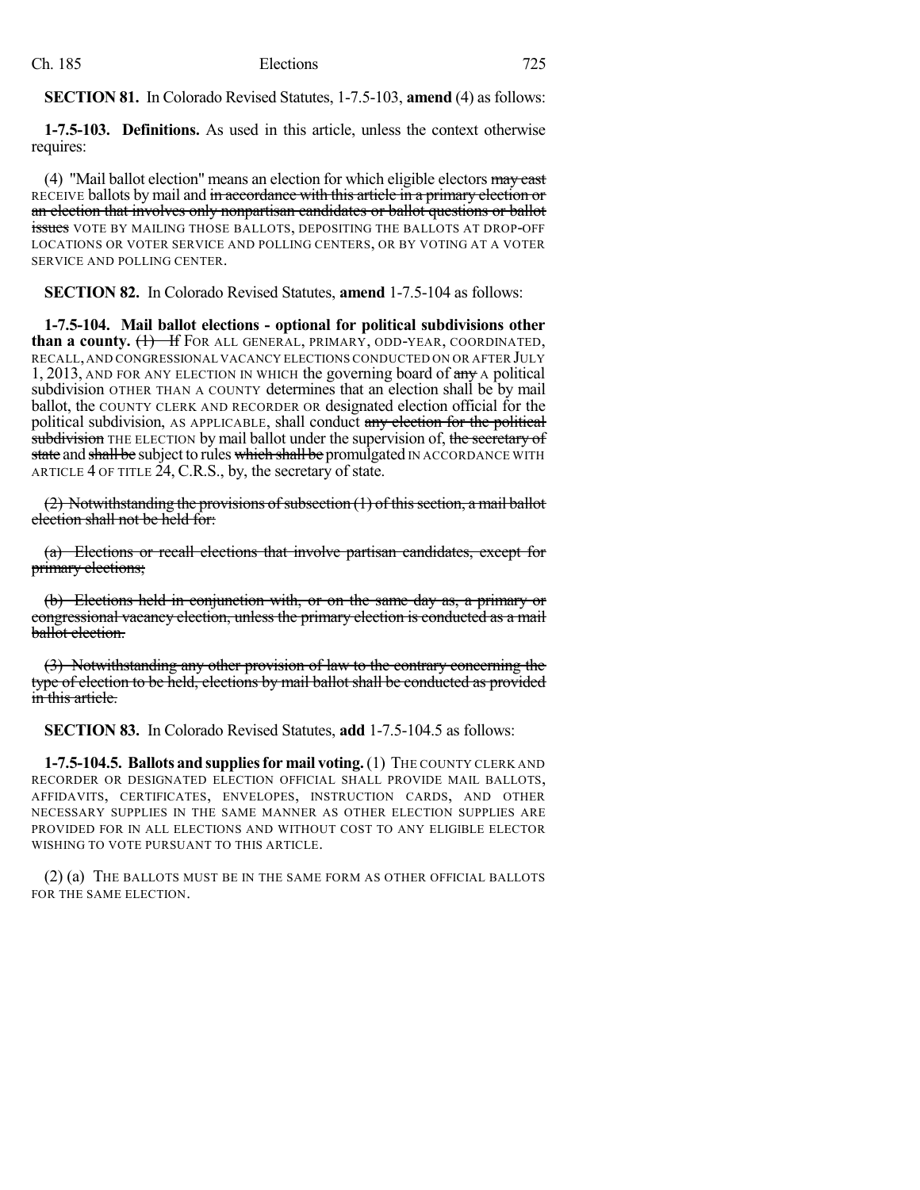**SECTION 81.** In Colorado Revised Statutes, 1-7.5-103, **amend** (4) as follows:

**1-7.5-103. Definitions.** As used in this article, unless the context otherwise requires:

(4) "Mail ballot election" means an election for which eligible electors ~~may cast~~ RECEIVE ballots by mail and ~~in accordance with this article in a primary election or an election that involves only nonpartisan candidates or ballot questions or ballot issues~~ VOTE BY MAILING THOSE BALLOTS, DEPOSITING THE BALLOTS AT DROP-OFF LOCATIONS OR VOTER SERVICE AND POLLING CENTERS, OR BY VOTING AT A VOTER SERVICE AND POLLING CENTER.

**SECTION 82.** In Colorado Revised Statutes, **amend** 1-7.5-104 as follows:

**1-7.5-104. Mail ballot elections - optional for political subdivisions other than a county.** ~~(1) If~~ FOR ALL GENERAL, PRIMARY, ODD-YEAR, COORDINATED, RECALL, AND CONGRESSIONAL VACANCY ELECTIONS CONDUCTED ON OR AFTER JULY 1, 2013, AND FOR ANY ELECTION IN WHICH the governing board of ~~any~~ A political subdivision OTHER THAN A COUNTY determines that an election shall be by mail ballot, the COUNTY CLERK AND RECORDER OR designated election official for the political subdivision, AS APPLICABLE, shall conduct ~~any election for the political subdivision~~ THE ELECTION by mail ballot under the supervision of, ~~the secretary of state~~ and ~~shall be~~ subject to rules ~~which shall be~~ promulgated IN ACCORDANCE WITH ARTICLE 4 OF TITLE 24, C.R.S., by, the secretary of state.

~~(2) Notwithstanding the provisions of subsection (1) of this section, a mail ballot election shall not be held for:~~

~~(a) Elections or recall elections that involve partisan candidates, except for primary elections;~~

~~(b) Elections held in conjunction with, or on the same day as, a primary or congressional vacancy election, unless the primary election is conducted as a mail ballot election.~~

~~(3) Notwithstanding any other provision of law to the contrary concerning the type of election to be held, elections by mail ballot shall be conducted as provided in this article.~~

**SECTION 83.** In Colorado Revised Statutes, **add** 1-7.5-104.5 as follows:

**1-7.5-104.5. Ballots and supplies for mail voting.** (1) THE COUNTY CLERK AND RECORDER OR DESIGNATED ELECTION OFFICIAL SHALL PROVIDE MAIL BALLOTS, AFFIDAVITS, CERTIFICATES, ENVELOPES, INSTRUCTION CARDS, AND OTHER NECESSARY SUPPLIES IN THE SAME MANNER AS OTHER ELECTION SUPPLIES ARE PROVIDED FOR IN ALL ELECTIONS AND WITHOUT COST TO ANY ELIGIBLE ELECTOR WISHING TO VOTE PURSUANT TO THIS ARTICLE.

(2) (a) THE BALLOTS MUST BE IN THE SAME FORM AS OTHER OFFICIAL BALLOTS FOR THE SAME ELECTION.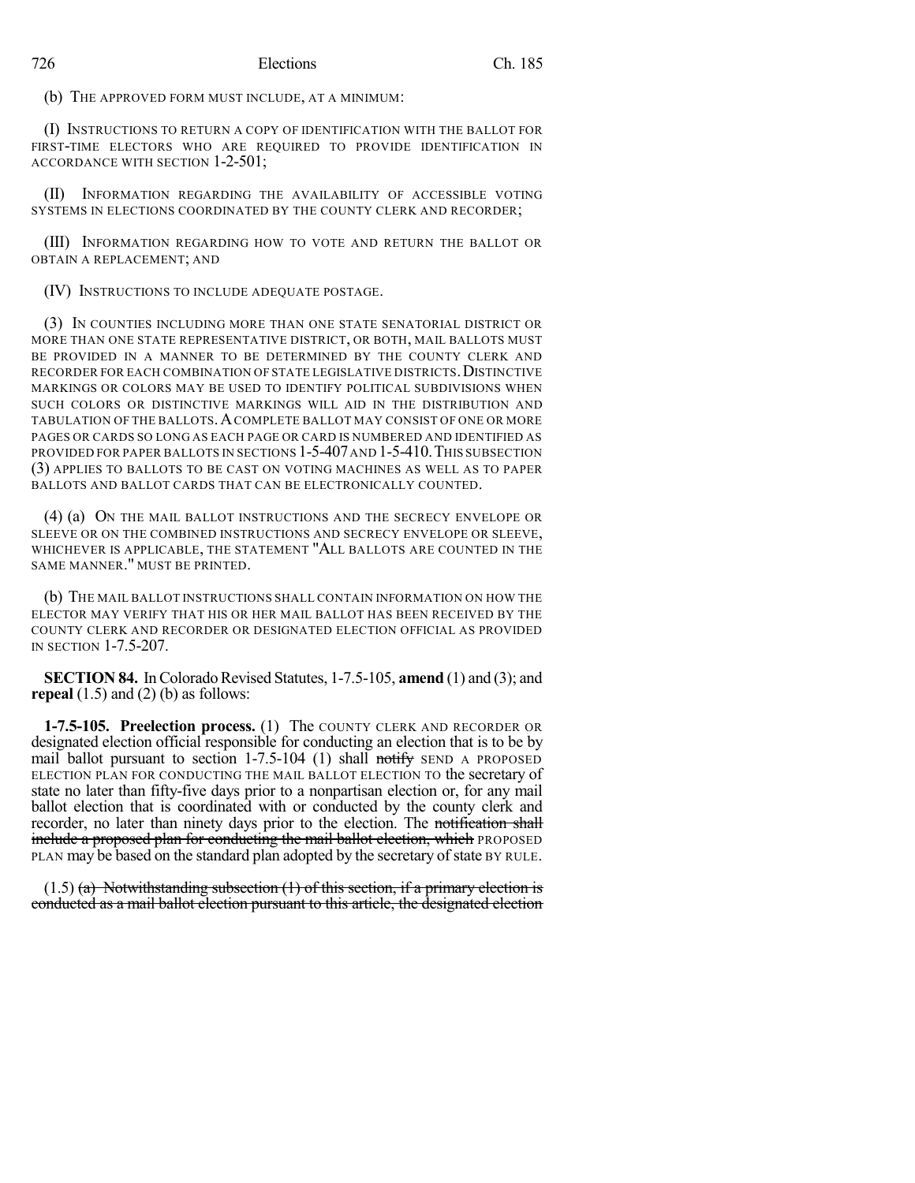(b) THE APPROVED FORM MUST INCLUDE, AT A MINIMUM:

(I) INSTRUCTIONS TO RETURN A COPY OF IDENTIFICATION WITH THE BALLOT FOR FIRST-TIME ELECTORS WHO ARE REQUIRED TO PROVIDE IDENTIFICATION IN ACCORDANCE WITH SECTION 1-2-501;

(II) INFORMATION REGARDING THE AVAILABILITY OF ACCESSIBLE VOTING SYSTEMS IN ELECTIONS COORDINATED BY THE COUNTY CLERK AND RECORDER;

(III) INFORMATION REGARDING HOW TO VOTE AND RETURN THE BALLOT OR OBTAIN A REPLACEMENT; AND

(IV) INSTRUCTIONS TO INCLUDE ADEQUATE POSTAGE.

(3) IN COUNTIES INCLUDING MORE THAN ONE STATE SENATORIAL DISTRICT OR MORE THAN ONE STATE REPRESENTATIVE DISTRICT, OR BOTH, MAIL BALLOTS MUST BE PROVIDED IN A MANNER TO BE DETERMINED BY THE COUNTY CLERK AND RECORDER FOR EACH COMBINATION OF STATE LEGISLATIVE DISTRICTS. DISTINCTIVE MARKINGS OR COLORS MAY BE USED TO IDENTIFY POLITICAL SUBDIVISIONS WHEN SUCH COLORS OR DISTINCTIVE MARKINGS WILL AID IN THE DISTRIBUTION AND TABULATION OF THE BALLOTS. A COMPLETE BALLOT MAY CONSIST OF ONE OR MORE PAGES OR CARDS SO LONG AS EACH PAGE OR CARD IS NUMBERED AND IDENTIFIED AS PROVIDED FOR PAPER BALLOTS IN SECTIONS 1-5-407 AND 1-5-410. THIS SUBSECTION (3) APPLIES TO BALLOTS TO BE CAST ON VOTING MACHINES AS WELL AS TO PAPER BALLOTS AND BALLOT CARDS THAT CAN BE ELECTRONICALLY COUNTED.

(4) (a) ON THE MAIL BALLOT INSTRUCTIONS AND THE SECRECY ENVELOPE OR SLEEVE OR ON THE COMBINED INSTRUCTIONS AND SECRECY ENVELOPE OR SLEEVE, WHICHEVER IS APPLICABLE, THE STATEMENT "ALL BALLOTS ARE COUNTED IN THE SAME MANNER." MUST BE PRINTED.

(b) THE MAIL BALLOT INSTRUCTIONS SHALL CONTAIN INFORMATION ON HOW THE ELECTOR MAY VERIFY THAT HIS OR HER MAIL BALLOT HAS BEEN RECEIVED BY THE COUNTY CLERK AND RECORDER OR DESIGNATED ELECTION OFFICIAL AS PROVIDED IN SECTION 1-7.5-207.

**SECTION 84.** In Colorado Revised Statutes, 1-7.5-105, **amend** (1) and (3); and **repeal** (1.5) and (2) (b) as follows:

**1-7.5-105. Preelection process.** (1) The COUNTY CLERK AND RECORDER OR designated election official responsible for conducting an election that is to be by mail ballot pursuant to section 1-7.5-104 (1) shall ~~notify~~ SEND A PROPOSED ELECTION PLAN FOR CONDUCTING THE MAIL BALLOT ELECTION TO the secretary of state no later than fifty-five days prior to a nonpartisan election or, for any mail ballot election that is coordinated with or conducted by the county clerk and recorder, no later than ninety days prior to the election. The ~~notification shall include a proposed plan for conducting the mail ballot election, which~~ PROPOSED PLAN may be based on the standard plan adopted by the secretary of state BY RULE.

(1.5) ~~(a) Notwithstanding subsection (1) of this section, if a primary election is conducted as a mail ballot election pursuant to this article, the designated election~~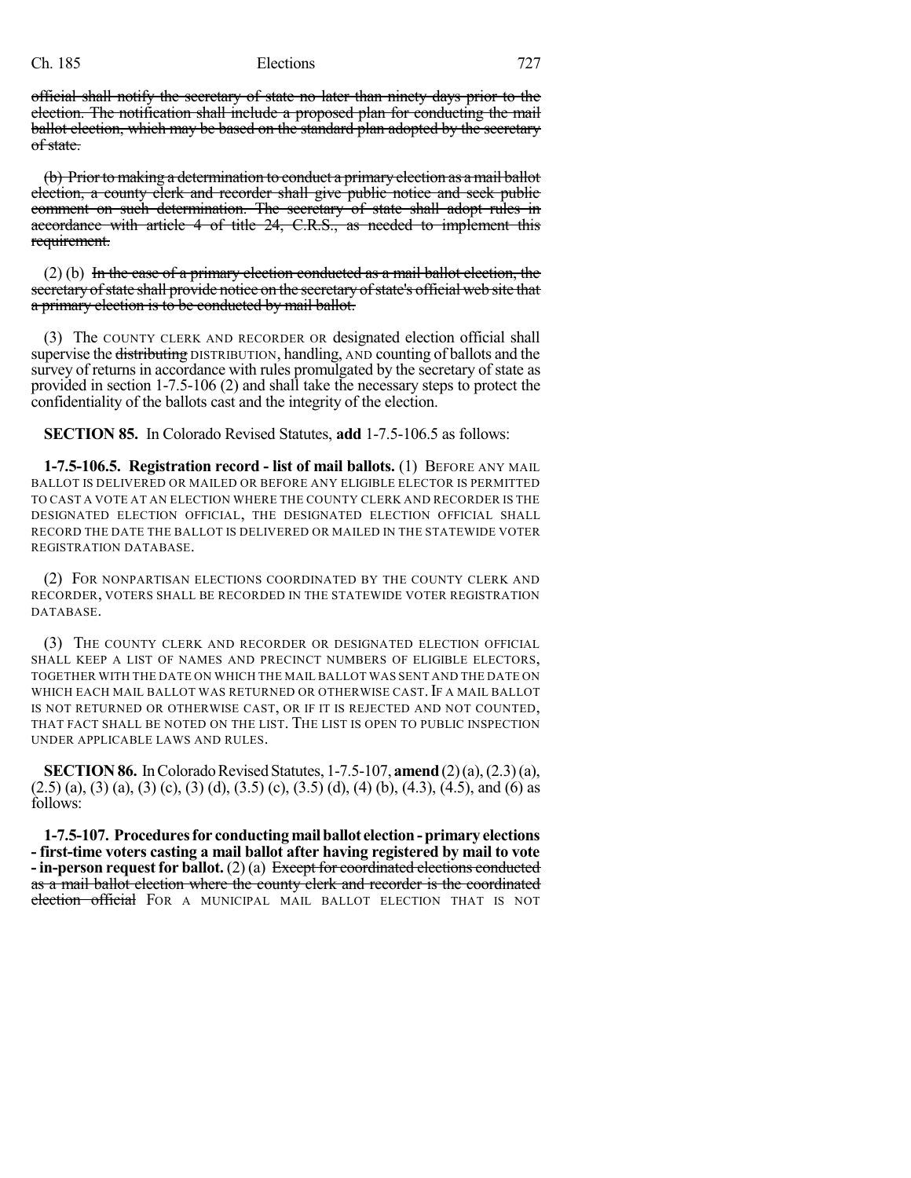~~official shall notify the secretary of state no later than ninety days prior to the election. The notification shall include a proposed plan for conducting the mail ballot election, which may be based on the standard plan adopted by the secretary of state.~~

~~(b) Prior to making a determination to conduct a primary election as a mail ballot election, a county clerk and recorder shall give public notice and seek public comment on such determination. The secretary of state shall adopt rules in accordance with article 4 of title 24, C.R.S., as needed to implement this requirement.~~

(2) (b) ~~In the case of a primary election conducted as a mail ballot election, the secretary of state shall provide notice on the secretary of state's official web site that a primary election is to be conducted by mail ballot.~~

(3) The COUNTY CLERK AND RECORDER OR designated election official shall supervise the ~~distributing~~ DISTRIBUTION, handling, AND counting of ballots and the survey of returns in accordance with rules promulgated by the secretary of state as provided in section 1-7.5-106 (2) and shall take the necessary steps to protect the confidentiality of the ballots cast and the integrity of the election.

**SECTION 85.** In Colorado Revised Statutes, **add** 1-7.5-106.5 as follows:

**1-7.5-106.5. Registration record - list of mail ballots.** (1) BEFORE ANY MAIL BALLOT IS DELIVERED OR MAILED OR BEFORE ANY ELIGIBLE ELECTOR IS PERMITTED TO CAST A VOTE AT AN ELECTION WHERE THE COUNTY CLERK AND RECORDER IS THE DESIGNATED ELECTION OFFICIAL, THE DESIGNATED ELECTION OFFICIAL SHALL RECORD THE DATE THE BALLOT IS DELIVERED OR MAILED IN THE STATEWIDE VOTER REGISTRATION DATABASE.

(2) FOR NONPARTISAN ELECTIONS COORDINATED BY THE COUNTY CLERK AND RECORDER, VOTERS SHALL BE RECORDED IN THE STATEWIDE VOTER REGISTRATION DATABASE.

(3) THE COUNTY CLERK AND RECORDER OR DESIGNATED ELECTION OFFICIAL SHALL KEEP A LIST OF NAMES AND PRECINCT NUMBERS OF ELIGIBLE ELECTORS, TOGETHER WITH THE DATE ON WHICH THE MAIL BALLOT WAS SENT AND THE DATE ON WHICH EACH MAIL BALLOT WAS RETURNED OR OTHERWISE CAST. IF A MAIL BALLOT IS NOT RETURNED OR OTHERWISE CAST, OR IF IT IS REJECTED AND NOT COUNTED, THAT FACT SHALL BE NOTED ON THE LIST. THE LIST IS OPEN TO PUBLIC INSPECTION UNDER APPLICABLE LAWS AND RULES.

**SECTION 86.** In Colorado Revised Statutes, 1-7.5-107, **amend** (2) (a), (2.3) (a), (2.5) (a), (3) (a), (3) (c), (3) (d), (3.5) (c), (3.5) (d), (4) (b), (4.3), (4.5), and (6) as follows:

**1-7.5-107. Procedures for conducting mail ballot election - primary elections - first-time voters casting a mail ballot after having registered by mail to vote - in-person request for ballot.** (2) (a) ~~Except for coordinated elections conducted as a mail ballot election where the county clerk and recorder is the coordinated election official~~ FOR A MUNICIPAL MAIL BALLOT ELECTION THAT IS NOT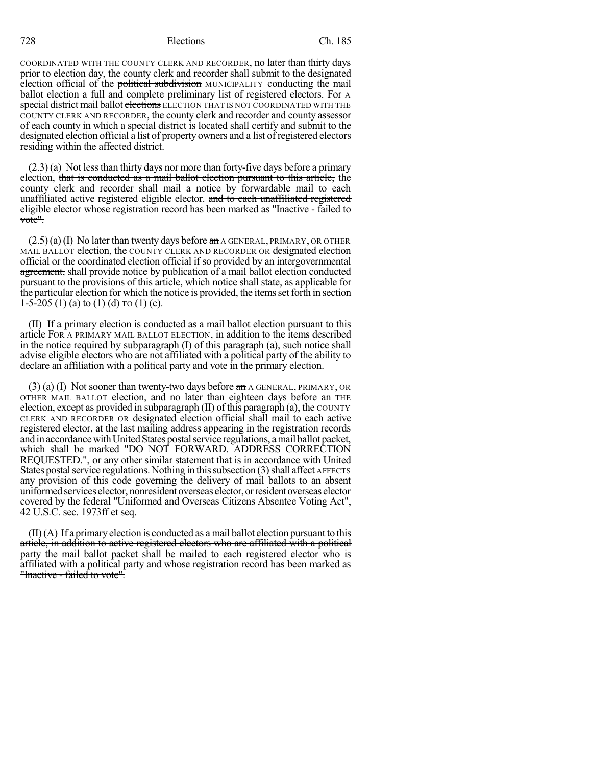COORDINATED WITH THE COUNTY CLERK AND RECORDER, no later than thirty days prior to election day, the county clerk and recorder shall submit to the designated election official of the ~~political subdivision~~ MUNICIPALITY conducting the mail ballot election a full and complete preliminary list of registered electors. For A special district mail ballot ~~elections~~ ELECTION THAT IS NOT COORDINATED WITH THE COUNTY CLERK AND RECORDER, the county clerk and recorder and county assessor of each county in which a special district is located shall certify and submit to the designated election official a list of property owners and a list of registered electors residing within the affected district.

(2.3) (a) Not less than thirty days nor more than forty-five days before a primary election, ~~that is conducted as a mail ballot election pursuant to this article,~~ the county clerk and recorder shall mail a notice by forwardable mail to each unaffiliated active registered eligible elector. ~~and to each unaffiliated registered eligible elector whose registration record has been marked as "Inactive - failed to vote".~~

(2.5) (a) (I) No later than twenty days before ~~an~~ A GENERAL, PRIMARY, OR OTHER MAIL BALLOT election, the COUNTY CLERK AND RECORDER OR designated election official ~~or the coordinated election official if so provided by an intergovernmental agreement,~~ shall provide notice by publication of a mail ballot election conducted pursuant to the provisions of this article, which notice shall state, as applicable for the particular election for which the notice is provided, the items set forth in section 1-5-205 (1) (a) ~~to (1) (d)~~ TO (1) (c).

(II) ~~If a primary election is conducted as a mail ballot election pursuant to this article~~ FOR A PRIMARY MAIL BALLOT ELECTION, in addition to the items described in the notice required by subparagraph (I) of this paragraph (a), such notice shall advise eligible electors who are not affiliated with a political party of the ability to declare an affiliation with a political party and vote in the primary election.

(3) (a) (I) Not sooner than twenty-two days before ~~an~~ A GENERAL, PRIMARY, OR OTHER MAIL BALLOT election, and no later than eighteen days before ~~an~~ THE election, except as provided in subparagraph (II) of this paragraph (a), the COUNTY CLERK AND RECORDER OR designated election official shall mail to each active registered elector, at the last mailing address appearing in the registration records and in accordance with United States postal service regulations, a mail ballot packet, which shall be marked "DO NOT FORWARD. ADDRESS CORRECTION REQUESTED.", or any other similar statement that is in accordance with United States postal service regulations. Nothing in this subsection (3) ~~shall affect~~ AFFECTS any provision of this code governing the delivery of mail ballots to an absent uniformed services elector, nonresident overseas elector, or resident overseas elector covered by the federal "Uniformed and Overseas Citizens Absentee Voting Act", 42 U.S.C. sec. 1973ff et seq.

(II) ~~(A) If a primary election is conducted as a mail ballot election pursuant to this article, in addition to active registered electors who are affiliated with a political party the mail ballot packet shall be mailed to each registered elector who is affiliated with a political party and whose registration record has been marked as "Inactive - failed to vote".~~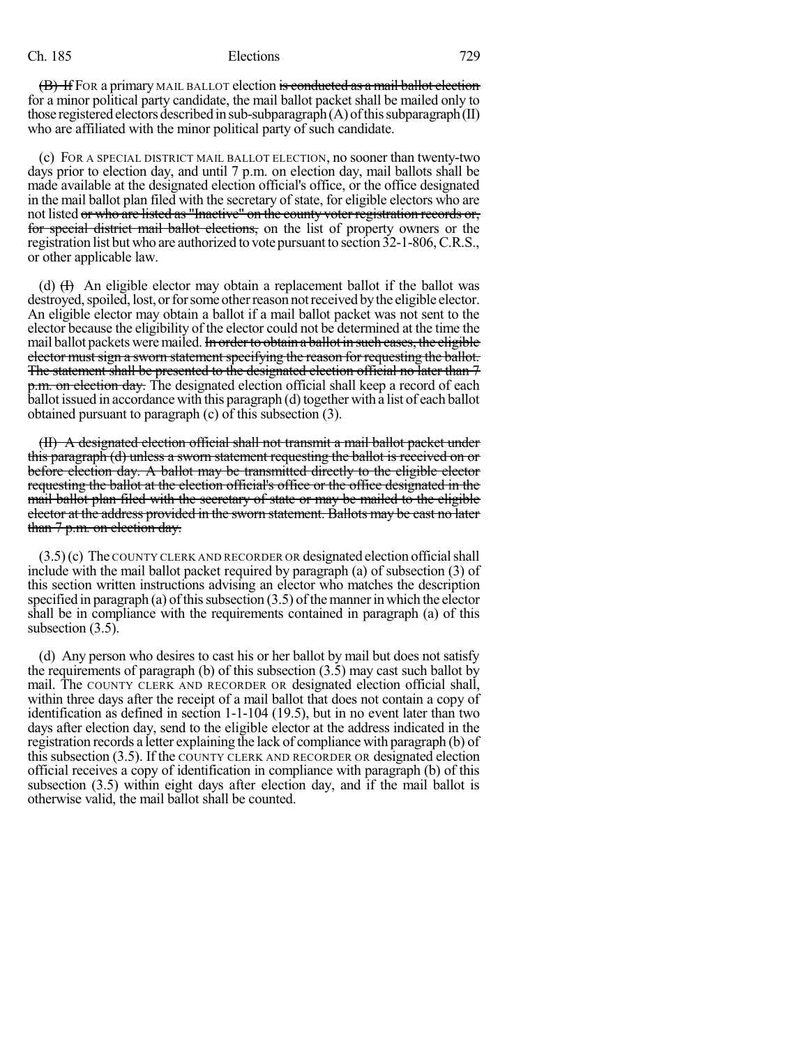~~(B) If~~ FOR a primary MAIL BALLOT election ~~is conducted as a mail ballot election~~ for a minor political party candidate, the mail ballot packet shall be mailed only to those registered electors described in sub-subparagraph (A) of this subparagraph (II) who are affiliated with the minor political party of such candidate.

(c) FOR A SPECIAL DISTRICT MAIL BALLOT ELECTION, no sooner than twenty-two days prior to election day, and until 7 p.m. on election day, mail ballots shall be made available at the designated election official's office, or the office designated in the mail ballot plan filed with the secretary of state, for eligible electors who are not listed ~~or who are listed as "Inactive" on the county voter registration records or, for special district mail ballot elections,~~ on the list of property owners or the registration list but who are authorized to vote pursuant to section 32-1-806, C.R.S., or other applicable law.

(d) ~~(I)~~ An eligible elector may obtain a replacement ballot if the ballot was destroyed, spoiled, lost, or for some other reason not received by the eligible elector. An eligible elector may obtain a ballot if a mail ballot packet was not sent to the elector because the eligibility of the elector could not be determined at the time the mail ballot packets were mailed. ~~In order to obtain a ballot in such cases, the eligible elector must sign a sworn statement specifying the reason for requesting the ballot. The statement shall be presented to the designated election official no later than 7 p.m. on election day.~~ The designated election official shall keep a record of each ballot issued in accordance with this paragraph (d) together with a list of each ballot obtained pursuant to paragraph (c) of this subsection (3).

~~(II) A designated election official shall not transmit a mail ballot packet under this paragraph (d) unless a sworn statement requesting the ballot is received on or before election day. A ballot may be transmitted directly to the eligible elector requesting the ballot at the election official's office or the office designated in the mail ballot plan filed with the secretary of state or may be mailed to the eligible elector at the address provided in the sworn statement. Ballots may be cast no later than 7 p.m. on election day.~~

(3.5) (c) The COUNTY CLERK AND RECORDER OR designated election official shall include with the mail ballot packet required by paragraph (a) of subsection (3) of this section written instructions advising an elector who matches the description specified in paragraph (a) of this subsection (3.5) of the manner in which the elector shall be in compliance with the requirements contained in paragraph (a) of this subsection (3.5).

(d) Any person who desires to cast his or her ballot by mail but does not satisfy the requirements of paragraph (b) of this subsection (3.5) may cast such ballot by mail. The COUNTY CLERK AND RECORDER OR designated election official shall, within three days after the receipt of a mail ballot that does not contain a copy of identification as defined in section 1-1-104 (19.5), but in no event later than two days after election day, send to the eligible elector at the address indicated in the registration records a letter explaining the lack of compliance with paragraph (b) of this subsection (3.5). If the COUNTY CLERK AND RECORDER OR designated election official receives a copy of identification in compliance with paragraph (b) of this subsection (3.5) within eight days after election day, and if the mail ballot is otherwise valid, the mail ballot shall be counted.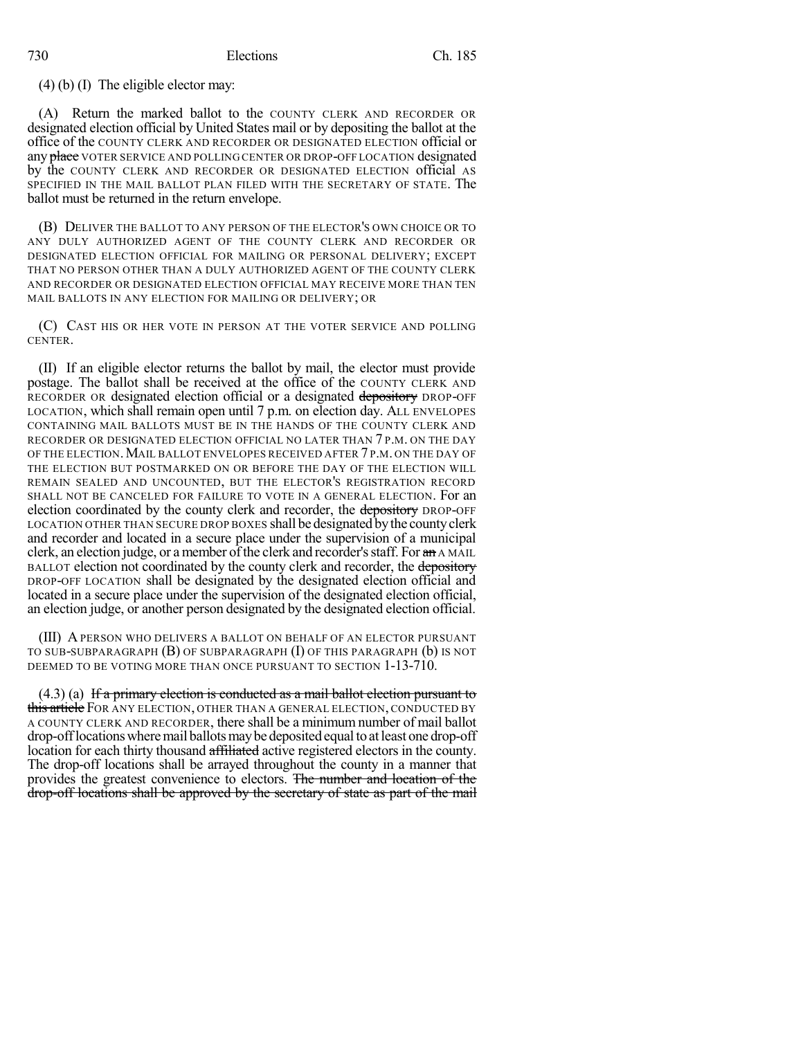(4) (b) (I) The eligible elector may:

(A) Return the marked ballot to the COUNTY CLERK AND RECORDER OR designated election official by United States mail or by depositing the ballot at the office of the COUNTY CLERK AND RECORDER OR DESIGNATED ELECTION official or any ~~place~~ VOTER SERVICE AND POLLING CENTER OR DROP-OFF LOCATION designated by the COUNTY CLERK AND RECORDER OR DESIGNATED ELECTION official AS SPECIFIED IN THE MAIL BALLOT PLAN FILED WITH THE SECRETARY OF STATE. The ballot must be returned in the return envelope.

(B) DELIVER THE BALLOT TO ANY PERSON OF THE ELECTOR'S OWN CHOICE OR TO ANY DULY AUTHORIZED AGENT OF THE COUNTY CLERK AND RECORDER OR DESIGNATED ELECTION OFFICIAL FOR MAILING OR PERSONAL DELIVERY; EXCEPT THAT NO PERSON OTHER THAN A DULY AUTHORIZED AGENT OF THE COUNTY CLERK AND RECORDER OR DESIGNATED ELECTION OFFICIAL MAY RECEIVE MORE THAN TEN MAIL BALLOTS IN ANY ELECTION FOR MAILING OR DELIVERY; OR

(C) CAST HIS OR HER VOTE IN PERSON AT THE VOTER SERVICE AND POLLING CENTER.

(II) If an eligible elector returns the ballot by mail, the elector must provide postage. The ballot shall be received at the office of the COUNTY CLERK AND RECORDER OR designated election official or a designated ~~depository~~ DROP-OFF LOCATION, which shall remain open until 7 p.m. on election day. ALL ENVELOPES CONTAINING MAIL BALLOTS MUST BE IN THE HANDS OF THE COUNTY CLERK AND RECORDER OR DESIGNATED ELECTION OFFICIAL NO LATER THAN 7 P.M. ON THE DAY OF THE ELECTION. MAIL BALLOT ENVELOPES RECEIVED AFTER 7 P.M. ON THE DAY OF THE ELECTION BUT POSTMARKED ON OR BEFORE THE DAY OF THE ELECTION WILL REMAIN SEALED AND UNCOUNTED, BUT THE ELECTOR'S REGISTRATION RECORD SHALL NOT BE CANCELED FOR FAILURE TO VOTE IN A GENERAL ELECTION. For an election coordinated by the county clerk and recorder, the ~~depository~~ DROP-OFF LOCATION OTHER THAN SECURE DROP BOXES shall be designated by the county clerk and recorder and located in a secure place under the supervision of a municipal clerk, an election judge, or a member of the clerk and recorder's staff. For ~~an~~ A MAIL BALLOT election not coordinated by the county clerk and recorder, the ~~depository~~ DROP-OFF LOCATION shall be designated by the designated election official and located in a secure place under the supervision of the designated election official, an election judge, or another person designated by the designated election official.

(III) A PERSON WHO DELIVERS A BALLOT ON BEHALF OF AN ELECTOR PURSUANT TO SUB-SUBPARAGRAPH (B) OF SUBPARAGRAPH (I) OF THIS PARAGRAPH (b) IS NOT DEEMED TO BE VOTING MORE THAN ONCE PURSUANT TO SECTION 1-13-710.

(4.3) (a) ~~If a primary election is conducted as a mail ballot election pursuant to this article~~ FOR ANY ELECTION, OTHER THAN A GENERAL ELECTION, CONDUCTED BY A COUNTY CLERK AND RECORDER, there shall be a minimum number of mail ballot drop-off locations where mail ballots may be deposited equal to at least one drop-off location for each thirty thousand ~~affiliated~~ active registered electors in the county. The drop-off locations shall be arrayed throughout the county in a manner that provides the greatest convenience to electors. ~~The number and location of the drop-off locations shall be approved by the secretary of state as part of the mail~~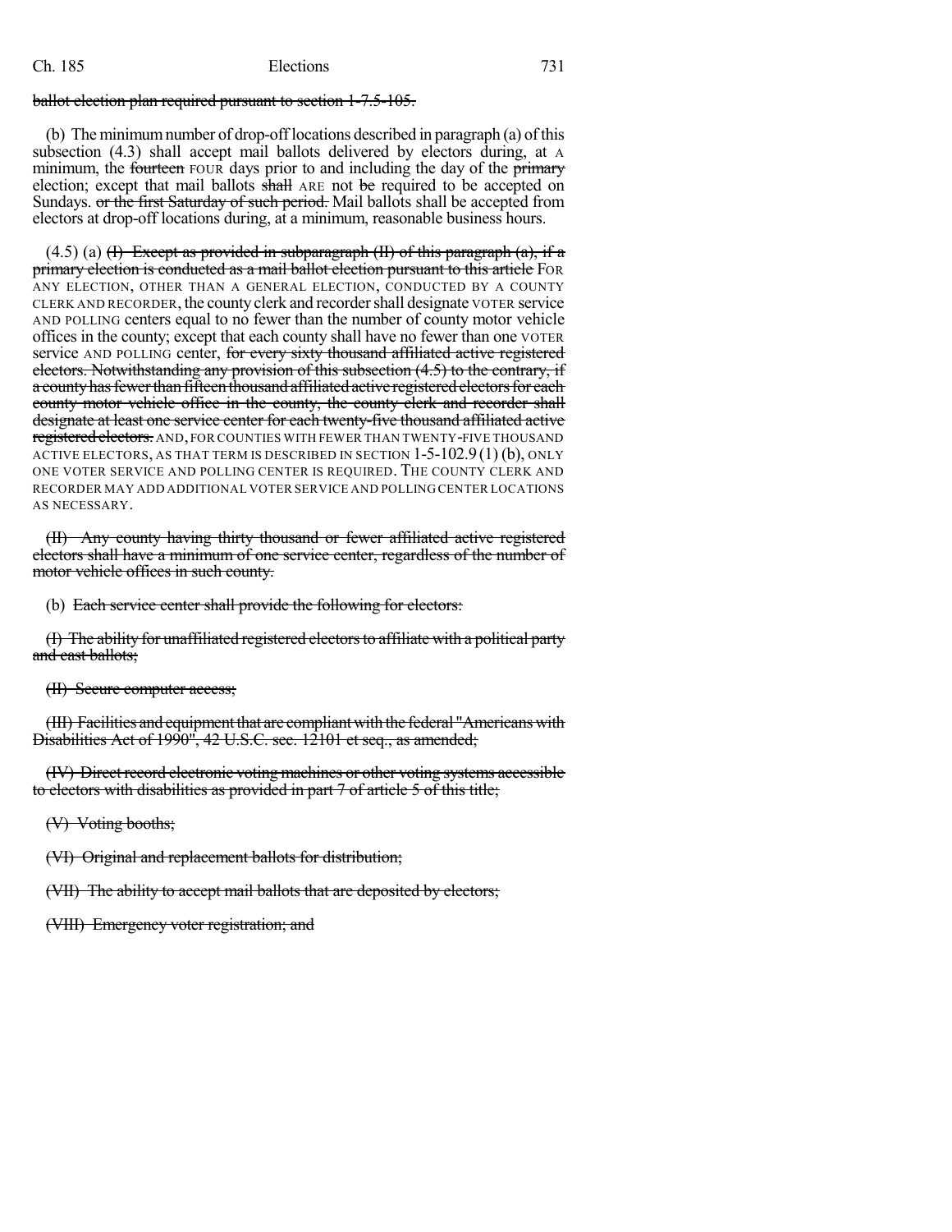~~ballot election plan required pursuant to section 1-7.5-105.~~

(b) The minimum number of drop-off locations described in paragraph (a) of this subsection (4.3) shall accept mail ballots delivered by electors during, at A minimum, the ~~fourteen~~ FOUR days prior to and including the day of the ~~primary~~ election; except that mail ballots ~~shall~~ ARE not ~~be~~ required to be accepted on Sundays. ~~or the first Saturday of such period.~~ Mail ballots shall be accepted from electors at drop-off locations during, at a minimum, reasonable business hours.

(4.5) (a) ~~(I) Except as provided in subparagraph (II) of this paragraph (a), if a primary election is conducted as a mail ballot election pursuant to this article~~ FOR ANY ELECTION, OTHER THAN A GENERAL ELECTION, CONDUCTED BY A COUNTY CLERK AND RECORDER, the county clerk and recorder shall designate VOTER service AND POLLING centers equal to no fewer than the number of county motor vehicle offices in the county; except that each county shall have no fewer than one VOTER service AND POLLING center, ~~for every sixty thousand affiliated active registered electors. Notwithstanding any provision of this subsection (4.5) to the contrary, if a county has fewer than fifteen thousand affiliated active registered electors for each county motor vehicle office in the county, the county clerk and recorder shall designate at least one service center for each twenty-five thousand affiliated active registered electors.~~ AND, FOR COUNTIES WITH FEWER THAN TWENTY-FIVE THOUSAND ACTIVE ELECTORS, AS THAT TERM IS DESCRIBED IN SECTION 1-5-102.9 (1) (b), ONLY ONE VOTER SERVICE AND POLLING CENTER IS REQUIRED. THE COUNTY CLERK AND RECORDER MAY ADD ADDITIONAL VOTER SERVICE AND POLLING CENTER LOCATIONS AS NECESSARY.

~~(II) Any county having thirty thousand or fewer affiliated active registered electors shall have a minimum of one service center, regardless of the number of motor vehicle offices in such county.~~

(b) ~~Each service center shall provide the following for electors:~~

~~(I) The ability for unaffiliated registered electors to affiliate with a political party and cast ballots;~~

~~(II) Secure computer access;~~

~~(III) Facilities and equipment that are compliant with the federal "Americans with Disabilities Act of 1990", 42 U.S.C. sec. 12101 et seq., as amended;~~

~~(IV) Direct record electronic voting machines or other voting systems accessible to electors with disabilities as provided in part 7 of article 5 of this title;~~

~~(V) Voting booths;~~

~~(VI) Original and replacement ballots for distribution;~~

~~(VII) The ability to accept mail ballots that are deposited by electors;~~

~~(VIII) Emergency voter registration; and~~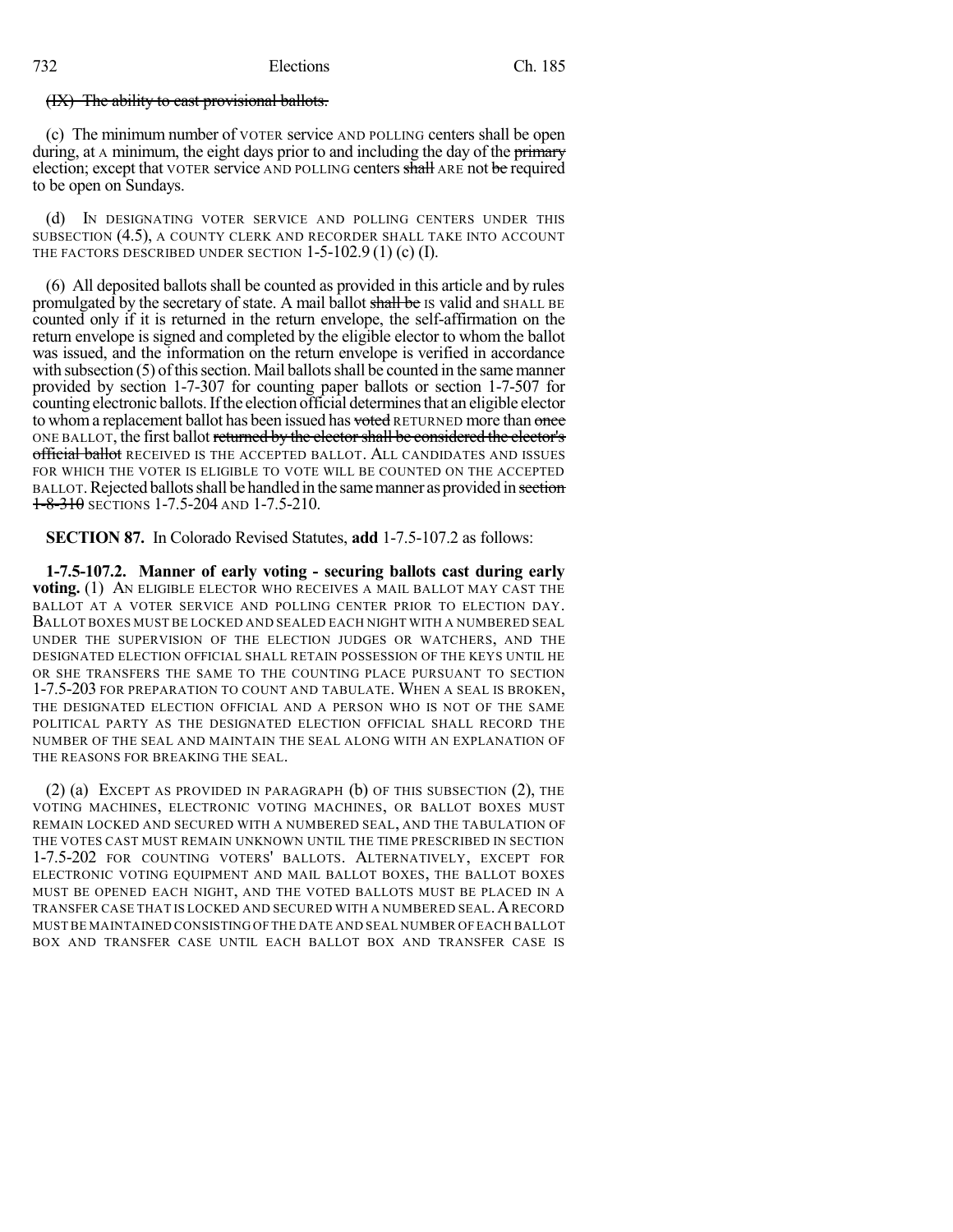(IX) The ability to cast provisional ballots.

(c) The minimum number of VOTER service AND POLLING centers shall be open during, at A minimum, the eight days prior to and including the day of the primary election; except that VOTER service AND POLLING centers shall ARE not be required to be open on Sundays.

(d) IN DESIGNATING VOTER SERVICE AND POLLING CENTERS UNDER THIS SUBSECTION (4.5), A COUNTY CLERK AND RECORDER SHALL TAKE INTO ACCOUNT THE FACTORS DESCRIBED UNDER SECTION 1-5-102.9 (1) (c) (I).

(6) All deposited ballots shall be counted as provided in this article and by rules promulgated by the secretary of state. A mail ballot shall be IS valid and SHALL BE counted only if it is returned in the return envelope, the self-affirmation on the return envelope is signed and completed by the eligible elector to whom the ballot was issued, and the information on the return envelope is verified in accordance with subsection (5) of this section. Mail ballots shall be counted in the same manner provided by section 1-7-307 for counting paper ballots or section 1-7-507 for counting electronic ballots. If the election official determines that an eligible elector to whom a replacement ballot has been issued has voted RETURNED more than once ONE BALLOT, the first ballot returned by the elector shall be considered the elector's official ballot RECEIVED IS THE ACCEPTED BALLOT. ALL CANDIDATES AND ISSUES FOR WHICH THE VOTER IS ELIGIBLE TO VOTE WILL BE COUNTED ON THE ACCEPTED BALLOT. Rejected ballots shall be handled in the same manner as provided in section 1-8-310 SECTIONS 1-7.5-204 AND 1-7.5-210.

**SECTION 87.** In Colorado Revised Statutes, **add** 1-7.5-107.2 as follows:

**1-7.5-107.2. Manner of early voting - securing ballots cast during early voting.** (1) AN ELIGIBLE ELECTOR WHO RECEIVES A MAIL BALLOT MAY CAST THE BALLOT AT A VOTER SERVICE AND POLLING CENTER PRIOR TO ELECTION DAY. BALLOT BOXES MUST BE LOCKED AND SEALED EACH NIGHT WITH A NUMBERED SEAL UNDER THE SUPERVISION OF THE ELECTION JUDGES OR WATCHERS, AND THE DESIGNATED ELECTION OFFICIAL SHALL RETAIN POSSESSION OF THE KEYS UNTIL HE OR SHE TRANSFERS THE SAME TO THE COUNTING PLACE PURSUANT TO SECTION 1-7.5-203 FOR PREPARATION TO COUNT AND TABULATE. WHEN A SEAL IS BROKEN, THE DESIGNATED ELECTION OFFICIAL AND A PERSON WHO IS NOT OF THE SAME POLITICAL PARTY AS THE DESIGNATED ELECTION OFFICIAL SHALL RECORD THE NUMBER OF THE SEAL AND MAINTAIN THE SEAL ALONG WITH AN EXPLANATION OF THE REASONS FOR BREAKING THE SEAL.

(2) (a) EXCEPT AS PROVIDED IN PARAGRAPH (b) OF THIS SUBSECTION (2), THE VOTING MACHINES, ELECTRONIC VOTING MACHINES, OR BALLOT BOXES MUST REMAIN LOCKED AND SECURED WITH A NUMBERED SEAL, AND THE TABULATION OF THE VOTES CAST MUST REMAIN UNKNOWN UNTIL THE TIME PRESCRIBED IN SECTION 1-7.5-202 FOR COUNTING VOTERS' BALLOTS. ALTERNATIVELY, EXCEPT FOR ELECTRONIC VOTING EQUIPMENT AND MAIL BALLOT BOXES, THE BALLOT BOXES MUST BE OPENED EACH NIGHT, AND THE VOTED BALLOTS MUST BE PLACED IN A TRANSFER CASE THAT IS LOCKED AND SECURED WITH A NUMBERED SEAL. A RECORD MUST BE MAINTAINED CONSISTING OF THE DATE AND SEAL NUMBER OF EACH BALLOT BOX AND TRANSFER CASE UNTIL EACH BALLOT BOX AND TRANSFER CASE IS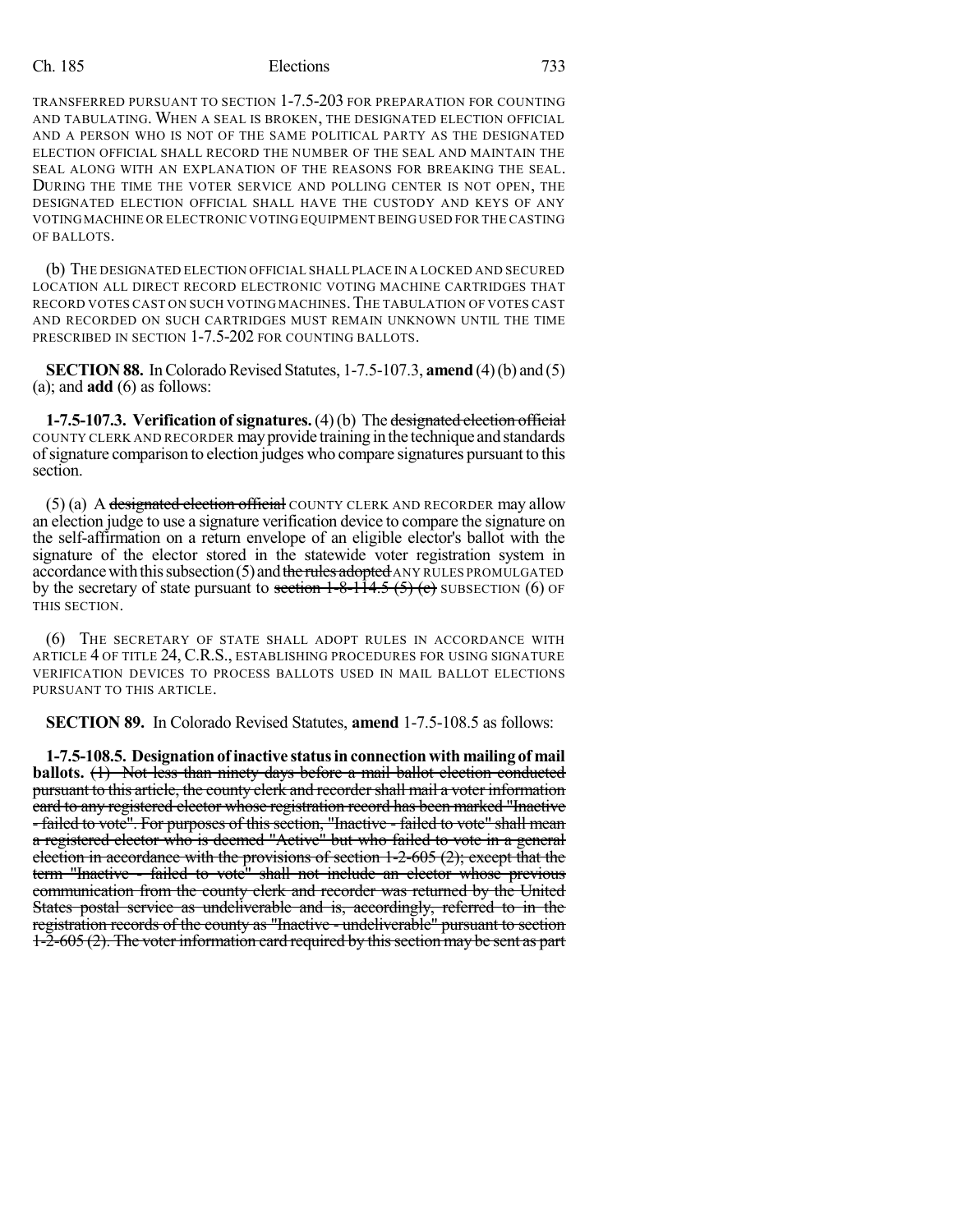TRANSFERRED PURSUANT TO SECTION 1-7.5-203 FOR PREPARATION FOR COUNTING AND TABULATING. WHEN A SEAL IS BROKEN, THE DESIGNATED ELECTION OFFICIAL AND A PERSON WHO IS NOT OF THE SAME POLITICAL PARTY AS THE DESIGNATED ELECTION OFFICIAL SHALL RECORD THE NUMBER OF THE SEAL AND MAINTAIN THE SEAL ALONG WITH AN EXPLANATION OF THE REASONS FOR BREAKING THE SEAL. DURING THE TIME THE VOTER SERVICE AND POLLING CENTER IS NOT OPEN, THE DESIGNATED ELECTION OFFICIAL SHALL HAVE THE CUSTODY AND KEYS OF ANY VOTING MACHINE OR ELECTRONIC VOTING EQUIPMENT BEING USED FOR THE CASTING OF BALLOTS.

(b) THE DESIGNATED ELECTION OFFICIAL SHALL PLACE IN A LOCKED AND SECURED LOCATION ALL DIRECT RECORD ELECTRONIC VOTING MACHINE CARTRIDGES THAT RECORD VOTES CAST ON SUCH VOTING MACHINES. THE TABULATION OF VOTES CAST AND RECORDED ON SUCH CARTRIDGES MUST REMAIN UNKNOWN UNTIL THE TIME PRESCRIBED IN SECTION 1-7.5-202 FOR COUNTING BALLOTS.

**SECTION 88.** In Colorado Revised Statutes, 1-7.5-107.3, **amend** (4) (b) and (5) (a); and **add** (6) as follows:

**1-7.5-107.3. Verification of signatures.** (4) (b) The ~~designated election official~~ COUNTY CLERK AND RECORDER may provide training in the technique and standards of signature comparison to election judges who compare signatures pursuant to this section.

(5) (a) A ~~designated election official~~ COUNTY CLERK AND RECORDER may allow an election judge to use a signature verification device to compare the signature on the self-affirmation on a return envelope of an eligible elector's ballot with the signature of the elector stored in the statewide voter registration system in accordance with this subsection (5) and ~~the rules adopted~~ ANY RULES PROMULGATED by the secretary of state pursuant to ~~section 1-8-114.5 (5) (e)~~ SUBSECTION (6) OF THIS SECTION.

(6) THE SECRETARY OF STATE SHALL ADOPT RULES IN ACCORDANCE WITH ARTICLE 4 OF TITLE 24, C.R.S., ESTABLISHING PROCEDURES FOR USING SIGNATURE VERIFICATION DEVICES TO PROCESS BALLOTS USED IN MAIL BALLOT ELECTIONS PURSUANT TO THIS ARTICLE.

**SECTION 89.** In Colorado Revised Statutes, **amend** 1-7.5-108.5 as follows:

**1-7.5-108.5. Designation of inactive status in connection with mailing of mail ballots.** ~~(1) Not less than ninety days before a mail ballot election conducted pursuant to this article, the county clerk and recorder shall mail a voter information card to any registered elector whose registration record has been marked "Inactive - failed to vote". For purposes of this section, "Inactive - failed to vote" shall mean a registered elector who is deemed "Active" but who failed to vote in a general election in accordance with the provisions of section 1-2-605 (2); except that the term "Inactive - failed to vote" shall not include an elector whose previous communication from the county clerk and recorder was returned by the United States postal service as undeliverable and is, accordingly, referred to in the registration records of the county as "Inactive - undeliverable" pursuant to section 1-2-605 (2). The voter information card required by this section may be sent as part~~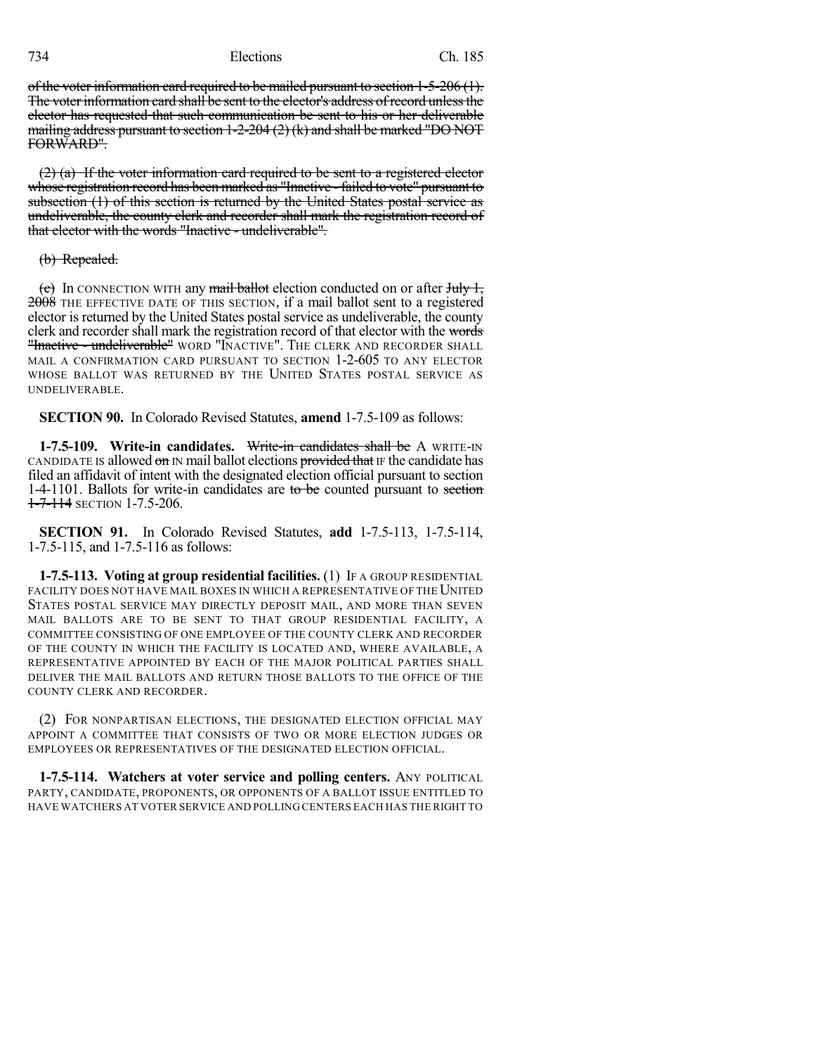~~of the voter information card required to be mailed pursuant to section 1-5-206 (1). The voter information card shall be sent to the elector's address of record unless the elector has requested that such communication be sent to his or her deliverable mailing address pursuant to section 1-2-204 (2) (k) and shall be marked "DO NOT FORWARD".~~

~~(2) (a) If the voter information card required to be sent to a registered elector whose registration record has been marked as "Inactive - failed to vote" pursuant to subsection (1) of this section is returned by the United States postal service as undeliverable, the county clerk and recorder shall mark the registration record of that elector with the words "Inactive - undeliverable".~~

~~(b) Repealed.~~

~~(c)~~ In CONNECTION WITH any ~~mail ballot~~ election conducted on or after ~~July 1, 2008~~ THE EFFECTIVE DATE OF THIS SECTION, if a mail ballot sent to a registered elector is returned by the United States postal service as undeliverable, the county clerk and recorder shall mark the registration record of that elector with the ~~words "Inactive - undeliverable"~~ WORD "INACTIVE". THE CLERK AND RECORDER SHALL MAIL A CONFIRMATION CARD PURSUANT TO SECTION 1-2-605 TO ANY ELECTOR WHOSE BALLOT WAS RETURNED BY THE UNITED STATES POSTAL SERVICE AS UNDELIVERABLE.

**SECTION 90.** In Colorado Revised Statutes, **amend** 1-7.5-109 as follows:

**1-7.5-109. Write-in candidates.** ~~Write-in candidates shall be~~ A WRITE-IN CANDIDATE IS allowed ~~on~~ IN mail ballot elections ~~provided that~~ IF the candidate has filed an affidavit of intent with the designated election official pursuant to section 1-4-1101. Ballots for write-in candidates are ~~to be~~ counted pursuant to ~~section 1-7-114~~ SECTION 1-7.5-206.

**SECTION 91.** In Colorado Revised Statutes, **add** 1-7.5-113, 1-7.5-114, 1-7.5-115, and 1-7.5-116 as follows:

**1-7.5-113. Voting at group residential facilities.** (1) IF A GROUP RESIDENTIAL FACILITY DOES NOT HAVE MAIL BOXES IN WHICH A REPRESENTATIVE OF THE UNITED STATES POSTAL SERVICE MAY DIRECTLY DEPOSIT MAIL, AND MORE THAN SEVEN MAIL BALLOTS ARE TO BE SENT TO THAT GROUP RESIDENTIAL FACILITY, A COMMITTEE CONSISTING OF ONE EMPLOYEE OF THE COUNTY CLERK AND RECORDER OF THE COUNTY IN WHICH THE FACILITY IS LOCATED AND, WHERE AVAILABLE, A REPRESENTATIVE APPOINTED BY EACH OF THE MAJOR POLITICAL PARTIES SHALL DELIVER THE MAIL BALLOTS AND RETURN THOSE BALLOTS TO THE OFFICE OF THE COUNTY CLERK AND RECORDER.

(2) FOR NONPARTISAN ELECTIONS, THE DESIGNATED ELECTION OFFICIAL MAY APPOINT A COMMITTEE THAT CONSISTS OF TWO OR MORE ELECTION JUDGES OR EMPLOYEES OR REPRESENTATIVES OF THE DESIGNATED ELECTION OFFICIAL.

**1-7.5-114. Watchers at voter service and polling centers.** ANY POLITICAL PARTY, CANDIDATE, PROPONENTS, OR OPPONENTS OF A BALLOT ISSUE ENTITLED TO HAVE WATCHERS AT VOTER SERVICE AND POLLING CENTERS EACH HAS THE RIGHT TO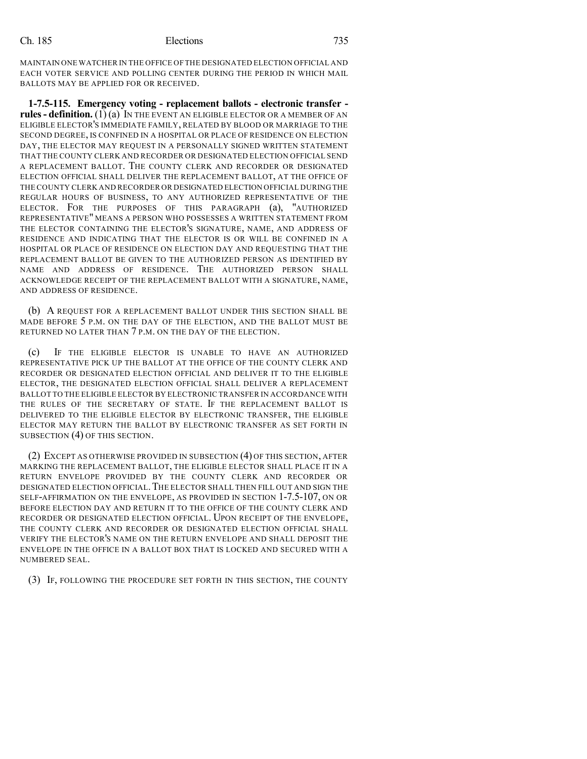MAINTAIN ONE WATCHER IN THE OFFICE OF THE DESIGNATED ELECTION OFFICIAL AND EACH VOTER SERVICE AND POLLING CENTER DURING THE PERIOD IN WHICH MAIL BALLOTS MAY BE APPLIED FOR OR RECEIVED.

**1-7.5-115. Emergency voting - replacement ballots - electronic transfer - rules - definition.** (1) (a) IN THE EVENT AN ELIGIBLE ELECTOR OR A MEMBER OF AN ELIGIBLE ELECTOR'S IMMEDIATE FAMILY, RELATED BY BLOOD OR MARRIAGE TO THE SECOND DEGREE, IS CONFINED IN A HOSPITAL OR PLACE OF RESIDENCE ON ELECTION DAY, THE ELECTOR MAY REQUEST IN A PERSONALLY SIGNED WRITTEN STATEMENT THAT THE COUNTY CLERK AND RECORDER OR DESIGNATED ELECTION OFFICIAL SEND A REPLACEMENT BALLOT. THE COUNTY CLERK AND RECORDER OR DESIGNATED ELECTION OFFICIAL SHALL DELIVER THE REPLACEMENT BALLOT, AT THE OFFICE OF THE COUNTY CLERK AND RECORDER OR DESIGNATED ELECTION OFFICIAL DURING THE REGULAR HOURS OF BUSINESS, TO ANY AUTHORIZED REPRESENTATIVE OF THE ELECTOR. FOR THE PURPOSES OF THIS PARAGRAPH (a), "AUTHORIZED REPRESENTATIVE" MEANS A PERSON WHO POSSESSES A WRITTEN STATEMENT FROM THE ELECTOR CONTAINING THE ELECTOR'S SIGNATURE, NAME, AND ADDRESS OF RESIDENCE AND INDICATING THAT THE ELECTOR IS OR WILL BE CONFINED IN A HOSPITAL OR PLACE OF RESIDENCE ON ELECTION DAY AND REQUESTING THAT THE REPLACEMENT BALLOT BE GIVEN TO THE AUTHORIZED PERSON AS IDENTIFIED BY NAME AND ADDRESS OF RESIDENCE. THE AUTHORIZED PERSON SHALL ACKNOWLEDGE RECEIPT OF THE REPLACEMENT BALLOT WITH A SIGNATURE, NAME, AND ADDRESS OF RESIDENCE.

(b) A REQUEST FOR A REPLACEMENT BALLOT UNDER THIS SECTION SHALL BE MADE BEFORE 5 P.M. ON THE DAY OF THE ELECTION, AND THE BALLOT MUST BE RETURNED NO LATER THAN 7 P.M. ON THE DAY OF THE ELECTION.

(c) IF THE ELIGIBLE ELECTOR IS UNABLE TO HAVE AN AUTHORIZED REPRESENTATIVE PICK UP THE BALLOT AT THE OFFICE OF THE COUNTY CLERK AND RECORDER OR DESIGNATED ELECTION OFFICIAL AND DELIVER IT TO THE ELIGIBLE ELECTOR, THE DESIGNATED ELECTION OFFICIAL SHALL DELIVER A REPLACEMENT BALLOT TO THE ELIGIBLE ELECTOR BY ELECTRONIC TRANSFER IN ACCORDANCE WITH THE RULES OF THE SECRETARY OF STATE. IF THE REPLACEMENT BALLOT IS DELIVERED TO THE ELIGIBLE ELECTOR BY ELECTRONIC TRANSFER, THE ELIGIBLE ELECTOR MAY RETURN THE BALLOT BY ELECTRONIC TRANSFER AS SET FORTH IN SUBSECTION (4) OF THIS SECTION.

(2) EXCEPT AS OTHERWISE PROVIDED IN SUBSECTION (4) OF THIS SECTION, AFTER MARKING THE REPLACEMENT BALLOT, THE ELIGIBLE ELECTOR SHALL PLACE IT IN A RETURN ENVELOPE PROVIDED BY THE COUNTY CLERK AND RECORDER OR DESIGNATED ELECTION OFFICIAL. THE ELECTOR SHALL THEN FILL OUT AND SIGN THE SELF-AFFIRMATION ON THE ENVELOPE, AS PROVIDED IN SECTION 1-7.5-107, ON OR BEFORE ELECTION DAY AND RETURN IT TO THE OFFICE OF THE COUNTY CLERK AND RECORDER OR DESIGNATED ELECTION OFFICIAL. UPON RECEIPT OF THE ENVELOPE, THE COUNTY CLERK AND RECORDER OR DESIGNATED ELECTION OFFICIAL SHALL VERIFY THE ELECTOR'S NAME ON THE RETURN ENVELOPE AND SHALL DEPOSIT THE ENVELOPE IN THE OFFICE IN A BALLOT BOX THAT IS LOCKED AND SECURED WITH A NUMBERED SEAL.

(3) IF, FOLLOWING THE PROCEDURE SET FORTH IN THIS SECTION, THE COUNTY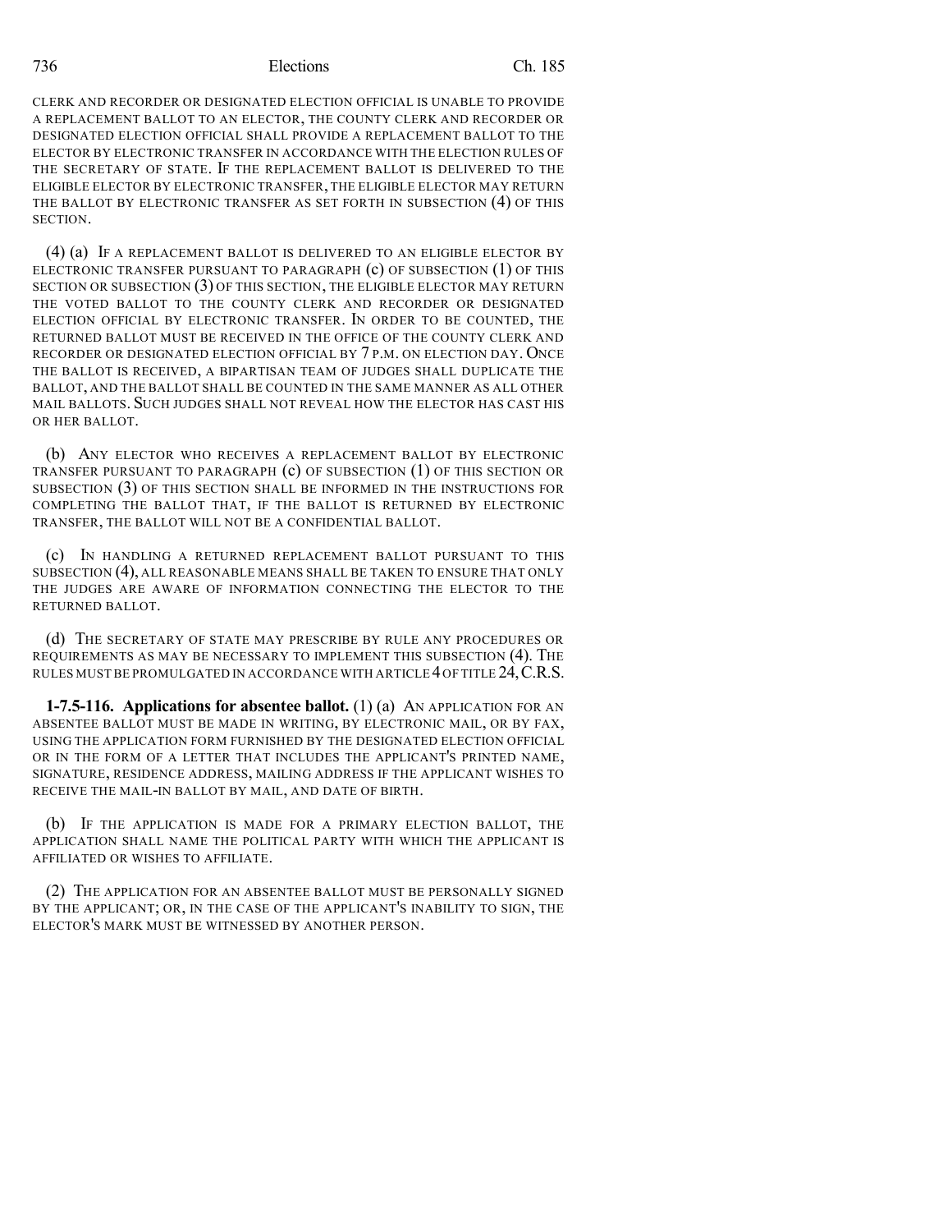CLERK AND RECORDER OR DESIGNATED ELECTION OFFICIAL IS UNABLE TO PROVIDE A REPLACEMENT BALLOT TO AN ELECTOR, THE COUNTY CLERK AND RECORDER OR DESIGNATED ELECTION OFFICIAL SHALL PROVIDE A REPLACEMENT BALLOT TO THE ELECTOR BY ELECTRONIC TRANSFER IN ACCORDANCE WITH THE ELECTION RULES OF THE SECRETARY OF STATE. IF THE REPLACEMENT BALLOT IS DELIVERED TO THE ELIGIBLE ELECTOR BY ELECTRONIC TRANSFER, THE ELIGIBLE ELECTOR MAY RETURN THE BALLOT BY ELECTRONIC TRANSFER AS SET FORTH IN SUBSECTION (4) OF THIS SECTION.

(4) (a) IF A REPLACEMENT BALLOT IS DELIVERED TO AN ELIGIBLE ELECTOR BY ELECTRONIC TRANSFER PURSUANT TO PARAGRAPH (c) OF SUBSECTION (1) OF THIS SECTION OR SUBSECTION (3) OF THIS SECTION, THE ELIGIBLE ELECTOR MAY RETURN THE VOTED BALLOT TO THE COUNTY CLERK AND RECORDER OR DESIGNATED ELECTION OFFICIAL BY ELECTRONIC TRANSFER. IN ORDER TO BE COUNTED, THE RETURNED BALLOT MUST BE RECEIVED IN THE OFFICE OF THE COUNTY CLERK AND RECORDER OR DESIGNATED ELECTION OFFICIAL BY 7 P.M. ON ELECTION DAY. ONCE THE BALLOT IS RECEIVED, A BIPARTISAN TEAM OF JUDGES SHALL DUPLICATE THE BALLOT, AND THE BALLOT SHALL BE COUNTED IN THE SAME MANNER AS ALL OTHER MAIL BALLOTS. SUCH JUDGES SHALL NOT REVEAL HOW THE ELECTOR HAS CAST HIS OR HER BALLOT.

(b) ANY ELECTOR WHO RECEIVES A REPLACEMENT BALLOT BY ELECTRONIC TRANSFER PURSUANT TO PARAGRAPH (c) OF SUBSECTION (1) OF THIS SECTION OR SUBSECTION (3) OF THIS SECTION SHALL BE INFORMED IN THE INSTRUCTIONS FOR COMPLETING THE BALLOT THAT, IF THE BALLOT IS RETURNED BY ELECTRONIC TRANSFER, THE BALLOT WILL NOT BE A CONFIDENTIAL BALLOT.

(c) IN HANDLING A RETURNED REPLACEMENT BALLOT PURSUANT TO THIS SUBSECTION (4), ALL REASONABLE MEANS SHALL BE TAKEN TO ENSURE THAT ONLY THE JUDGES ARE AWARE OF INFORMATION CONNECTING THE ELECTOR TO THE RETURNED BALLOT.

(d) THE SECRETARY OF STATE MAY PRESCRIBE BY RULE ANY PROCEDURES OR REQUIREMENTS AS MAY BE NECESSARY TO IMPLEMENT THIS SUBSECTION (4). THE RULES MUST BE PROMULGATED IN ACCORDANCE WITH ARTICLE 4 OF TITLE 24, C.R.S.

**1-7.5-116. Applications for absentee ballot.** (1) (a) AN APPLICATION FOR AN ABSENTEE BALLOT MUST BE MADE IN WRITING, BY ELECTRONIC MAIL, OR BY FAX, USING THE APPLICATION FORM FURNISHED BY THE DESIGNATED ELECTION OFFICIAL OR IN THE FORM OF A LETTER THAT INCLUDES THE APPLICANT'S PRINTED NAME, SIGNATURE, RESIDENCE ADDRESS, MAILING ADDRESS IF THE APPLICANT WISHES TO RECEIVE THE MAIL-IN BALLOT BY MAIL, AND DATE OF BIRTH.

(b) IF THE APPLICATION IS MADE FOR A PRIMARY ELECTION BALLOT, THE APPLICATION SHALL NAME THE POLITICAL PARTY WITH WHICH THE APPLICANT IS AFFILIATED OR WISHES TO AFFILIATE.

(2) THE APPLICATION FOR AN ABSENTEE BALLOT MUST BE PERSONALLY SIGNED BY THE APPLICANT; OR, IN THE CASE OF THE APPLICANT'S INABILITY TO SIGN, THE ELECTOR'S MARK MUST BE WITNESSED BY ANOTHER PERSON.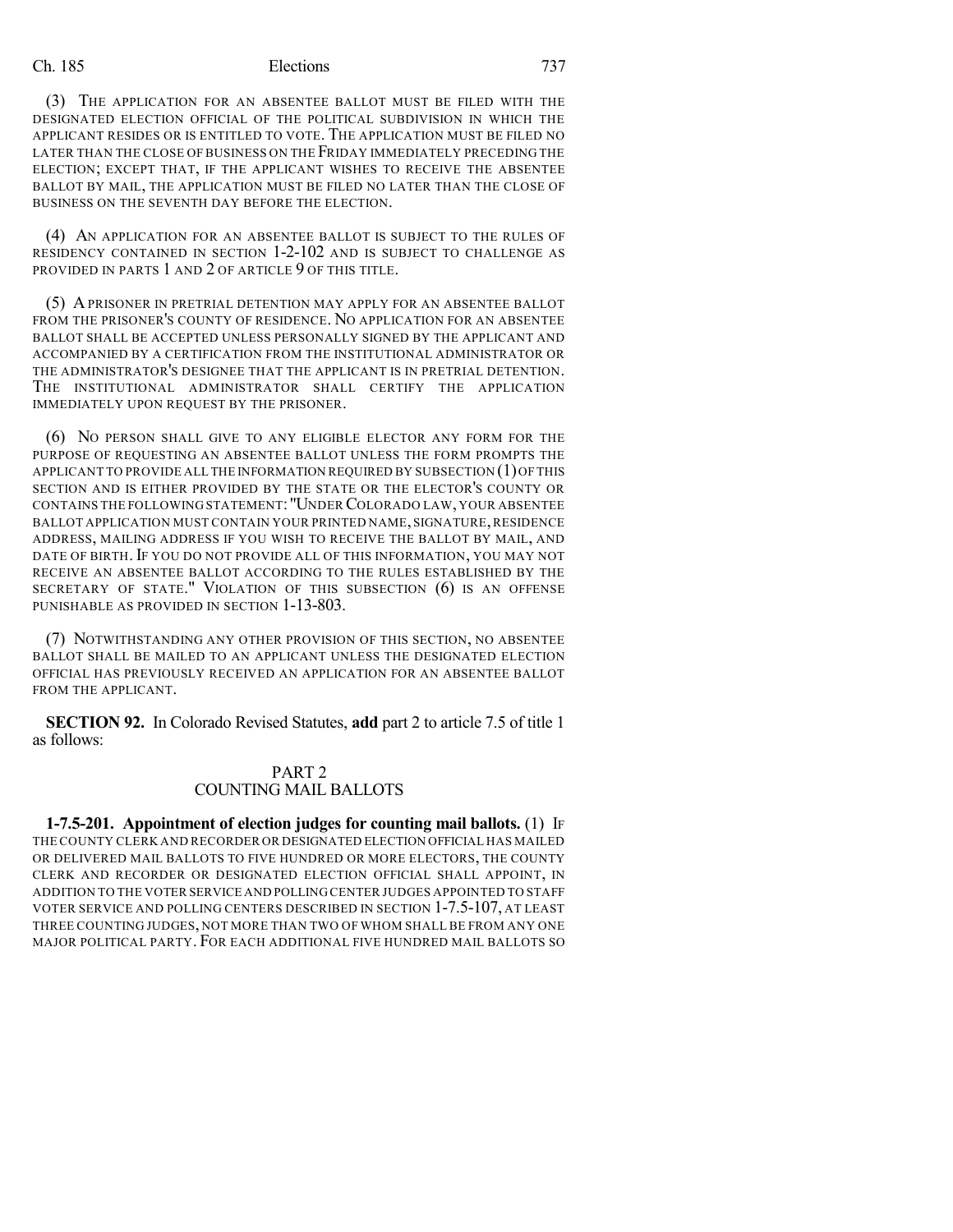(3) THE APPLICATION FOR AN ABSENTEE BALLOT MUST BE FILED WITH THE DESIGNATED ELECTION OFFICIAL OF THE POLITICAL SUBDIVISION IN WHICH THE APPLICANT RESIDES OR IS ENTITLED TO VOTE. THE APPLICATION MUST BE FILED NO LATER THAN THE CLOSE OF BUSINESS ON THE FRIDAY IMMEDIATELY PRECEDING THE ELECTION; EXCEPT THAT, IF THE APPLICANT WISHES TO RECEIVE THE ABSENTEE BALLOT BY MAIL, THE APPLICATION MUST BE FILED NO LATER THAN THE CLOSE OF BUSINESS ON THE SEVENTH DAY BEFORE THE ELECTION.

(4) AN APPLICATION FOR AN ABSENTEE BALLOT IS SUBJECT TO THE RULES OF RESIDENCY CONTAINED IN SECTION 1-2-102 AND IS SUBJECT TO CHALLENGE AS PROVIDED IN PARTS 1 AND 2 OF ARTICLE 9 OF THIS TITLE.

(5) A PRISONER IN PRETRIAL DETENTION MAY APPLY FOR AN ABSENTEE BALLOT FROM THE PRISONER'S COUNTY OF RESIDENCE. NO APPLICATION FOR AN ABSENTEE BALLOT SHALL BE ACCEPTED UNLESS PERSONALLY SIGNED BY THE APPLICANT AND ACCOMPANIED BY A CERTIFICATION FROM THE INSTITUTIONAL ADMINISTRATOR OR THE ADMINISTRATOR'S DESIGNEE THAT THE APPLICANT IS IN PRETRIAL DETENTION. THE INSTITUTIONAL ADMINISTRATOR SHALL CERTIFY THE APPLICATION IMMEDIATELY UPON REQUEST BY THE PRISONER.

(6) NO PERSON SHALL GIVE TO ANY ELIGIBLE ELECTOR ANY FORM FOR THE PURPOSE OF REQUESTING AN ABSENTEE BALLOT UNLESS THE FORM PROMPTS THE APPLICANT TO PROVIDE ALL THE INFORMATION REQUIRED BY SUBSECTION (1) OF THIS SECTION AND IS EITHER PROVIDED BY THE STATE OR THE ELECTOR'S COUNTY OR CONTAINS THE FOLLOWING STATEMENT: "UNDER COLORADO LAW, YOUR ABSENTEE BALLOT APPLICATION MUST CONTAIN YOUR PRINTED NAME, SIGNATURE, RESIDENCE ADDRESS, MAILING ADDRESS IF YOU WISH TO RECEIVE THE BALLOT BY MAIL, AND DATE OF BIRTH. IF YOU DO NOT PROVIDE ALL OF THIS INFORMATION, YOU MAY NOT RECEIVE AN ABSENTEE BALLOT ACCORDING TO THE RULES ESTABLISHED BY THE SECRETARY OF STATE." VIOLATION OF THIS SUBSECTION (6) IS AN OFFENSE PUNISHABLE AS PROVIDED IN SECTION 1-13-803.

(7) NOTWITHSTANDING ANY OTHER PROVISION OF THIS SECTION, NO ABSENTEE BALLOT SHALL BE MAILED TO AN APPLICANT UNLESS THE DESIGNATED ELECTION OFFICIAL HAS PREVIOUSLY RECEIVED AN APPLICATION FOR AN ABSENTEE BALLOT FROM THE APPLICANT.

**SECTION 92.** In Colorado Revised Statutes, **add** part 2 to article 7.5 of title 1 as follows:

PART 2
COUNTING MAIL BALLOTS

**1-7.5-201. Appointment of election judges for counting mail ballots.** (1) IF THE COUNTY CLERK AND RECORDER OR DESIGNATED ELECTION OFFICIAL HAS MAILED OR DELIVERED MAIL BALLOTS TO FIVE HUNDRED OR MORE ELECTORS, THE COUNTY CLERK AND RECORDER OR DESIGNATED ELECTION OFFICIAL SHALL APPOINT, IN ADDITION TO THE VOTER SERVICE AND POLLING CENTER JUDGES APPOINTED TO STAFF VOTER SERVICE AND POLLING CENTERS DESCRIBED IN SECTION 1-7.5-107, AT LEAST THREE COUNTING JUDGES, NOT MORE THAN TWO OF WHOM SHALL BE FROM ANY ONE MAJOR POLITICAL PARTY. FOR EACH ADDITIONAL FIVE HUNDRED MAIL BALLOTS SO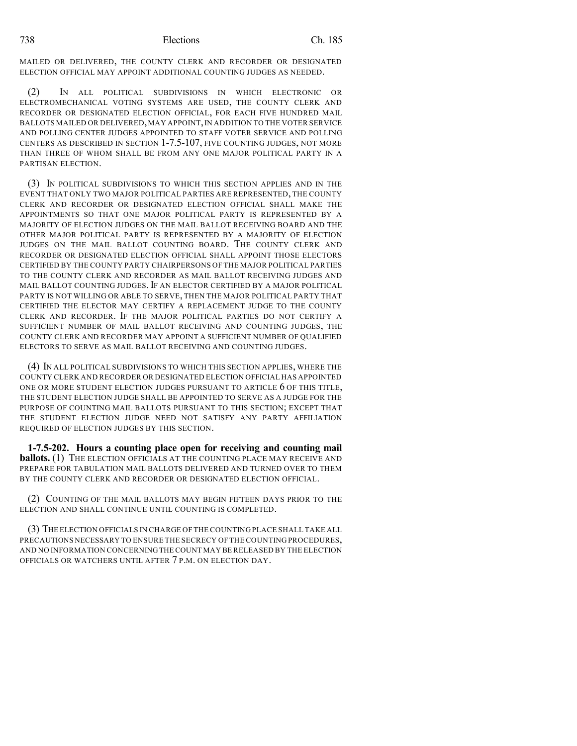MAILED OR DELIVERED, THE COUNTY CLERK AND RECORDER OR DESIGNATED ELECTION OFFICIAL MAY APPOINT ADDITIONAL COUNTING JUDGES AS NEEDED.

(2) IN ALL POLITICAL SUBDIVISIONS IN WHICH ELECTRONIC OR ELECTROMECHANICAL VOTING SYSTEMS ARE USED, THE COUNTY CLERK AND RECORDER OR DESIGNATED ELECTION OFFICIAL, FOR EACH FIVE HUNDRED MAIL BALLOTS MAILED OR DELIVERED, MAY APPOINT, IN ADDITION TO THE VOTER SERVICE AND POLLING CENTER JUDGES APPOINTED TO STAFF VOTER SERVICE AND POLLING CENTERS AS DESCRIBED IN SECTION 1-7.5-107, FIVE COUNTING JUDGES, NOT MORE THAN THREE OF WHOM SHALL BE FROM ANY ONE MAJOR POLITICAL PARTY IN A PARTISAN ELECTION.

(3) IN POLITICAL SUBDIVISIONS TO WHICH THIS SECTION APPLIES AND IN THE EVENT THAT ONLY TWO MAJOR POLITICAL PARTIES ARE REPRESENTED, THE COUNTY CLERK AND RECORDER OR DESIGNATED ELECTION OFFICIAL SHALL MAKE THE APPOINTMENTS SO THAT ONE MAJOR POLITICAL PARTY IS REPRESENTED BY A MAJORITY OF ELECTION JUDGES ON THE MAIL BALLOT RECEIVING BOARD AND THE OTHER MAJOR POLITICAL PARTY IS REPRESENTED BY A MAJORITY OF ELECTION JUDGES ON THE MAIL BALLOT COUNTING BOARD. THE COUNTY CLERK AND RECORDER OR DESIGNATED ELECTION OFFICIAL SHALL APPOINT THOSE ELECTORS CERTIFIED BY THE COUNTY PARTY CHAIRPERSONS OF THE MAJOR POLITICAL PARTIES TO THE COUNTY CLERK AND RECORDER AS MAIL BALLOT RECEIVING JUDGES AND MAIL BALLOT COUNTING JUDGES. IF AN ELECTOR CERTIFIED BY A MAJOR POLITICAL PARTY IS NOT WILLING OR ABLE TO SERVE, THEN THE MAJOR POLITICAL PARTY THAT CERTIFIED THE ELECTOR MAY CERTIFY A REPLACEMENT JUDGE TO THE COUNTY CLERK AND RECORDER. IF THE MAJOR POLITICAL PARTIES DO NOT CERTIFY A SUFFICIENT NUMBER OF MAIL BALLOT RECEIVING AND COUNTING JUDGES, THE COUNTY CLERK AND RECORDER MAY APPOINT A SUFFICIENT NUMBER OF QUALIFIED ELECTORS TO SERVE AS MAIL BALLOT RECEIVING AND COUNTING JUDGES.

(4) IN ALL POLITICAL SUBDIVISIONS TO WHICH THIS SECTION APPLIES, WHERE THE COUNTY CLERK AND RECORDER OR DESIGNATED ELECTION OFFICIAL HAS APPOINTED ONE OR MORE STUDENT ELECTION JUDGES PURSUANT TO ARTICLE 6 OF THIS TITLE, THE STUDENT ELECTION JUDGE SHALL BE APPOINTED TO SERVE AS A JUDGE FOR THE PURPOSE OF COUNTING MAIL BALLOTS PURSUANT TO THIS SECTION; EXCEPT THAT THE STUDENT ELECTION JUDGE NEED NOT SATISFY ANY PARTY AFFILIATION REQUIRED OF ELECTION JUDGES BY THIS SECTION.

**1-7.5-202. Hours a counting place open for receiving and counting mail ballots.** (1) THE ELECTION OFFICIALS AT THE COUNTING PLACE MAY RECEIVE AND PREPARE FOR TABULATION MAIL BALLOTS DELIVERED AND TURNED OVER TO THEM BY THE COUNTY CLERK AND RECORDER OR DESIGNATED ELECTION OFFICIAL.

(2) COUNTING OF THE MAIL BALLOTS MAY BEGIN FIFTEEN DAYS PRIOR TO THE ELECTION AND SHALL CONTINUE UNTIL COUNTING IS COMPLETED.

(3) THE ELECTION OFFICIALS IN CHARGE OF THE COUNTING PLACE SHALL TAKE ALL PRECAUTIONS NECESSARY TO ENSURE THE SECRECY OF THE COUNTING PROCEDURES, AND NO INFORMATION CONCERNING THE COUNT MAY BE RELEASED BY THE ELECTION OFFICIALS OR WATCHERS UNTIL AFTER 7 P.M. ON ELECTION DAY.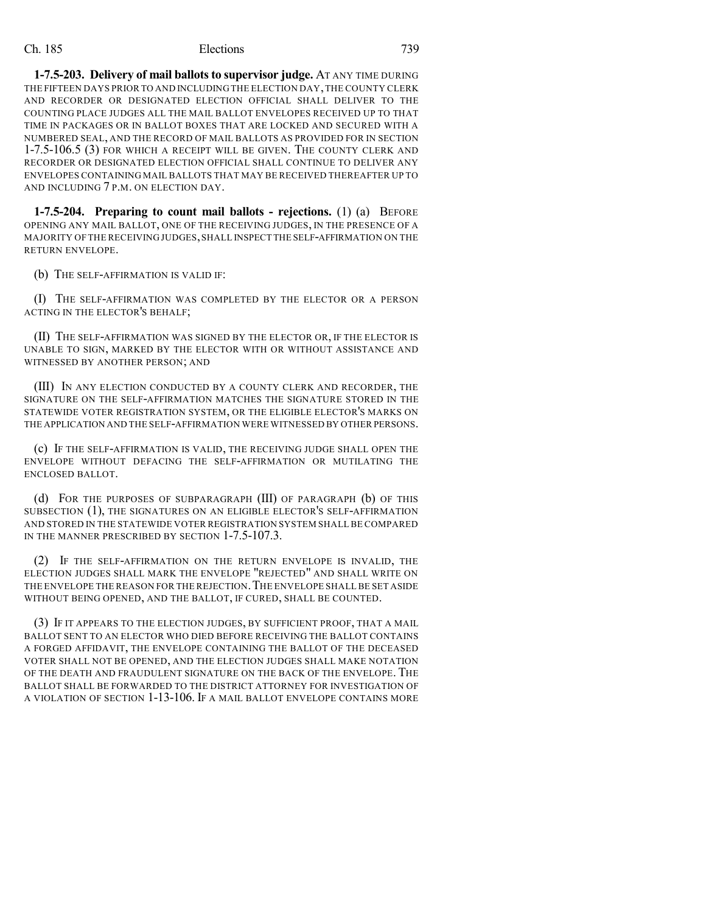**1-7.5-203. Delivery of mail ballots to supervisor judge.** AT ANY TIME DURING THE FIFTEEN DAYS PRIOR TO AND INCLUDING THE ELECTION DAY, THE COUNTY CLERK AND RECORDER OR DESIGNATED ELECTION OFFICIAL SHALL DELIVER TO THE COUNTING PLACE JUDGES ALL THE MAIL BALLOT ENVELOPES RECEIVED UP TO THAT TIME IN PACKAGES OR IN BALLOT BOXES THAT ARE LOCKED AND SECURED WITH A NUMBERED SEAL, AND THE RECORD OF MAIL BALLOTS AS PROVIDED FOR IN SECTION 1-7.5-106.5 (3) FOR WHICH A RECEIPT WILL BE GIVEN. THE COUNTY CLERK AND RECORDER OR DESIGNATED ELECTION OFFICIAL SHALL CONTINUE TO DELIVER ANY ENVELOPES CONTAINING MAIL BALLOTS THAT MAY BE RECEIVED THEREAFTER UP TO AND INCLUDING 7 P.M. ON ELECTION DAY.

**1-7.5-204. Preparing to count mail ballots - rejections.** (1) (a) BEFORE OPENING ANY MAIL BALLOT, ONE OF THE RECEIVING JUDGES, IN THE PRESENCE OF A MAJORITY OF THE RECEIVING JUDGES, SHALL INSPECT THE SELF-AFFIRMATION ON THE RETURN ENVELOPE.

(b) THE SELF-AFFIRMATION IS VALID IF:

(I) THE SELF-AFFIRMATION WAS COMPLETED BY THE ELECTOR OR A PERSON ACTING IN THE ELECTOR'S BEHALF;

(II) THE SELF-AFFIRMATION WAS SIGNED BY THE ELECTOR OR, IF THE ELECTOR IS UNABLE TO SIGN, MARKED BY THE ELECTOR WITH OR WITHOUT ASSISTANCE AND WITNESSED BY ANOTHER PERSON; AND

(III) IN ANY ELECTION CONDUCTED BY A COUNTY CLERK AND RECORDER, THE SIGNATURE ON THE SELF-AFFIRMATION MATCHES THE SIGNATURE STORED IN THE STATEWIDE VOTER REGISTRATION SYSTEM, OR THE ELIGIBLE ELECTOR'S MARKS ON THE APPLICATION AND THE SELF-AFFIRMATION WERE WITNESSED BY OTHER PERSONS.

(c) IF THE SELF-AFFIRMATION IS VALID, THE RECEIVING JUDGE SHALL OPEN THE ENVELOPE WITHOUT DEFACING THE SELF-AFFIRMATION OR MUTILATING THE ENCLOSED BALLOT.

(d) FOR THE PURPOSES OF SUBPARAGRAPH (III) OF PARAGRAPH (b) OF THIS SUBSECTION (1), THE SIGNATURES ON AN ELIGIBLE ELECTOR'S SELF-AFFIRMATION AND STORED IN THE STATEWIDE VOTER REGISTRATION SYSTEM SHALL BE COMPARED IN THE MANNER PRESCRIBED BY SECTION 1-7.5-107.3.

(2) IF THE SELF-AFFIRMATION ON THE RETURN ENVELOPE IS INVALID, THE ELECTION JUDGES SHALL MARK THE ENVELOPE "REJECTED" AND SHALL WRITE ON THE ENVELOPE THE REASON FOR THE REJECTION. THE ENVELOPE SHALL BE SET ASIDE WITHOUT BEING OPENED, AND THE BALLOT, IF CURED, SHALL BE COUNTED.

(3) IF IT APPEARS TO THE ELECTION JUDGES, BY SUFFICIENT PROOF, THAT A MAIL BALLOT SENT TO AN ELECTOR WHO DIED BEFORE RECEIVING THE BALLOT CONTAINS A FORGED AFFIDAVIT, THE ENVELOPE CONTAINING THE BALLOT OF THE DECEASED VOTER SHALL NOT BE OPENED, AND THE ELECTION JUDGES SHALL MAKE NOTATION OF THE DEATH AND FRAUDULENT SIGNATURE ON THE BACK OF THE ENVELOPE. THE BALLOT SHALL BE FORWARDED TO THE DISTRICT ATTORNEY FOR INVESTIGATION OF A VIOLATION OF SECTION 1-13-106. IF A MAIL BALLOT ENVELOPE CONTAINS MORE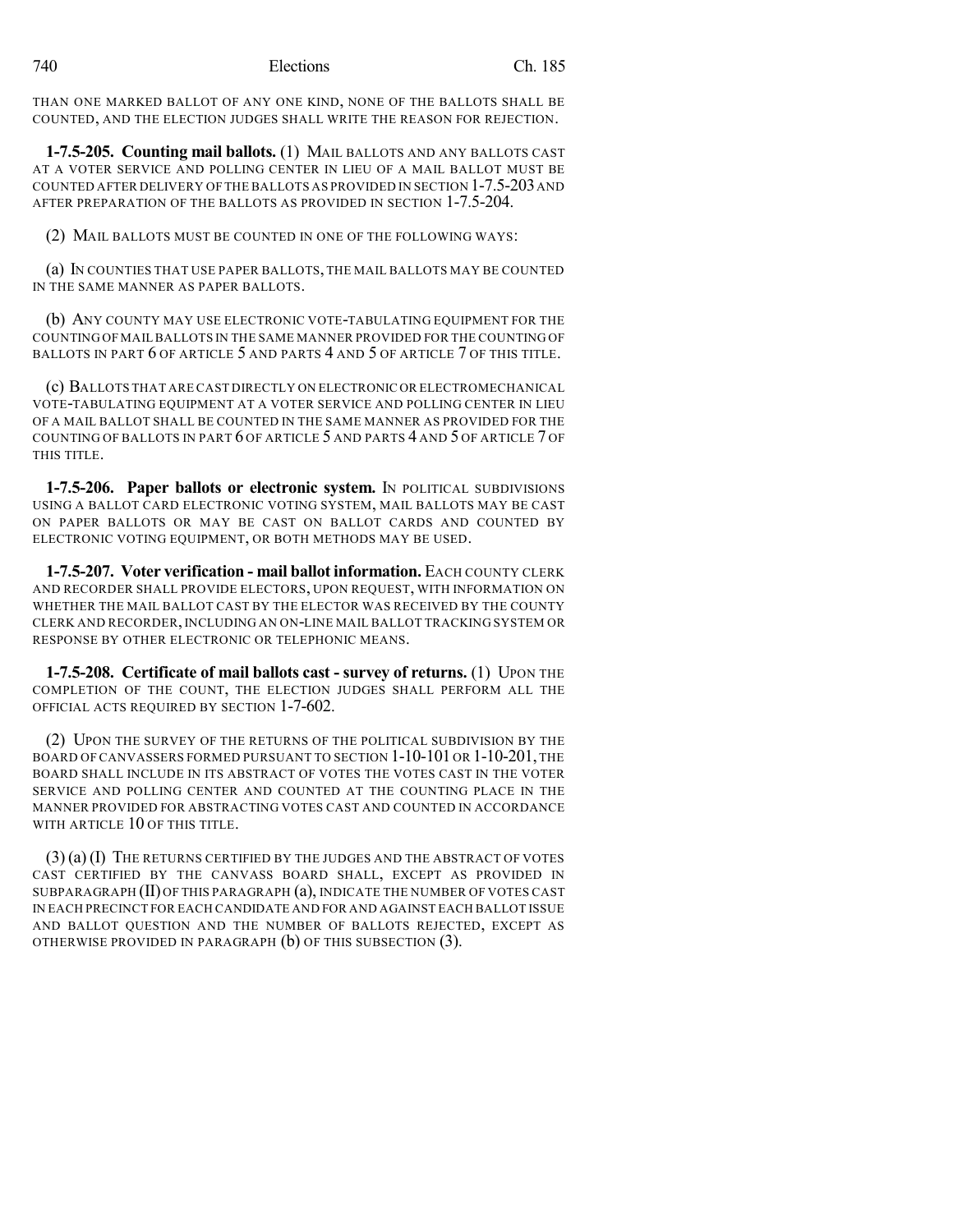THAN ONE MARKED BALLOT OF ANY ONE KIND, NONE OF THE BALLOTS SHALL BE COUNTED, AND THE ELECTION JUDGES SHALL WRITE THE REASON FOR REJECTION.

**1-7.5-205. Counting mail ballots.** (1) MAIL BALLOTS AND ANY BALLOTS CAST AT A VOTER SERVICE AND POLLING CENTER IN LIEU OF A MAIL BALLOT MUST BE COUNTED AFTER DELIVERY OF THE BALLOTS AS PROVIDED IN SECTION 1-7.5-203 AND AFTER PREPARATION OF THE BALLOTS AS PROVIDED IN SECTION 1-7.5-204.

(2) MAIL BALLOTS MUST BE COUNTED IN ONE OF THE FOLLOWING WAYS:

(a) IN COUNTIES THAT USE PAPER BALLOTS, THE MAIL BALLOTS MAY BE COUNTED IN THE SAME MANNER AS PAPER BALLOTS.

(b) ANY COUNTY MAY USE ELECTRONIC VOTE-TABULATING EQUIPMENT FOR THE COUNTING OF MAIL BALLOTS IN THE SAME MANNER PROVIDED FOR THE COUNTING OF BALLOTS IN PART 6 OF ARTICLE 5 AND PARTS 4 AND 5 OF ARTICLE 7 OF THIS TITLE.

(c) BALLOTS THAT ARE CAST DIRECTLY ON ELECTRONIC OR ELECTROMECHANICAL VOTE-TABULATING EQUIPMENT AT A VOTER SERVICE AND POLLING CENTER IN LIEU OF A MAIL BALLOT SHALL BE COUNTED IN THE SAME MANNER AS PROVIDED FOR THE COUNTING OF BALLOTS IN PART 6 OF ARTICLE 5 AND PARTS 4 AND 5 OF ARTICLE 7 OF THIS TITLE.

**1-7.5-206. Paper ballots or electronic system.** IN POLITICAL SUBDIVISIONS USING A BALLOT CARD ELECTRONIC VOTING SYSTEM, MAIL BALLOTS MAY BE CAST ON PAPER BALLOTS OR MAY BE CAST ON BALLOT CARDS AND COUNTED BY ELECTRONIC VOTING EQUIPMENT, OR BOTH METHODS MAY BE USED.

**1-7.5-207. Voter verification - mail ballot information.** EACH COUNTY CLERK AND RECORDER SHALL PROVIDE ELECTORS, UPON REQUEST, WITH INFORMATION ON WHETHER THE MAIL BALLOT CAST BY THE ELECTOR WAS RECEIVED BY THE COUNTY CLERK AND RECORDER, INCLUDING AN ON-LINE MAIL BALLOT TRACKING SYSTEM OR RESPONSE BY OTHER ELECTRONIC OR TELEPHONIC MEANS.

**1-7.5-208. Certificate of mail ballots cast - survey of returns.** (1) UPON THE COMPLETION OF THE COUNT, THE ELECTION JUDGES SHALL PERFORM ALL THE OFFICIAL ACTS REQUIRED BY SECTION 1-7-602.

(2) UPON THE SURVEY OF THE RETURNS OF THE POLITICAL SUBDIVISION BY THE BOARD OF CANVASSERS FORMED PURSUANT TO SECTION 1-10-101 OR 1-10-201, THE BOARD SHALL INCLUDE IN ITS ABSTRACT OF VOTES THE VOTES CAST IN THE VOTER SERVICE AND POLLING CENTER AND COUNTED AT THE COUNTING PLACE IN THE MANNER PROVIDED FOR ABSTRACTING VOTES CAST AND COUNTED IN ACCORDANCE WITH ARTICLE 10 OF THIS TITLE.

(3) (a) (I) THE RETURNS CERTIFIED BY THE JUDGES AND THE ABSTRACT OF VOTES CAST CERTIFIED BY THE CANVASS BOARD SHALL, EXCEPT AS PROVIDED IN SUBPARAGRAPH (II) OF THIS PARAGRAPH (a), INDICATE THE NUMBER OF VOTES CAST IN EACH PRECINCT FOR EACH CANDIDATE AND FOR AND AGAINST EACH BALLOT ISSUE AND BALLOT QUESTION AND THE NUMBER OF BALLOTS REJECTED, EXCEPT AS OTHERWISE PROVIDED IN PARAGRAPH (b) OF THIS SUBSECTION (3).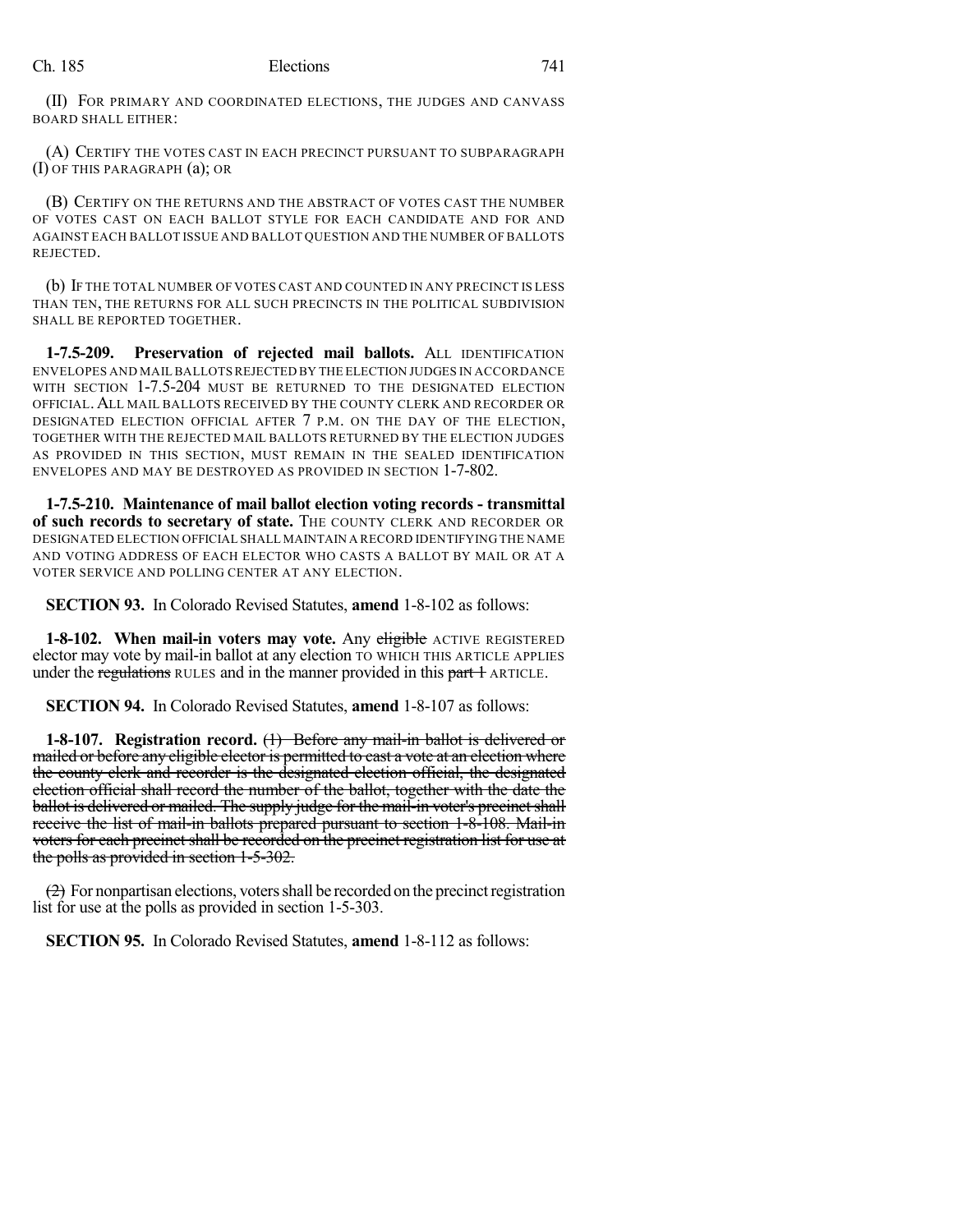(II) FOR PRIMARY AND COORDINATED ELECTIONS, THE JUDGES AND CANVASS BOARD SHALL EITHER:

(A) CERTIFY THE VOTES CAST IN EACH PRECINCT PURSUANT TO SUBPARAGRAPH (I) OF THIS PARAGRAPH (a); OR

(B) CERTIFY ON THE RETURNS AND THE ABSTRACT OF VOTES CAST THE NUMBER OF VOTES CAST ON EACH BALLOT STYLE FOR EACH CANDIDATE AND FOR AND AGAINST EACH BALLOT ISSUE AND BALLOT QUESTION AND THE NUMBER OF BALLOTS REJECTED.

(b) IF THE TOTAL NUMBER OF VOTES CAST AND COUNTED IN ANY PRECINCT IS LESS THAN TEN, THE RETURNS FOR ALL SUCH PRECINCTS IN THE POLITICAL SUBDIVISION SHALL BE REPORTED TOGETHER.

**1-7.5-209. Preservation of rejected mail ballots.** ALL IDENTIFICATION ENVELOPES AND MAIL BALLOTS REJECTED BY THE ELECTION JUDGES IN ACCORDANCE WITH SECTION 1-7.5-204 MUST BE RETURNED TO THE DESIGNATED ELECTION OFFICIAL. ALL MAIL BALLOTS RECEIVED BY THE COUNTY CLERK AND RECORDER OR DESIGNATED ELECTION OFFICIAL AFTER 7 P.M. ON THE DAY OF THE ELECTION, TOGETHER WITH THE REJECTED MAIL BALLOTS RETURNED BY THE ELECTION JUDGES AS PROVIDED IN THIS SECTION, MUST REMAIN IN THE SEALED IDENTIFICATION ENVELOPES AND MAY BE DESTROYED AS PROVIDED IN SECTION 1-7-802.

**1-7.5-210. Maintenance of mail ballot election voting records - transmittal of such records to secretary of state.** THE COUNTY CLERK AND RECORDER OR DESIGNATED ELECTION OFFICIAL SHALL MAINTAIN A RECORD IDENTIFYING THE NAME AND VOTING ADDRESS OF EACH ELECTOR WHO CASTS A BALLOT BY MAIL OR AT A VOTER SERVICE AND POLLING CENTER AT ANY ELECTION.

**SECTION 93.** In Colorado Revised Statutes, **amend** 1-8-102 as follows:

**1-8-102. When mail-in voters may vote.** Any ~~eligible~~ ACTIVE REGISTERED elector may vote by mail-in ballot at any election TO WHICH THIS ARTICLE APPLIES under the ~~regulations~~ RULES and in the manner provided in this ~~part 1~~ ARTICLE.

**SECTION 94.** In Colorado Revised Statutes, **amend** 1-8-107 as follows:

**1-8-107. Registration record.** ~~(1) Before any mail-in ballot is delivered or mailed or before any eligible elector is permitted to cast a vote at an election where the county clerk and recorder is the designated election official, the designated election official shall record the number of the ballot, together with the date the ballot is delivered or mailed. The supply judge for the mail-in voter's precinct shall receive the list of mail-in ballots prepared pursuant to section 1-8-108. Mail-in voters for each precinct shall be recorded on the precinct registration list for use at the polls as provided in section 1-5-302.~~

~~(2)~~ For nonpartisan elections, voters shall be recorded on the precinct registration list for use at the polls as provided in section 1-5-303.

**SECTION 95.** In Colorado Revised Statutes, **amend** 1-8-112 as follows: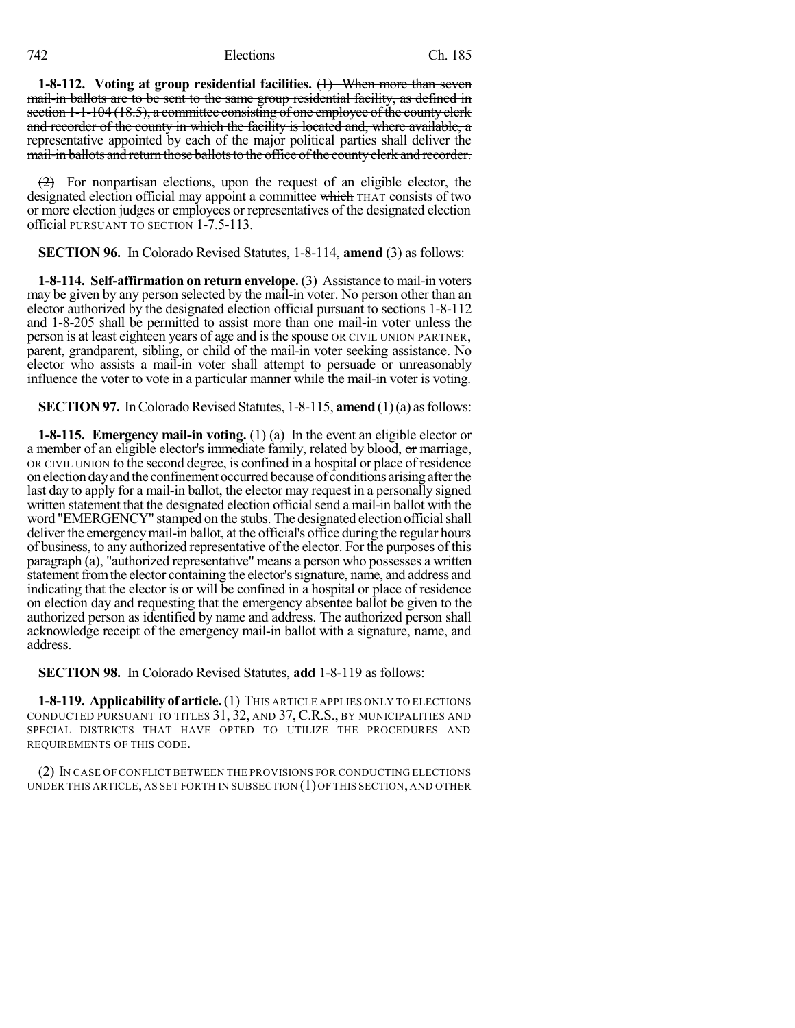**1-8-112. Voting at group residential facilities.** ~~(1) When more than seven mail-in ballots are to be sent to the same group residential facility, as defined in section 1-1-104 (18.5), a committee consisting of one employee of the county clerk and recorder of the county in which the facility is located and, where available, a representative appointed by each of the major political parties shall deliver the mail-in ballots and return those ballots to the office of the county clerk and recorder.~~

~~(2)~~ For nonpartisan elections, upon the request of an eligible elector, the designated election official may appoint a committee ~~which~~ THAT consists of two or more election judges or employees or representatives of the designated election official PURSUANT TO SECTION 1-7.5-113.

**SECTION 96.** In Colorado Revised Statutes, 1-8-114, **amend** (3) as follows:

**1-8-114. Self-affirmation on return envelope.** (3) Assistance to mail-in voters may be given by any person selected by the mail-in voter. No person other than an elector authorized by the designated election official pursuant to sections 1-8-112 and 1-8-205 shall be permitted to assist more than one mail-in voter unless the person is at least eighteen years of age and is the spouse OR CIVIL UNION PARTNER, parent, grandparent, sibling, or child of the mail-in voter seeking assistance. No elector who assists a mail-in voter shall attempt to persuade or unreasonably influence the voter to vote in a particular manner while the mail-in voter is voting.

**SECTION 97.** In Colorado Revised Statutes, 1-8-115, **amend** (1)(a) as follows:

**1-8-115. Emergency mail-in voting.** (1) (a) In the event an eligible elector or a member of an eligible elector's immediate family, related by blood, ~~or~~ marriage, OR CIVIL UNION to the second degree, is confined in a hospital or place of residence on election day and the confinement occurred because of conditions arising after the last day to apply for a mail-in ballot, the elector may request in a personally signed written statement that the designated election official send a mail-in ballot with the word "EMERGENCY" stamped on the stubs. The designated election official shall deliver the emergency mail-in ballot, at the official's office during the regular hours of business, to any authorized representative of the elector. For the purposes of this paragraph (a), "authorized representative" means a person who possesses a written statement from the elector containing the elector's signature, name, and address and indicating that the elector is or will be confined in a hospital or place of residence on election day and requesting that the emergency absentee ballot be given to the authorized person as identified by name and address. The authorized person shall acknowledge receipt of the emergency mail-in ballot with a signature, name, and address.

**SECTION 98.** In Colorado Revised Statutes, **add** 1-8-119 as follows:

**1-8-119. Applicability of article.** (1) THIS ARTICLE APPLIES ONLY TO ELECTIONS CONDUCTED PURSUANT TO TITLES 31, 32, AND 37, C.R.S., BY MUNICIPALITIES AND SPECIAL DISTRICTS THAT HAVE OPTED TO UTILIZE THE PROCEDURES AND REQUIREMENTS OF THIS CODE.

(2) IN CASE OF CONFLICT BETWEEN THE PROVISIONS FOR CONDUCTING ELECTIONS UNDER THIS ARTICLE, AS SET FORTH IN SUBSECTION (1) OF THIS SECTION, AND OTHER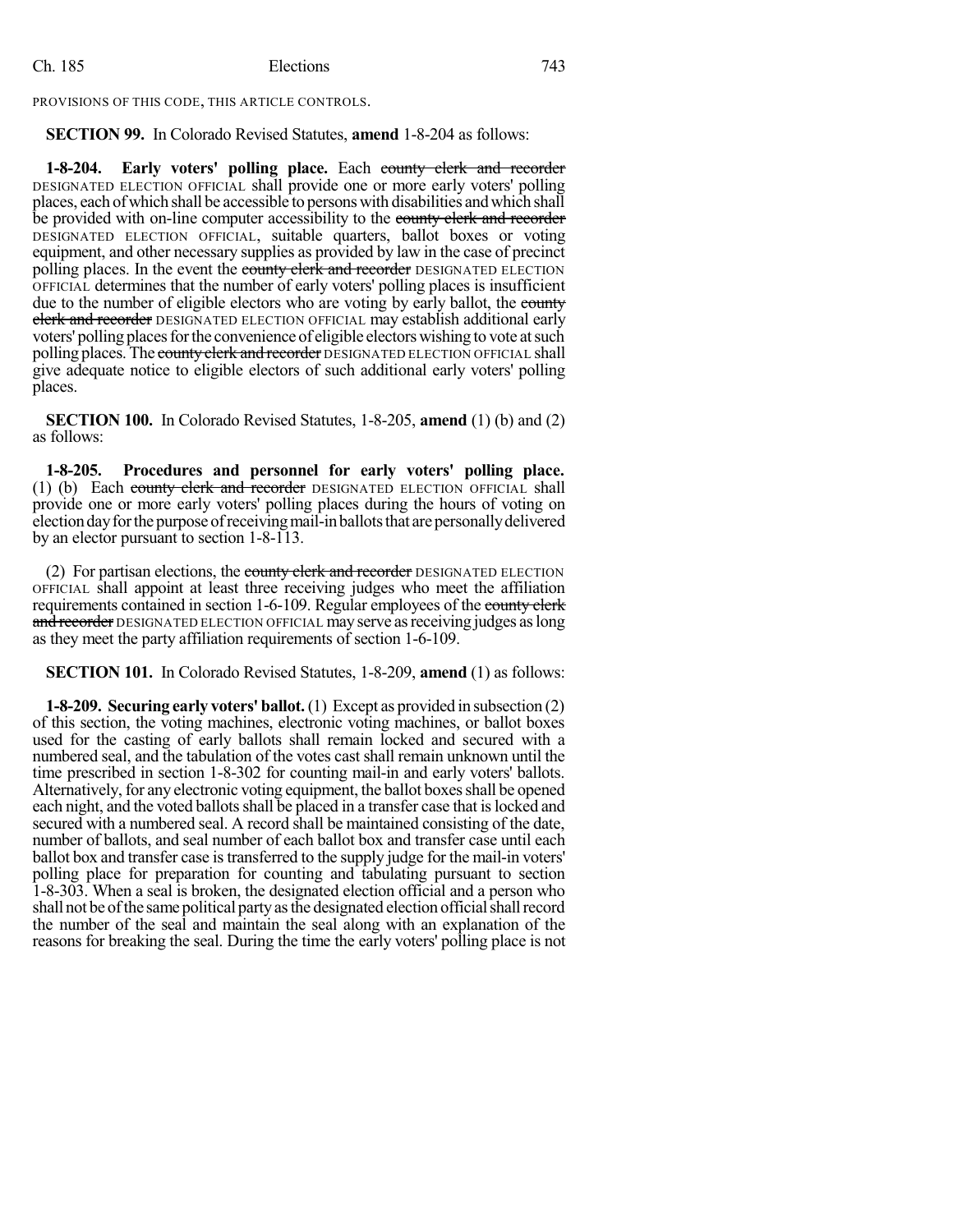PROVISIONS OF THIS CODE, THIS ARTICLE CONTROLS.

**SECTION 99.** In Colorado Revised Statutes, **amend** 1-8-204 as follows:

**1-8-204. Early voters' polling place.** Each ~~county clerk and recorder~~ DESIGNATED ELECTION OFFICIAL shall provide one or more early voters' polling places, each of which shall be accessible to persons with disabilities and which shall be provided with on-line computer accessibility to the ~~county clerk and recorder~~ DESIGNATED ELECTION OFFICIAL, suitable quarters, ballot boxes or voting equipment, and other necessary supplies as provided by law in the case of precinct polling places. In the event the ~~county clerk and recorder~~ DESIGNATED ELECTION OFFICIAL determines that the number of early voters' polling places is insufficient due to the number of eligible electors who are voting by early ballot, the ~~county clerk and recorder~~ DESIGNATED ELECTION OFFICIAL may establish additional early voters' polling places for the convenience of eligible electors wishing to vote at such polling places. The ~~county clerk and recorder~~ DESIGNATED ELECTION OFFICIAL shall give adequate notice to eligible electors of such additional early voters' polling places.

**SECTION 100.** In Colorado Revised Statutes, 1-8-205, **amend** (1) (b) and (2) as follows:

**1-8-205. Procedures and personnel for early voters' polling place.** (1) (b) Each ~~county clerk and recorder~~ DESIGNATED ELECTION OFFICIAL shall provide one or more early voters' polling places during the hours of voting on election day for the purpose of receiving mail-in ballots that are personally delivered by an elector pursuant to section 1-8-113.

(2) For partisan elections, the ~~county clerk and recorder~~ DESIGNATED ELECTION OFFICIAL shall appoint at least three receiving judges who meet the affiliation requirements contained in section 1-6-109. Regular employees of the ~~county clerk and recorder~~ DESIGNATED ELECTION OFFICIAL may serve as receiving judges as long as they meet the party affiliation requirements of section 1-6-109.

**SECTION 101.** In Colorado Revised Statutes, 1-8-209, **amend** (1) as follows:

**1-8-209. Securing early voters' ballot.** (1) Except as provided in subsection (2) of this section, the voting machines, electronic voting machines, or ballot boxes used for the casting of early ballots shall remain locked and secured with a numbered seal, and the tabulation of the votes cast shall remain unknown until the time prescribed in section 1-8-302 for counting mail-in and early voters' ballots. Alternatively, for any electronic voting equipment, the ballot boxes shall be opened each night, and the voted ballots shall be placed in a transfer case that is locked and secured with a numbered seal. A record shall be maintained consisting of the date, number of ballots, and seal number of each ballot box and transfer case until each ballot box and transfer case is transferred to the supply judge for the mail-in voters' polling place for preparation for counting and tabulating pursuant to section 1-8-303. When a seal is broken, the designated election official and a person who shall not be of the same political party as the designated election official shall record the number of the seal and maintain the seal along with an explanation of the reasons for breaking the seal. During the time the early voters' polling place is not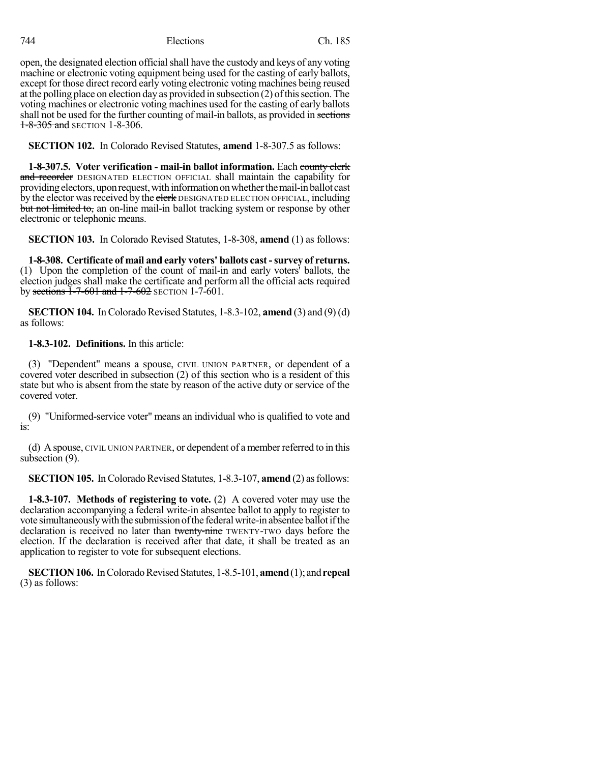open, the designated election official shall have the custody and keys of any voting machine or electronic voting equipment being used for the casting of early ballots, except for those direct record early voting electronic voting machines being reused at the polling place on election day as provided in subsection (2) of this section. The voting machines or electronic voting machines used for the casting of early ballots shall not be used for the further counting of mail-in ballots, as provided in ~~sections 1-8-305 and~~ SECTION 1-8-306.

**SECTION 102.** In Colorado Revised Statutes, **amend** 1-8-307.5 as follows:

**1-8-307.5. Voter verification - mail-in ballot information.** Each ~~county clerk and recorder~~ DESIGNATED ELECTION OFFICIAL shall maintain the capability for providing electors, upon request, with information on whether the mail-in ballot cast by the elector was received by the ~~clerk~~ DESIGNATED ELECTION OFFICIAL, including ~~but not limited to,~~ an on-line mail-in ballot tracking system or response by other electronic or telephonic means.

**SECTION 103.** In Colorado Revised Statutes, 1-8-308, **amend** (1) as follows:

**1-8-308. Certificate of mail and early voters' ballots cast - survey of returns.** (1) Upon the completion of the count of mail-in and early voters' ballots, the election judges shall make the certificate and perform all the official acts required by ~~sections 1-7-601 and 1-7-602~~ SECTION 1-7-601.

**SECTION 104.** In Colorado Revised Statutes, 1-8.3-102, **amend** (3) and (9) (d) as follows:

**1-8.3-102. Definitions.** In this article:

(3) "Dependent" means a spouse, CIVIL UNION PARTNER, or dependent of a covered voter described in subsection (2) of this section who is a resident of this state but who is absent from the state by reason of the active duty or service of the covered voter.

(9) "Uniformed-service voter" means an individual who is qualified to vote and is:

(d) A spouse, CIVIL UNION PARTNER, or dependent of a member referred to in this subsection (9).

**SECTION 105.** In Colorado Revised Statutes, 1-8.3-107, **amend** (2) as follows:

**1-8.3-107. Methods of registering to vote.** (2) A covered voter may use the declaration accompanying a federal write-in absentee ballot to apply to register to vote simultaneously with the submission of the federal write-in absentee ballot if the declaration is received no later than ~~twenty-nine~~ TWENTY-TWO days before the election. If the declaration is received after that date, it shall be treated as an application to register to vote for subsequent elections.

**SECTION 106.** In Colorado Revised Statutes, 1-8.5-101, **amend** (1); and **repeal** (3) as follows: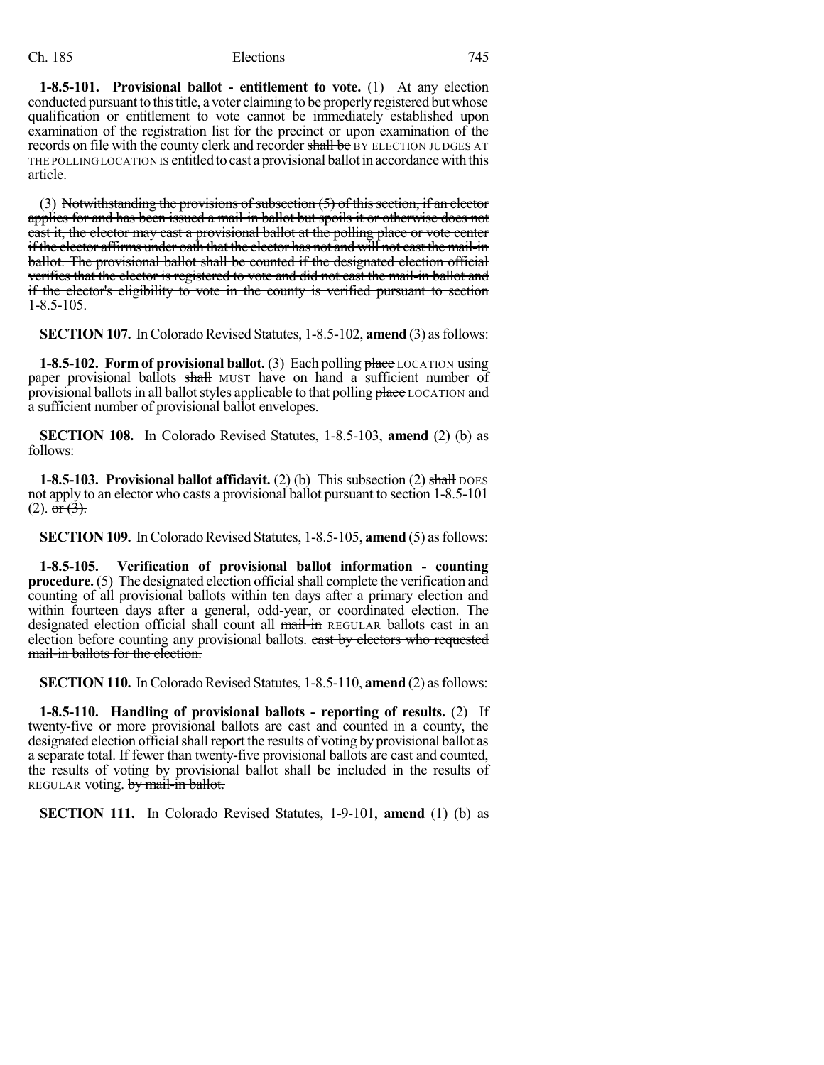**1-8.5-101. Provisional ballot - entitlement to vote.** (1) At any election conducted pursuant to this title, a voter claiming to be properly registered but whose qualification or entitlement to vote cannot be immediately established upon examination of the registration list ~~for the precinct~~ or upon examination of the records on file with the county clerk and recorder ~~shall be~~ BY ELECTION JUDGES AT THE POLLING LOCATION IS entitled to cast a provisional ballot in accordance with this article.

(3) ~~Notwithstanding the provisions of subsection (5) of this section, if an elector applies for and has been issued a mail-in ballot but spoils it or otherwise does not cast it, the elector may cast a provisional ballot at the polling place or vote center if the elector affirms under oath that the elector has not and will not cast the mail-in ballot. The provisional ballot shall be counted if the designated election official verifies that the elector is registered to vote and did not cast the mail-in ballot and if the elector's eligibility to vote in the county is verified pursuant to section 1-8.5-105.~~

**SECTION 107.** In Colorado Revised Statutes, 1-8.5-102, **amend** (3) as follows:

**1-8.5-102. Form of provisional ballot.** (3) Each polling ~~place~~ LOCATION using paper provisional ballots ~~shall~~ MUST have on hand a sufficient number of provisional ballots in all ballot styles applicable to that polling ~~place~~ LOCATION and a sufficient number of provisional ballot envelopes.

**SECTION 108.** In Colorado Revised Statutes, 1-8.5-103, **amend** (2) (b) as follows:

**1-8.5-103. Provisional ballot affidavit.** (2) (b) This subsection (2) ~~shall~~ DOES not apply to an elector who casts a provisional ballot pursuant to section 1-8.5-101 (2). ~~or (3).~~

**SECTION 109.** In Colorado Revised Statutes, 1-8.5-105, **amend** (5) as follows:

**1-8.5-105. Verification of provisional ballot information - counting procedure.** (5) The designated election official shall complete the verification and counting of all provisional ballots within ten days after a primary election and within fourteen days after a general, odd-year, or coordinated election. The designated election official shall count all ~~mail-in~~ REGULAR ballots cast in an election before counting any provisional ballots. ~~cast by electors who requested mail-in ballots for the election.~~

**SECTION 110.** In Colorado Revised Statutes, 1-8.5-110, **amend** (2) as follows:

**1-8.5-110. Handling of provisional ballots - reporting of results.** (2) If twenty-five or more provisional ballots are cast and counted in a county, the designated election official shall report the results of voting by provisional ballot as a separate total. If fewer than twenty-five provisional ballots are cast and counted, the results of voting by provisional ballot shall be included in the results of REGULAR voting. ~~by mail-in ballot.~~

**SECTION 111.** In Colorado Revised Statutes, 1-9-101, **amend** (1) (b) as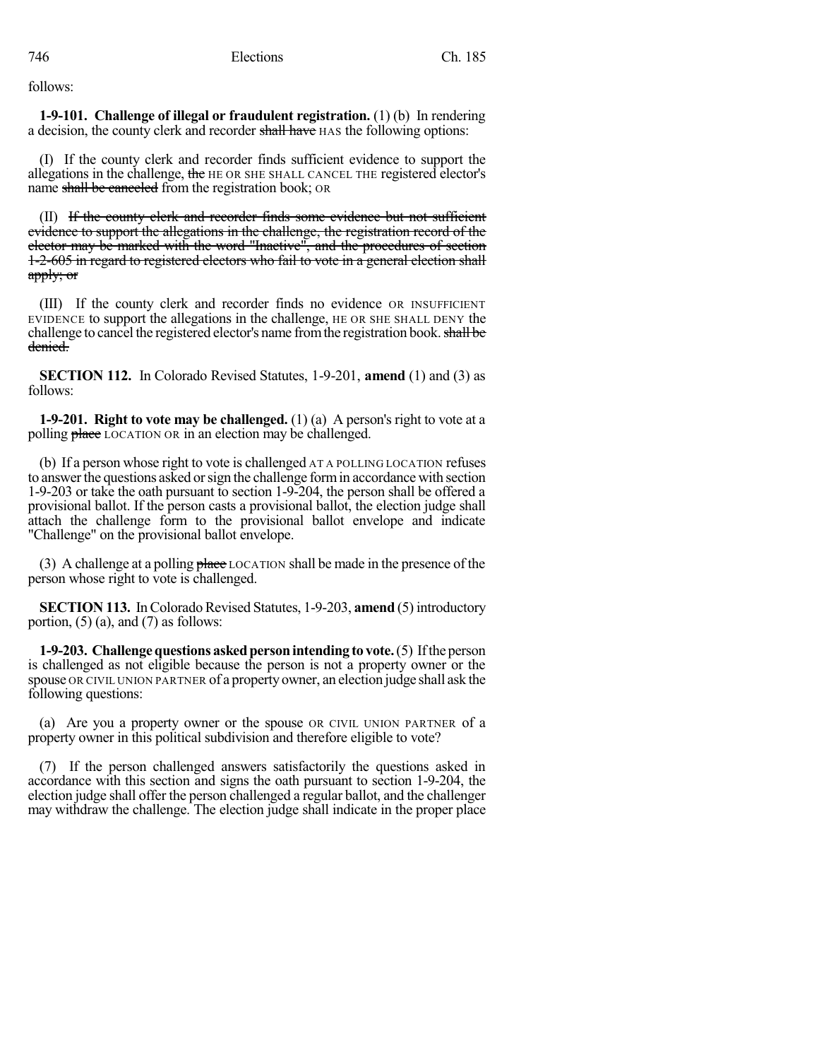follows:

**1-9-101. Challenge of illegal or fraudulent registration.** (1) (b) In rendering a decision, the county clerk and recorder ~~shall have~~ HAS the following options:

(I) If the county clerk and recorder finds sufficient evidence to support the allegations in the challenge, ~~the~~ HE OR SHE SHALL CANCEL THE registered elector's name ~~shall be canceled~~ from the registration book; OR

(II) ~~If the county clerk and recorder finds some evidence but not sufficient evidence to support the allegations in the challenge, the registration record of the elector may be marked with the word "Inactive", and the procedures of section 1-2-605 in regard to registered electors who fail to vote in a general election shall apply; or~~

(III) If the county clerk and recorder finds no evidence OR INSUFFICIENT EVIDENCE to support the allegations in the challenge, HE OR SHE SHALL DENY the challenge to cancel the registered elector's name from the registration book. ~~shall be denied.~~

**SECTION 112.** In Colorado Revised Statutes, 1-9-201, **amend** (1) and (3) as follows:

**1-9-201. Right to vote may be challenged.** (1) (a) A person's right to vote at a polling ~~place~~ LOCATION OR in an election may be challenged.

(b) If a person whose right to vote is challenged AT A POLLING LOCATION refuses to answer the questions asked or sign the challenge form in accordance with section 1-9-203 or take the oath pursuant to section 1-9-204, the person shall be offered a provisional ballot. If the person casts a provisional ballot, the election judge shall attach the challenge form to the provisional ballot envelope and indicate "Challenge" on the provisional ballot envelope.

(3) A challenge at a polling ~~place~~ LOCATION shall be made in the presence of the person whose right to vote is challenged.

**SECTION 113.** In Colorado Revised Statutes, 1-9-203, **amend** (5) introductory portion, (5) (a), and (7) as follows:

**1-9-203. Challenge questions asked person intending to vote.** (5) If the person is challenged as not eligible because the person is not a property owner or the spouse OR CIVIL UNION PARTNER of a property owner, an election judge shall ask the following questions:

(a) Are you a property owner or the spouse OR CIVIL UNION PARTNER of a property owner in this political subdivision and therefore eligible to vote?

(7) If the person challenged answers satisfactorily the questions asked in accordance with this section and signs the oath pursuant to section 1-9-204, the election judge shall offer the person challenged a regular ballot, and the challenger may withdraw the challenge. The election judge shall indicate in the proper place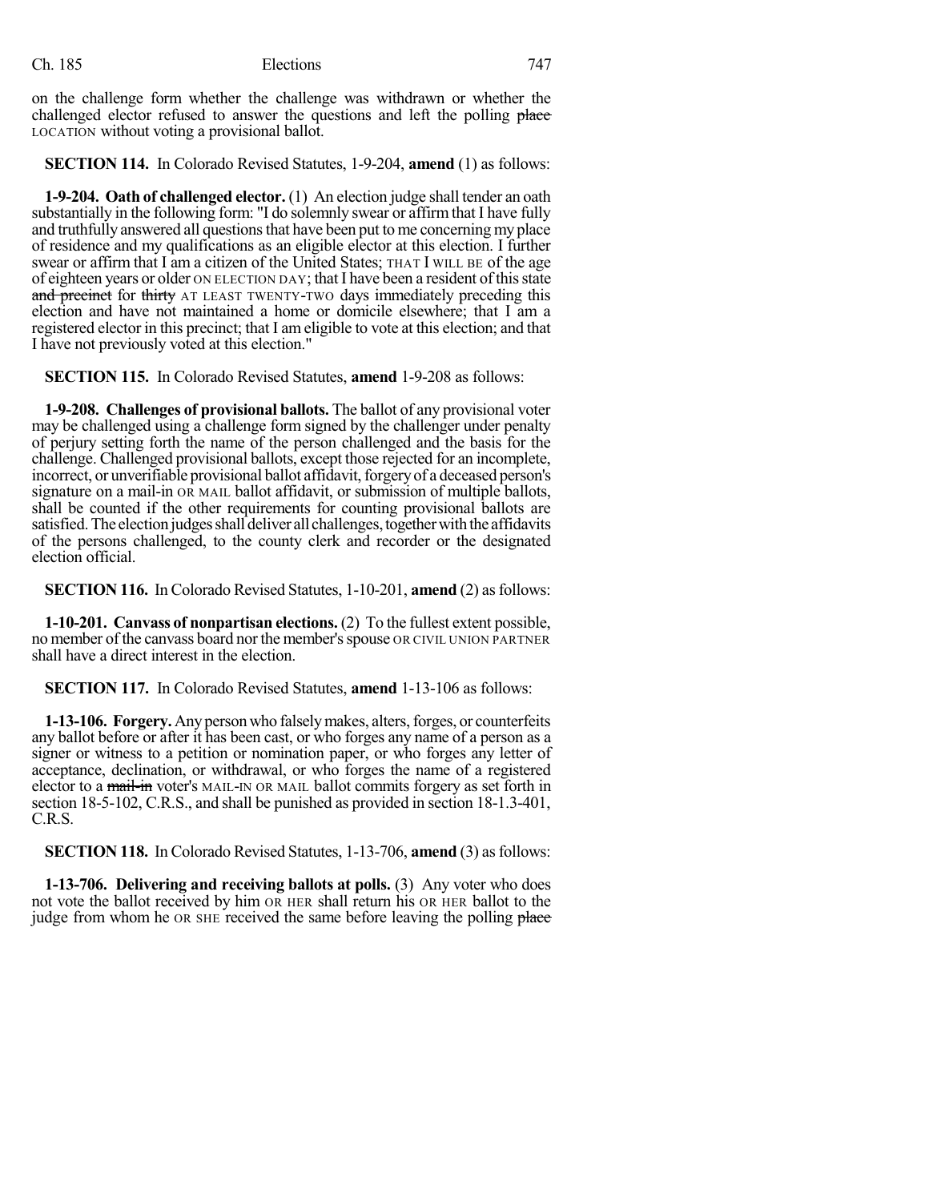on the challenge form whether the challenge was withdrawn or whether the challenged elector refused to answer the questions and left the polling ~~place~~ LOCATION without voting a provisional ballot.

**SECTION 114.** In Colorado Revised Statutes, 1-9-204, **amend** (1) as follows:

**1-9-204. Oath of challenged elector.** (1) An election judge shall tender an oath substantially in the following form: "I do solemnly swear or affirm that I have fully and truthfully answered all questions that have been put to me concerning my place of residence and my qualifications as an eligible elector at this election. I further swear or affirm that I am a citizen of the United States; THAT I WILL BE of the age of eighteen years or older ON ELECTION DAY; that I have been a resident of this state ~~and precinct~~ for ~~thirty~~ AT LEAST TWENTY-TWO days immediately preceding this election and have not maintained a home or domicile elsewhere; that I am a registered elector in this precinct; that I am eligible to vote at this election; and that I have not previously voted at this election."

**SECTION 115.** In Colorado Revised Statutes, **amend** 1-9-208 as follows:

**1-9-208. Challenges of provisional ballots.** The ballot of any provisional voter may be challenged using a challenge form signed by the challenger under penalty of perjury setting forth the name of the person challenged and the basis for the challenge. Challenged provisional ballots, except those rejected for an incomplete, incorrect, or unverifiable provisional ballot affidavit, forgery of a deceased person's signature on a mail-in OR MAIL ballot affidavit, or submission of multiple ballots, shall be counted if the other requirements for counting provisional ballots are satisfied. The election judges shall deliver all challenges, together with the affidavits of the persons challenged, to the county clerk and recorder or the designated election official.

**SECTION 116.** In Colorado Revised Statutes, 1-10-201, **amend** (2) as follows:

**1-10-201. Canvass of nonpartisan elections.** (2) To the fullest extent possible, no member of the canvass board nor the member's spouse OR CIVIL UNION PARTNER shall have a direct interest in the election.

**SECTION 117.** In Colorado Revised Statutes, **amend** 1-13-106 as follows:

**1-13-106. Forgery.** Any person who falsely makes, alters, forges, or counterfeits any ballot before or after it has been cast, or who forges any name of a person as a signer or witness to a petition or nomination paper, or who forges any letter of acceptance, declination, or withdrawal, or who forges the name of a registered elector to a ~~mail-in~~ voter's MAIL-IN OR MAIL ballot commits forgery as set forth in section 18-5-102, C.R.S., and shall be punished as provided in section 18-1.3-401, C.R.S.

**SECTION 118.** In Colorado Revised Statutes, 1-13-706, **amend** (3) as follows:

**1-13-706. Delivering and receiving ballots at polls.** (3) Any voter who does not vote the ballot received by him OR HER shall return his OR HER ballot to the judge from whom he OR SHE received the same before leaving the polling ~~place~~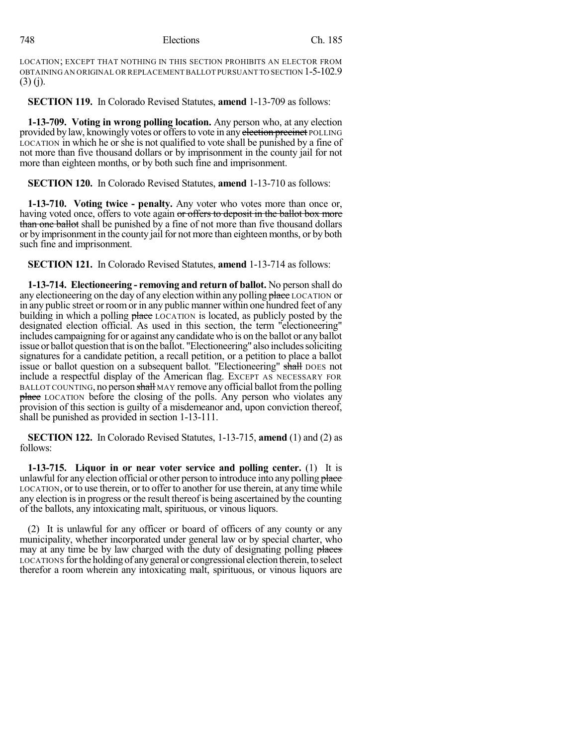LOCATION; EXCEPT THAT NOTHING IN THIS SECTION PROHIBITS AN ELECTOR FROM OBTAINING AN ORIGINAL OR REPLACEMENT BALLOT PURSUANT TO SECTION 1-5-102.9 (3) (j).

**SECTION 119.** In Colorado Revised Statutes, **amend** 1-13-709 as follows:

**1-13-709. Voting in wrong polling location.** Any person who, at any election provided by law, knowingly votes or offers to vote in any ~~election precinct~~ POLLING LOCATION in which he or she is not qualified to vote shall be punished by a fine of not more than five thousand dollars or by imprisonment in the county jail for not more than eighteen months, or by both such fine and imprisonment.

**SECTION 120.** In Colorado Revised Statutes, **amend** 1-13-710 as follows:

**1-13-710. Voting twice - penalty.** Any voter who votes more than once or, having voted once, offers to vote again ~~or offers to deposit in the ballot box more than one ballot~~ shall be punished by a fine of not more than five thousand dollars or by imprisonment in the county jail for not more than eighteen months, or by both such fine and imprisonment.

**SECTION 121.** In Colorado Revised Statutes, **amend** 1-13-714 as follows:

**1-13-714. Electioneering - removing and return of ballot.** No person shall do any electioneering on the day of any election within any polling ~~place~~ LOCATION or in any public street or room or in any public manner within one hundred feet of any building in which a polling ~~place~~ LOCATION is located, as publicly posted by the designated election official. As used in this section, the term "electioneering" includes campaigning for or against any candidate who is on the ballot or any ballot issue or ballot question that is on the ballot. "Electioneering" also includes soliciting signatures for a candidate petition, a recall petition, or a petition to place a ballot issue or ballot question on a subsequent ballot. "Electioneering" ~~shall~~ DOES not include a respectful display of the American flag. EXCEPT AS NECESSARY FOR BALLOT COUNTING, no person ~~shall~~ MAY remove any official ballot from the polling ~~place~~ LOCATION before the closing of the polls. Any person who violates any provision of this section is guilty of a misdemeanor and, upon conviction thereof, shall be punished as provided in section 1-13-111.

**SECTION 122.** In Colorado Revised Statutes, 1-13-715, **amend** (1) and (2) as follows:

**1-13-715. Liquor in or near voter service and polling center.** (1) It is unlawful for any election official or other person to introduce into any polling ~~place~~ LOCATION, or to use therein, or to offer to another for use therein, at any time while any election is in progress or the result thereof is being ascertained by the counting of the ballots, any intoxicating malt, spirituous, or vinous liquors.

(2) It is unlawful for any officer or board of officers of any county or any municipality, whether incorporated under general law or by special charter, who may at any time be by law charged with the duty of designating polling ~~places~~ LOCATIONS for the holding of any general or congressional election therein, to select therefor a room wherein any intoxicating malt, spirituous, or vinous liquors are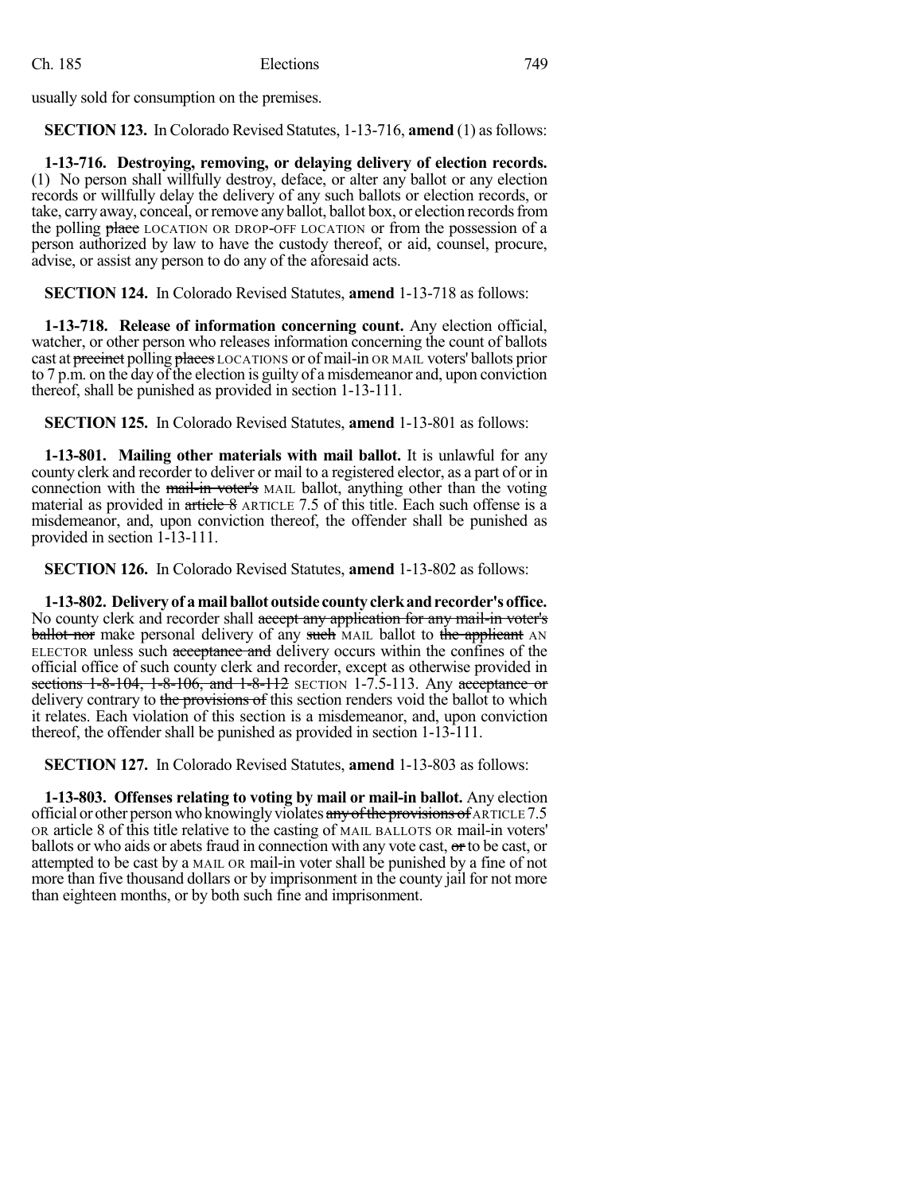usually sold for consumption on the premises.

**SECTION 123.** In Colorado Revised Statutes, 1-13-716, **amend** (1) as follows:

**1-13-716. Destroying, removing, or delaying delivery of election records.** (1) No person shall willfully destroy, deface, or alter any ballot or any election records or willfully delay the delivery of any such ballots or election records, or take, carry away, conceal, or remove any ballot, ballot box, or election records from the polling ~~place~~ LOCATION OR DROP-OFF LOCATION or from the possession of a person authorized by law to have the custody thereof, or aid, counsel, procure, advise, or assist any person to do any of the aforesaid acts.

**SECTION 124.** In Colorado Revised Statutes, **amend** 1-13-718 as follows:

**1-13-718. Release of information concerning count.** Any election official, watcher, or other person who releases information concerning the count of ballots cast at ~~precinct~~ polling ~~places~~ LOCATIONS or of mail-in OR MAIL voters' ballots prior to 7 p.m. on the day of the election is guilty of a misdemeanor and, upon conviction thereof, shall be punished as provided in section 1-13-111.

**SECTION 125.** In Colorado Revised Statutes, **amend** 1-13-801 as follows:

**1-13-801. Mailing other materials with mail ballot.** It is unlawful for any county clerk and recorder to deliver or mail to a registered elector, as a part of or in connection with the ~~mail-in voter's~~ MAIL ballot, anything other than the voting material as provided in ~~article 8~~ ARTICLE 7.5 of this title. Each such offense is a misdemeanor, and, upon conviction thereof, the offender shall be punished as provided in section 1-13-111.

**SECTION 126.** In Colorado Revised Statutes, **amend** 1-13-802 as follows:

**1-13-802. Delivery of a mail ballot outside county clerk and recorder's office.** No county clerk and recorder shall ~~accept any application for any mail-in voter's ballot nor~~ make personal delivery of any ~~such~~ MAIL ballot to ~~the applicant~~ AN ELECTOR unless such ~~acceptance and~~ delivery occurs within the confines of the official office of such county clerk and recorder, except as otherwise provided in ~~sections 1-8-104, 1-8-106, and 1-8-112~~ SECTION 1-7.5-113. Any ~~acceptance or~~ delivery contrary to ~~the provisions of~~ this section renders void the ballot to which it relates. Each violation of this section is a misdemeanor, and, upon conviction thereof, the offender shall be punished as provided in section 1-13-111.

**SECTION 127.** In Colorado Revised Statutes, **amend** 1-13-803 as follows:

**1-13-803. Offenses relating to voting by mail or mail-in ballot.** Any election official or other person who knowingly violates ~~any of the provisions of~~ ARTICLE 7.5 OR article 8 of this title relative to the casting of MAIL BALLOTS OR mail-in voters' ballots or who aids or abets fraud in connection with any vote cast, ~~or~~ to be cast, or attempted to be cast by a MAIL OR mail-in voter shall be punished by a fine of not more than five thousand dollars or by imprisonment in the county jail for not more than eighteen months, or by both such fine and imprisonment.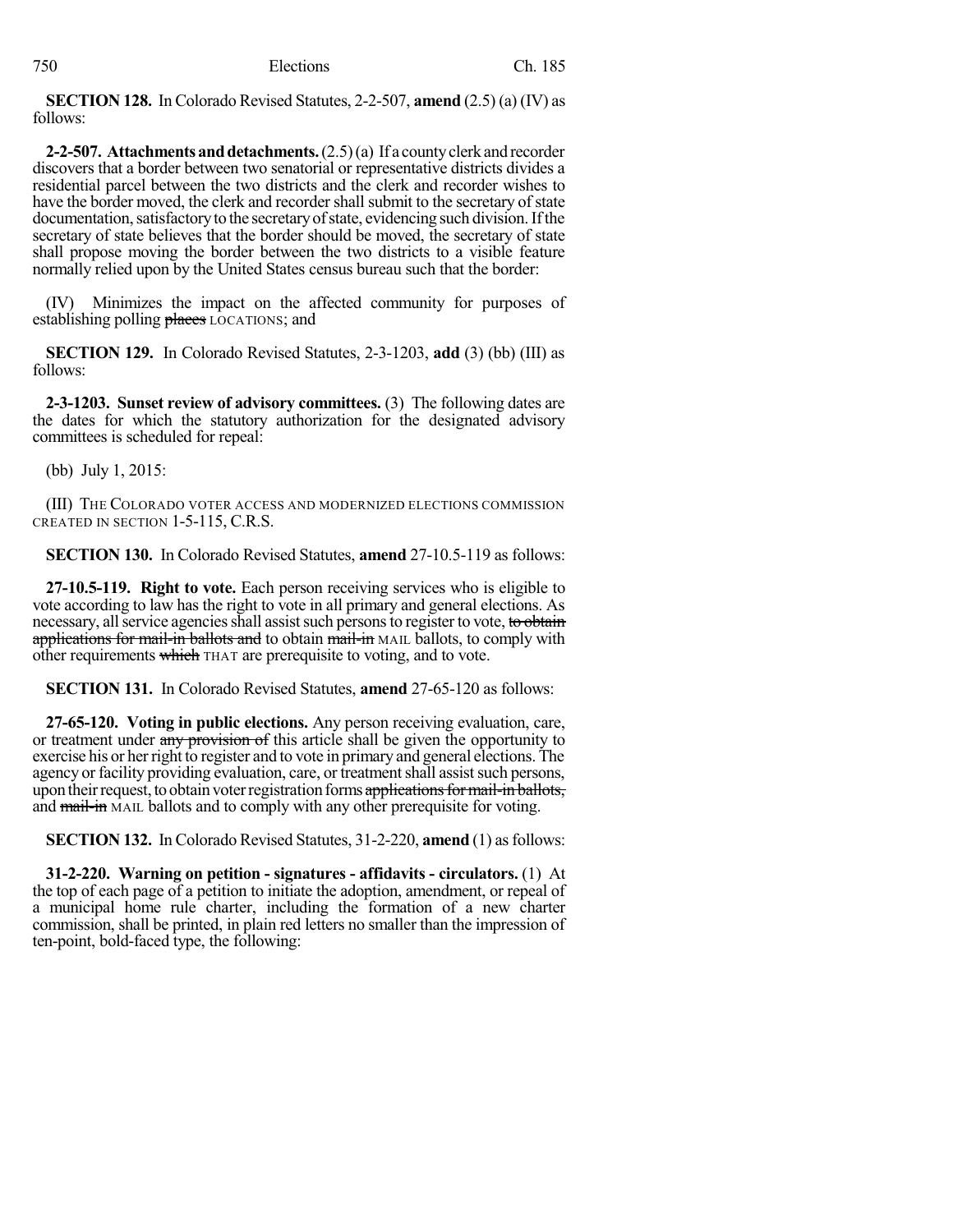**SECTION 128.** In Colorado Revised Statutes, 2-2-507, **amend** (2.5) (a) (IV) as follows:

**2-2-507. Attachments and detachments.** (2.5) (a) If a county clerk and recorder discovers that a border between two senatorial or representative districts divides a residential parcel between the two districts and the clerk and recorder wishes to have the border moved, the clerk and recorder shall submit to the secretary of state documentation, satisfactory to the secretary of state, evidencing such division. If the secretary of state believes that the border should be moved, the secretary of state shall propose moving the border between the two districts to a visible feature normally relied upon by the United States census bureau such that the border:

(IV) Minimizes the impact on the affected community for purposes of establishing polling ~~places~~ LOCATIONS; and

**SECTION 129.** In Colorado Revised Statutes, 2-3-1203, **add** (3) (bb) (III) as follows:

**2-3-1203. Sunset review of advisory committees.** (3) The following dates are the dates for which the statutory authorization for the designated advisory committees is scheduled for repeal:

(bb) July 1, 2015:

(III) THE COLORADO VOTER ACCESS AND MODERNIZED ELECTIONS COMMISSION CREATED IN SECTION 1-5-115, C.R.S.

**SECTION 130.** In Colorado Revised Statutes, **amend** 27-10.5-119 as follows:

**27-10.5-119. Right to vote.** Each person receiving services who is eligible to vote according to law has the right to vote in all primary and general elections. As necessary, all service agencies shall assist such persons to register to vote, ~~to obtain applications for mail-in ballots and~~ to obtain ~~mail-in~~ MAIL ballots, to comply with other requirements ~~which~~ THAT are prerequisite to voting, and to vote.

**SECTION 131.** In Colorado Revised Statutes, **amend** 27-65-120 as follows:

**27-65-120. Voting in public elections.** Any person receiving evaluation, care, or treatment under ~~any provision of~~ this article shall be given the opportunity to exercise his or her right to register and to vote in primary and general elections. The agency or facility providing evaluation, care, or treatment shall assist such persons, upon their request, to obtain voter registration forms ~~applications for mail-in ballots,~~ and ~~mail-in~~ MAIL ballots and to comply with any other prerequisite for voting.

**SECTION 132.** In Colorado Revised Statutes, 31-2-220, **amend** (1) as follows:

**31-2-220. Warning on petition - signatures - affidavits - circulators.** (1) At the top of each page of a petition to initiate the adoption, amendment, or repeal of a municipal home rule charter, including the formation of a new charter commission, shall be printed, in plain red letters no smaller than the impression of ten-point, bold-faced type, the following: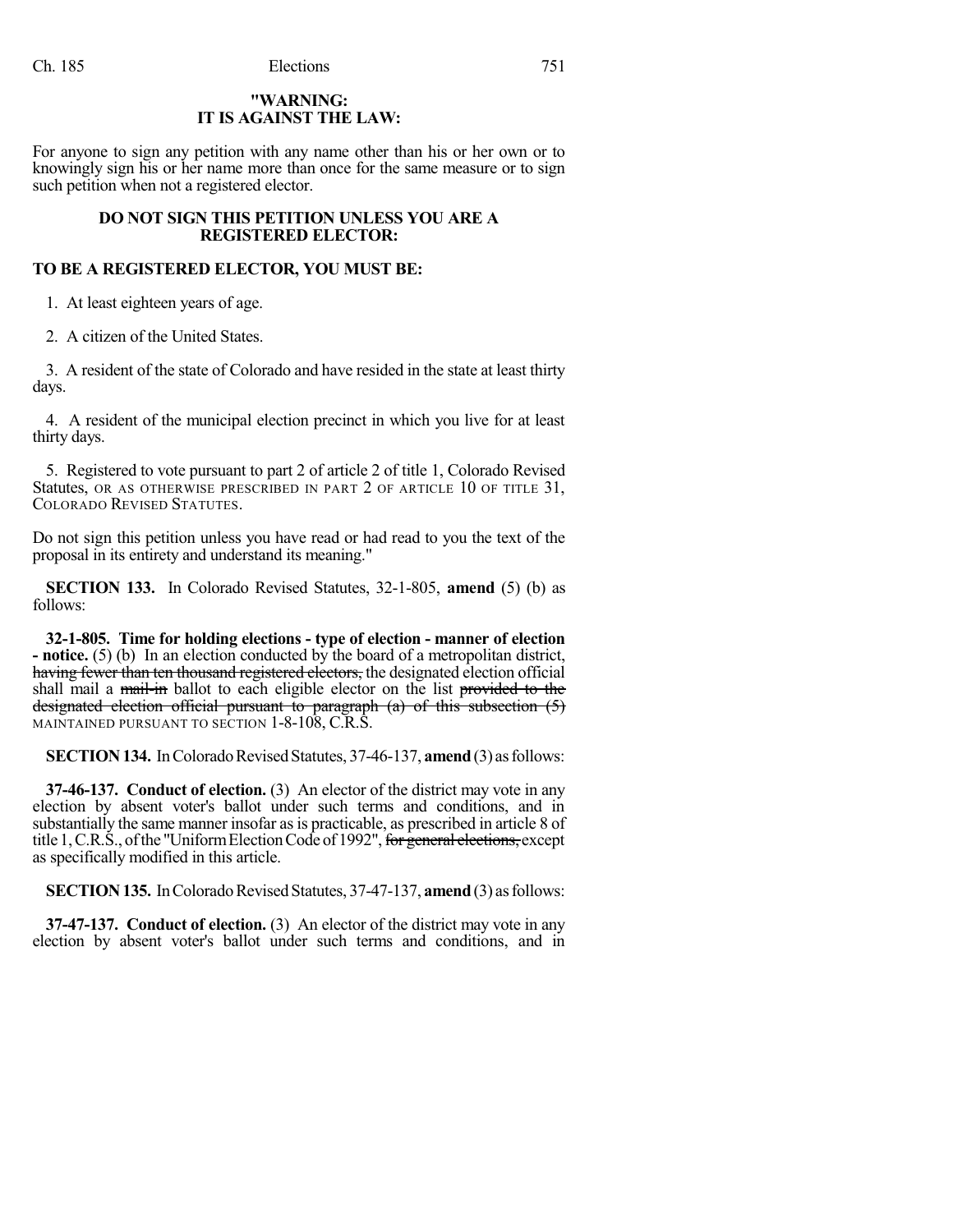**"WARNING:**
**IT IS AGAINST THE LAW:**

For anyone to sign any petition with any name other than his or her own or to knowingly sign his or her name more than once for the same measure or to sign such petition when not a registered elector.

**DO NOT SIGN THIS PETITION UNLESS YOU ARE A REGISTERED ELECTOR:**

**TO BE A REGISTERED ELECTOR, YOU MUST BE:**

1. At least eighteen years of age.

2. A citizen of the United States.

3. A resident of the state of Colorado and have resided in the state at least thirty days.

4. A resident of the municipal election precinct in which you live for at least thirty days.

5. Registered to vote pursuant to part 2 of article 2 of title 1, Colorado Revised Statutes, OR AS OTHERWISE PRESCRIBED IN PART 2 OF ARTICLE 10 OF TITLE 31, COLORADO REVISED STATUTES.

Do not sign this petition unless you have read or had read to you the text of the proposal in its entirety and understand its meaning."

**SECTION 133.** In Colorado Revised Statutes, 32-1-805, **amend** (5) (b) as follows:

**32-1-805. Time for holding elections - type of election - manner of election - notice.** (5) (b) In an election conducted by the board of a metropolitan district, ~~having fewer than ten thousand registered electors,~~ the designated election official shall mail a ~~mail-in~~ ballot to each eligible elector on the list ~~provided to the designated election official pursuant to paragraph (a) of this subsection (5)~~ MAINTAINED PURSUANT TO SECTION 1-8-108, C.R.S.

**SECTION 134.** In Colorado Revised Statutes, 37-46-137, **amend** (3) as follows:

**37-46-137. Conduct of election.** (3) An elector of the district may vote in any election by absent voter's ballot under such terms and conditions, and in substantially the same manner insofar as is practicable, as prescribed in article 8 of title 1, C.R.S., of the "Uniform Election Code of 1992", ~~for general elections,~~ except as specifically modified in this article.

**SECTION 135.** In Colorado Revised Statutes, 37-47-137, **amend** (3) as follows:

**37-47-137. Conduct of election.** (3) An elector of the district may vote in any election by absent voter's ballot under such terms and conditions, and in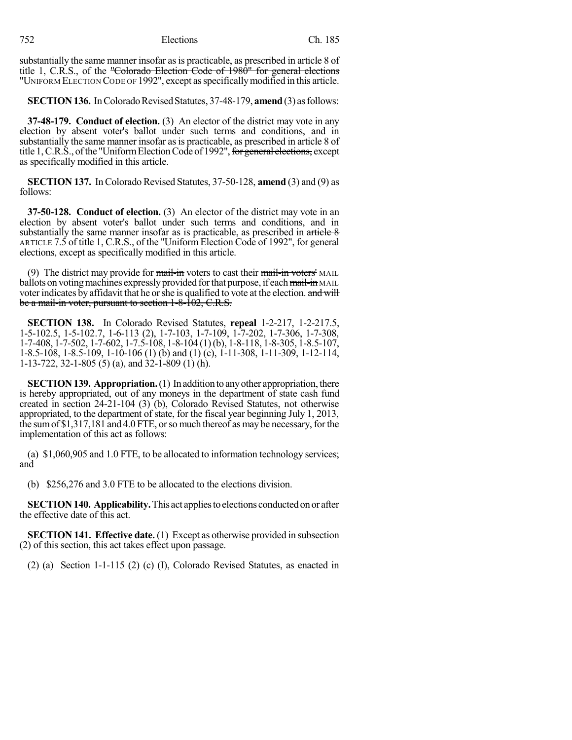substantially the same manner insofar as is practicable, as prescribed in article 8 of title 1, C.R.S., of the ~~"Colorado Election Code of 1980" for general elections~~ "UNIFORM ELECTION CODE OF 1992", except as specifically modified in this article.

**SECTION 136.** In Colorado Revised Statutes, 37-48-179, **amend** (3) as follows:

**37-48-179. Conduct of election.** (3) An elector of the district may vote in any election by absent voter's ballot under such terms and conditions, and in substantially the same manner insofar as is practicable, as prescribed in article 8 of title 1, C.R.S., of the "Uniform Election Code of 1992", ~~for general elections,~~ except as specifically modified in this article.

**SECTION 137.** In Colorado Revised Statutes, 37-50-128, **amend** (3) and (9) as follows:

**37-50-128. Conduct of election.** (3) An elector of the district may vote in an election by absent voter's ballot under such terms and conditions, and in substantially the same manner insofar as is practicable, as prescribed in ~~article 8~~ ARTICLE 7.5 of title 1, C.R.S., of the "Uniform Election Code of 1992", for general elections, except as specifically modified in this article.

(9) The district may provide for ~~mail-in~~ voters to cast their ~~mail-in voters'~~ MAIL ballots on voting machines expressly provided for that purpose, if each ~~mail-in~~ MAIL voter indicates by affidavit that he or she is qualified to vote at the election. ~~and will be a mail-in voter, pursuant to section 1-8-102, C.R.S.~~

**SECTION 138.** In Colorado Revised Statutes, **repeal** 1-2-217, 1-2-217.5, 1-5-102.5, 1-5-102.7, 1-6-113 (2), 1-7-103, 1-7-109, 1-7-202, 1-7-306, 1-7-308, 1-7-408, 1-7-502, 1-7-602, 1-7.5-108, 1-8-104 (1) (b), 1-8-118, 1-8-305, 1-8.5-107, 1-8.5-108, 1-8.5-109, 1-10-106 (1) (b) and (1) (c), 1-11-308, 1-11-309, 1-12-114, 1-13-722, 32-1-805 (5) (a), and 32-1-809 (1) (h).

**SECTION 139. Appropriation.** (1) In addition to any other appropriation, there is hereby appropriated, out of any moneys in the department of state cash fund created in section 24-21-104 (3) (b), Colorado Revised Statutes, not otherwise appropriated, to the department of state, for the fiscal year beginning July 1, 2013, the sum of $1,317,181 and 4.0 FTE, or so much thereof as may be necessary, for the implementation of this act as follows:

(a) $1,060,905 and 1.0 FTE, to be allocated to information technology services; and

(b) $256,276 and 3.0 FTE to be allocated to the elections division.

**SECTION 140. Applicability.** This act applies to elections conducted on or after the effective date of this act.

**SECTION 141. Effective date.** (1) Except as otherwise provided in subsection (2) of this section, this act takes effect upon passage.

(2) (a) Section 1-1-115 (2) (c) (I), Colorado Revised Statutes, as enacted in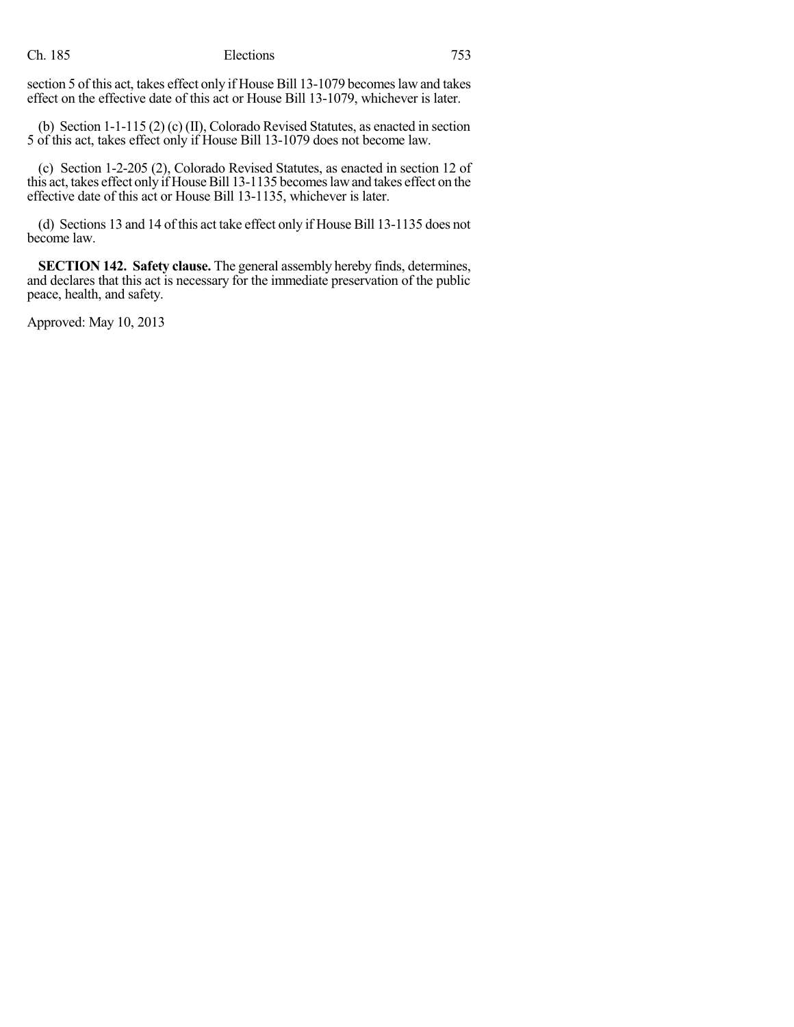section 5 of this act, takes effect only if House Bill 13-1079 becomes law and takes effect on the effective date of this act or House Bill 13-1079, whichever is later.

(b) Section 1-1-115 (2) (c) (II), Colorado Revised Statutes, as enacted in section 5 of this act, takes effect only if House Bill 13-1079 does not become law.

(c) Section 1-2-205 (2), Colorado Revised Statutes, as enacted in section 12 of this act, takes effect only if House Bill 13-1135 becomes law and takes effect on the effective date of this act or House Bill 13-1135, whichever is later.

(d) Sections 13 and 14 of this act take effect only if House Bill 13-1135 does not become law.

**SECTION 142. Safety clause.** The general assembly hereby finds, determines, and declares that this act is necessary for the immediate preservation of the public peace, health, and safety.

Approved: May 10, 2013